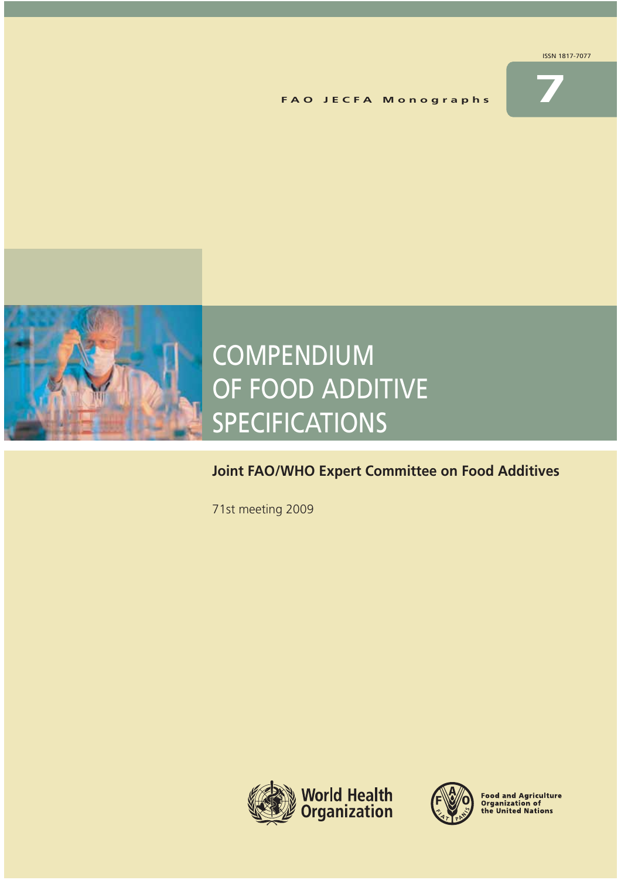ISSN 1817-7077

FAO JECFA Monographs

7

# COMPENDIUM OF FOOD ADDITIVE SPECIFICATIONS

**Joint FAO/WHO Expert Committee on Food Additives**

71st meeting 2009

World Health Organization

Food and Agriculture Organization of the United Nations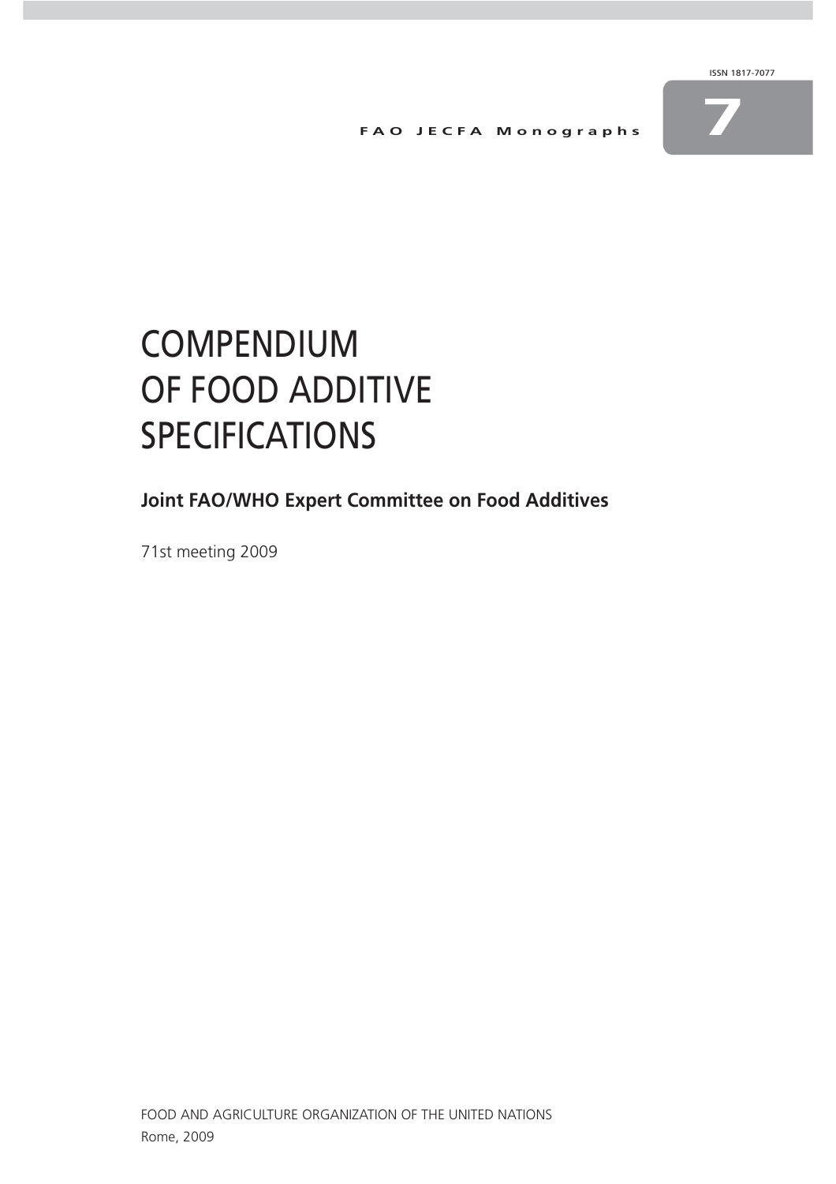ISSN 1817-7077

**FAO JECFA Monographs**

**7**

# COMPENDIUM OF FOOD ADDITIVE SPECIFICATIONS

## Joint FAO/WHO Expert Committee on Food Additives

71st meeting 2009

FOOD AND AGRICULTURE ORGANIZATION OF THE UNITED NATIONS
Rome, 2009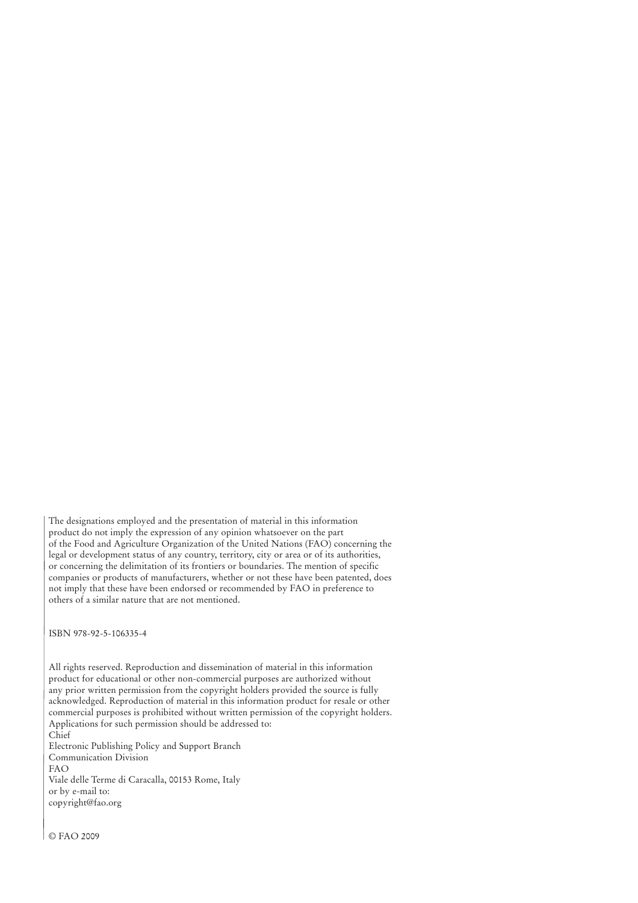The designations employed and the presentation of material in this information product do not imply the expression of any opinion whatsoever on the part of the Food and Agriculture Organization of the United Nations (FAO) concerning the legal or development status of any country, territory, city or area or of its authorities, or concerning the delimitation of its frontiers or boundaries. The mention of specific companies or products of manufacturers, whether or not these have been patented, does not imply that these have been endorsed or recommended by FAO in preference to others of a similar nature that are not mentioned.

ISBN 978-92-5-106335-4

All rights reserved. Reproduction and dissemination of material in this information product for educational or other non-commercial purposes are authorized without any prior written permission from the copyright holders provided the source is fully acknowledged. Reproduction of material in this information product for resale or other commercial purposes is prohibited without written permission of the copyright holders. Applications for such permission should be addressed to:  
Chief  
Electronic Publishing Policy and Support Branch  
Communication Division  
FAO  
Viale delle Terme di Caracalla, 00153 Rome, Italy  
or by e-mail to:  
copyright@fao.org

© FAO 2009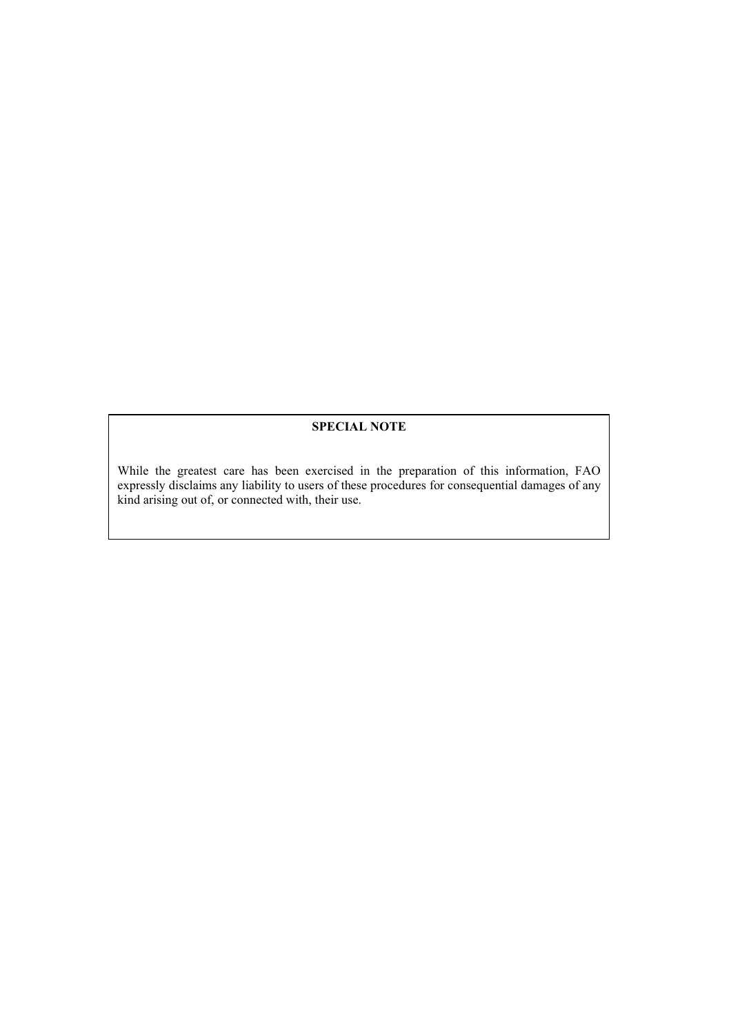**SPECIAL NOTE**

While the greatest care has been exercised in the preparation of this information, FAO expressly disclaims any liability to users of these procedures for consequential damages of any kind arising out of, or connected with, their use.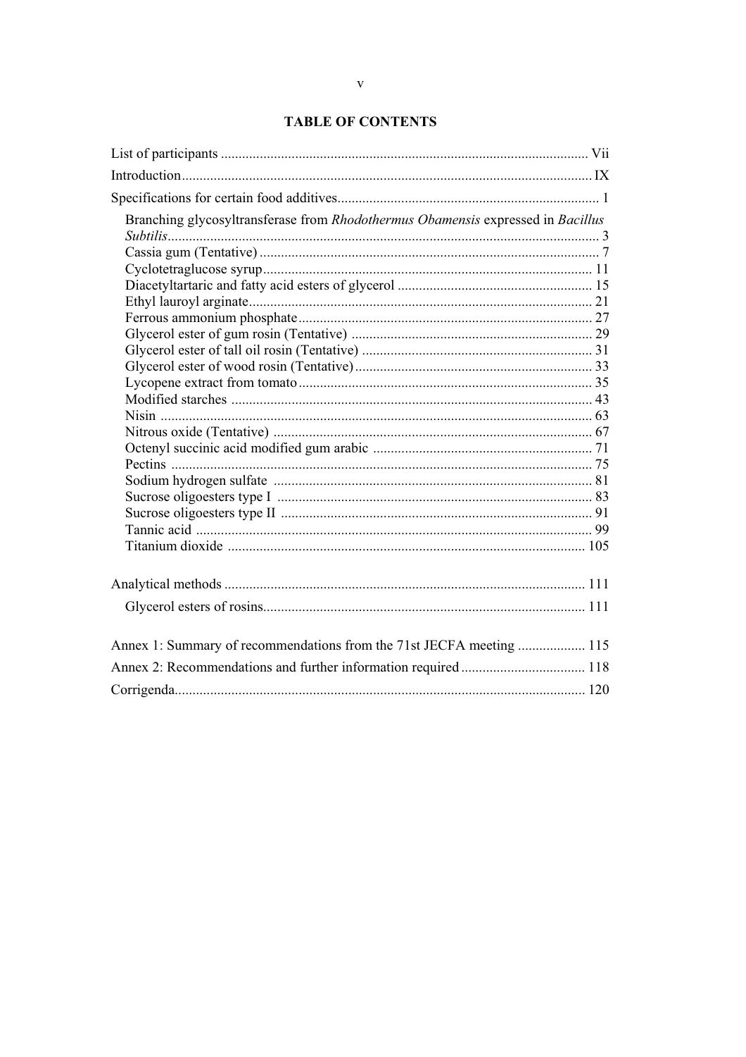# TABLE OF CONTENTS

List of participants ....................................................................................................... Vii

Introduction................................................................................................................... IX

Specifications for certain food additives......................................................................... 1

- Branching glycosyltransferase from *Rhodothermus Obamensis* expressed in *Bacillus Subtilis*.............................................................................................................. 3
- Cassia gum (Tentative) ............................................................................................... 7
- Cyclotetraglucose syrup............................................................................................ 11
- Diacetyltartaric and fatty acid esters of glycerol ...................................................... 15
- Ethyl lauroyl arginate................................................................................................ 21
- Ferrous ammonium phosphate.................................................................................. 27
- Glycerol ester of gum rosin (Tentative) ................................................................... 29
- Glycerol ester of tall oil rosin (Tentative) ................................................................ 31
- Glycerol ester of wood rosin (Tentative).................................................................. 33
- Lycopene extract from tomato.................................................................................. 35
- Modified starches ..................................................................................................... 43
- Nisin ......................................................................................................................... 63
- Nitrous oxide (Tentative) ......................................................................................... 67
- Octenyl succinic acid modified gum arabic ............................................................. 71
- Pectins ...................................................................................................................... 75
- Sodium hydrogen sulfate ......................................................................................... 81
- Sucrose oligoesters type I ........................................................................................ 83
- Sucrose oligoesters type II ....................................................................................... 91
- Tannic acid ............................................................................................................... 99
- Titanium dioxide .................................................................................................... 105

Analytical methods ..................................................................................................... 111

- Glycerol esters of rosins.......................................................................................... 111

Annex 1: Summary of recommendations from the 71st JECFA meeting ................... 115

Annex 2: Recommendations and further information required ................................... 118

Corrigenda.................................................................................................................. 120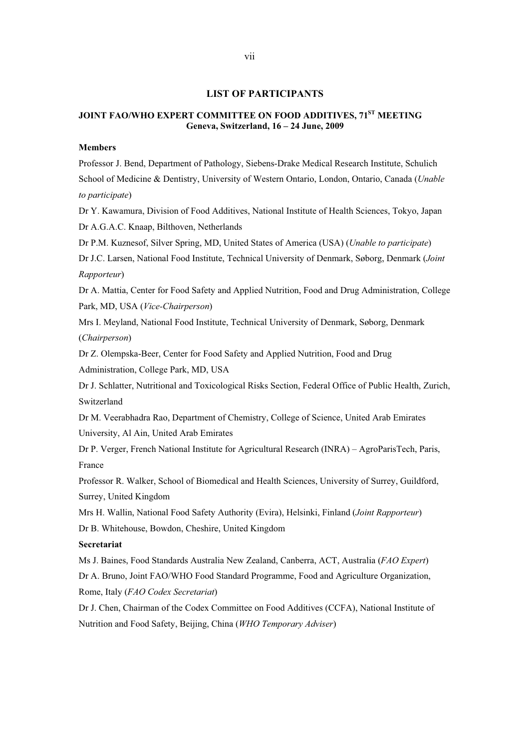## LIST OF PARTICIPANTS

### JOINT FAO/WHO EXPERT COMMITTEE ON FOOD ADDITIVES, 71ST MEETING
**Geneva, Switzerland, 16 – 24 June, 2009**

**Members**

Professor J. Bend, Department of Pathology, Siebens-Drake Medical Research Institute, Schulich School of Medicine & Dentistry, University of Western Ontario, London, Ontario, Canada (*Unable to participate*)

Dr Y. Kawamura, Division of Food Additives, National Institute of Health Sciences, Tokyo, Japan

Dr A.G.A.C. Knaap, Bilthoven, Netherlands

Dr P.M. Kuznesof, Silver Spring, MD, United States of America (USA) (*Unable to participate*)

Dr J.C. Larsen, National Food Institute, Technical University of Denmark, Søborg, Denmark (*Joint Rapporteur*)

Dr A. Mattia, Center for Food Safety and Applied Nutrition, Food and Drug Administration, College Park, MD, USA (*Vice-Chairperson*)

Mrs I. Meyland, National Food Institute, Technical University of Denmark, Søborg, Denmark (*Chairperson*)

Dr Z. Olempska-Beer, Center for Food Safety and Applied Nutrition, Food and Drug Administration, College Park, MD, USA

Dr J. Schlatter, Nutritional and Toxicological Risks Section, Federal Office of Public Health, Zurich, Switzerland

Dr M. Veerabhadra Rao, Department of Chemistry, College of Science, United Arab Emirates University, Al Ain, United Arab Emirates

Dr P. Verger, French National Institute for Agricultural Research (INRA) – AgroParisTech, Paris, France

Professor R. Walker, School of Biomedical and Health Sciences, University of Surrey, Guildford, Surrey, United Kingdom

Mrs H. Wallin, National Food Safety Authority (Evira), Helsinki, Finland (*Joint Rapporteur*)

Dr B. Whitehouse, Bowdon, Cheshire, United Kingdom

**Secretariat**

Ms J. Baines, Food Standards Australia New Zealand, Canberra, ACT, Australia (*FAO Expert*)

Dr A. Bruno, Joint FAO/WHO Food Standard Programme, Food and Agriculture Organization, Rome, Italy (*FAO Codex Secretariat*)

Dr J. Chen, Chairman of the Codex Committee on Food Additives (CCFA), National Institute of Nutrition and Food Safety, Beijing, China (*WHO Temporary Adviser*)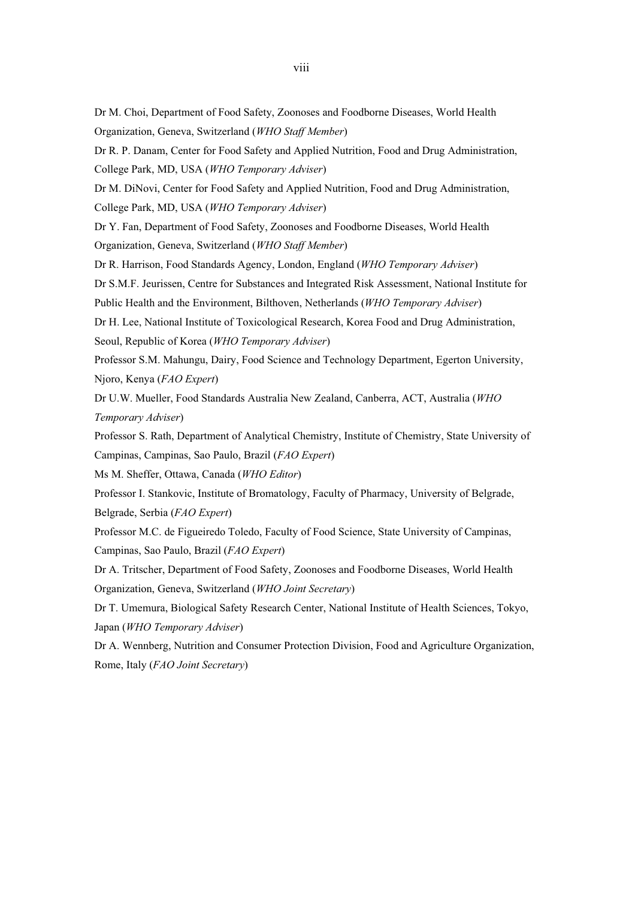Dr M. Choi, Department of Food Safety, Zoonoses and Foodborne Diseases, World Health Organization, Geneva, Switzerland (*WHO Staff Member*)

Dr R. P. Danam, Center for Food Safety and Applied Nutrition, Food and Drug Administration, College Park, MD, USA (*WHO Temporary Adviser*)

Dr M. DiNovi, Center for Food Safety and Applied Nutrition, Food and Drug Administration, College Park, MD, USA (*WHO Temporary Adviser*)

Dr Y. Fan, Department of Food Safety, Zoonoses and Foodborne Diseases, World Health Organization, Geneva, Switzerland (*WHO Staff Member*)

Dr R. Harrison, Food Standards Agency, London, England (*WHO Temporary Adviser*)

Dr S.M.F. Jeurissen, Centre for Substances and Integrated Risk Assessment, National Institute for Public Health and the Environment, Bilthoven, Netherlands (*WHO Temporary Adviser*)

Dr H. Lee, National Institute of Toxicological Research, Korea Food and Drug Administration, Seoul, Republic of Korea (*WHO Temporary Adviser*)

Professor S.M. Mahungu, Dairy, Food Science and Technology Department, Egerton University, Njoro, Kenya (*FAO Expert*)

Dr U.W. Mueller, Food Standards Australia New Zealand, Canberra, ACT, Australia (*WHO Temporary Adviser*)

Professor S. Rath, Department of Analytical Chemistry, Institute of Chemistry, State University of Campinas, Campinas, Sao Paulo, Brazil (*FAO Expert*)

Ms M. Sheffer, Ottawa, Canada (*WHO Editor*)

Professor I. Stankovic, Institute of Bromatology, Faculty of Pharmacy, University of Belgrade, Belgrade, Serbia (*FAO Expert*)

Professor M.C. de Figueiredo Toledo, Faculty of Food Science, State University of Campinas, Campinas, Sao Paulo, Brazil (*FAO Expert*)

Dr A. Tritscher, Department of Food Safety, Zoonoses and Foodborne Diseases, World Health Organization, Geneva, Switzerland (*WHO Joint Secretary*)

Dr T. Umemura, Biological Safety Research Center, National Institute of Health Sciences, Tokyo, Japan (*WHO Temporary Adviser*)

Dr A. Wennberg, Nutrition and Consumer Protection Division, Food and Agriculture Organization, Rome, Italy (*FAO Joint Secretary*)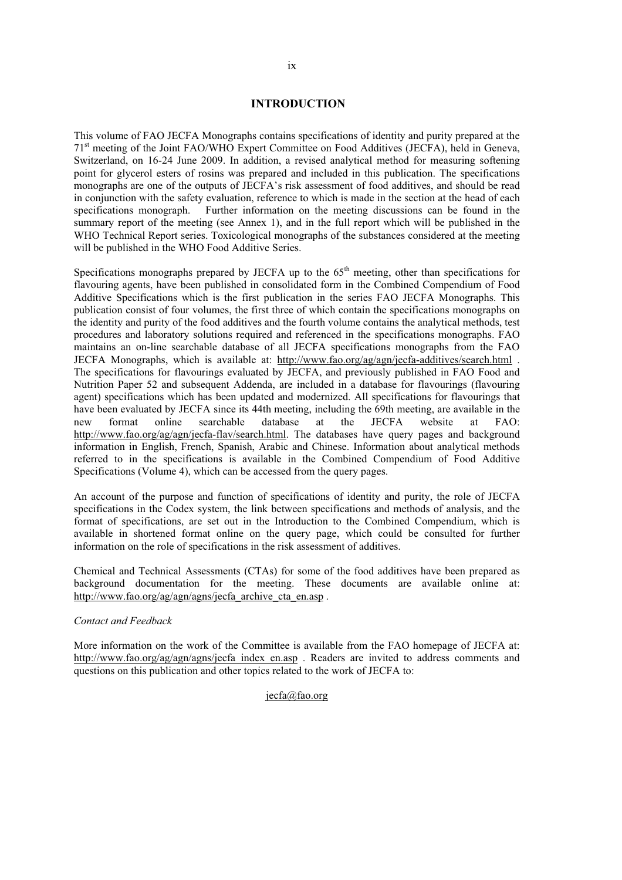# INTRODUCTION

This volume of FAO JECFA Monographs contains specifications of identity and purity prepared at the 71[st] meeting of the Joint FAO/WHO Expert Committee on Food Additives (JECFA), held in Geneva, Switzerland, on 16-24 June 2009. In addition, a revised analytical method for measuring softening point for glycerol esters of rosins was prepared and included in this publication. The specifications monographs are one of the outputs of JECFA's risk assessment of food additives, and should be read in conjunction with the safety evaluation, reference to which is made in the section at the head of each specifications monograph. Further information on the meeting discussions can be found in the summary report of the meeting (see Annex 1), and in the full report which will be published in the WHO Technical Report series. Toxicological monographs of the substances considered at the meeting will be published in the WHO Food Additive Series.

Specifications monographs prepared by JECFA up to the 65[th] meeting, other than specifications for flavouring agents, have been published in consolidated form in the Combined Compendium of Food Additive Specifications which is the first publication in the series FAO JECFA Monographs. This publication consist of four volumes, the first three of which contain the specifications monographs on the identity and purity of the food additives and the fourth volume contains the analytical methods, test procedures and laboratory solutions required and referenced in the specifications monographs. FAO maintains an on-line searchable database of all JECFA specifications monographs from the FAO JECFA Monographs, which is available at: http://www.fao.org/ag/agn/jecfa-additives/search.html . The specifications for flavourings evaluated by JECFA, and previously published in FAO Food and Nutrition Paper 52 and subsequent Addenda, are included in a database for flavourings (flavouring agent) specifications which has been updated and modernized. All specifications for flavourings that have been evaluated by JECFA since its 44th meeting, including the 69th meeting, are available in the new format online searchable database at the JECFA website at FAO: http://www.fao.org/ag/agn/jecfa-flav/search.html. The databases have query pages and background information in English, French, Spanish, Arabic and Chinese. Information about analytical methods referred to in the specifications is available in the Combined Compendium of Food Additive Specifications (Volume 4), which can be accessed from the query pages.

An account of the purpose and function of specifications of identity and purity, the role of JECFA specifications in the Codex system, the link between specifications and methods of analysis, and the format of specifications, are set out in the Introduction to the Combined Compendium, which is available in shortened format online on the query page, which could be consulted for further information on the role of specifications in the risk assessment of additives.

Chemical and Technical Assessments (CTAs) for some of the food additives have been prepared as background documentation for the meeting. These documents are available online at: http://www.fao.org/ag/agn/agns/jecfa_archive_cta_en.asp .

*Contact and Feedback*

More information on the work of the Committee is available from the FAO homepage of JECFA at: http://www.fao.org/ag/agn/agns/jecfa_index_en.asp . Readers are invited to address comments and questions on this publication and other topics related to the work of JECFA to:

jecfa@fao.org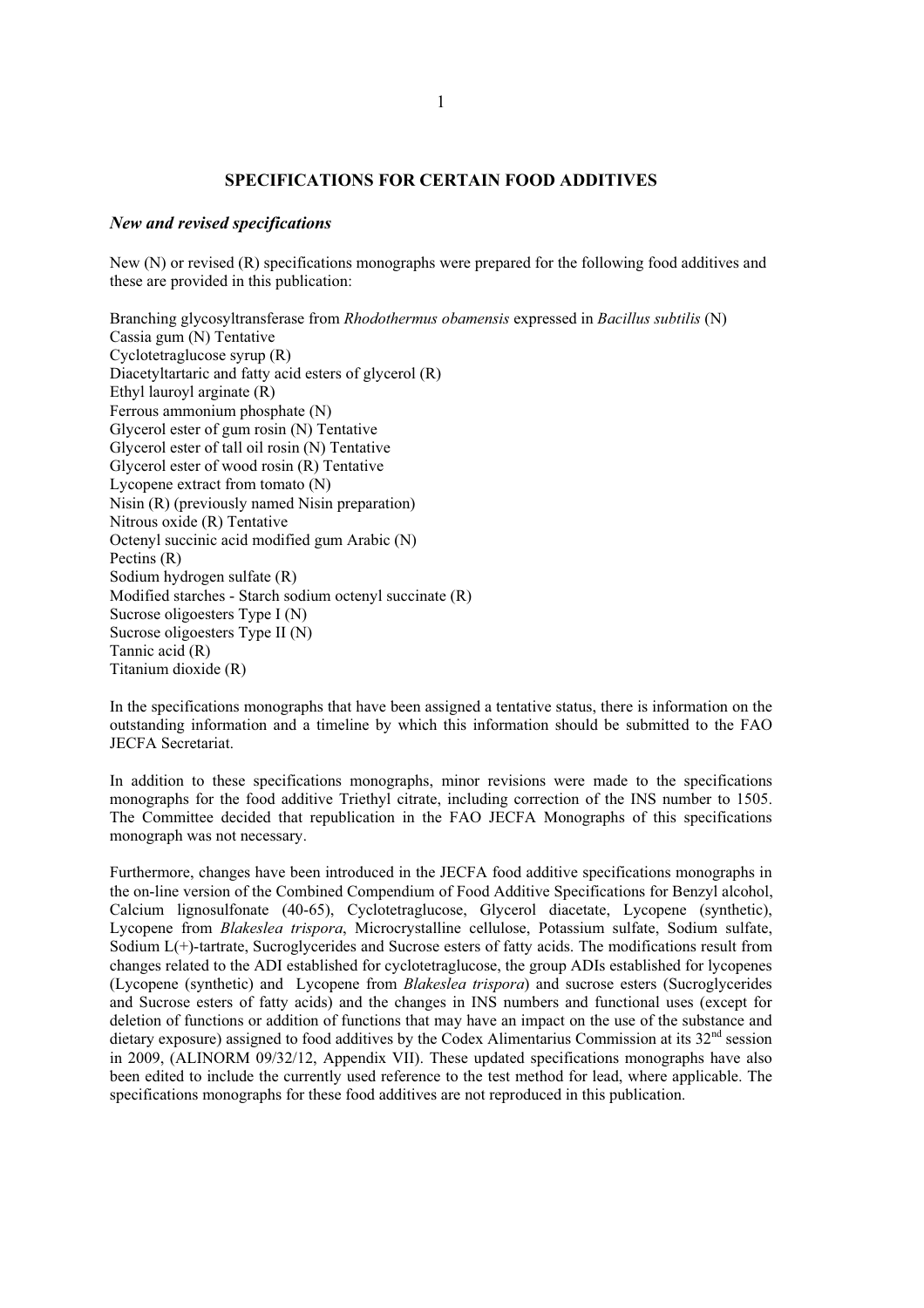# SPECIFICATIONS FOR CERTAIN FOOD ADDITIVES

## *New and revised specifications*

New (N) or revised (R) specifications monographs were prepared for the following food additives and these are provided in this publication:

Branching glycosyltransferase from *Rhodothermus obamensis* expressed in *Bacillus subtilis* (N)
Cassia gum (N) Tentative
Cyclotetraglucose syrup (R)
Diacetyltartaric and fatty acid esters of glycerol (R)
Ethyl lauroyl arginate (R)
Ferrous ammonium phosphate (N)
Glycerol ester of gum rosin (N) Tentative
Glycerol ester of tall oil rosin (N) Tentative
Glycerol ester of wood rosin (R) Tentative
Lycopene extract from tomato (N)
Nisin (R) (previously named Nisin preparation)
Nitrous oxide (R) Tentative
Octenyl succinic acid modified gum Arabic (N)
Pectins (R)
Sodium hydrogen sulfate (R)
Modified starches - Starch sodium octenyl succinate (R)
Sucrose oligoesters Type I (N)
Sucrose oligoesters Type II (N)
Tannic acid (R)
Titanium dioxide (R)

In the specifications monographs that have been assigned a tentative status, there is information on the outstanding information and a timeline by which this information should be submitted to the FAO JECFA Secretariat.

In addition to these specifications monographs, minor revisions were made to the specifications monographs for the food additive Triethyl citrate, including correction of the INS number to 1505. The Committee decided that republication in the FAO JECFA Monographs of this specifications monograph was not necessary.

Furthermore, changes have been introduced in the JECFA food additive specifications monographs in the on-line version of the Combined Compendium of Food Additive Specifications for Benzyl alcohol, Calcium lignosulfonate (40-65), Cyclotetraglucose, Glycerol diacetate, Lycopene (synthetic), Lycopene from *Blakeslea trispora*, Microcrystalline cellulose, Potassium sulfate, Sodium sulfate, Sodium L(+)-tartrate, Sucroglycerides and Sucrose esters of fatty acids. The modifications result from changes related to the ADI established for cyclotetraglucose, the group ADIs established for lycopenes (Lycopene (synthetic) and Lycopene from *Blakeslea trispora*) and sucrose esters (Sucroglycerides and Sucrose esters of fatty acids) and the changes in INS numbers and functional uses (except for deletion of functions or addition of functions that may have an impact on the use of the substance and dietary exposure) assigned to food additives by the Codex Alimentarius Commission at its 32nd session in 2009, (ALINORM 09/32/12, Appendix VII). These updated specifications monographs have also been edited to include the currently used reference to the test method for lead, where applicable. The specifications monographs for these food additives are not reproduced in this publication.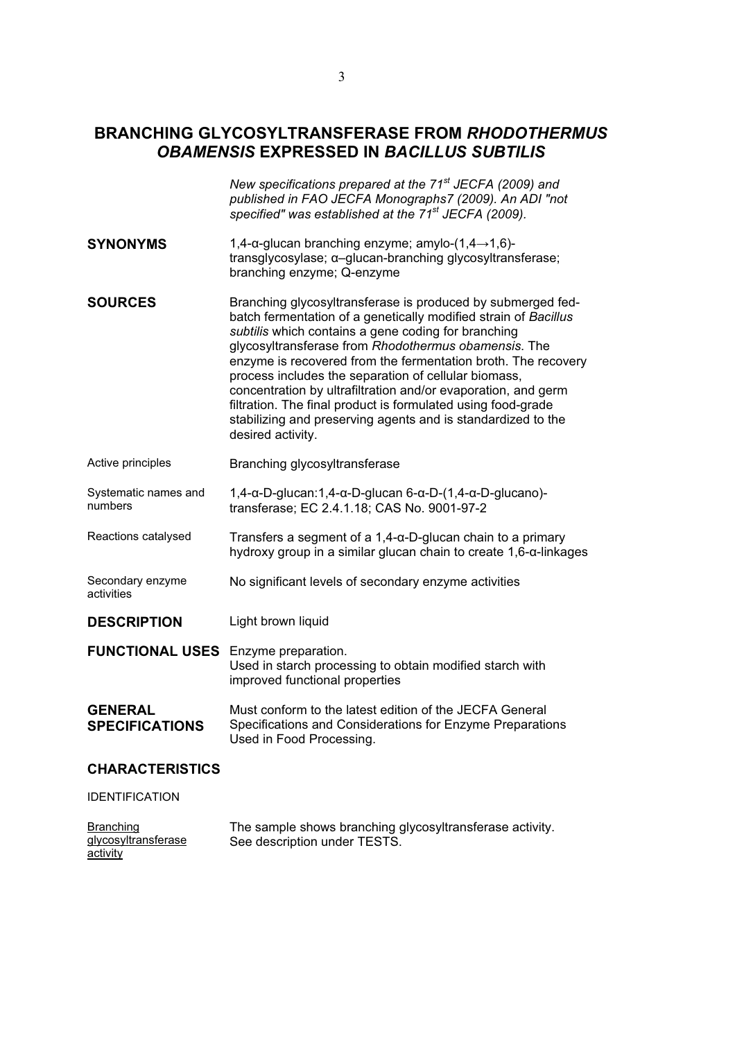# BRANCHING GLYCOSYLTRANSFERASE FROM *RHODOTHERMUS OBAMENSIS* EXPRESSED IN *BACILLUS SUBTILIS*

*New specifications prepared at the 71st JECFA (2009) and published in FAO JECFA Monographs7 (2009). An ADI "not specified" was established at the 71st JECFA (2009).*

**SYNONYMS** 1,4-α-glucan branching enzyme; amylo-(1,4→1,6)-transglycosylase; α–glucan-branching glycosyltransferase; branching enzyme; Q-enzyme

**SOURCES** Branching glycosyltransferase is produced by submerged fed-batch fermentation of a genetically modified strain of *Bacillus subtilis* which contains a gene coding for branching glycosyltransferase from *Rhodothermus obamensis*. The enzyme is recovered from the fermentation broth. The recovery process includes the separation of cellular biomass, concentration by ultrafiltration and/or evaporation, and germ filtration. The final product is formulated using food-grade stabilizing and preserving agents and is standardized to the desired activity.

Active principles: Branching glycosyltransferase

Systematic names and numbers: 1,4-α-D-glucan:1,4-α-D-glucan 6-α-D-(1,4-α-D-glucano)-transferase; EC 2.4.1.18; CAS No. 9001-97-2

Reactions catalysed: Transfers a segment of a 1,4-α-D-glucan chain to a primary hydroxy group in a similar glucan chain to create 1,6-α-linkages

Secondary enzyme activities: No significant levels of secondary enzyme activities

**DESCRIPTION** Light brown liquid

**FUNCTIONAL USES** Enzyme preparation.
Used in starch processing to obtain modified starch with improved functional properties

**GENERAL SPECIFICATIONS** Must conform to the latest edition of the JECFA General Specifications and Considerations for Enzyme Preparations Used in Food Processing.

## CHARACTERISTICS

IDENTIFICATION

Branching glycosyltransferase activity: The sample shows branching glycosyltransferase activity. See description under TESTS.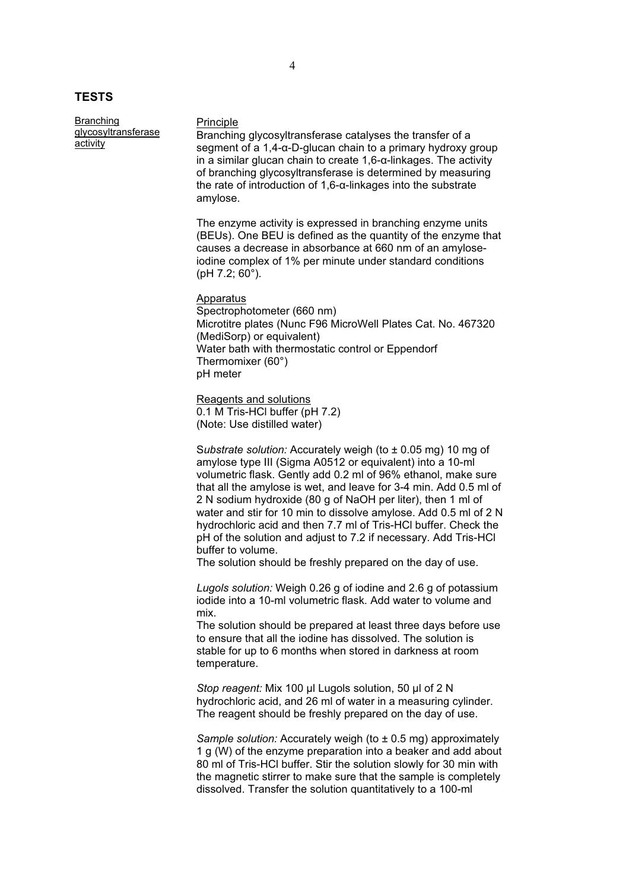## TESTS

**Branching glycosyltransferase activity**

Principle

Branching glycosyltransferase catalyses the transfer of a segment of a 1,4-α-D-glucan chain to a primary hydroxy group in a similar glucan chain to create 1,6-α-linkages. The activity of branching glycosyltransferase is determined by measuring the rate of introduction of 1,6-α-linkages into the substrate amylose.

The enzyme activity is expressed in branching enzyme units (BEUs). One BEU is defined as the quantity of the enzyme that causes a decrease in absorbance at 660 nm of an amylose-iodine complex of 1% per minute under standard conditions (pH 7.2; 60°).

Apparatus

Spectrophotometer (660 nm)
Microtitre plates (Nunc F96 MicroWell Plates Cat. No. 467320 (MediSorp) or equivalent)
Water bath with thermostatic control or Eppendorf Thermomixer (60°)
pH meter

Reagents and solutions

0.1 M Tris-HCl buffer (pH 7.2)
(Note: Use distilled water)

*Substrate solution:* Accurately weigh (to ± 0.05 mg) 10 mg of amylose type III (Sigma A0512 or equivalent) into a 10-ml volumetric flask. Gently add 0.2 ml of 96% ethanol, make sure that all the amylose is wet, and leave for 3-4 min. Add 0.5 ml of 2 N sodium hydroxide (80 g of NaOH per liter), then 1 ml of water and stir for 10 min to dissolve amylose. Add 0.5 ml of 2 N hydrochloric acid and then 7.7 ml of Tris-HCl buffer. Check the pH of the solution and adjust to 7.2 if necessary. Add Tris-HCl buffer to volume.
The solution should be freshly prepared on the day of use.

*Lugols solution:* Weigh 0.26 g of iodine and 2.6 g of potassium iodide into a 10-ml volumetric flask. Add water to volume and mix.
The solution should be prepared at least three days before use to ensure that all the iodine has dissolved. The solution is stable for up to 6 months when stored in darkness at room temperature.

*Stop reagent:* Mix 100 µl Lugols solution, 50 µl of 2 N hydrochloric acid, and 26 ml of water in a measuring cylinder. The reagent should be freshly prepared on the day of use.

*Sample solution:* Accurately weigh (to ± 0.5 mg) approximately 1 g (W) of the enzyme preparation into a beaker and add about 80 ml of Tris-HCl buffer. Stir the solution slowly for 30 min with the magnetic stirrer to make sure that the sample is completely dissolved. Transfer the solution quantitatively to a 100-ml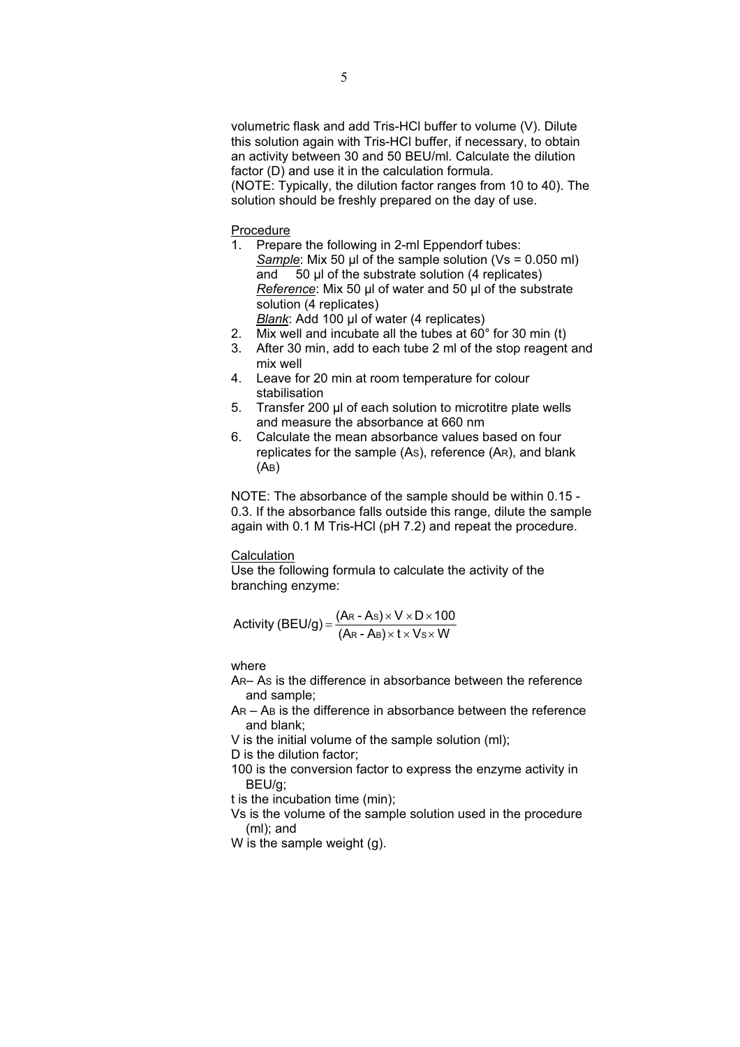volumetric flask and add Tris-HCl buffer to volume (V). Dilute this solution again with Tris-HCl buffer, if necessary, to obtain an activity between 30 and 50 BEU/ml. Calculate the dilution factor (D) and use it in the calculation formula.
(NOTE: Typically, the dilution factor ranges from 10 to 40). The solution should be freshly prepared on the day of use.

Procedure

1. Prepare the following in 2-ml Eppendorf tubes:
   *Sample*: Mix 50 µl of the sample solution ($V_S$ = 0.050 ml) and 50 µl of the substrate solution (4 replicates)
   *Reference*: Mix 50 µl of water and 50 µl of the substrate solution (4 replicates)
   *Blank*: Add 100 µl of water (4 replicates)
2. Mix well and incubate all the tubes at 60° for 30 min (t)
3. After 30 min, add to each tube 2 ml of the stop reagent and mix well
4. Leave for 20 min at room temperature for colour stabilisation
5. Transfer 200 µl of each solution to microtitre plate wells and measure the absorbance at 660 nm
6. Calculate the mean absorbance values based on four replicates for the sample ($A_S$), reference ($A_R$), and blank ($A_B$)

NOTE: The absorbance of the sample should be within 0.15 - 0.3. If the absorbance falls outside this range, dilute the sample again with 0.1 M Tris-HCl (pH 7.2) and repeat the procedure.

Calculation

Use the following formula to calculate the activity of the branching enzyme:

$$\text{Activity (BEU/g)} = \frac{(A_R - A_S) \times V \times D \times 100}{(A_R - A_B) \times t \times V_S \times W}$$

where

$A_R - A_S$ is the difference in absorbance between the reference and sample;
$A_R - A_B$ is the difference in absorbance between the reference and blank;
V is the initial volume of the sample solution (ml);
D is the dilution factor;
100 is the conversion factor to express the enzyme activity in BEU/g;
t is the incubation time (min);
$V_S$ is the volume of the sample solution used in the procedure (ml); and
W is the sample weight (g).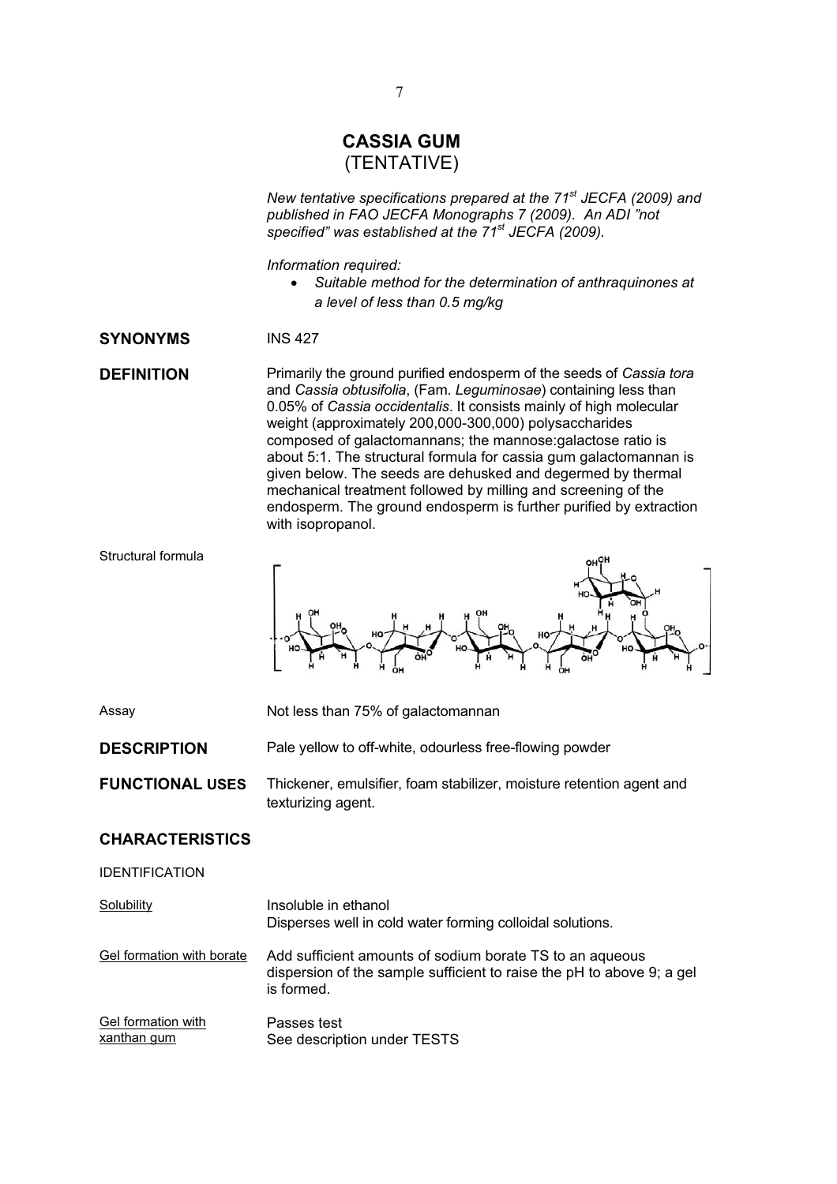# CASSIA GUM
(TENTATIVE)

*New tentative specifications prepared at the 71st JECFA (2009) and published in FAO JECFA Monographs 7 (2009). An ADI "not specified" was established at the 71st JECFA (2009).*

*Information required:*

- *Suitable method for the determination of anthraquinones at a level of less than 0.5 mg/kg*

**SYNONYMS** INS 427

**DEFINITION** Primarily the ground purified endosperm of the seeds of *Cassia tora* and *Cassia obtusifolia*, (Fam. *Leguminosae*) containing less than 0.05% of *Cassia occidentalis*. It consists mainly of high molecular weight (approximately 200,000-300,000) polysaccharides composed of galactomannans; the mannose:galactose ratio is about 5:1. The structural formula for cassia gum galactomannan is given below. The seeds are dehusked and degermed by thermal mechanical treatment followed by milling and screening of the endosperm. The ground endosperm is further purified by extraction with isopropanol.

Structural formula

Assay Not less than 75% of galactomannan

**DESCRIPTION** Pale yellow to off-white, odourless free-flowing powder

**FUNCTIONAL USES** Thickener, emulsifier, foam stabilizer, moisture retention agent and texturizing agent.

## CHARACTERISTICS

IDENTIFICATION

Solubility Insoluble in ethanol
Disperses well in cold water forming colloidal solutions.

Gel formation with borate Add sufficient amounts of sodium borate TS to an aqueous dispersion of the sample sufficient to raise the pH to above 9; a gel is formed.

Gel formation with xanthan gum Passes test
See description under TESTS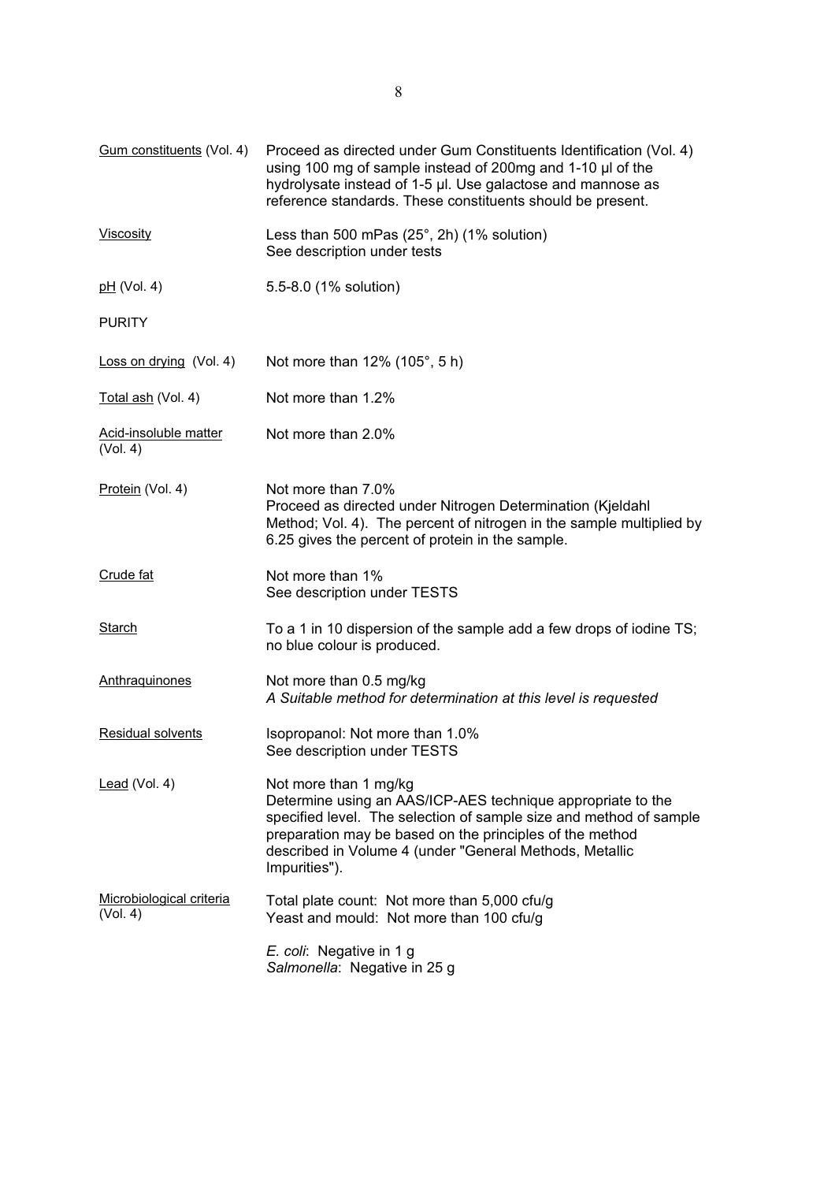| | |
|---|---|
| Gum constituents (Vol. 4) | Proceed as directed under Gum Constituents Identification (Vol. 4) using 100 mg of sample instead of 200mg and 1-10 µl of the hydrolysate instead of 1-5 µl. Use galactose and mannose as reference standards. These constituents should be present. |
| Viscosity | Less than 500 mPas (25°, 2h) (1% solution)<br>See description under tests |
| pH (Vol. 4) | 5.5-8.0 (1% solution) |

PURITY

| | |
|---|---|
| Loss on drying (Vol. 4) | Not more than 12% (105°, 5 h) |
| Total ash (Vol. 4) | Not more than 1.2% |
| Acid-insoluble matter (Vol. 4) | Not more than 2.0% |
| Protein (Vol. 4) | Not more than 7.0%<br>Proceed as directed under Nitrogen Determination (Kjeldahl Method; Vol. 4). The percent of nitrogen in the sample multiplied by 6.25 gives the percent of protein in the sample. |
| Crude fat | Not more than 1%<br>See description under TESTS |
| Starch | To a 1 in 10 dispersion of the sample add a few drops of iodine TS; no blue colour is produced. |
| Anthraquinones | Not more than 0.5 mg/kg<br>*A Suitable method for determination at this level is requested* |
| Residual solvents | Isopropanol: Not more than 1.0%<br>See description under TESTS |
| Lead (Vol. 4) | Not more than 1 mg/kg<br>Determine using an AAS/ICP-AES technique appropriate to the specified level. The selection of sample size and method of sample preparation may be based on the principles of the method described in Volume 4 (under "General Methods, Metallic Impurities"). |
| Microbiological criteria (Vol. 4) | Total plate count: Not more than 5,000 cfu/g<br>Yeast and mould: Not more than 100 cfu/g<br><br>*E. coli*: Negative in 1 g<br>*Salmonella*: Negative in 25 g |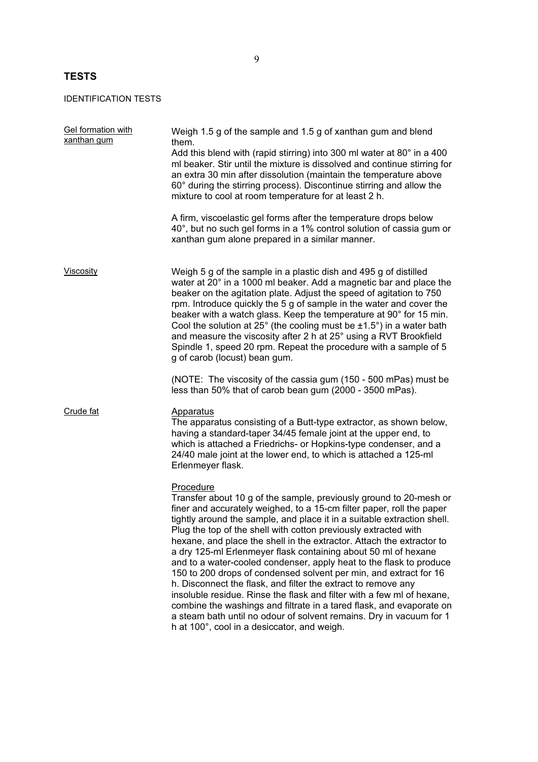## TESTS

IDENTIFICATION TESTS

**Gel formation with xanthan gum**

Weigh 1.5 g of the sample and 1.5 g of xanthan gum and blend them.
Add this blend with (rapid stirring) into 300 ml water at 80° in a 400 ml beaker. Stir until the mixture is dissolved and continue stirring for an extra 30 min after dissolution (maintain the temperature above 60° during the stirring process). Discontinue stirring and allow the mixture to cool at room temperature for at least 2 h.

A firm, viscoelastic gel forms after the temperature drops below 40°, but no such gel forms in a 1% control solution of cassia gum or xanthan gum alone prepared in a similar manner.

**Viscosity**

Weigh 5 g of the sample in a plastic dish and 495 g of distilled water at 20° in a 1000 ml beaker. Add a magnetic bar and place the beaker on the agitation plate. Adjust the speed of agitation to 750 rpm. Introduce quickly the 5 g of sample in the water and cover the beaker with a watch glass. Keep the temperature at 90° for 15 min. Cool the solution at 25° (the cooling must be ±1.5°) in a water bath and measure the viscosity after 2 h at 25° using a RVT Brookfield Spindle 1, speed 20 rpm. Repeat the procedure with a sample of 5 g of carob (locust) bean gum.

(NOTE: The viscosity of the cassia gum (150 - 500 mPas) must be less than 50% that of carob bean gum (2000 - 3500 mPas).

**Crude fat**

Apparatus
The apparatus consisting of a Butt-type extractor, as shown below, having a standard-taper 34/45 female joint at the upper end, to which is attached a Friedrichs- or Hopkins-type condenser, and a 24/40 male joint at the lower end, to which is attached a 125-ml Erlenmeyer flask.

Procedure
Transfer about 10 g of the sample, previously ground to 20-mesh or finer and accurately weighed, to a 15-cm filter paper, roll the paper tightly around the sample, and place it in a suitable extraction shell. Plug the top of the shell with cotton previously extracted with hexane, and place the shell in the extractor. Attach the extractor to a dry 125-ml Erlenmeyer flask containing about 50 ml of hexane and to a water-cooled condenser, apply heat to the flask to produce 150 to 200 drops of condensed solvent per min, and extract for 16 h. Disconnect the flask, and filter the extract to remove any insoluble residue. Rinse the flask and filter with a few ml of hexane, combine the washings and filtrate in a tared flask, and evaporate on a steam bath until no odour of solvent remains. Dry in vacuum for 1 h at 100°, cool in a desiccator, and weigh.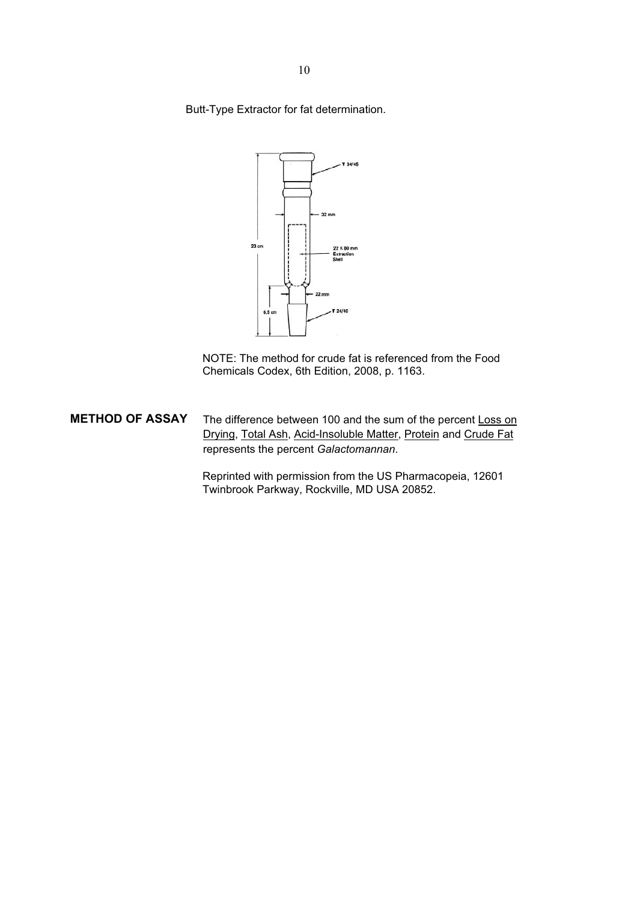Butt-Type Extractor for fat determination.

NOTE: The method for crude fat is referenced from the Food Chemicals Codex, 6th Edition, 2008, p. 1163.

**METHOD OF ASSAY** The difference between 100 and the sum of the percent Loss on Drying, Total Ash, Acid-Insoluble Matter, Protein and Crude Fat represents the percent *Galactomannan*.

Reprinted with permission from the US Pharmacopeia, 12601 Twinbrook Parkway, Rockville, MD USA 20852.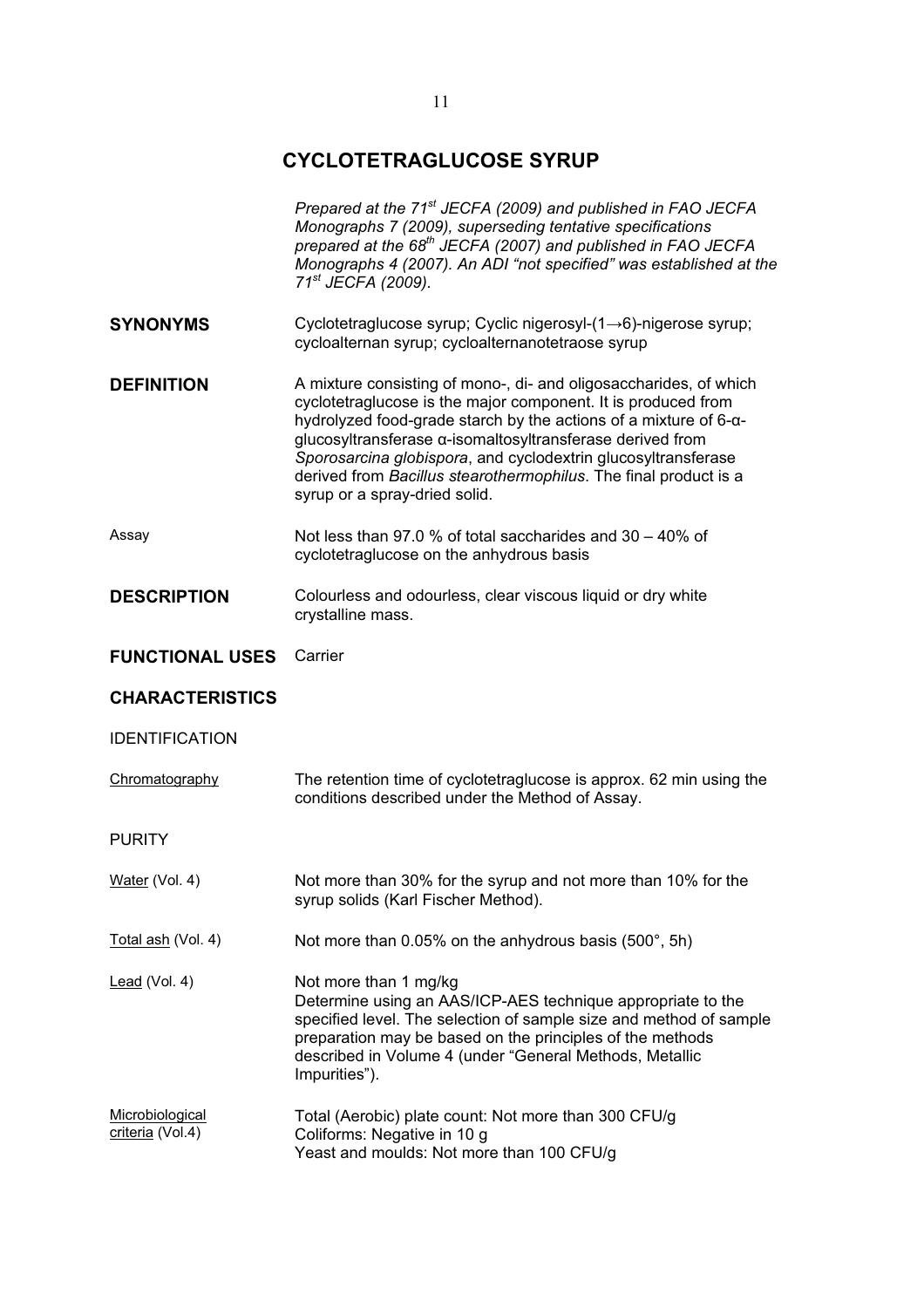# CYCLOTETRAGLUCOSE SYRUP

*Prepared at the 71st JECFA (2009) and published in FAO JECFA Monographs 7 (2009), superseding tentative specifications prepared at the 68th JECFA (2007) and published in FAO JECFA Monographs 4 (2007). An ADI "not specified" was established at the 71st JECFA (2009).*

**SYNONYMS**

Cyclotetraglucose syrup; Cyclic nigerosyl-(1→6)-nigerose syrup; cycloalternan syrup; cycloalternanotetraose syrup

**DEFINITION**

A mixture consisting of mono-, di- and oligosaccharides, of which cyclotetraglucose is the major component. It is produced from hydrolyzed food-grade starch by the actions of a mixture of 6-α-glucosyltransferase α-isomaltosyltransferase derived from *Sporosarcina globispora*, and cyclodextrin glucosyltransferase derived from *Bacillus stearothermophilus*. The final product is a syrup or a spray-dried solid.

Assay

Not less than 97.0 % of total saccharides and 30 – 40% of cyclotetraglucose on the anhydrous basis

**DESCRIPTION**

Colourless and odourless, clear viscous liquid or dry white crystalline mass.

**FUNCTIONAL USES**

Carrier

**CHARACTERISTICS**

IDENTIFICATION

Chromatography

The retention time of cyclotetraglucose is approx. 62 min using the conditions described under the Method of Assay.

PURITY

Water (Vol. 4)

Not more than 30% for the syrup and not more than 10% for the syrup solids (Karl Fischer Method).

Total ash (Vol. 4)

Not more than 0.05% on the anhydrous basis (500°, 5h)

Lead (Vol. 4)

Not more than 1 mg/kg
Determine using an AAS/ICP-AES technique appropriate to the specified level. The selection of sample size and method of sample preparation may be based on the principles of the methods described in Volume 4 (under "General Methods, Metallic Impurities").

Microbiological criteria (Vol.4)

Total (Aerobic) plate count: Not more than 300 CFU/g
Coliforms: Negative in 10 g
Yeast and moulds: Not more than 100 CFU/g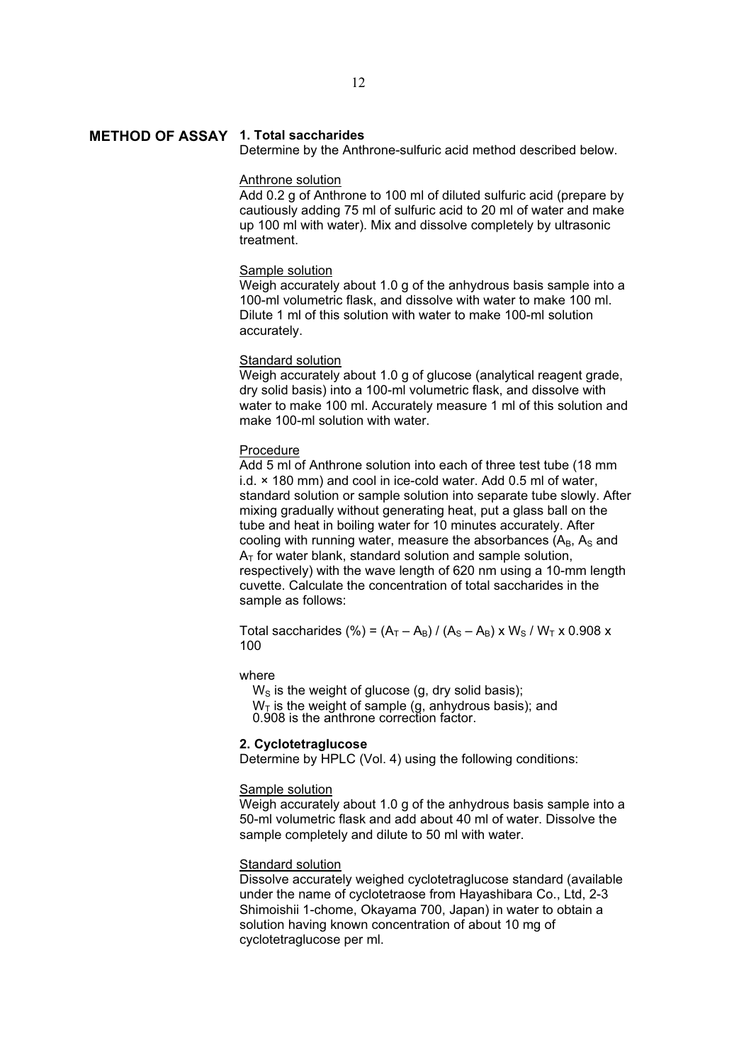## METHOD OF ASSAY

### 1. Total saccharides

Determine by the Anthrone-sulfuric acid method described below.

Anthrone solution

Add 0.2 g of Anthrone to 100 ml of diluted sulfuric acid (prepare by cautiously adding 75 ml of sulfuric acid to 20 ml of water and make up 100 ml with water). Mix and dissolve completely by ultrasonic treatment.

Sample solution

Weigh accurately about 1.0 g of the anhydrous basis sample into a 100-ml volumetric flask, and dissolve with water to make 100 ml. Dilute 1 ml of this solution with water to make 100-ml solution accurately.

Standard solution

Weigh accurately about 1.0 g of glucose (analytical reagent grade, dry solid basis) into a 100-ml volumetric flask, and dissolve with water to make 100 ml. Accurately measure 1 ml of this solution and make 100-ml solution with water.

Procedure

Add 5 ml of Anthrone solution into each of three test tube (18 mm i.d. × 180 mm) and cool in ice-cold water. Add 0.5 ml of water, standard solution or sample solution into separate tube slowly. After mixing gradually without generating heat, put a glass ball on the tube and heat in boiling water for 10 minutes accurately. After cooling with running water, measure the absorbances ($A_B$, $A_S$ and $A_T$ for water blank, standard solution and sample solution, respectively) with the wave length of 620 nm using a 10-mm length cuvette. Calculate the concentration of total saccharides in the sample as follows:

$$\text{Total saccharides (\%)} = (A_T - A_B) / (A_S - A_B) \times W_S / W_T \times 0.908 \times 100$$

where

$W_S$ is the weight of glucose (g, dry solid basis);
$W_T$ is the weight of sample (g, anhydrous basis); and
0.908 is the anthrone correction factor.

### 2. Cyclotetraglucose

Determine by HPLC (Vol. 4) using the following conditions:

Sample solution

Weigh accurately about 1.0 g of the anhydrous basis sample into a 50-ml volumetric flask and add about 40 ml of water. Dissolve the sample completely and dilute to 50 ml with water.

Standard solution

Dissolve accurately weighed cyclotetraglucose standard (available under the name of cyclotetraose from Hayashibara Co., Ltd, 2-3 Shimoishii 1-chome, Okayama 700, Japan) in water to obtain a solution having known concentration of about 10 mg of cyclotetraglucose per ml.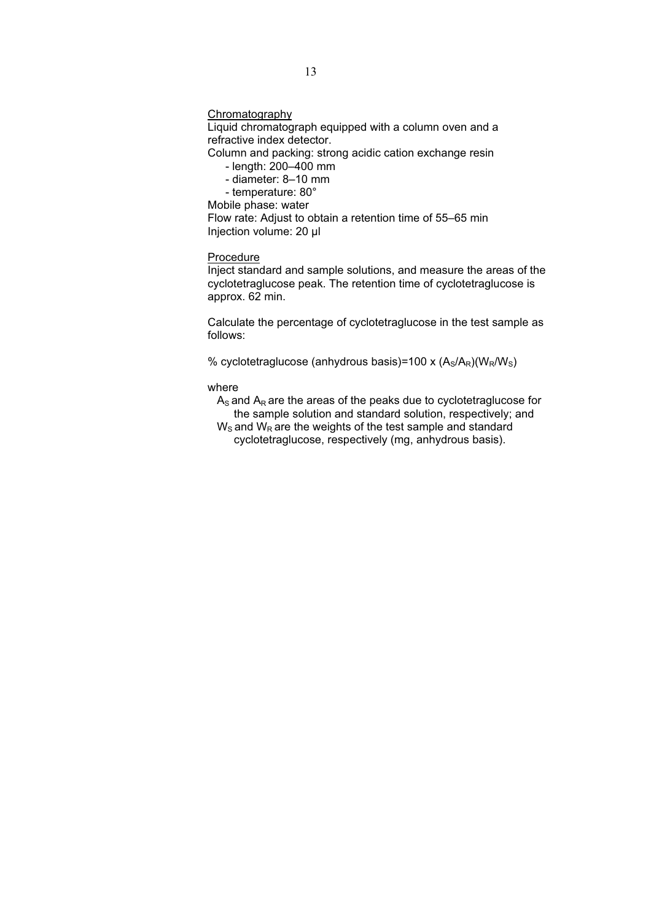<u>Chromatography</u>

Liquid chromatograph equipped with a column oven and a refractive index detector.

Column and packing: strong acidic cation exchange resin

- length: 200–400 mm
- diameter: 8–10 mm
- temperature: 80°

Mobile phase: water

Flow rate: Adjust to obtain a retention time of 55–65 min

Injection volume: 20 µl

<u>Procedure</u>

Inject standard and sample solutions, and measure the areas of the cyclotetraglucose peak. The retention time of cyclotetraglucose is approx. 62 min.

Calculate the percentage of cyclotetraglucose in the test sample as follows:

% cyclotetraglucose (anhydrous basis)=100 x $(A_S/A_R)(W_R/W_S)$

where

$A_S$ and $A_R$ are the areas of the peaks due to cyclotetraglucose for the sample solution and standard solution, respectively; and

$W_S$ and $W_R$ are the weights of the test sample and standard cyclotetraglucose, respectively (mg, anhydrous basis).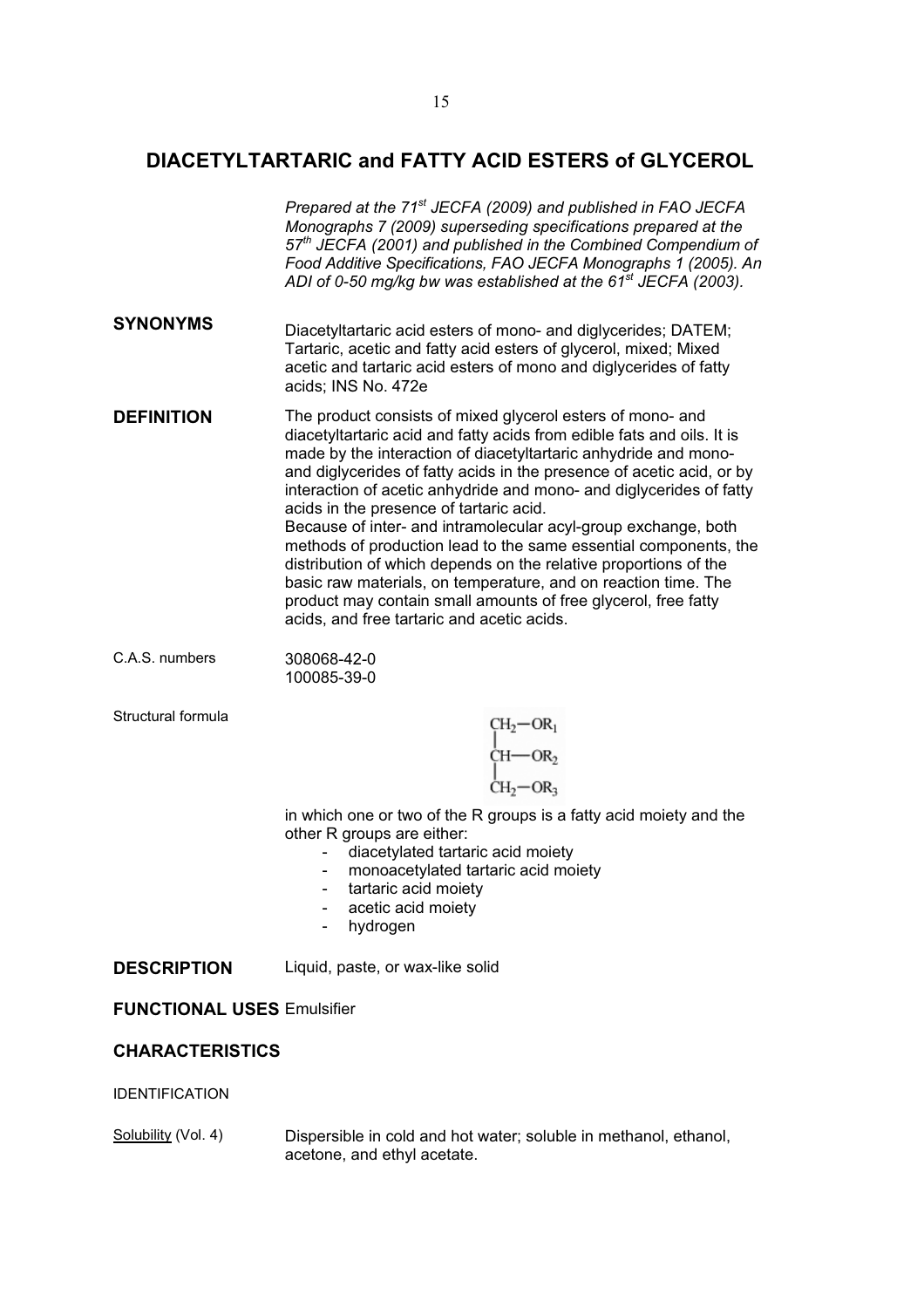# DIACETYLTARTARIC and FATTY ACID ESTERS of GLYCEROL

*Prepared at the 71st JECFA (2009) and published in FAO JECFA Monographs 7 (2009) superseding specifications prepared at the 57th JECFA (2001) and published in the Combined Compendium of Food Additive Specifications, FAO JECFA Monographs 1 (2005). An ADI of 0-50 mg/kg bw was established at the 61st JECFA (2003).*

## SYNONYMS

Diacetyltartaric acid esters of mono- and diglycerides; DATEM; Tartaric, acetic and fatty acid esters of glycerol, mixed; Mixed acetic and tartaric acid esters of mono and diglycerides of fatty acids; INS No. 472e

## DEFINITION

The product consists of mixed glycerol esters of mono- and diacetyltartaric acid and fatty acids from edible fats and oils. It is made by the interaction of diacetyltartaric anhydride and mono- and diglycerides of fatty acids in the presence of acetic acid, or by interaction of acetic anhydride and mono- and diglycerides of fatty acids in the presence of tartaric acid.
Because of inter- and intramolecular acyl-group exchange, both methods of production lead to the same essential components, the distribution of which depends on the relative proportions of the basic raw materials, on temperature, and on reaction time. The product may contain small amounts of free glycerol, free fatty acids, and free tartaric and acetic acids.

C.A.S. numbers

308068-42-0
100085-39-0

Structural formula

$$\begin{array}{l} CH_2-OR_1 \\ | \\ CH-OR_2 \\ | \\ CH_2-OR_3 \end{array}$$

in which one or two of the R groups is a fatty acid moiety and the other R groups are either:

- diacetylated tartaric acid moiety
- monoacetylated tartaric acid moiety
- tartaric acid moiety
- acetic acid moiety
- hydrogen

## DESCRIPTION

Liquid, paste, or wax-like solid

## FUNCTIONAL USES

Emulsifier

## CHARACTERISTICS

IDENTIFICATION

Solubility (Vol. 4)

Dispersible in cold and hot water; soluble in methanol, ethanol, acetone, and ethyl acetate.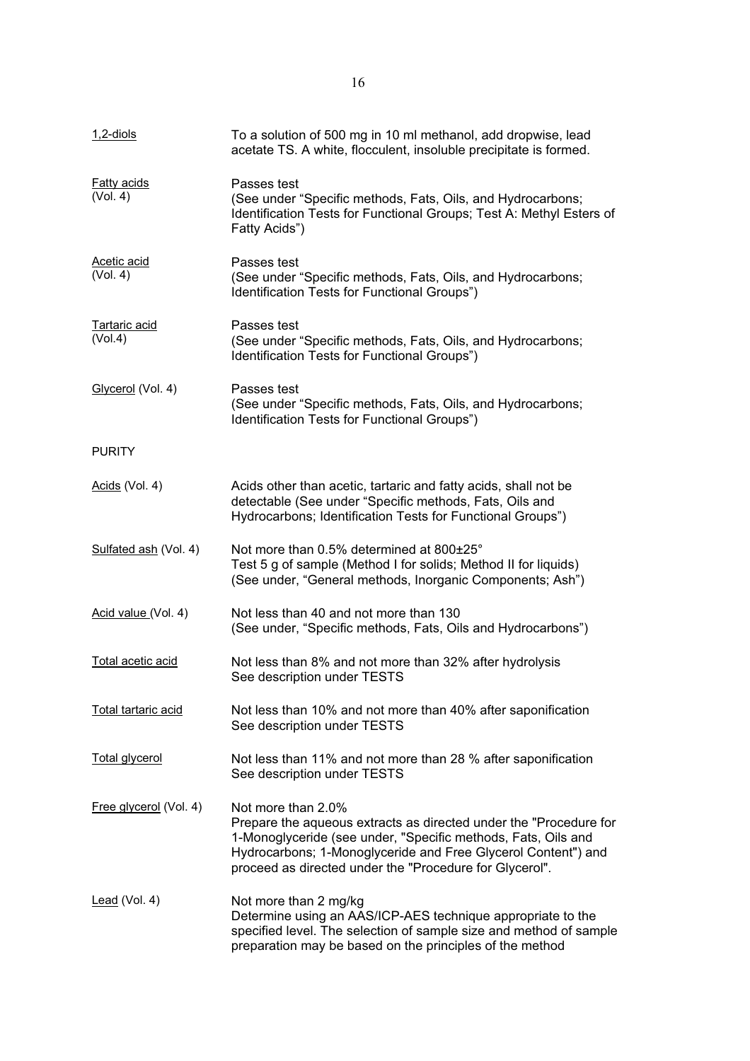| | |
|---|---|
| 1,2-diols | To a solution of 500 mg in 10 ml methanol, add dropwise, lead acetate TS. A white, flocculent, insoluble precipitate is formed. |
| Fatty acids (Vol. 4) | Passes test<br>(See under "Specific methods, Fats, Oils, and Hydrocarbons; Identification Tests for Functional Groups; Test A: Methyl Esters of Fatty Acids") |
| Acetic acid (Vol. 4) | Passes test<br>(See under "Specific methods, Fats, Oils, and Hydrocarbons; Identification Tests for Functional Groups") |
| Tartaric acid (Vol.4) | Passes test<br>(See under "Specific methods, Fats, Oils, and Hydrocarbons; Identification Tests for Functional Groups") |
| Glycerol (Vol. 4) | Passes test<br>(See under "Specific methods, Fats, Oils, and Hydrocarbons; Identification Tests for Functional Groups") |

PURITY

| | |
|---|---|
| Acids (Vol. 4) | Acids other than acetic, tartaric and fatty acids, shall not be detectable (See under "Specific methods, Fats, Oils and Hydrocarbons; Identification Tests for Functional Groups") |
| Sulfated ash (Vol. 4) | Not more than 0.5% determined at 800±25°<br>Test 5 g of sample (Method I for solids; Method II for liquids)<br>(See under, "General methods, Inorganic Components; Ash") |
| Acid value (Vol. 4) | Not less than 40 and not more than 130<br>(See under, "Specific methods, Fats, Oils and Hydrocarbons") |
| Total acetic acid | Not less than 8% and not more than 32% after hydrolysis<br>See description under TESTS |
| Total tartaric acid | Not less than 10% and not more than 40% after saponification<br>See description under TESTS |
| Total glycerol | Not less than 11% and not more than 28 % after saponification<br>See description under TESTS |
| Free glycerol (Vol. 4) | Not more than 2.0%<br>Prepare the aqueous extracts as directed under the "Procedure for 1-Monoglyceride (see under, "Specific methods, Fats, Oils and Hydrocarbons; 1-Monoglyceride and Free Glycerol Content") and proceed as directed under the "Procedure for Glycerol". |
| Lead (Vol. 4) | Not more than 2 mg/kg<br>Determine using an AAS/ICP-AES technique appropriate to the specified level. The selection of sample size and method of sample preparation may be based on the principles of the method |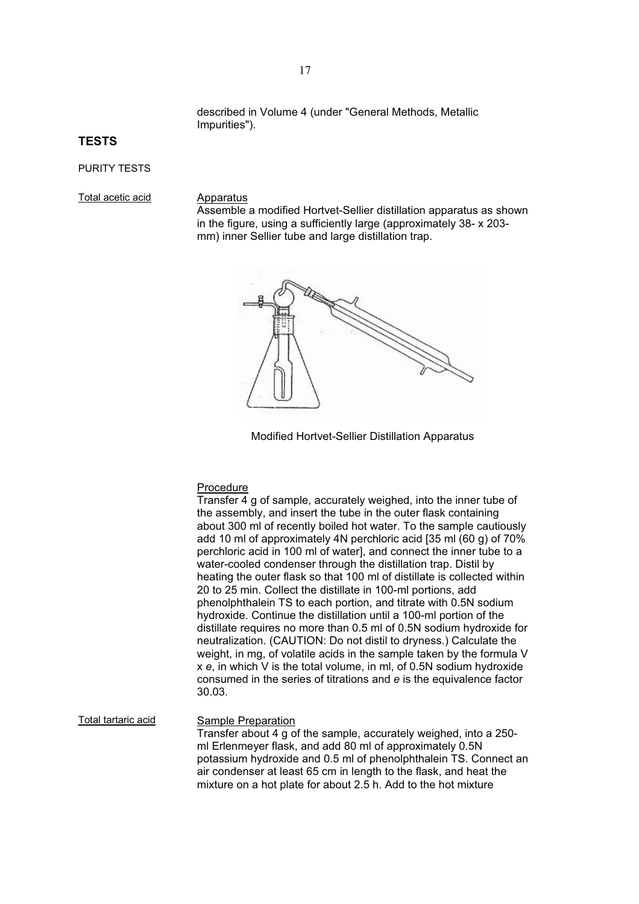described in Volume 4 (under "General Methods, Metallic Impurities").

## TESTS

### PURITY TESTS

Total acetic acid

Apparatus

Assemble a modified Hortvet-Sellier distillation apparatus as shown in the figure, using a sufficiently large (approximately 38- x 203-mm) inner Sellier tube and large distillation trap.

Modified Hortvet-Sellier Distillation Apparatus

Procedure

Transfer 4 g of sample, accurately weighed, into the inner tube of the assembly, and insert the tube in the outer flask containing about 300 ml of recently boiled hot water. To the sample cautiously add 10 ml of approximately 4N perchloric acid [35 ml (60 g) of 70% perchloric acid in 100 ml of water], and connect the inner tube to a water-cooled condenser through the distillation trap. Distil by heating the outer flask so that 100 ml of distillate is collected within 20 to 25 min. Collect the distillate in 100-ml portions, add phenolphthalein TS to each portion, and titrate with 0.5N sodium hydroxide. Continue the distillation until a 100-ml portion of the distillate requires no more than 0.5 ml of 0.5N sodium hydroxide for neutralization. (CAUTION: Do not distil to dryness.) Calculate the weight, in mg, of volatile acids in the sample taken by the formula $V \times e$, in which $V$ is the total volume, in ml, of 0.5N sodium hydroxide consumed in the series of titrations and $e$ is the equivalence factor 30.03.

Total tartaric acid

Sample Preparation

Transfer about 4 g of the sample, accurately weighed, into a 250-ml Erlenmeyer flask, and add 80 ml of approximately 0.5N potassium hydroxide and 0.5 ml of phenolphthalein TS. Connect an air condenser at least 65 cm in length to the flask, and heat the mixture on a hot plate for about 2.5 h. Add to the hot mixture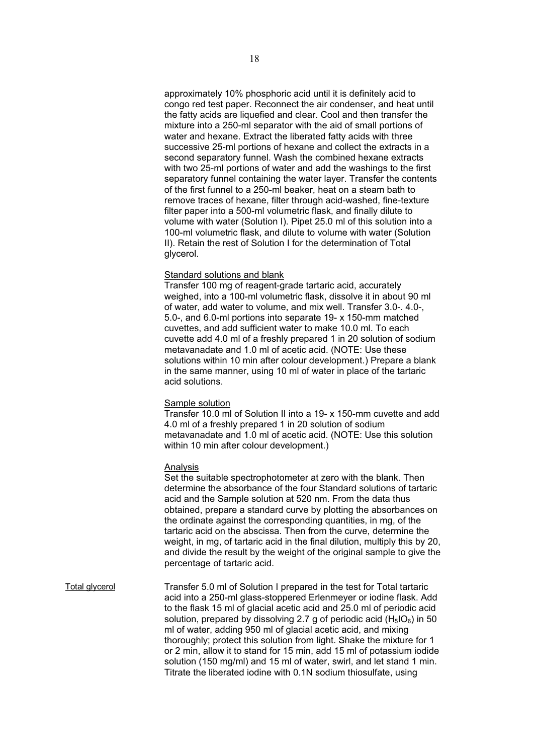approximately 10% phosphoric acid until it is definitely acid to congo red test paper. Reconnect the air condenser, and heat until the fatty acids are liquefied and clear. Cool and then transfer the mixture into a 250-ml separator with the aid of small portions of water and hexane. Extract the liberated fatty acids with three successive 25-ml portions of hexane and collect the extracts in a second separatory funnel. Wash the combined hexane extracts with two 25-ml portions of water and add the washings to the first separatory funnel containing the water layer. Transfer the contents of the first funnel to a 250-ml beaker, heat on a steam bath to remove traces of hexane, filter through acid-washed, fine-texture filter paper into a 500-ml volumetric flask, and finally dilute to volume with water (Solution I). Pipet 25.0 ml of this solution into a 100-ml volumetric flask, and dilute to volume with water (Solution II). Retain the rest of Solution I for the determination of Total glycerol.

Standard solutions and blank

Transfer 100 mg of reagent-grade tartaric acid, accurately weighed, into a 100-ml volumetric flask, dissolve it in about 90 ml of water, add water to volume, and mix well. Transfer 3.0-. 4.0-, 5.0-, and 6.0-ml portions into separate 19- x 150-mm matched cuvettes, and add sufficient water to make 10.0 ml. To each cuvette add 4.0 ml of a freshly prepared 1 in 20 solution of sodium metavanadate and 1.0 ml of acetic acid. (NOTE: Use these solutions within 10 min after colour development.) Prepare a blank in the same manner, using 10 ml of water in place of the tartaric acid solutions.

Sample solution

Transfer 10.0 ml of Solution II into a 19- x 150-mm cuvette and add 4.0 ml of a freshly prepared 1 in 20 solution of sodium metavanadate and 1.0 ml of acetic acid. (NOTE: Use this solution within 10 min after colour development.)

Analysis

Set the suitable spectrophotometer at zero with the blank. Then determine the absorbance of the four Standard solutions of tartaric acid and the Sample solution at 520 nm. From the data thus obtained, prepare a standard curve by plotting the absorbances on the ordinate against the corresponding quantities, in mg, of the tartaric acid on the abscissa. Then from the curve, determine the weight, in mg, of tartaric acid in the final dilution, multiply this by 20, and divide the result by the weight of the original sample to give the percentage of tartaric acid.

Total glycerol

Transfer 5.0 ml of Solution I prepared in the test for Total tartaric acid into a 250-ml glass-stoppered Erlenmeyer or iodine flask. Add to the flask 15 ml of glacial acetic acid and 25.0 ml of periodic acid solution, prepared by dissolving 2.7 g of periodic acid ($H_5IO_6$) in 50 ml of water, adding 950 ml of glacial acetic acid, and mixing thoroughly; protect this solution from light. Shake the mixture for 1 or 2 min, allow it to stand for 15 min, add 15 ml of potassium iodide solution (150 mg/ml) and 15 ml of water, swirl, and let stand 1 min. Titrate the liberated iodine with 0.1N sodium thiosulfate, using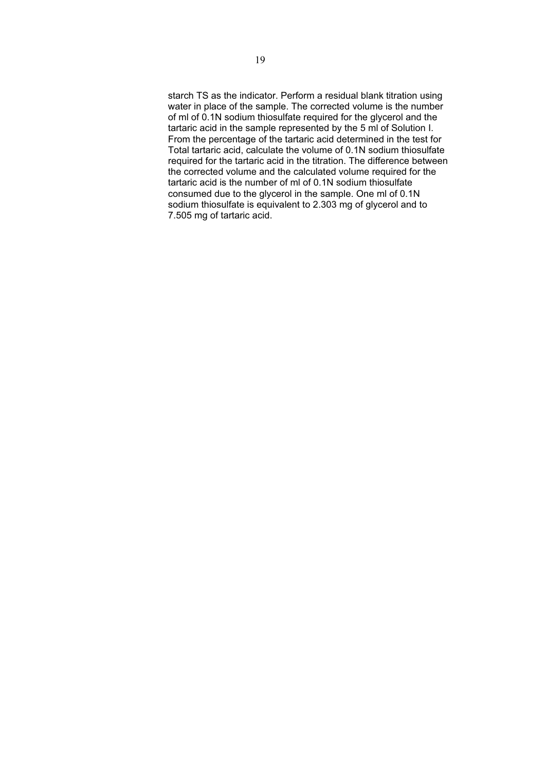starch TS as the indicator. Perform a residual blank titration using water in place of the sample. The corrected volume is the number of ml of 0.1N sodium thiosulfate required for the glycerol and the tartaric acid in the sample represented by the 5 ml of Solution I. From the percentage of the tartaric acid determined in the test for Total tartaric acid, calculate the volume of 0.1N sodium thiosulfate required for the tartaric acid in the titration. The difference between the corrected volume and the calculated volume required for the tartaric acid is the number of ml of 0.1N sodium thiosulfate consumed due to the glycerol in the sample. One ml of 0.1N sodium thiosulfate is equivalent to 2.303 mg of glycerol and to 7.505 mg of tartaric acid.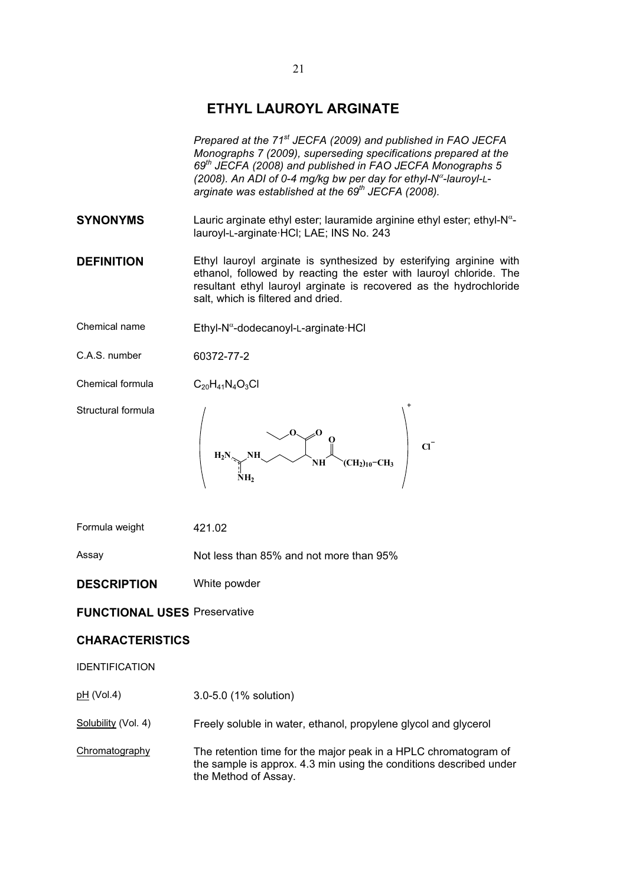# ETHYL LAUROYL ARGINATE

*Prepared at the 71st JECFA (2009) and published in FAO JECFA Monographs 7 (2009), superseding specifications prepared at the 69th JECFA (2008) and published in FAO JECFA Monographs 5 (2008). An ADI of 0-4 mg/kg bw per day for ethyl-N$^{\alpha}$-lauroyl-L-arginate was established at the 69th JECFA (2008).*

**SYNONYMS** Lauric arginate ethyl ester; lauramide arginine ethyl ester; ethyl-N$^{\alpha}$-lauroyl-L-arginate·HCl; LAE; INS No. 243

**DEFINITION** Ethyl lauroyl arginate is synthesized by esterifying arginine with ethanol, followed by reacting the ester with lauroyl chloride. The resultant ethyl lauroyl arginate is recovered as the hydrochloride salt, which is filtered and dried.

Chemical name Ethyl-N$^{\alpha}$-dodecanoyl-L-arginate·HCl

C.A.S. number 60372-77-2

Chemical formula $C_{20}H_{41}N_4O_3Cl$

Structural formula

Formula weight 421.02

Assay Not less than 85% and not more than 95%

**DESCRIPTION** White powder

**FUNCTIONAL USES** Preservative

**CHARACTERISTICS**

IDENTIFICATION

pH (Vol.4) 3.0-5.0 (1% solution)

Solubility (Vol. 4) Freely soluble in water, ethanol, propylene glycol and glycerol

Chromatography The retention time for the major peak in a HPLC chromatogram of the sample is approx. 4.3 min using the conditions described under the Method of Assay.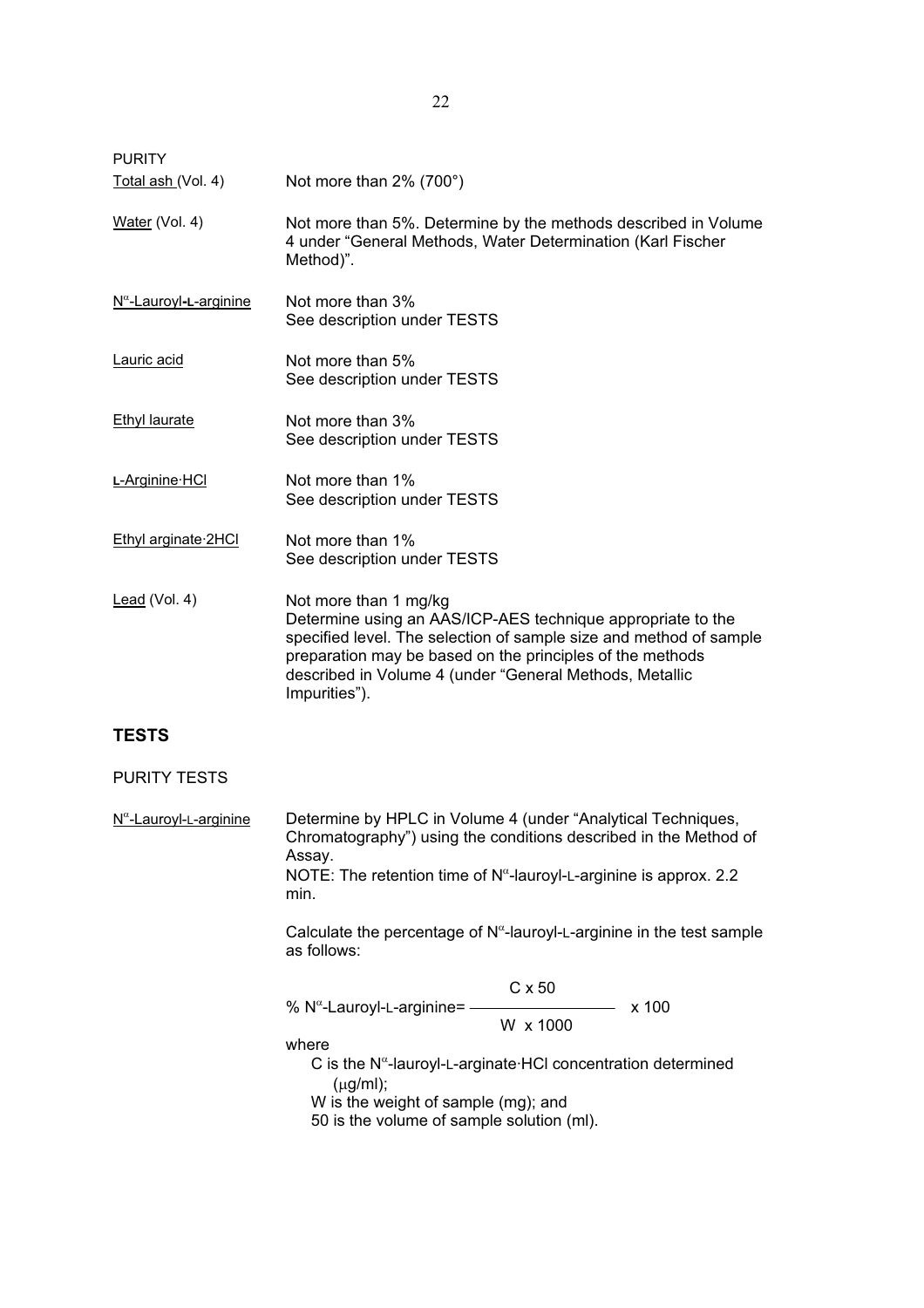PURITY

| | |
|---|---|
| Total ash (Vol. 4) | Not more than 2% (700°) |
| Water (Vol. 4) | Not more than 5%. Determine by the methods described in Volume 4 under "General Methods, Water Determination (Karl Fischer Method)". |
| $N^{\alpha}$-Lauroyl-L-arginine | Not more than 3%<br>See description under TESTS |
| Lauric acid | Not more than 5%<br>See description under TESTS |
| Ethyl laurate | Not more than 3%<br>See description under TESTS |
| L-Arginine·HCl | Not more than 1%<br>See description under TESTS |
| Ethyl arginate·2HCl | Not more than 1%<br>See description under TESTS |
| Lead (Vol. 4) | Not more than 1 mg/kg<br>Determine using an AAS/ICP-AES technique appropriate to the specified level. The selection of sample size and method of sample preparation may be based on the principles of the methods described in Volume 4 (under "General Methods, Metallic Impurities"). |

## TESTS

### PURITY TESTS

**$N^{\alpha}$-Lauroyl-L-arginine**

Determine by HPLC in Volume 4 (under "Analytical Techniques, Chromatography") using the conditions described in the Method of Assay.

NOTE: The retention time of $N^{\alpha}$-lauroyl-L-arginine is approx. 2.2 min.

Calculate the percentage of $N^{\alpha}$-lauroyl-L-arginine in the test sample as follows:

$$\% \; N^{\alpha}\text{-Lauroyl-L-arginine} = \frac{C \times 50}{W \times 1000} \times 100$$

where

C is the $N^{\alpha}$-lauroyl-L-arginate·HCl concentration determined (μg/ml);

W is the weight of sample (mg); and

50 is the volume of sample solution (ml).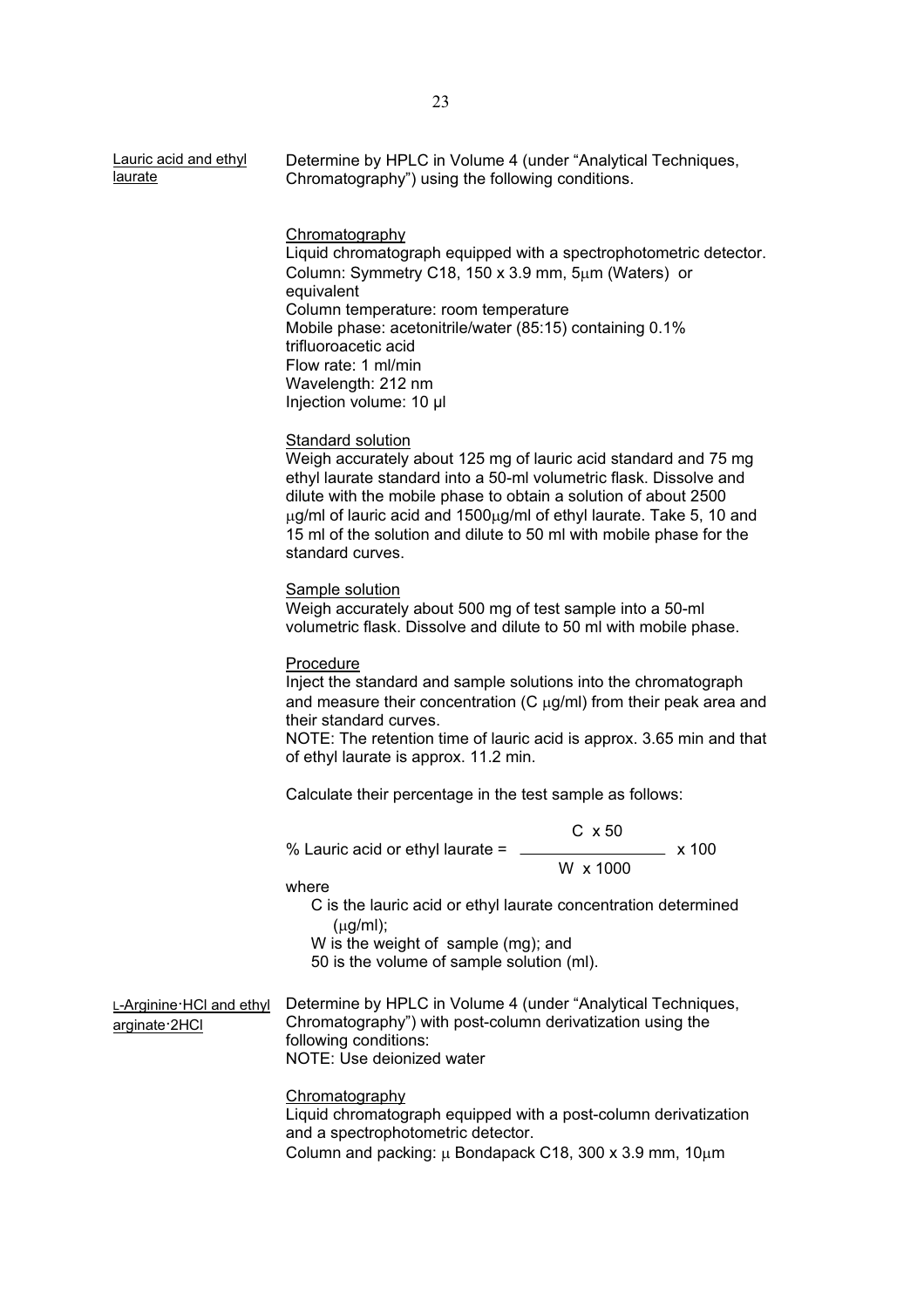Lauric acid and ethyl laurate

Determine by HPLC in Volume 4 (under "Analytical Techniques, Chromatography") using the following conditions.

Chromatography

Liquid chromatograph equipped with a spectrophotometric detector.
Column: Symmetry C18, 150 x 3.9 mm, 5μm (Waters) or equivalent
Column temperature: room temperature
Mobile phase: acetonitrile/water (85:15) containing 0.1% trifluoroacetic acid
Flow rate: 1 ml/min
Wavelength: 212 nm
Injection volume: 10 μl

Standard solution

Weigh accurately about 125 mg of lauric acid standard and 75 mg ethyl laurate standard into a 50-ml volumetric flask. Dissolve and dilute with the mobile phase to obtain a solution of about 2500 μg/ml of lauric acid and 1500μg/ml of ethyl laurate. Take 5, 10 and 15 ml of the solution and dilute to 50 ml with mobile phase for the standard curves.

Sample solution

Weigh accurately about 500 mg of test sample into a 50-ml volumetric flask. Dissolve and dilute to 50 ml with mobile phase.

Procedure

Inject the standard and sample solutions into the chromatograph and measure their concentration (C μg/ml) from their peak area and their standard curves.
NOTE: The retention time of lauric acid is approx. 3.65 min and that of ethyl laurate is approx. 11.2 min.

Calculate their percentage in the test sample as follows:

$$\text{\% Lauric acid or ethyl laurate} = \frac{C \times 50}{W \times 1000} \times 100$$

where

C is the lauric acid or ethyl laurate concentration determined (μg/ml);
W is the weight of sample (mg); and
50 is the volume of sample solution (ml).

L-Arginine·HCl and ethyl arginate·2HCl

Determine by HPLC in Volume 4 (under "Analytical Techniques, Chromatography") with post-column derivatization using the following conditions:
NOTE: Use deionized water

Chromatography

Liquid chromatograph equipped with a post-column derivatization and a spectrophotometric detector.
Column and packing: μ Bondapack C18, 300 x 3.9 mm, 10μm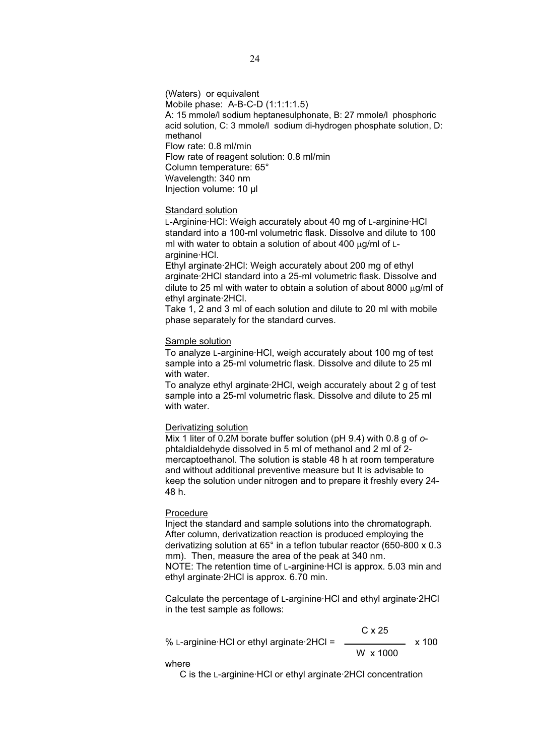(Waters) or equivalent
Mobile phase: A-B-C-D (1:1:1:1.5)
A: 15 mmole/l sodium heptanesulphonate, B: 27 mmole/l phosphoric acid solution, C: 3 mmole/l sodium di-hydrogen phosphate solution, D: methanol
Flow rate: 0.8 ml/min
Flow rate of reagent solution: 0.8 ml/min
Column temperature: 65°
Wavelength: 340 nm
Injection volume: 10 µl

Standard solution

L-Arginine·HCl: Weigh accurately about 40 mg of L-arginine·HCl standard into a 100-ml volumetric flask. Dissolve and dilute to 100 ml with water to obtain a solution of about 400 µg/ml of L-arginine·HCl.

Ethyl arginate·2HCl: Weigh accurately about 200 mg of ethyl arginate·2HCl standard into a 25-ml volumetric flask. Dissolve and dilute to 25 ml with water to obtain a solution of about 8000 µg/ml of ethyl arginate·2HCl.

Take 1, 2 and 3 ml of each solution and dilute to 20 ml with mobile phase separately for the standard curves.

Sample solution

To analyze L-arginine·HCl, weigh accurately about 100 mg of test sample into a 25-ml volumetric flask. Dissolve and dilute to 25 ml with water.

To analyze ethyl arginate·2HCl, weigh accurately about 2 g of test sample into a 25-ml volumetric flask. Dissolve and dilute to 25 ml with water.

Derivatizing solution

Mix 1 liter of 0.2M borate buffer solution (pH 9.4) with 0.8 g of *o*-phtaldialdehyde dissolved in 5 ml of methanol and 2 ml of 2-mercaptoethanol. The solution is stable 48 h at room temperature and without additional preventive measure but It is advisable to keep the solution under nitrogen and to prepare it freshly every 24-48 h.

Procedure

Inject the standard and sample solutions into the chromatograph. After column, derivatization reaction is produced employing the derivatizing solution at 65° in a teflon tubular reactor (650-800 x 0.3 mm). Then, measure the area of the peak at 340 nm.

NOTE: The retention time of L-arginine·HCl is approx. 5.03 min and ethyl arginate·2HCl is approx. 6.70 min.

Calculate the percentage of L-arginine·HCl and ethyl arginate·2HCl in the test sample as follows:

$$\% \text{ L-arginine·HCl or ethyl arginate·2HCl} = \frac{C \times 25}{W \times 1000} \times 100$$

where

C is the L-arginine·HCl or ethyl arginate·2HCl concentration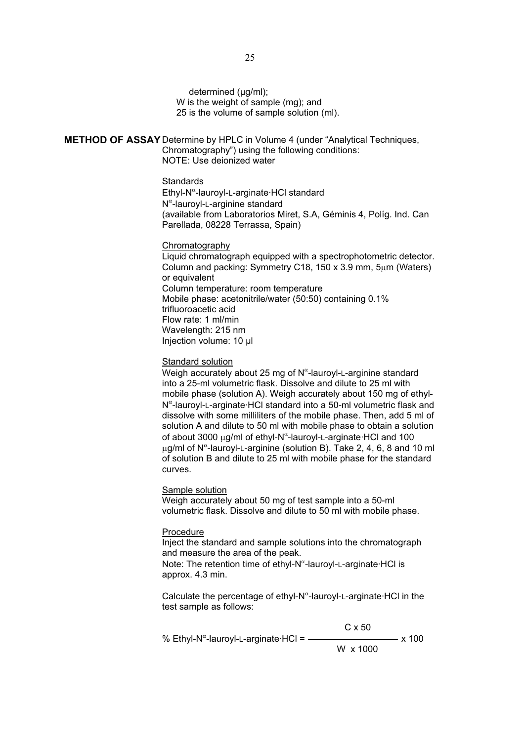determined (µg/ml);
W is the weight of sample (mg); and
25 is the volume of sample solution (ml).

**METHOD OF ASSAY** Determine by HPLC in Volume 4 (under "Analytical Techniques, Chromatography") using the following conditions:
NOTE: Use deionized water

Standards

Ethyl-$N^{\alpha}$-lauroyl-L-arginate·HCl standard
$N^{\alpha}$-lauroyl-L-arginine standard
(available from Laboratorios Miret, S.A, Géminis 4, Políg. Ind. Can Parellada, 08228 Terrassa, Spain)

Chromatography

Liquid chromatograph equipped with a spectrophotometric detector.
Column and packing: Symmetry C18, 150 x 3.9 mm, 5µm (Waters) or equivalent
Column temperature: room temperature
Mobile phase: acetonitrile/water (50:50) containing 0.1% trifluoroacetic acid
Flow rate: 1 ml/min
Wavelength: 215 nm
Injection volume: 10 µl

Standard solution

Weigh accurately about 25 mg of $N^{\alpha}$-lauroyl-L-arginine standard into a 25-ml volumetric flask. Dissolve and dilute to 25 ml with mobile phase (solution A). Weigh accurately about 150 mg of ethyl-$N^{\alpha}$-lauroyl-L-arginate·HCl standard into a 50-ml volumetric flask and dissolve with some milliliters of the mobile phase. Then, add 5 ml of solution A and dilute to 50 ml with mobile phase to obtain a solution of about 3000 µg/ml of ethyl-$N^{\alpha}$-lauroyl-L-arginate·HCl and 100 µg/ml of $N^{\alpha}$-lauroyl-L-arginine (solution B). Take 2, 4, 6, 8 and 10 ml of solution B and dilute to 25 ml with mobile phase for the standard curves.

Sample solution

Weigh accurately about 50 mg of test sample into a 50-ml volumetric flask. Dissolve and dilute to 50 ml with mobile phase.

Procedure

Inject the standard and sample solutions into the chromatograph and measure the area of the peak.
Note: The retention time of ethyl-$N^{\alpha}$-lauroyl-L-arginate·HCl is approx. 4.3 min.

Calculate the percentage of ethyl-$N^{\alpha}$-lauroyl-L-arginate·HCl in the test sample as follows:

$$\% \text{ Ethyl-}N^{\alpha}\text{-lauroyl-L-arginate·HCl} = \frac{C \times 50}{W \times 1000} \times 100$$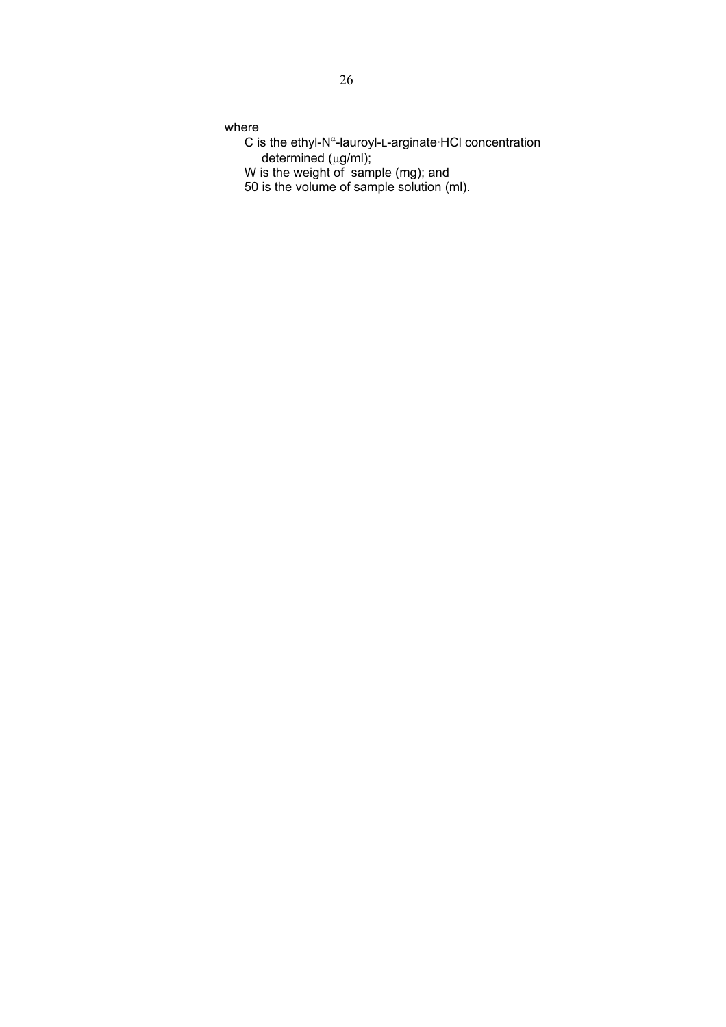where

C is the ethyl-N$^{\alpha}$-lauroyl-L-arginate·HCl concentration determined ($\mu$g/ml);

W is the weight of sample (mg); and

50 is the volume of sample solution (ml).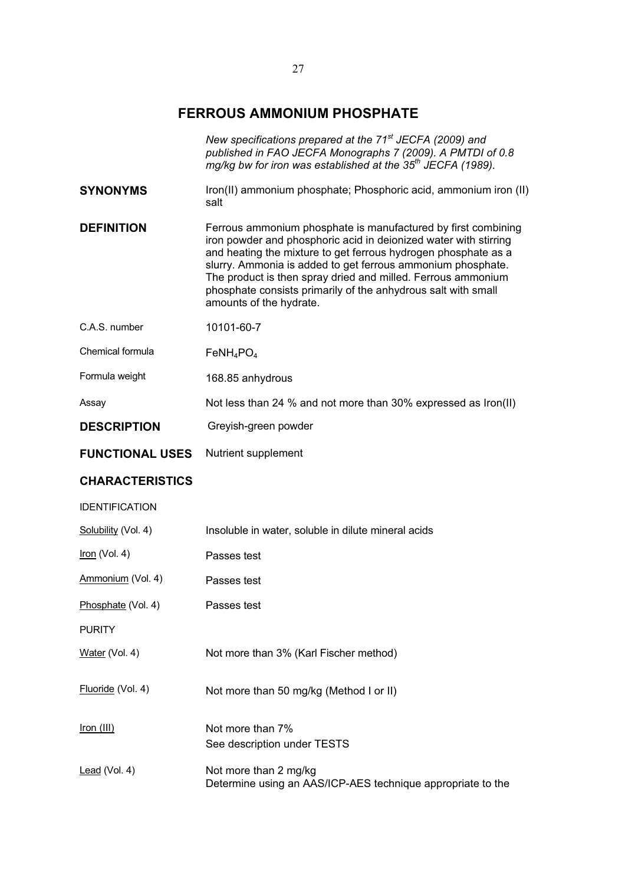# FERROUS AMMONIUM PHOSPHATE

*New specifications prepared at the 71st JECFA (2009) and published in FAO JECFA Monographs 7 (2009). A PMTDI of 0.8 mg/kg bw for iron was established at the 35th JECFA (1989).*

**SYNONYMS** Iron(II) ammonium phosphate; Phosphoric acid, ammonium iron (II) salt

**DEFINITION** Ferrous ammonium phosphate is manufactured by first combining iron powder and phosphoric acid in deionized water with stirring and heating the mixture to get ferrous hydrogen phosphate as a slurry. Ammonia is added to get ferrous ammonium phosphate. The product is then spray dried and milled. Ferrous ammonium phosphate consists primarily of the anhydrous salt with small amounts of the hydrate.

C.A.S. number 10101-60-7

Chemical formula $FeNH_4PO_4$

Formula weight 168.85 anhydrous

Assay Not less than 24 % and not more than 30% expressed as Iron(II)

**DESCRIPTION** Greyish-green powder

**FUNCTIONAL USES** Nutrient supplement

**CHARACTERISTICS**

IDENTIFICATION

Solubility (Vol. 4) Insoluble in water, soluble in dilute mineral acids

Iron (Vol. 4) Passes test

Ammonium (Vol. 4) Passes test

Phosphate (Vol. 4) Passes test

PURITY

Water (Vol. 4) Not more than 3% (Karl Fischer method)

Fluoride (Vol. 4) Not more than 50 mg/kg (Method I or II)

Iron (III) Not more than 7%
See description under TESTS

Lead (Vol. 4) Not more than 2 mg/kg
Determine using an AAS/ICP-AES technique appropriate to the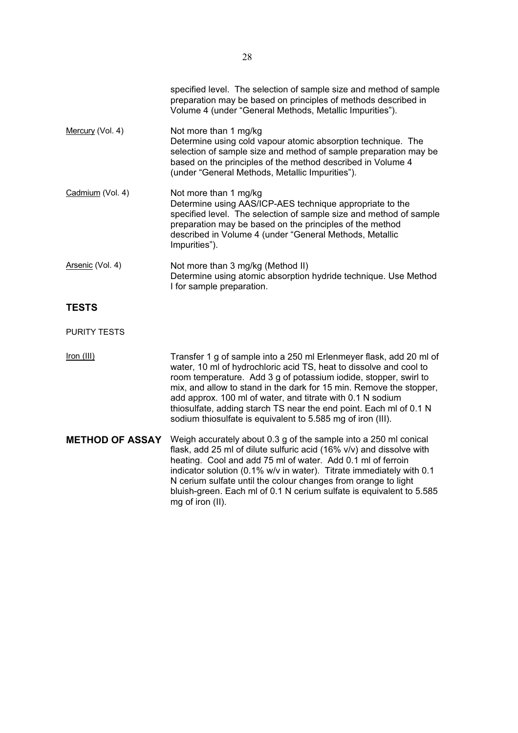specified level. The selection of sample size and method of sample preparation may be based on principles of methods described in Volume 4 (under "General Methods, Metallic Impurities").

Mercury (Vol. 4)

Not more than 1 mg/kg
Determine using cold vapour atomic absorption technique. The selection of sample size and method of sample preparation may be based on the principles of the method described in Volume 4 (under "General Methods, Metallic Impurities").

Cadmium (Vol. 4)

Not more than 1 mg/kg
Determine using AAS/ICP-AES technique appropriate to the specified level. The selection of sample size and method of sample preparation may be based on the principles of the method described in Volume 4 (under "General Methods, Metallic Impurities").

Arsenic (Vol. 4)

Not more than 3 mg/kg (Method II)
Determine using atomic absorption hydride technique. Use Method I for sample preparation.

## TESTS

PURITY TESTS

Iron (III)

Transfer 1 g of sample into a 250 ml Erlenmeyer flask, add 20 ml of water, 10 ml of hydrochloric acid TS, heat to dissolve and cool to room temperature. Add 3 g of potassium iodide, stopper, swirl to mix, and allow to stand in the dark for 15 min. Remove the stopper, add approx. 100 ml of water, and titrate with 0.1 N sodium thiosulfate, adding starch TS near the end point. Each ml of 0.1 N sodium thiosulfate is equivalent to 5.585 mg of iron (III).

## METHOD OF ASSAY

Weigh accurately about 0.3 g of the sample into a 250 ml conical flask, add 25 ml of dilute sulfuric acid (16% v/v) and dissolve with heating. Cool and add 75 ml of water. Add 0.1 ml of ferroin indicator solution (0.1% w/v in water). Titrate immediately with 0.1 N cerium sulfate until the colour changes from orange to light bluish-green. Each ml of 0.1 N cerium sulfate is equivalent to 5.585 mg of iron (II).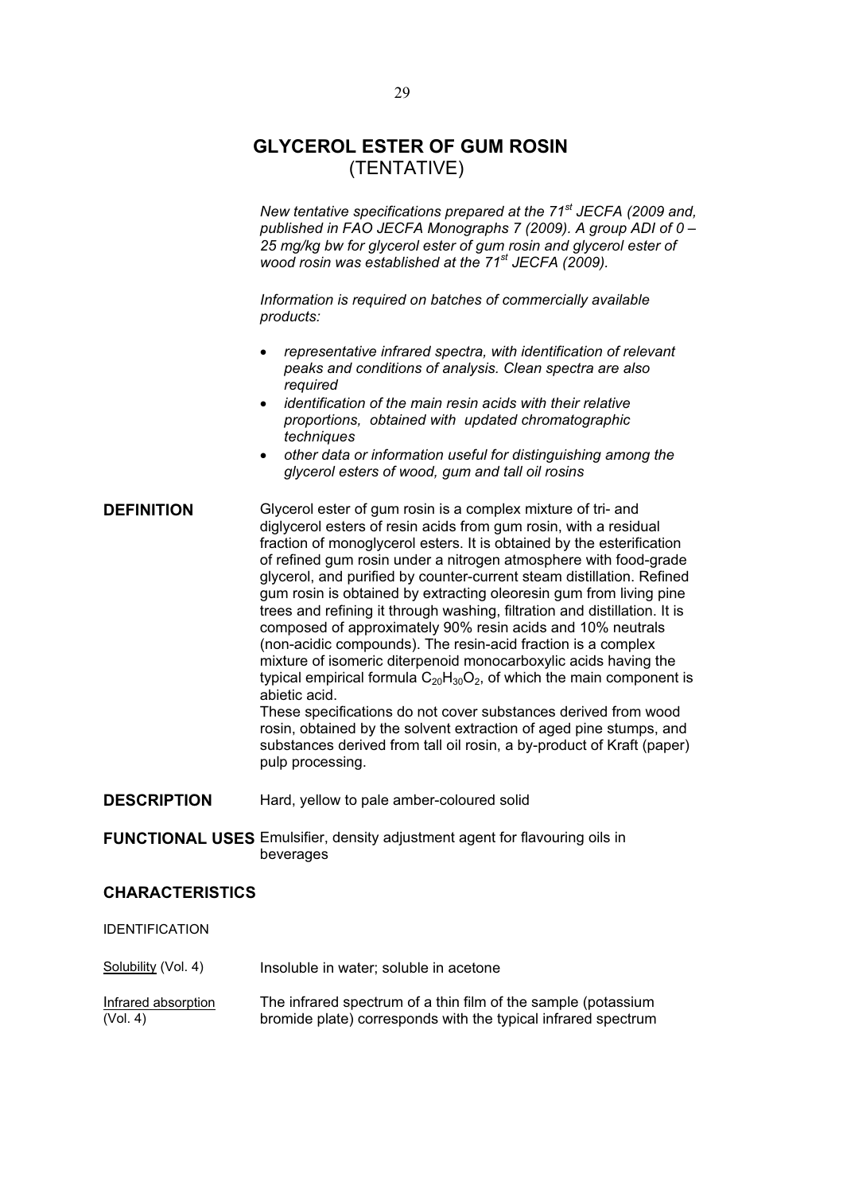# GLYCEROL ESTER OF GUM ROSIN
(TENTATIVE)

*New tentative specifications prepared at the 71[st] JECFA (2009 and, published in FAO JECFA Monographs 7 (2009). A group ADI of 0 – 25 mg/kg bw for glycerol ester of gum rosin and glycerol ester of wood rosin was established at the 71[st] JECFA (2009).*

*Information is required on batches of commercially available products:*

- *representative infrared spectra, with identification of relevant peaks and conditions of analysis. Clean spectra are also required*
- *identification of the main resin acids with their relative proportions, obtained with updated chromatographic techniques*
- *other data or information useful for distinguishing among the glycerol esters of wood, gum and tall oil rosins*

**DEFINITION**

Glycerol ester of gum rosin is a complex mixture of tri- and diglycerol esters of resin acids from gum rosin, with a residual fraction of monoglycerol esters. It is obtained by the esterification of refined gum rosin under a nitrogen atmosphere with food-grade glycerol, and purified by counter-current steam distillation. Refined gum rosin is obtained by extracting oleoresin gum from living pine trees and refining it through washing, filtration and distillation. It is composed of approximately 90% resin acids and 10% neutrals (non-acidic compounds). The resin-acid fraction is a complex mixture of isomeric diterpenoid monocarboxylic acids having the typical empirical formula $C_{20}H_{30}O_2$, of which the main component is abietic acid.

These specifications do not cover substances derived from wood rosin, obtained by the solvent extraction of aged pine stumps, and substances derived from tall oil rosin, a by-product of Kraft (paper) pulp processing.

**DESCRIPTION**

Hard, yellow to pale amber-coloured solid

**FUNCTIONAL USES**

Emulsifier, density adjustment agent for flavouring oils in beverages

## CHARACTERISTICS

IDENTIFICATION

Solubility (Vol. 4)

Insoluble in water; soluble in acetone

Infrared absorption (Vol. 4)

The infrared spectrum of a thin film of the sample (potassium bromide plate) corresponds with the typical infrared spectrum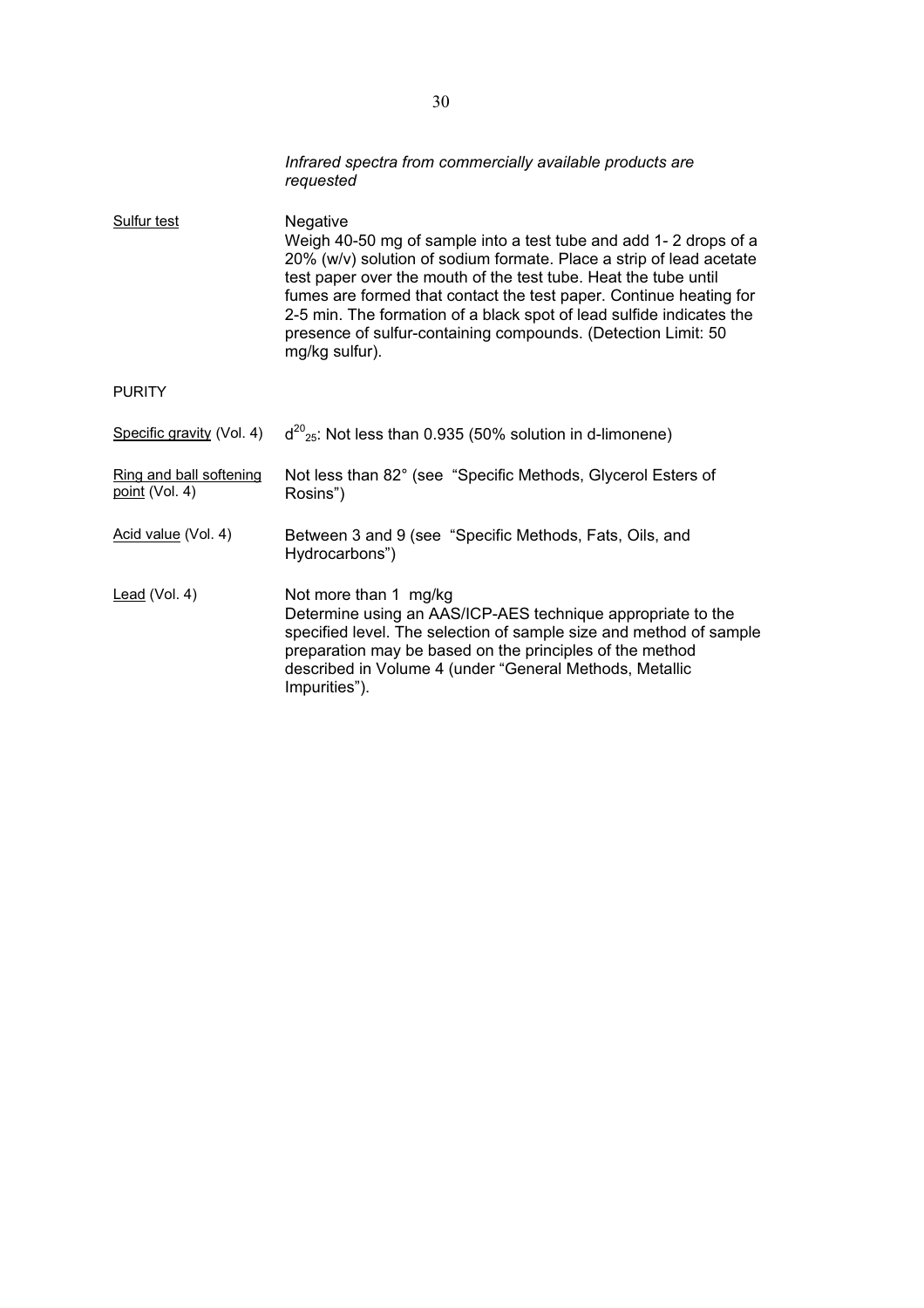*Infrared spectra from commercially available products are requested*

| | |
|---|---|
| Sulfur test | Negative<br>Weigh 40-50 mg of sample into a test tube and add 1- 2 drops of a 20% (w/v) solution of sodium formate. Place a strip of lead acetate test paper over the mouth of the test tube. Heat the tube until fumes are formed that contact the test paper. Continue heating for 2-5 min. The formation of a black spot of lead sulfide indicates the presence of sulfur-containing compounds. (Detection Limit: 50 mg/kg sulfur). |

PURITY

| | |
|---|---|
| Specific gravity (Vol. 4) | $d^{20}_{25}$: Not less than 0.935 (50% solution in d-limonene) |
| Ring and ball softening point (Vol. 4) | Not less than 82° (see "Specific Methods, Glycerol Esters of Rosins") |
| Acid value (Vol. 4) | Between 3 and 9 (see "Specific Methods, Fats, Oils, and Hydrocarbons") |
| Lead (Vol. 4) | Not more than 1 mg/kg<br>Determine using an AAS/ICP-AES technique appropriate to the specified level. The selection of sample size and method of sample preparation may be based on the principles of the method described in Volume 4 (under "General Methods, Metallic Impurities"). |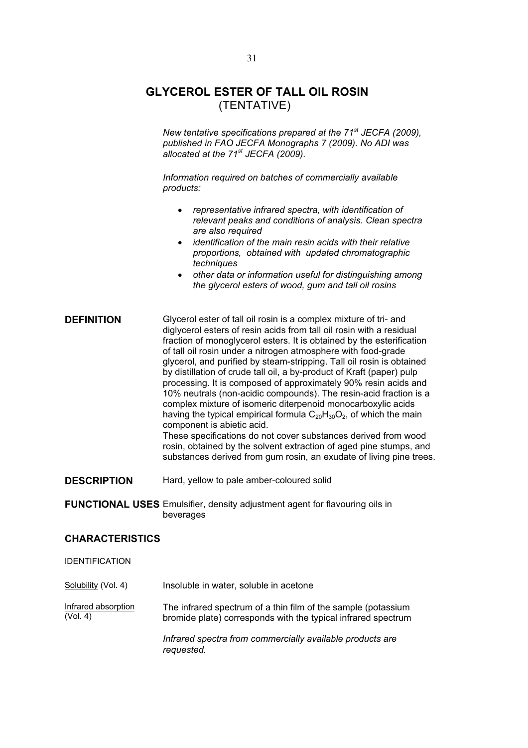# GLYCEROL ESTER OF TALL OIL ROSIN (TENTATIVE)

*New tentative specifications prepared at the 71st JECFA (2009), published in FAO JECFA Monographs 7 (2009). No ADI was allocated at the 71st JECFA (2009).*

*Information required on batches of commercially available products:*

- *representative infrared spectra, with identification of relevant peaks and conditions of analysis. Clean spectra are also required*
- *identification of the main resin acids with their relative proportions, obtained with updated chromatographic techniques*
- *other data or information useful for distinguishing among the glycerol esters of wood, gum and tall oil rosins*

## DEFINITION

Glycerol ester of tall oil rosin is a complex mixture of tri- and diglycerol esters of resin acids from tall oil rosin with a residual fraction of monoglycerol esters. It is obtained by the esterification of tall oil rosin under a nitrogen atmosphere with food-grade glycerol, and purified by steam-stripping. Tall oil rosin is obtained by distillation of crude tall oil, a by-product of Kraft (paper) pulp processing. It is composed of approximately 90% resin acids and 10% neutrals (non-acidic compounds). The resin-acid fraction is a complex mixture of isomeric diterpenoid monocarboxylic acids having the typical empirical formula $C_{20}H_{30}O_2$, of which the main component is abietic acid.
These specifications do not cover substances derived from wood rosin, obtained by the solvent extraction of aged pine stumps, and substances derived from gum rosin, an exudate of living pine trees.

## DESCRIPTION

Hard, yellow to pale amber-coloured solid

## FUNCTIONAL USES

Emulsifier, density adjustment agent for flavouring oils in beverages

## CHARACTERISTICS

IDENTIFICATION

**Solubility** (Vol. 4)

Insoluble in water, soluble in acetone

**Infrared absorption** (Vol. 4)

The infrared spectrum of a thin film of the sample (potassium bromide plate) corresponds with the typical infrared spectrum

*Infrared spectra from commercially available products are requested.*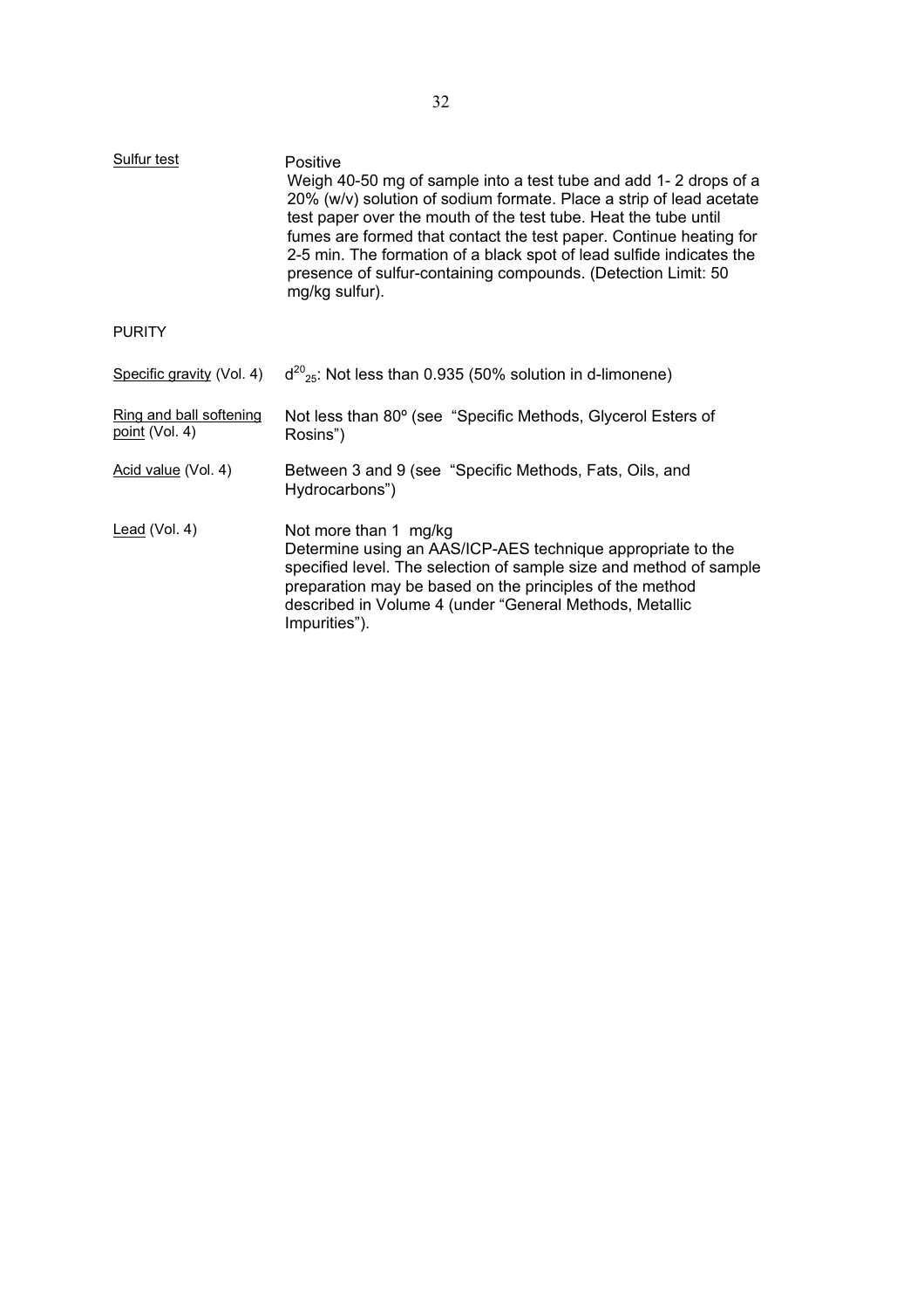<u>Sulfur test</u> Positive

Weigh 40-50 mg of sample into a test tube and add 1- 2 drops of a 20% (w/v) solution of sodium formate. Place a strip of lead acetate test paper over the mouth of the test tube. Heat the tube until fumes are formed that contact the test paper. Continue heating for 2-5 min. The formation of a black spot of lead sulfide indicates the presence of sulfur-containing compounds. (Detection Limit: 50 mg/kg sulfur).

PURITY

<u>Specific gravity</u> (Vol. 4) $d^{20}_{25}$: Not less than 0.935 (50% solution in d-limonene)

<u>Ring and ball softening point</u> (Vol. 4) Not less than 80º (see "Specific Methods, Glycerol Esters of Rosins")

<u>Acid value</u> (Vol. 4) Between 3 and 9 (see "Specific Methods, Fats, Oils, and Hydrocarbons")

<u>Lead</u> (Vol. 4) Not more than 1 mg/kg

Determine using an AAS/ICP-AES technique appropriate to the specified level. The selection of sample size and method of sample preparation may be based on the principles of the method described in Volume 4 (under "General Methods, Metallic Impurities").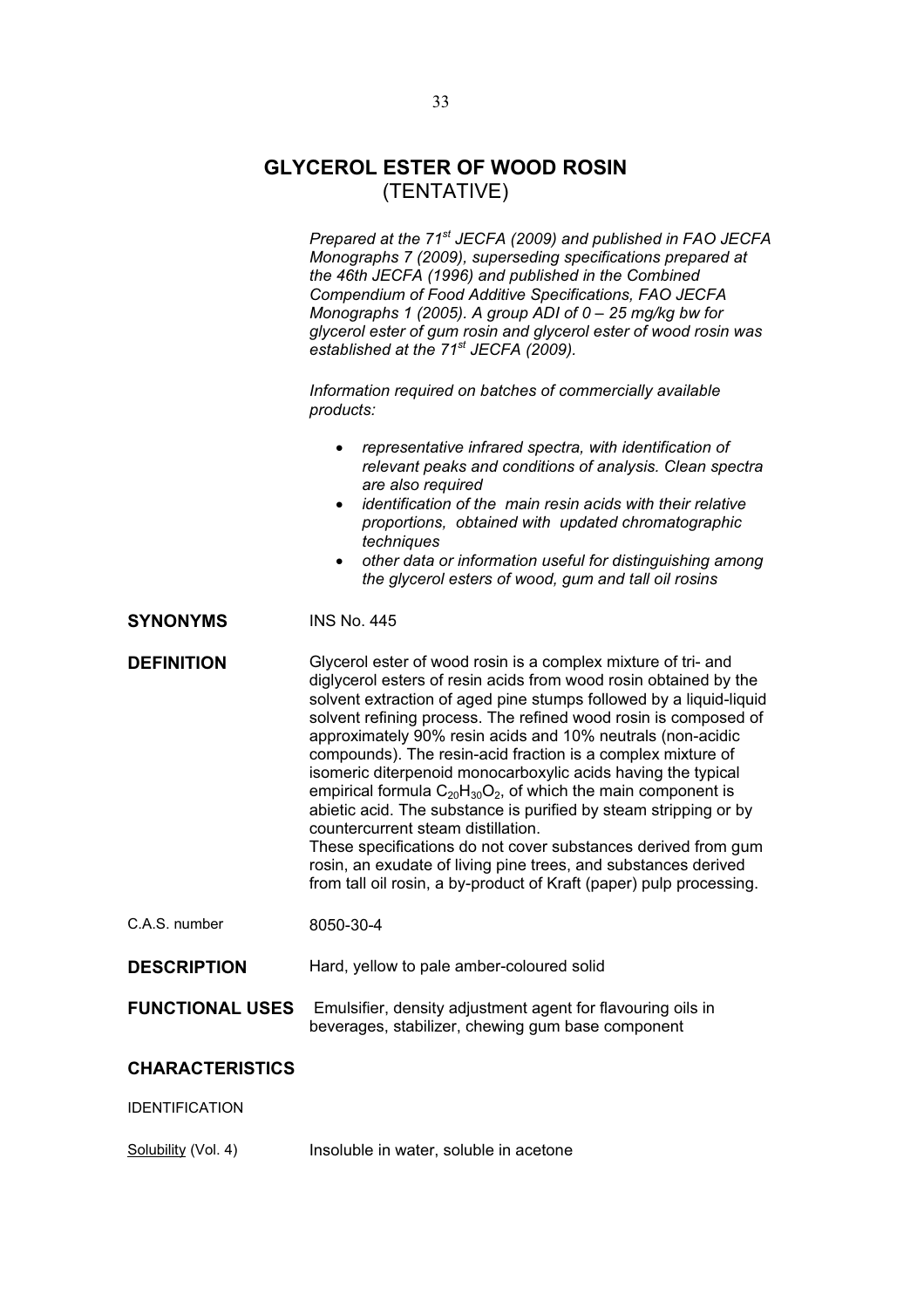# GLYCEROL ESTER OF WOOD ROSIN
(TENTATIVE)

*Prepared at the 71st JECFA (2009) and published in FAO JECFA Monographs 7 (2009), superseding specifications prepared at the 46th JECFA (1996) and published in the Combined Compendium of Food Additive Specifications, FAO JECFA Monographs 1 (2005). A group ADI of 0 – 25 mg/kg bw for glycerol ester of gum rosin and glycerol ester of wood rosin was established at the 71st JECFA (2009).*

*Information required on batches of commercially available products:*

- *representative infrared spectra, with identification of relevant peaks and conditions of analysis. Clean spectra are also required*
- *identification of the main resin acids with their relative proportions, obtained with updated chromatographic techniques*
- *other data or information useful for distinguishing among the glycerol esters of wood, gum and tall oil rosins*

**SYNONYMS** INS No. 445

**DEFINITION** Glycerol ester of wood rosin is a complex mixture of tri- and diglycerol esters of resin acids from wood rosin obtained by the solvent extraction of aged pine stumps followed by a liquid-liquid solvent refining process. The refined wood rosin is composed of approximately 90% resin acids and 10% neutrals (non-acidic compounds). The resin-acid fraction is a complex mixture of isomeric diterpenoid monocarboxylic acids having the typical empirical formula $C_{20}H_{30}O_2$, of which the main component is abietic acid. The substance is purified by steam stripping or by countercurrent steam distillation.
These specifications do not cover substances derived from gum rosin, an exudate of living pine trees, and substances derived from tall oil rosin, a by-product of Kraft (paper) pulp processing.

C.A.S. number 8050-30-4

**DESCRIPTION** Hard, yellow to pale amber-coloured solid

**FUNCTIONAL USES** Emulsifier, density adjustment agent for flavouring oils in beverages, stabilizer, chewing gum base component

**CHARACTERISTICS**

IDENTIFICATION

Solubility (Vol. 4) Insoluble in water, soluble in acetone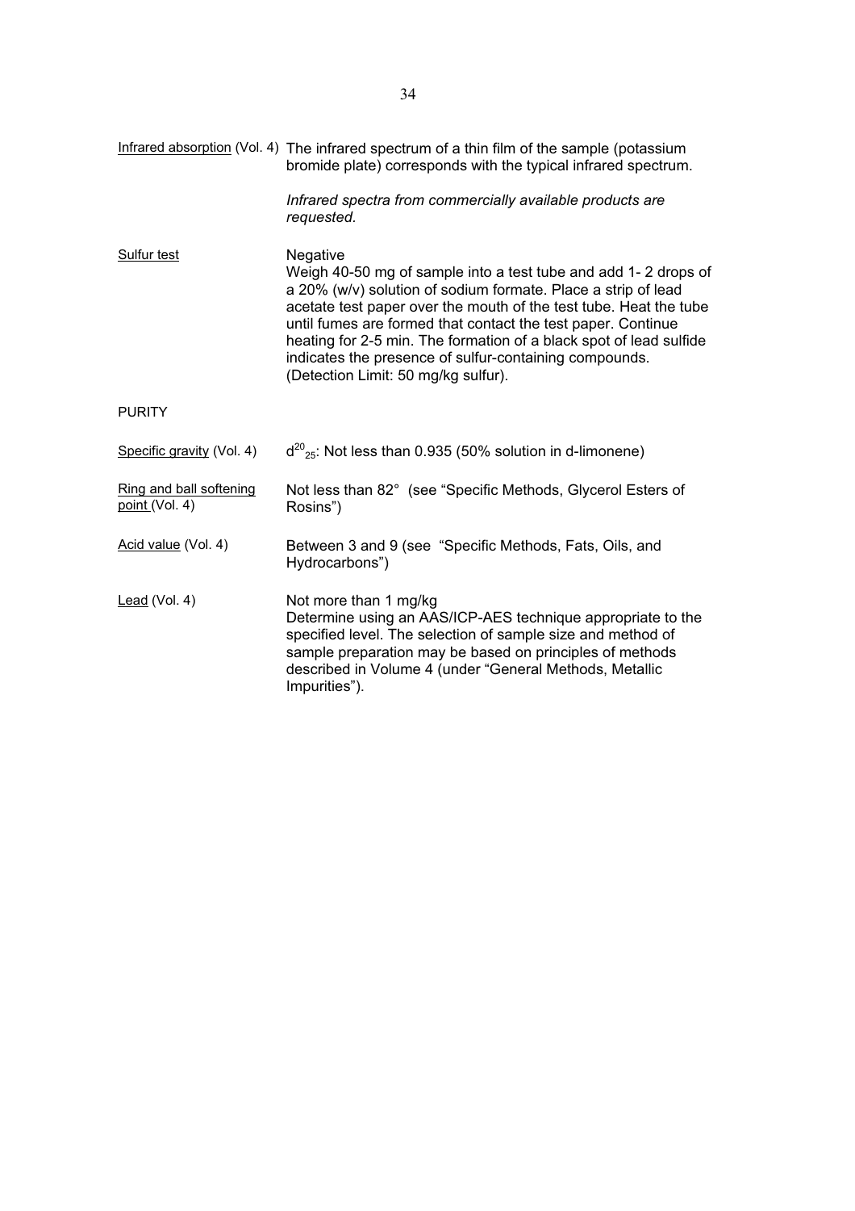Infrared absorption (Vol. 4) The infrared spectrum of a thin film of the sample (potassium bromide plate) corresponds with the typical infrared spectrum.

*Infrared spectra from commercially available products are requested.*

Sulfur test: Negative
Weigh 40-50 mg of sample into a test tube and add 1- 2 drops of a 20% (w/v) solution of sodium formate. Place a strip of lead acetate test paper over the mouth of the test tube. Heat the tube until fumes are formed that contact the test paper. Continue heating for 2-5 min. The formation of a black spot of lead sulfide indicates the presence of sulfur-containing compounds. (Detection Limit: 50 mg/kg sulfur).

PURITY

Specific gravity (Vol. 4): $d^{20}_{25}$: Not less than 0.935 (50% solution in d-limonene)

Ring and ball softening point (Vol. 4): Not less than 82° (see "Specific Methods, Glycerol Esters of Rosins")

Acid value (Vol. 4): Between 3 and 9 (see "Specific Methods, Fats, Oils, and Hydrocarbons")

Lead (Vol. 4): Not more than 1 mg/kg
Determine using an AAS/ICP-AES technique appropriate to the specified level. The selection of sample size and method of sample preparation may be based on principles of methods described in Volume 4 (under "General Methods, Metallic Impurities").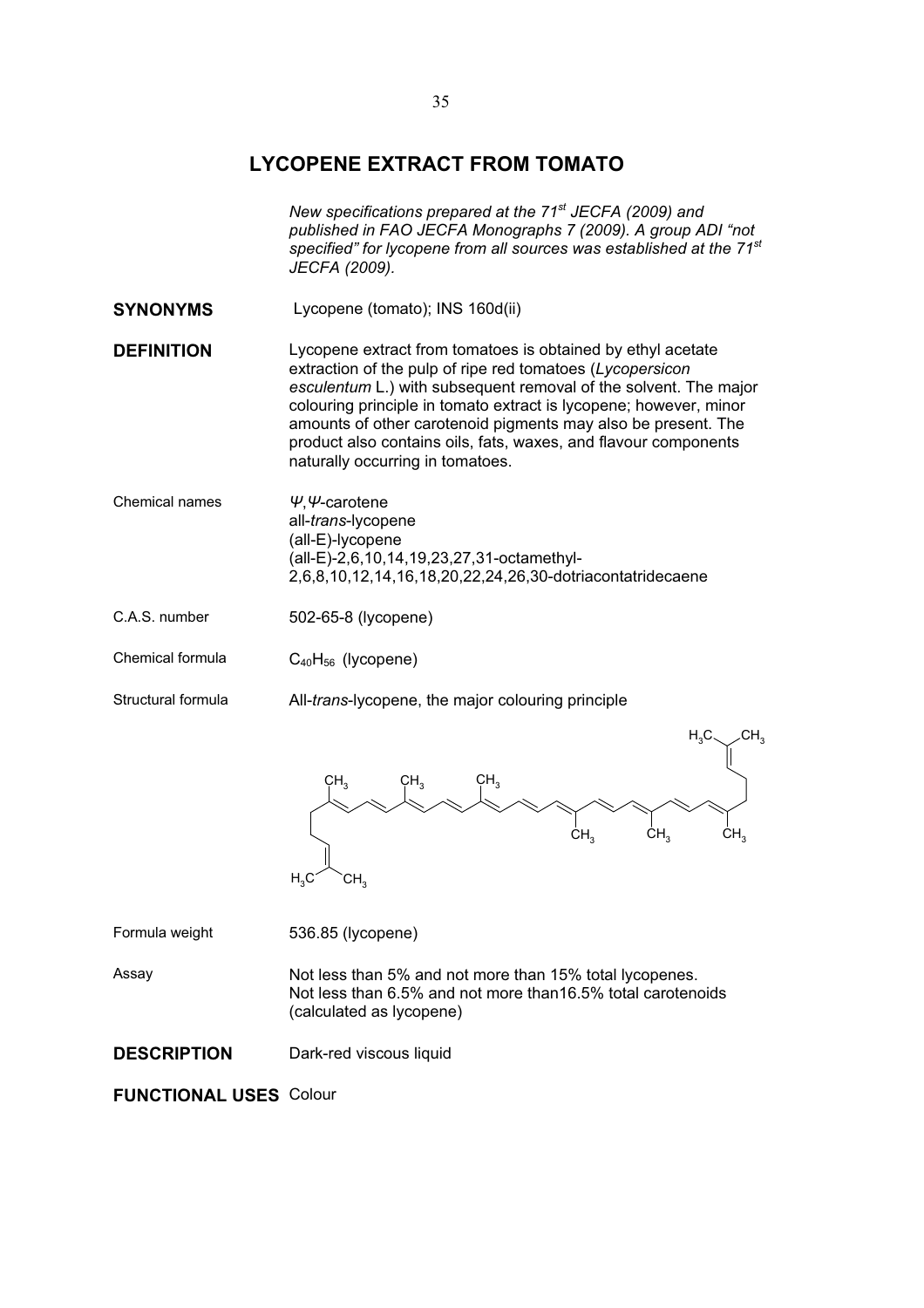# LYCOPENE EXTRACT FROM TOMATO

*New specifications prepared at the 71st JECFA (2009) and published in FAO JECFA Monographs 7 (2009). A group ADI "not specified" for lycopene from all sources was established at the 71st JECFA (2009).*

**SYNONYMS** Lycopene (tomato); INS 160d(ii)

**DEFINITION** Lycopene extract from tomatoes is obtained by ethyl acetate extraction of the pulp of ripe red tomatoes (*Lycopersicon esculentum* L.) with subsequent removal of the solvent. The major colouring principle in tomato extract is lycopene; however, minor amounts of other carotenoid pigments may also be present. The product also contains oils, fats, waxes, and flavour components naturally occurring in tomatoes.

Chemical names
*Ψ*,*Ψ*-carotene
all-*trans*-lycopene
(all-E)-lycopene
(all-E)-2,6,10,14,19,23,27,31-octamethyl-2,6,8,10,12,14,16,18,20,22,24,26,30-dotriacontatridecaene

C.A.S. number 502-65-8 (lycopene)

Chemical formula $C_{40}H_{56}$ (lycopene)

Structural formula All-*trans*-lycopene, the major colouring principle

Formula weight 536.85 (lycopene)

Assay
Not less than 5% and not more than 15% total lycopenes.
Not less than 6.5% and not more than16.5% total carotenoids (calculated as lycopene)

**DESCRIPTION** Dark-red viscous liquid

**FUNCTIONAL USES** Colour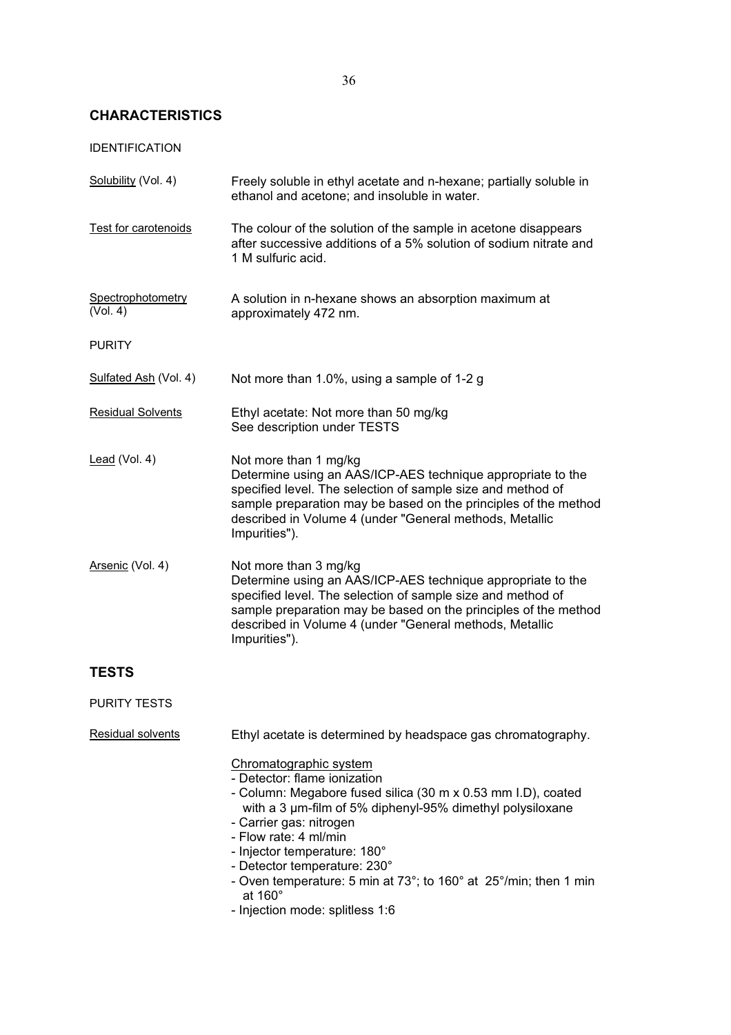## CHARACTERISTICS

IDENTIFICATION

Solubility (Vol. 4) — Freely soluble in ethyl acetate and n-hexane; partially soluble in ethanol and acetone; and insoluble in water.

Test for carotenoids — The colour of the solution of the sample in acetone disappears after successive additions of a 5% solution of sodium nitrate and 1 M sulfuric acid.

Spectrophotometry (Vol. 4) — A solution in n-hexane shows an absorption maximum at approximately 472 nm.

PURITY

Sulfated Ash (Vol. 4) — Not more than 1.0%, using a sample of 1-2 g

Residual Solvents — Ethyl acetate: Not more than 50 mg/kg
See description under TESTS

Lead (Vol. 4) — Not more than 1 mg/kg
Determine using an AAS/ICP-AES technique appropriate to the specified level. The selection of sample size and method of sample preparation may be based on the principles of the method described in Volume 4 (under "General methods, Metallic Impurities").

Arsenic (Vol. 4) — Not more than 3 mg/kg
Determine using an AAS/ICP-AES technique appropriate to the specified level. The selection of sample size and method of sample preparation may be based on the principles of the method described in Volume 4 (under "General methods, Metallic Impurities").

## TESTS

PURITY TESTS

Residual solvents — Ethyl acetate is determined by headspace gas chromatography.

Chromatographic system

- Detector: flame ionization
- Column: Megabore fused silica (30 m x 0.53 mm I.D), coated with a 3 µm-film of 5% diphenyl-95% dimethyl polysiloxane
- Carrier gas: nitrogen
- Flow rate: 4 ml/min
- Injector temperature: 180°
- Detector temperature: 230°
- Oven temperature: 5 min at 73°; to 160° at 25°/min; then 1 min at 160°
- Injection mode: splitless 1:6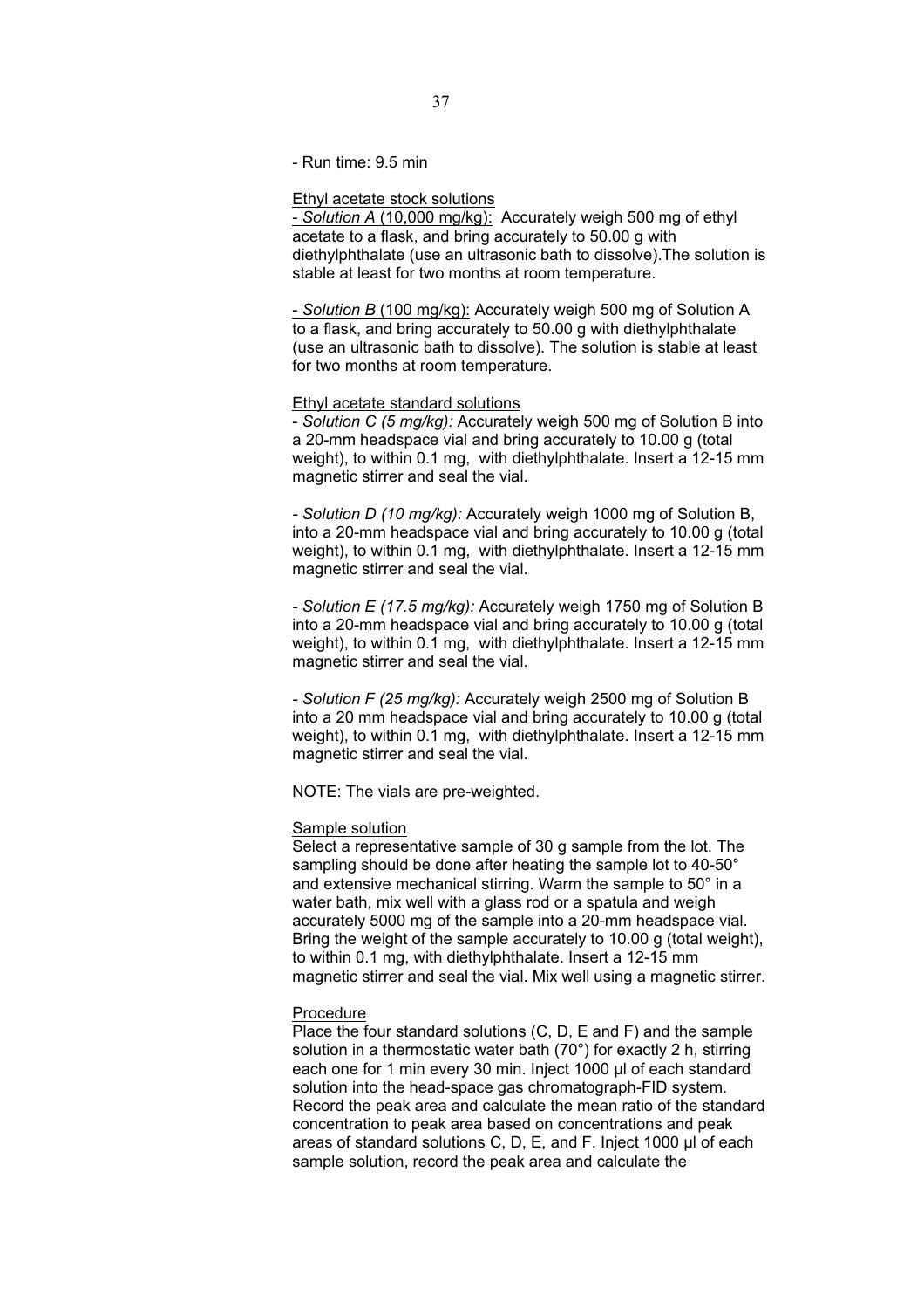- Run time: 9.5 min

Ethyl acetate stock solutions

- *Solution A* (10,000 mg/kg): Accurately weigh 500 mg of ethyl acetate to a flask, and bring accurately to 50.00 g with diethylphthalate (use an ultrasonic bath to dissolve).The solution is stable at least for two months at room temperature.

- *Solution B* (100 mg/kg): Accurately weigh 500 mg of Solution A to a flask, and bring accurately to 50.00 g with diethylphthalate (use an ultrasonic bath to dissolve). The solution is stable at least for two months at room temperature.

Ethyl acetate standard solutions

- *Solution C (5 mg/kg):* Accurately weigh 500 mg of Solution B into a 20-mm headspace vial and bring accurately to 10.00 g (total weight), to within 0.1 mg, with diethylphthalate. Insert a 12-15 mm magnetic stirrer and seal the vial.

- *Solution D (10 mg/kg):* Accurately weigh 1000 mg of Solution B, into a 20-mm headspace vial and bring accurately to 10.00 g (total weight), to within 0.1 mg, with diethylphthalate. Insert a 12-15 mm magnetic stirrer and seal the vial.

- *Solution E (17.5 mg/kg):* Accurately weigh 1750 mg of Solution B into a 20-mm headspace vial and bring accurately to 10.00 g (total weight), to within 0.1 mg, with diethylphthalate. Insert a 12-15 mm magnetic stirrer and seal the vial.

- *Solution F (25 mg/kg):* Accurately weigh 2500 mg of Solution B into a 20 mm headspace vial and bring accurately to 10.00 g (total weight), to within 0.1 mg, with diethylphthalate. Insert a 12-15 mm magnetic stirrer and seal the vial.

NOTE: The vials are pre-weighted.

Sample solution

Select a representative sample of 30 g sample from the lot. The sampling should be done after heating the sample lot to 40-50° and extensive mechanical stirring. Warm the sample to 50° in a water bath, mix well with a glass rod or a spatula and weigh accurately 5000 mg of the sample into a 20-mm headspace vial. Bring the weight of the sample accurately to 10.00 g (total weight), to within 0.1 mg, with diethylphthalate. Insert a 12-15 mm magnetic stirrer and seal the vial. Mix well using a magnetic stirrer.

Procedure

Place the four standard solutions (C, D, E and F) and the sample solution in a thermostatic water bath (70°) for exactly 2 h, stirring each one for 1 min every 30 min. Inject 1000 µl of each standard solution into the head-space gas chromatograph-FID system. Record the peak area and calculate the mean ratio of the standard concentration to peak area based on concentrations and peak areas of standard solutions C, D, E, and F. Inject 1000 µl of each sample solution, record the peak area and calculate the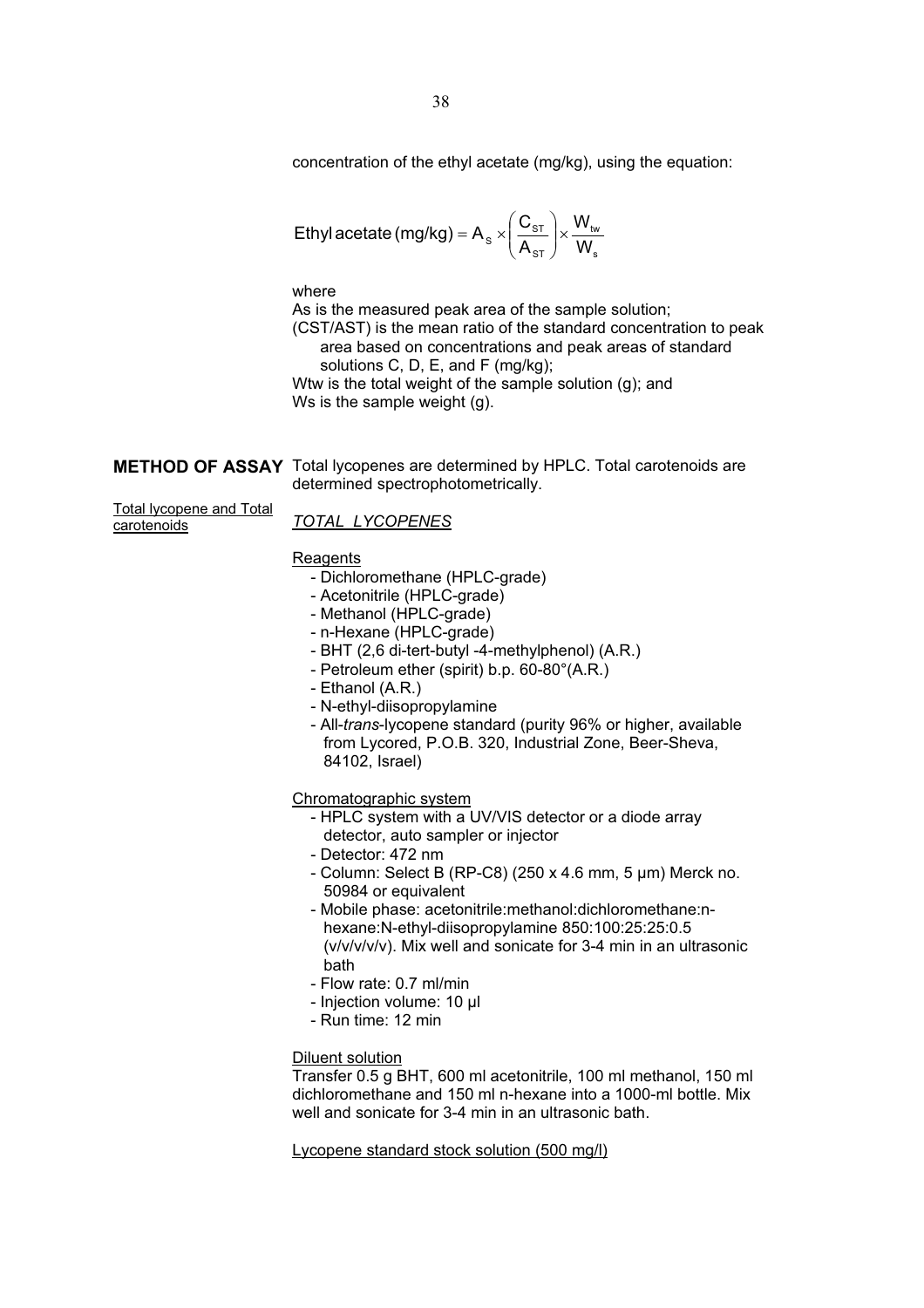concentration of the ethyl acetate (mg/kg), using the equation:

$$\text{Ethyl acetate (mg/kg)} = A_S \times \left(\frac{C_{ST}}{A_{ST}}\right) \times \frac{W_{tw}}{W_s}$$

where

As is the measured peak area of the sample solution;

(CST/AST) is the mean ratio of the standard concentration to peak area based on concentrations and peak areas of standard solutions C, D, E, and F (mg/kg);

Wtw is the total weight of the sample solution (g); and

Ws is the sample weight (g).

## METHOD OF ASSAY

Total lycopenes are determined by HPLC. Total carotenoids are determined spectrophotometrically.

Total lycopene and Total carotenoids

*TOTAL LYCOPENES*

Reagents

- Dichloromethane (HPLC-grade)
- Acetonitrile (HPLC-grade)
- Methanol (HPLC-grade)
- n-Hexane (HPLC-grade)
- BHT (2,6 di-tert-butyl -4-methylphenol) (A.R.)
- Petroleum ether (spirit) b.p. 60-80°(A.R.)
- Ethanol (A.R.)
- N-ethyl-diisopropylamine
- All-*trans*-lycopene standard (purity 96% or higher, available from Lycored, P.O.B. 320, Industrial Zone, Beer-Sheva, 84102, Israel)

Chromatographic system

- HPLC system with a UV/VIS detector or a diode array detector, auto sampler or injector
- Detector: 472 nm
- Column: Select B (RP-C8) (250 x 4.6 mm, 5 µm) Merck no. 50984 or equivalent
- Mobile phase: acetonitrile:methanol:dichloromethane:n-hexane:N-ethyl-diisopropylamine 850:100:25:25:0.5 (v/v/v/v/v). Mix well and sonicate for 3-4 min in an ultrasonic bath
- Flow rate: 0.7 ml/min
- Injection volume: 10 µl
- Run time: 12 min

Diluent solution

Transfer 0.5 g BHT, 600 ml acetonitrile, 100 ml methanol, 150 ml dichloromethane and 150 ml n-hexane into a 1000-ml bottle. Mix well and sonicate for 3-4 min in an ultrasonic bath.

Lycopene standard stock solution (500 mg/l)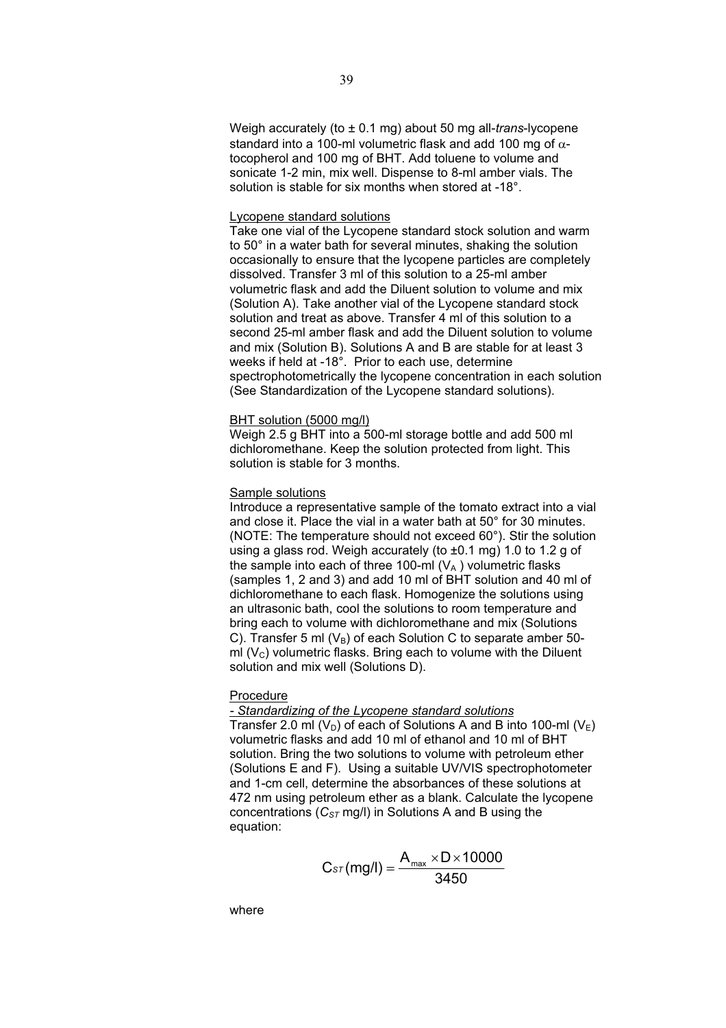Weigh accurately (to ± 0.1 mg) about 50 mg all-*trans*-lycopene standard into a 100-ml volumetric flask and add 100 mg of $\alpha$-tocopherol and 100 mg of BHT. Add toluene to volume and sonicate 1-2 min, mix well. Dispense to 8-ml amber vials. The solution is stable for six months when stored at -18°.

Lycopene standard solutions

Take one vial of the Lycopene standard stock solution and warm to 50° in a water bath for several minutes, shaking the solution occasionally to ensure that the lycopene particles are completely dissolved. Transfer 3 ml of this solution to a 25-ml amber volumetric flask and add the Diluent solution to volume and mix (Solution A). Take another vial of the Lycopene standard stock solution and treat as above. Transfer 4 ml of this solution to a second 25-ml amber flask and add the Diluent solution to volume and mix (Solution B). Solutions A and B are stable for at least 3 weeks if held at -18°. Prior to each use, determine spectrophotometrically the lycopene concentration in each solution (See Standardization of the Lycopene standard solutions).

BHT solution (5000 mg/l)

Weigh 2.5 g BHT into a 500-ml storage bottle and add 500 ml dichloromethane. Keep the solution protected from light. This solution is stable for 3 months.

Sample solutions

Introduce a representative sample of the tomato extract into a vial and close it. Place the vial in a water bath at 50° for 30 minutes. (NOTE: The temperature should not exceed 60°). Stir the solution using a glass rod. Weigh accurately (to ±0.1 mg) 1.0 to 1.2 g of the sample into each of three 100-ml ($V_A$) volumetric flasks (samples 1, 2 and 3) and add 10 ml of BHT solution and 40 ml of dichloromethane to each flask. Homogenize the solutions using an ultrasonic bath, cool the solutions to room temperature and bring each to volume with dichloromethane and mix (Solutions C). Transfer 5 ml ($V_B$) of each Solution C to separate amber 50-ml ($V_C$) volumetric flasks. Bring each to volume with the Diluent solution and mix well (Solutions D).

Procedure

*- Standardizing of the Lycopene standard solutions*

Transfer 2.0 ml ($V_D$) of each of Solutions A and B into 100-ml ($V_E$) volumetric flasks and add 10 ml of ethanol and 10 ml of BHT solution. Bring the two solutions to volume with petroleum ether (Solutions E and F). Using a suitable UV/VIS spectrophotometer and 1-cm cell, determine the absorbances of these solutions at 472 nm using petroleum ether as a blank. Calculate the lycopene concentrations ($C_{ST}$ mg/l) in Solutions A and B using the equation:

$$C_{ST}(\text{mg/l}) = \frac{A_{max} \times D \times 10000}{3450}$$

where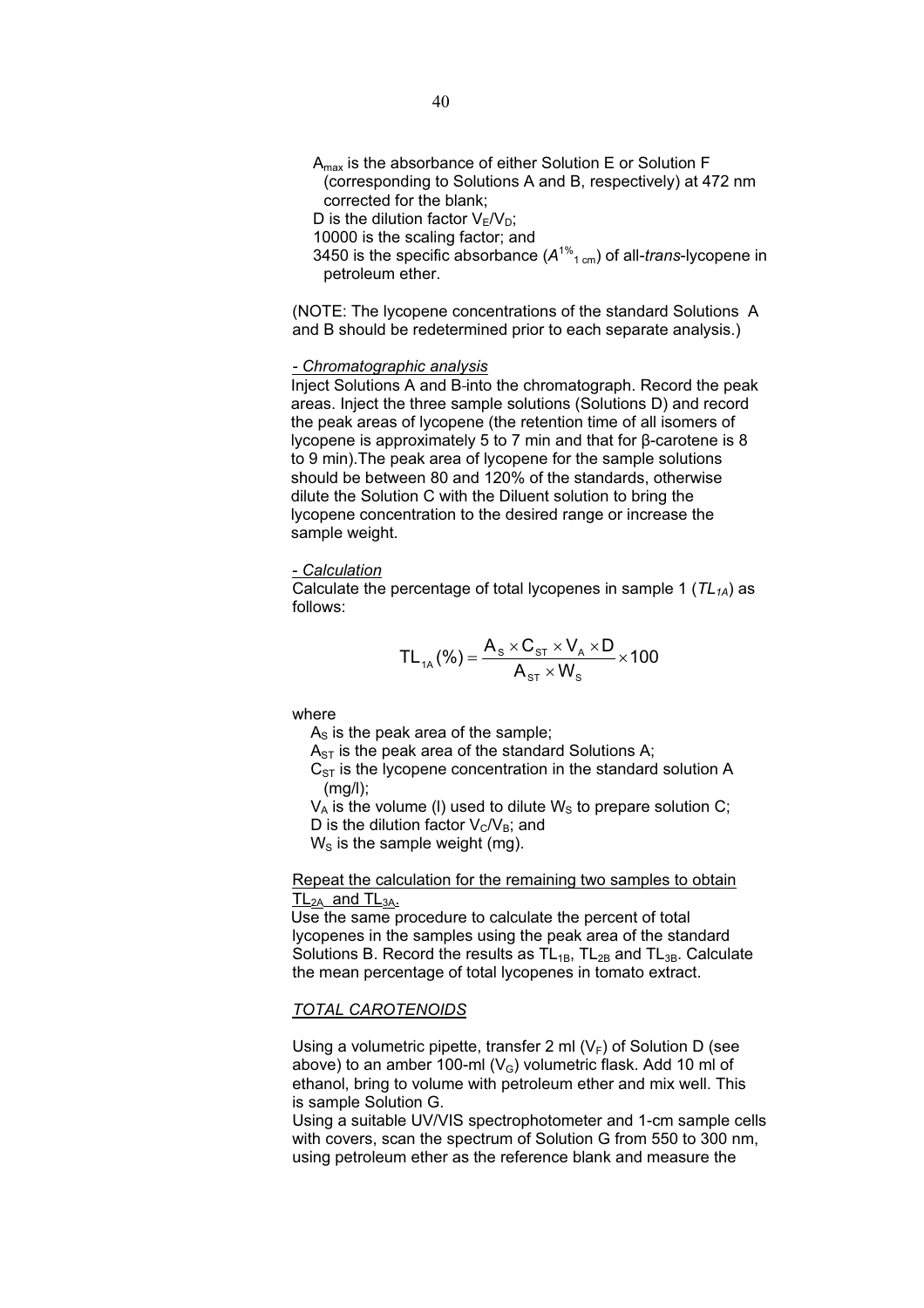$A_{max}$ is the absorbance of either Solution E or Solution F (corresponding to Solutions A and B, respectively) at 472 nm corrected for the blank;

D is the dilution factor $V_E/V_D$;

10000 is the scaling factor; and

3450 is the specific absorbance ($A^{1\%}_{1\ cm}$) of all-*trans*-lycopene in petroleum ether.

(NOTE: The lycopene concentrations of the standard Solutions A and B should be redetermined prior to each separate analysis.)

*- Chromatographic analysis*

Inject Solutions A and B into the chromatograph. Record the peak areas. Inject the three sample solutions (Solutions D) and record the peak areas of lycopene (the retention time of all isomers of lycopene is approximately 5 to 7 min and that for β-carotene is 8 to 9 min).The peak area of lycopene for the sample solutions should be between 80 and 120% of the standards, otherwise dilute the Solution C with the Diluent solution to bring the lycopene concentration to the desired range or increase the sample weight.

*- Calculation*

Calculate the percentage of total lycopenes in sample 1 ($TL_{1A}$) as follows:

$$TL_{1A}(\%) = \frac{A_S \times C_{ST} \times V_A \times D}{A_{ST} \times W_S} \times 100$$

where

$A_S$ is the peak area of the sample;

$A_{ST}$ is the peak area of the standard Solutions A;

$C_{ST}$ is the lycopene concentration in the standard solution A (mg/l);

$V_A$ is the volume (l) used to dilute $W_S$ to prepare solution C;

D is the dilution factor $V_C/V_B$; and

$W_S$ is the sample weight (mg).

Repeat the calculation for the remaining two samples to obtain $TL_{2A}$ and $TL_{3A}$.

Use the same procedure to calculate the percent of total lycopenes in the samples using the peak area of the standard Solutions B. Record the results as $TL_{1B}$, $TL_{2B}$ and $TL_{3B}$. Calculate the mean percentage of total lycopenes in tomato extract.

*TOTAL CAROTENOIDS*

Using a volumetric pipette, transfer 2 ml ($V_F$) of Solution D (see above) to an amber 100-ml ($V_G$) volumetric flask. Add 10 ml of ethanol, bring to volume with petroleum ether and mix well. This is sample Solution G.

Using a suitable UV/VIS spectrophotometer and 1-cm sample cells with covers, scan the spectrum of Solution G from 550 to 300 nm, using petroleum ether as the reference blank and measure the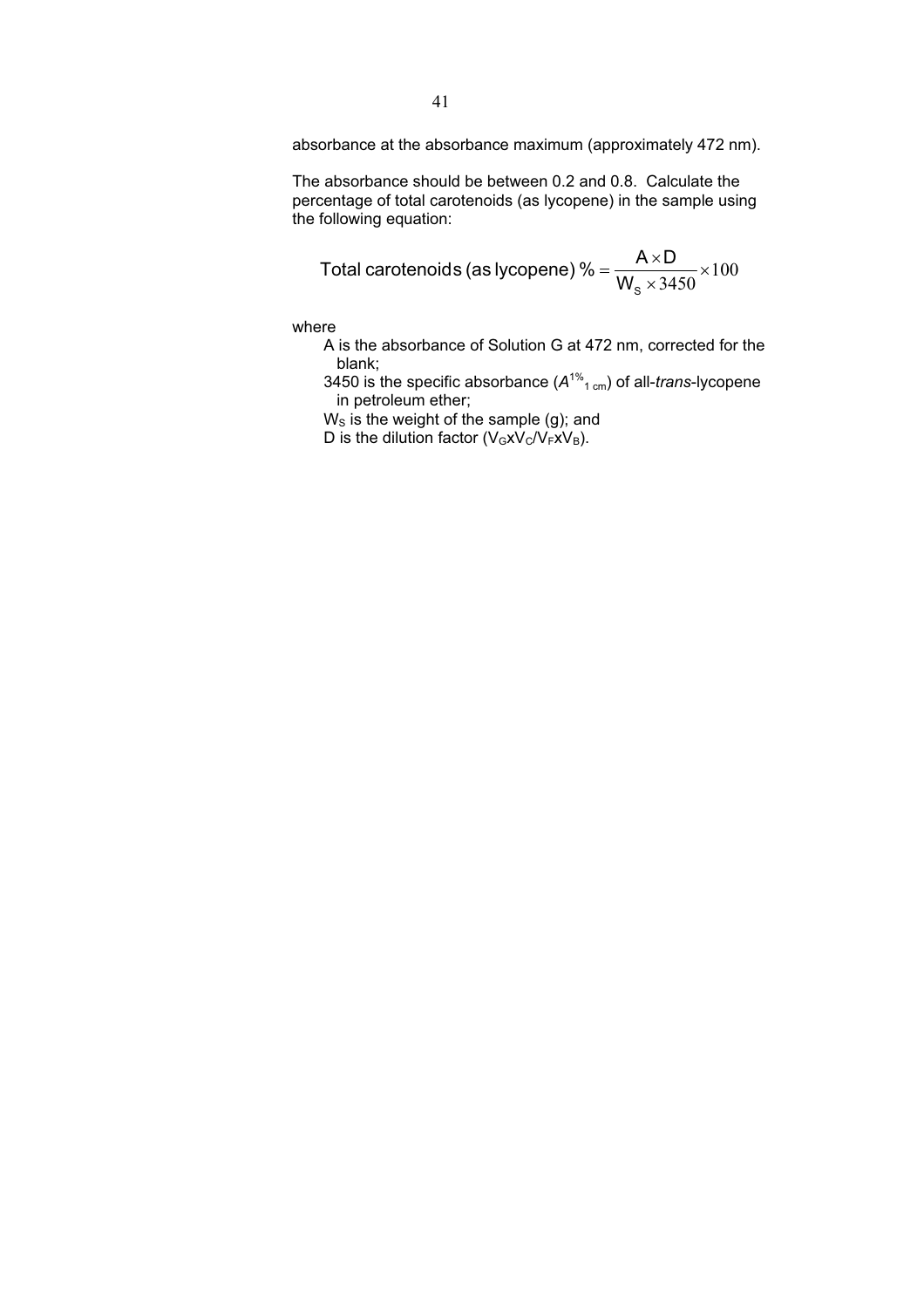absorbance at the absorbance maximum (approximately 472 nm).

The absorbance should be between 0.2 and 0.8. Calculate the percentage of total carotenoids (as lycopene) in the sample using the following equation:

$$\text{Total carotenoids (as lycopene) \%} = \frac{A \times D}{W_S \times 3450} \times 100$$

where

A is the absorbance of Solution G at 472 nm, corrected for the blank;

3450 is the specific absorbance ($A^{1\%}_{1\ cm}$) of all-*trans*-lycopene in petroleum ether;

$W_S$ is the weight of the sample (g); and

D is the dilution factor ($V_G x V_C / V_F x V_B$).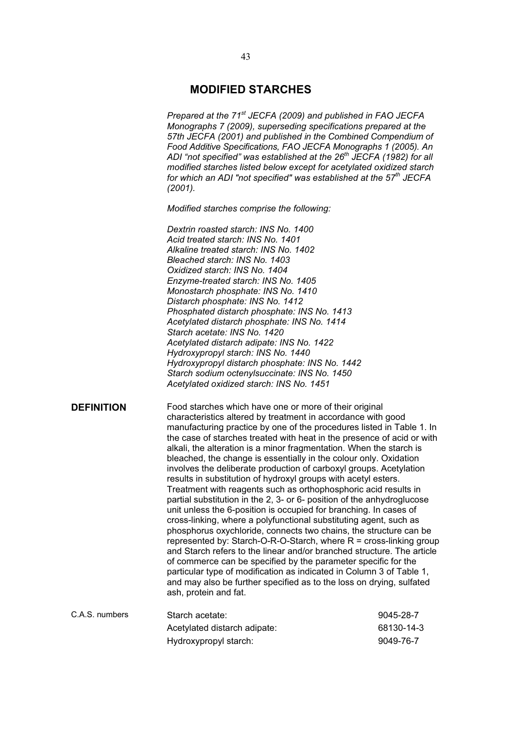# MODIFIED STARCHES

*Prepared at the 71st JECFA (2009) and published in FAO JECFA Monographs 7 (2009), superseding specifications prepared at the 57th JECFA (2001) and published in the Combined Compendium of Food Additive Specifications, FAO JECFA Monographs 1 (2005). An ADI "not specified" was established at the 26th JECFA (1982) for all modified starches listed below except for acetylated oxidized starch for which an ADI "not specified" was established at the 57th JECFA (2001).*

*Modified starches comprise the following:*

*Dextrin roasted starch: INS No. 1400*
*Acid treated starch: INS No. 1401*
*Alkaline treated starch: INS No. 1402*
*Bleached starch: INS No. 1403*
*Oxidized starch: INS No. 1404*
*Enzyme-treated starch: INS No. 1405*
*Monostarch phosphate: INS No. 1410*
*Distarch phosphate: INS No. 1412*
*Phosphated distarch phosphate: INS No. 1413*
*Acetylated distarch phosphate: INS No. 1414*
*Starch acetate: INS No. 1420*
*Acetylated distarch adipate: INS No. 1422*
*Hydroxypropyl starch: INS No. 1440*
*Hydroxypropyl distarch phosphate: INS No. 1442*
*Starch sodium octenylsuccinate: INS No. 1450*
*Acetylated oxidized starch: INS No. 1451*

**DEFINITION**

Food starches which have one or more of their original characteristics altered by treatment in accordance with good manufacturing practice by one of the procedures listed in Table 1. In the case of starches treated with heat in the presence of acid or with alkali, the alteration is a minor fragmentation. When the starch is bleached, the change is essentially in the colour only. Oxidation involves the deliberate production of carboxyl groups. Acetylation results in substitution of hydroxyl groups with acetyl esters. Treatment with reagents such as orthophosphoric acid results in partial substitution in the 2, 3- or 6- position of the anhydroglucose unit unless the 6-position is occupied for branching. In cases of cross-linking, where a polyfunctional substituting agent, such as phosphorus oxychloride, connects two chains, the structure can be represented by: Starch-O-R-O-Starch, where R = cross-linking group and Starch refers to the linear and/or branched structure. The article of commerce can be specified by the parameter specific for the particular type of modification as indicated in Column 3 of Table 1, and may also be further specified as to the loss on drying, sulfated ash, protein and fat.

C.A.S. numbers

| | |
|---|---|
| Starch acetate: | 9045-28-7 |
| Acetylated distarch adipate: | 68130-14-3 |
| Hydroxypropyl starch: | 9049-76-7 |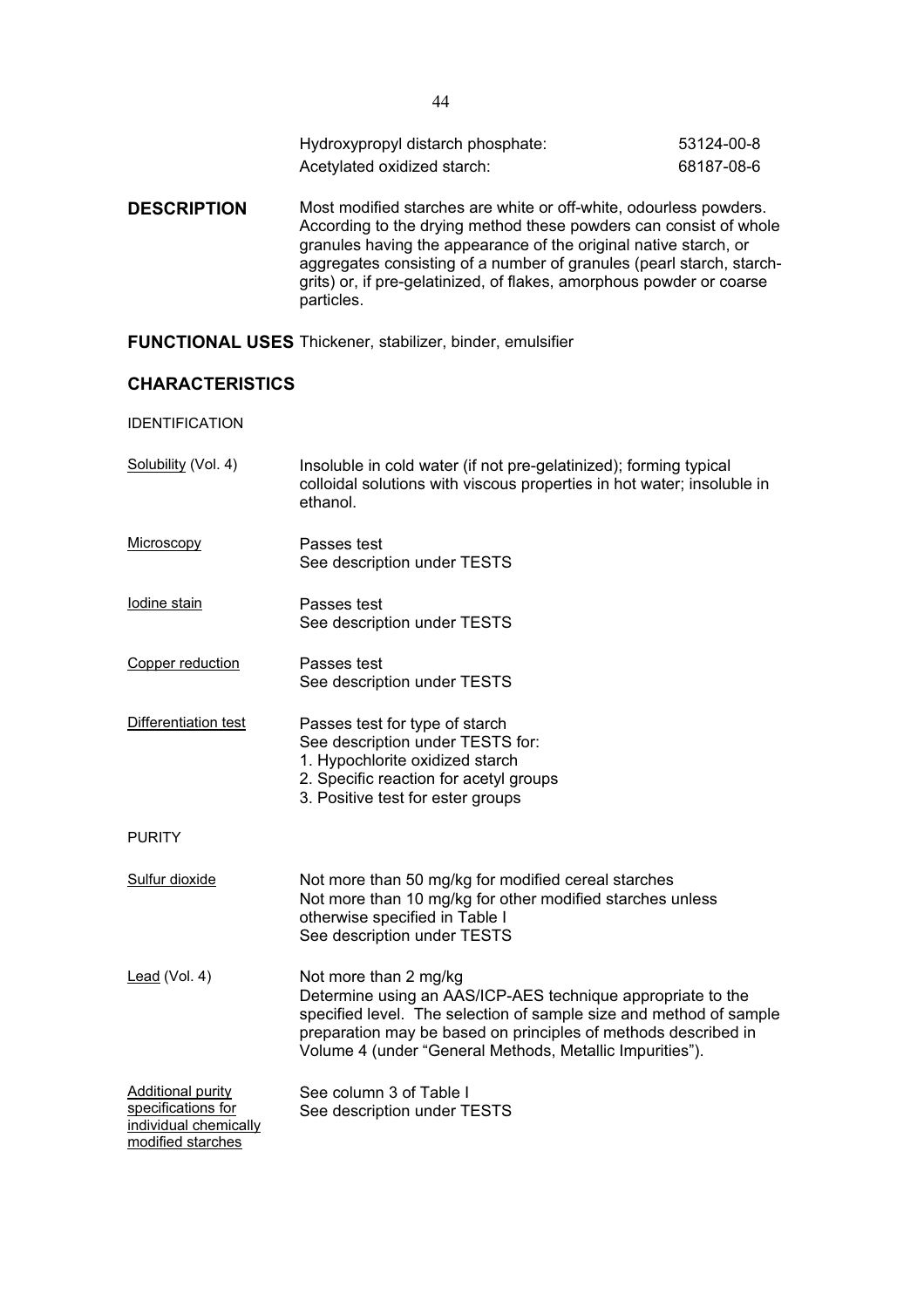| | |
|---|---|
| Hydroxypropyl distarch phosphate: | 53124-00-8 |
| Acetylated oxidized starch: | 68187-08-6 |

**DESCRIPTION** Most modified starches are white or off-white, odourless powders. According to the drying method these powders can consist of whole granules having the appearance of the original native starch, or aggregates consisting of a number of granules (pearl starch, starch-grits) or, if pre-gelatinized, of flakes, amorphous powder or coarse particles.

**FUNCTIONAL USES** Thickener, stabilizer, binder, emulsifier

## CHARACTERISTICS

IDENTIFICATION

Solubility (Vol. 4) Insoluble in cold water (if not pre-gelatinized); forming typical colloidal solutions with viscous properties in hot water; insoluble in ethanol.

Microscopy Passes test
See description under TESTS

Iodine stain Passes test
See description under TESTS

Copper reduction Passes test
See description under TESTS

Differentiation test Passes test for type of starch
See description under TESTS for:
1. Hypochlorite oxidized starch
2. Specific reaction for acetyl groups
3. Positive test for ester groups

PURITY

Sulfur dioxide Not more than 50 mg/kg for modified cereal starches
Not more than 10 mg/kg for other modified starches unless otherwise specified in Table I
See description under TESTS

Lead (Vol. 4) Not more than 2 mg/kg
Determine using an AAS/ICP-AES technique appropriate to the specified level. The selection of sample size and method of sample preparation may be based on principles of methods described in Volume 4 (under "General Methods, Metallic Impurities").

Additional purity specifications for individual chemically modified starches See column 3 of Table I
See description under TESTS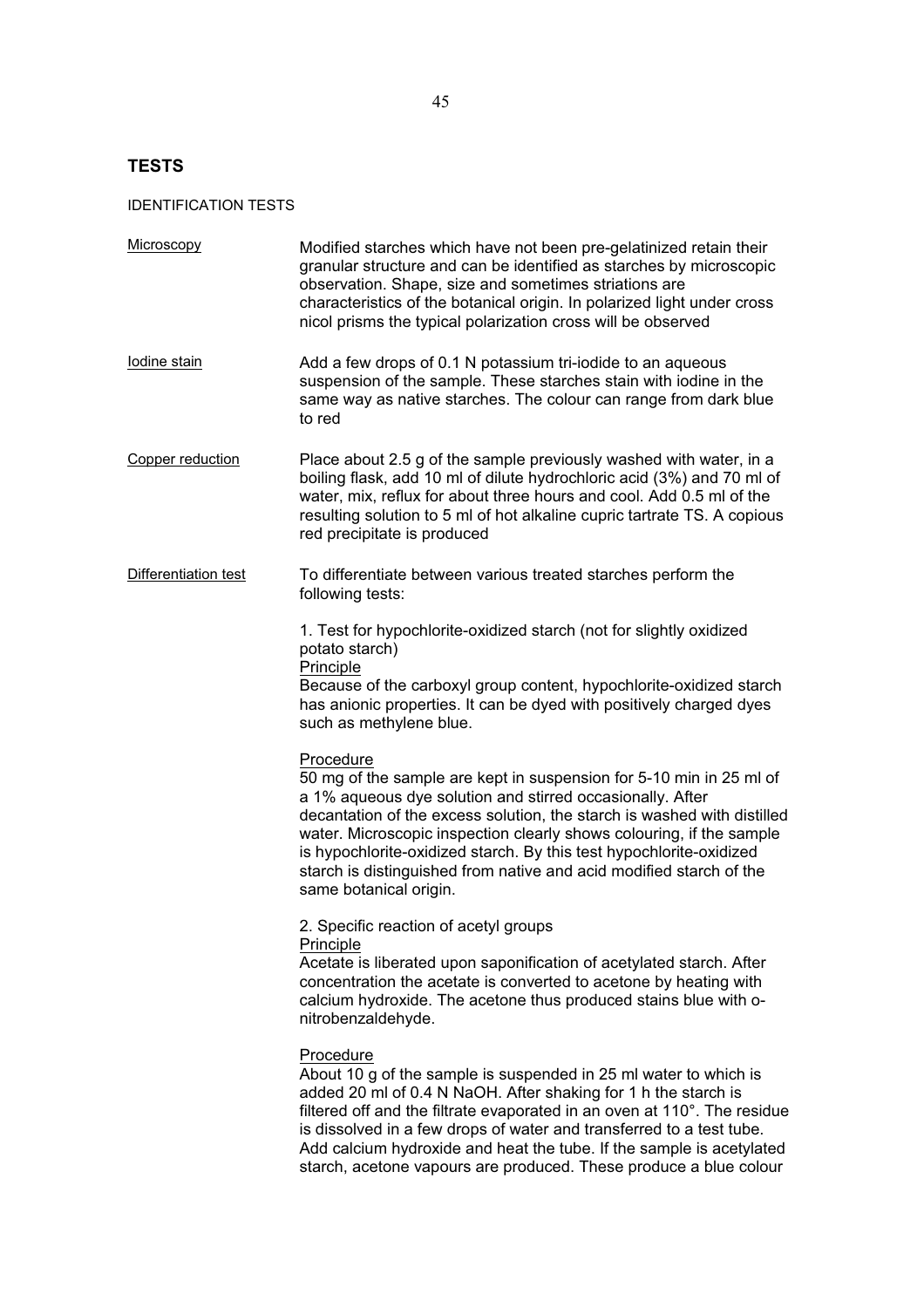## TESTS

IDENTIFICATION TESTS

**Microscopy**

Modified starches which have not been pre-gelatinized retain their granular structure and can be identified as starches by microscopic observation. Shape, size and sometimes striations are characteristics of the botanical origin. In polarized light under cross nicol prisms the typical polarization cross will be observed

**Iodine stain**

Add a few drops of 0.1 N potassium tri-iodide to an aqueous suspension of the sample. These starches stain with iodine in the same way as native starches. The colour can range from dark blue to red

**Copper reduction**

Place about 2.5 g of the sample previously washed with water, in a boiling flask, add 10 ml of dilute hydrochloric acid (3%) and 70 ml of water, mix, reflux for about three hours and cool. Add 0.5 ml of the resulting solution to 5 ml of hot alkaline cupric tartrate TS. A copious red precipitate is produced

**Differentiation test**

To differentiate between various treated starches perform the following tests:

1. Test for hypochlorite-oxidized starch (not for slightly oxidized potato starch)

Principle

Because of the carboxyl group content, hypochlorite-oxidized starch has anionic properties. It can be dyed with positively charged dyes such as methylene blue.

Procedure

50 mg of the sample are kept in suspension for 5-10 min in 25 ml of a 1% aqueous dye solution and stirred occasionally. After decantation of the excess solution, the starch is washed with distilled water. Microscopic inspection clearly shows colouring, if the sample is hypochlorite-oxidized starch. By this test hypochlorite-oxidized starch is distinguished from native and acid modified starch of the same botanical origin.

2. Specific reaction of acetyl groups

Principle

Acetate is liberated upon saponification of acetylated starch. After concentration the acetate is converted to acetone by heating with calcium hydroxide. The acetone thus produced stains blue with o-nitrobenzaldehyde.

Procedure

About 10 g of the sample is suspended in 25 ml water to which is added 20 ml of 0.4 N NaOH. After shaking for 1 h the starch is filtered off and the filtrate evaporated in an oven at 110°. The residue is dissolved in a few drops of water and transferred to a test tube. Add calcium hydroxide and heat the tube. If the sample is acetylated starch, acetone vapours are produced. These produce a blue colour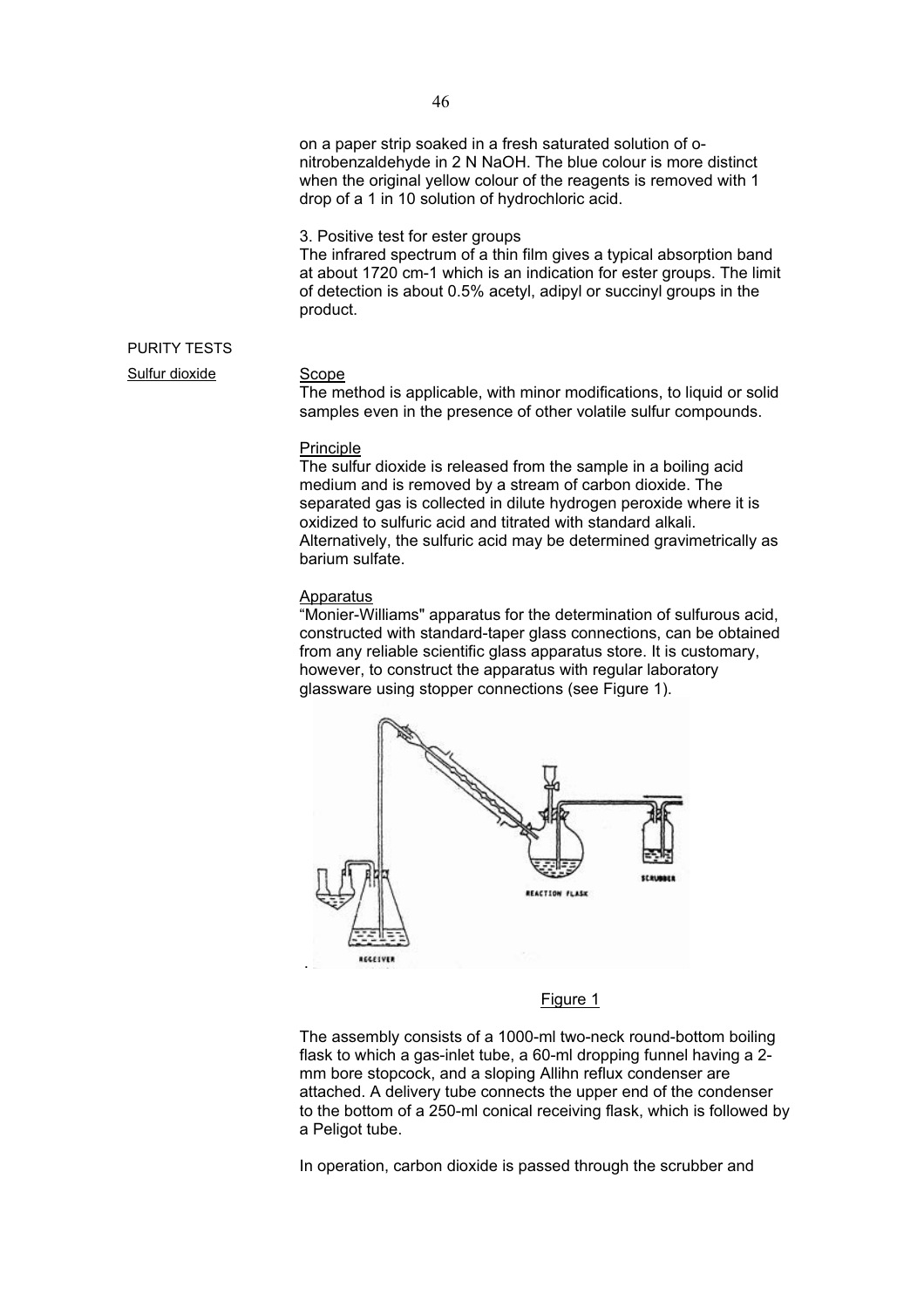on a paper strip soaked in a fresh saturated solution of o-nitrobenzaldehyde in 2 N NaOH. The blue colour is more distinct when the original yellow colour of the reagents is removed with 1 drop of a 1 in 10 solution of hydrochloric acid.

3. Positive test for ester groups

The infrared spectrum of a thin film gives a typical absorption band at about 1720 cm-1 which is an indication for ester groups. The limit of detection is about 0.5% acetyl, adipyl or succinyl groups in the product.

## PURITY TESTS

### Sulfur dioxide

Scope

The method is applicable, with minor modifications, to liquid or solid samples even in the presence of other volatile sulfur compounds.

Principle

The sulfur dioxide is released from the sample in a boiling acid medium and is removed by a stream of carbon dioxide. The separated gas is collected in dilute hydrogen peroxide where it is oxidized to sulfuric acid and titrated with standard alkali. Alternatively, the sulfuric acid may be determined gravimetrically as barium sulfate.

Apparatus

"Monier-Williams" apparatus for the determination of sulfurous acid, constructed with standard-taper glass connections, can be obtained from any reliable scientific glass apparatus store. It is customary, however, to construct the apparatus with regular laboratory glassware using stopper connections (see Figure 1).

Figure 1

The assembly consists of a 1000-ml two-neck round-bottom boiling flask to which a gas-inlet tube, a 60-ml dropping funnel having a 2-mm bore stopcock, and a sloping Allihn reflux condenser are attached. A delivery tube connects the upper end of the condenser to the bottom of a 250-ml conical receiving flask, which is followed by a Peligot tube.

In operation, carbon dioxide is passed through the scrubber and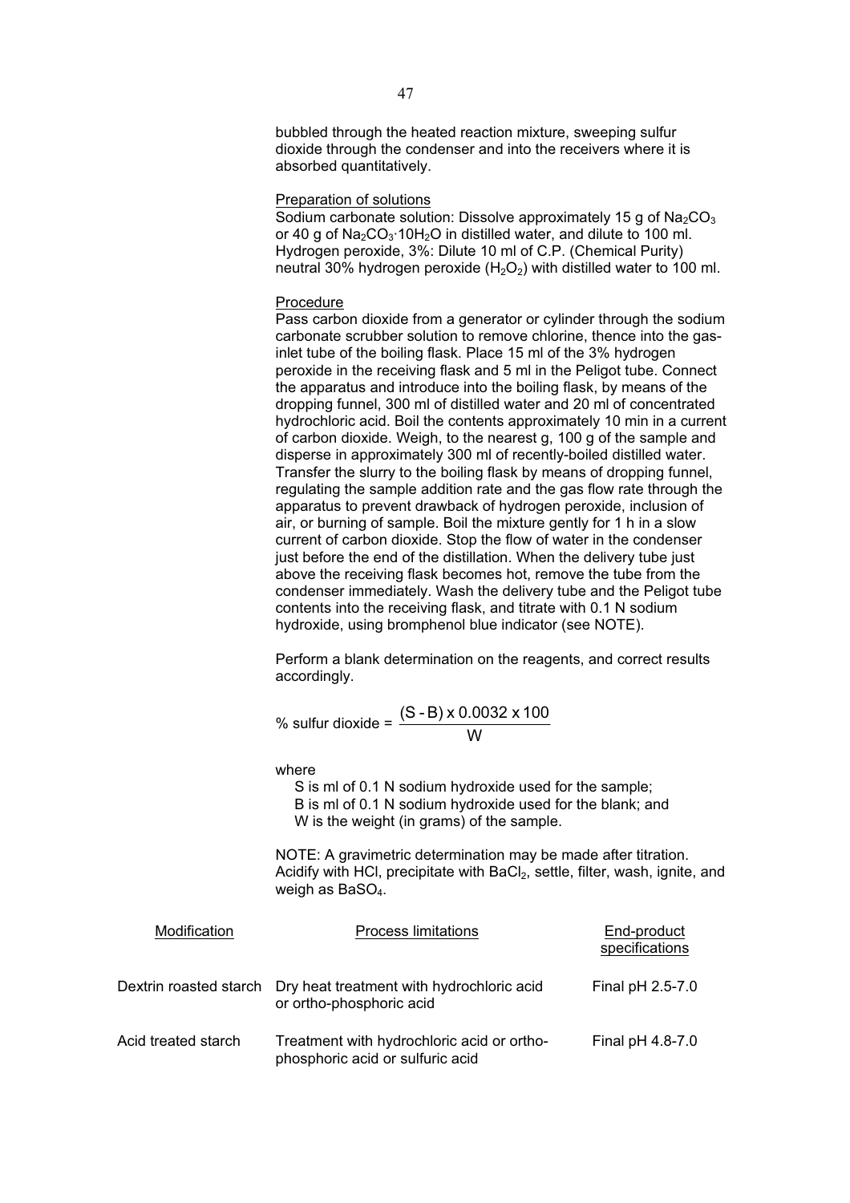bubbled through the heated reaction mixture, sweeping sulfur dioxide through the condenser and into the receivers where it is absorbed quantitatively.

Preparation of solutions

Sodium carbonate solution: Dissolve approximately 15 g of $Na_2CO_3$ or 40 g of $Na_2CO_3 \cdot 10H_2O$ in distilled water, and dilute to 100 ml.
Hydrogen peroxide, 3%: Dilute 10 ml of C.P. (Chemical Purity) neutral 30% hydrogen peroxide ($H_2O_2$) with distilled water to 100 ml.

Procedure

Pass carbon dioxide from a generator or cylinder through the sodium carbonate scrubber solution to remove chlorine, thence into the gas-inlet tube of the boiling flask. Place 15 ml of the 3% hydrogen peroxide in the receiving flask and 5 ml in the Peligot tube. Connect the apparatus and introduce into the boiling flask, by means of the dropping funnel, 300 ml of distilled water and 20 ml of concentrated hydrochloric acid. Boil the contents approximately 10 min in a current of carbon dioxide. Weigh, to the nearest g, 100 g of the sample and disperse in approximately 300 ml of recently-boiled distilled water. Transfer the slurry to the boiling flask by means of dropping funnel, regulating the sample addition rate and the gas flow rate through the apparatus to prevent drawback of hydrogen peroxide, inclusion of air, or burning of sample. Boil the mixture gently for 1 h in a slow current of carbon dioxide. Stop the flow of water in the condenser just before the end of the distillation. When the delivery tube just above the receiving flask becomes hot, remove the tube from the condenser immediately. Wash the delivery tube and the Peligot tube contents into the receiving flask, and titrate with 0.1 N sodium hydroxide, using bromphenol blue indicator (see NOTE).

Perform a blank determination on the reagents, and correct results accordingly.

$$\% \text{ sulfur dioxide} = \frac{(S - B) \times 0.0032 \times 100}{W}$$

where
S is ml of 0.1 N sodium hydroxide used for the sample;
B is ml of 0.1 N sodium hydroxide used for the blank; and
W is the weight (in grams) of the sample.

NOTE: A gravimetric determination may be made after titration. Acidify with HCl, precipitate with $BaCl_2$, settle, filter, wash, ignite, and weigh as $BaSO_4$.

| Modification | Process limitations | End-product specifications |
|---|---|---|
| Dextrin roasted starch | Dry heat treatment with hydrochloric acid or ortho-phosphoric acid | Final pH 2.5-7.0 |
| Acid treated starch | Treatment with hydrochloric acid or ortho-phosphoric acid or sulfuric acid | Final pH 4.8-7.0 |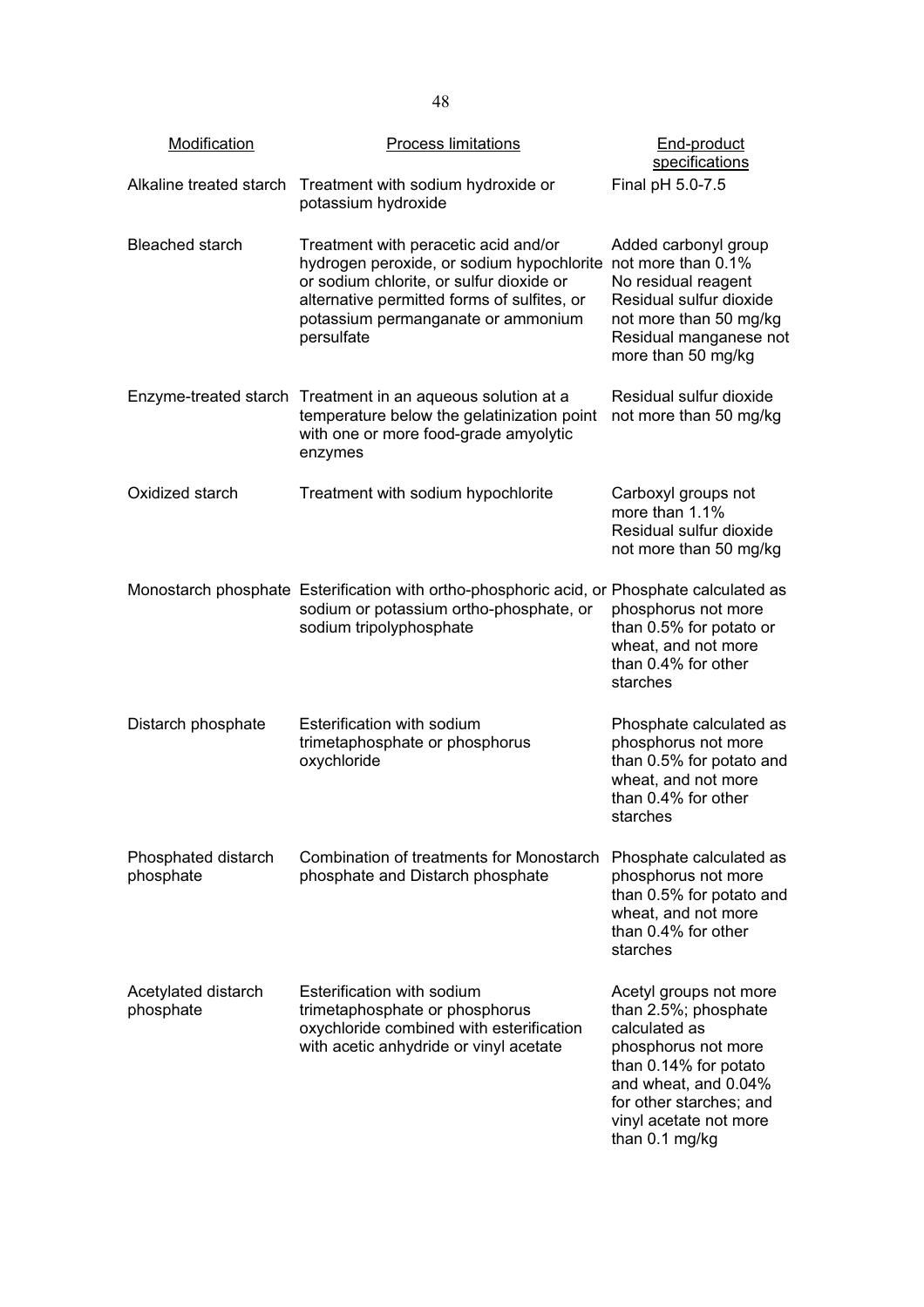| Modification | Process limitations | End-product specifications |
|---|---|---|
| Alkaline treated starch | Treatment with sodium hydroxide or potassium hydroxide | Final pH 5.0-7.5 |
| Bleached starch | Treatment with peracetic acid and/or hydrogen peroxide, or sodium hypochlorite or sodium chlorite, or sulfur dioxide or alternative permitted forms of sulfites, or potassium permanganate or ammonium persulfate | Added carbonyl group not more than 0.1%<br>No residual reagent<br>Residual sulfur dioxide not more than 50 mg/kg<br>Residual manganese not more than 50 mg/kg |
| Enzyme-treated starch | Treatment in an aqueous solution at a temperature below the gelatinization point with one or more food-grade amyolytic enzymes | Residual sulfur dioxide not more than 50 mg/kg |
| Oxidized starch | Treatment with sodium hypochlorite | Carboxyl groups not more than 1.1%<br>Residual sulfur dioxide not more than 50 mg/kg |
| Monostarch phosphate | Esterification with ortho-phosphoric acid, or sodium or potassium ortho-phosphate, or sodium tripolyphosphate | Phosphate calculated as phosphorus not more than 0.5% for potato or wheat, and not more than 0.4% for other starches |
| Distarch phosphate | Esterification with sodium trimetaphosphate or phosphorus oxychloride | Phosphate calculated as phosphorus not more than 0.5% for potato and wheat, and not more than 0.4% for other starches |
| Phosphated distarch phosphate | Combination of treatments for Monostarch phosphate and Distarch phosphate | Phosphate calculated as phosphorus not more than 0.5% for potato and wheat, and not more than 0.4% for other starches |
| Acetylated distarch phosphate | Esterification with sodium trimetaphosphate or phosphorus oxychloride combined with esterification with acetic anhydride or vinyl acetate | Acetyl groups not more than 2.5%; phosphate calculated as phosphorus not more than 0.14% for potato and wheat, and 0.04% for other starches; and vinyl acetate not more than 0.1 mg/kg |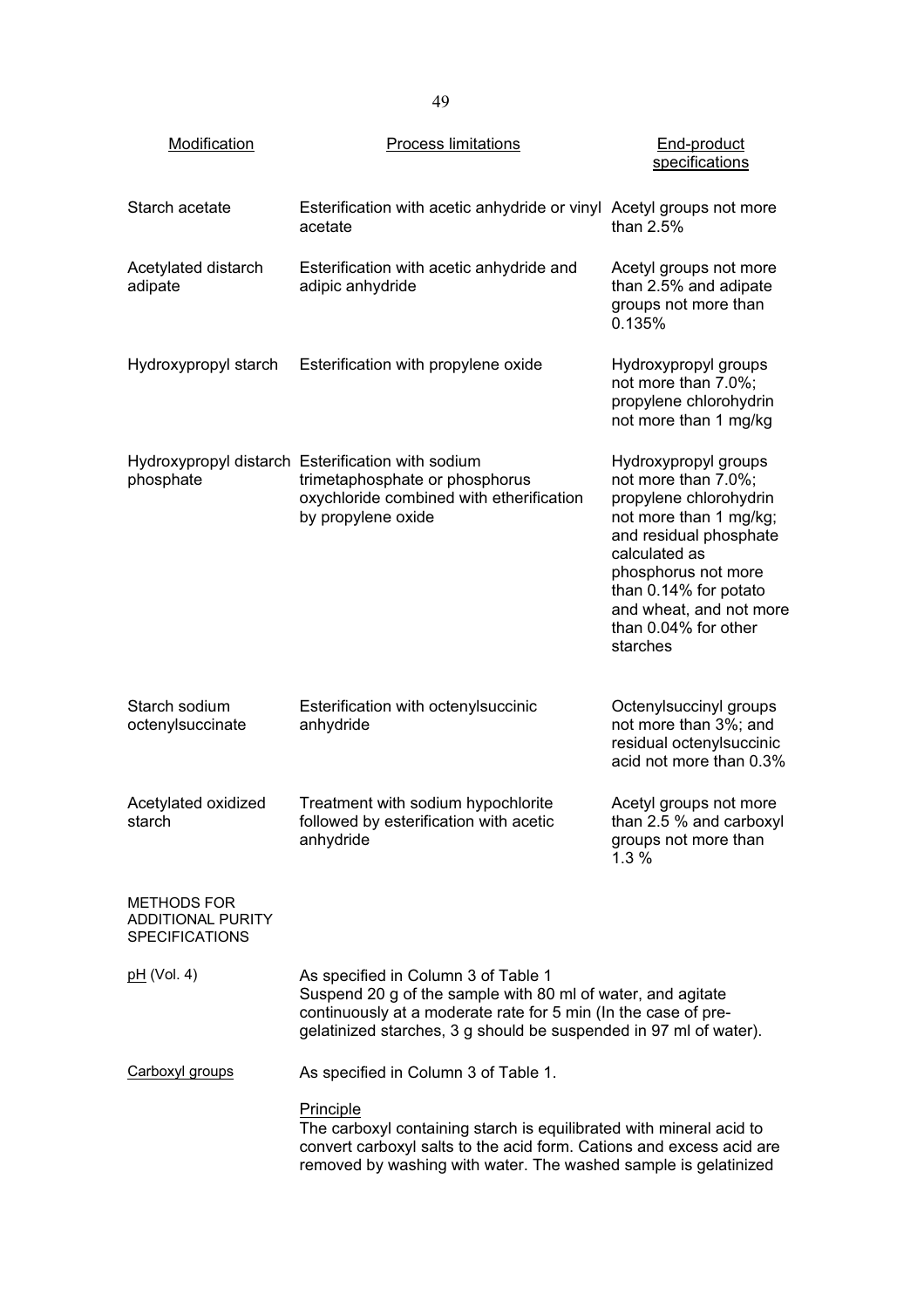| Modification | Process limitations | End-product specifications |
|---|---|---|
| Starch acetate | Esterification with acetic anhydride or vinyl acetate | Acetyl groups not more than 2.5% |
| Acetylated distarch adipate | Esterification with acetic anhydride and adipic anhydride | Acetyl groups not more than 2.5% and adipate groups not more than 0.135% |
| Hydroxypropyl starch | Esterification with propylene oxide | Hydroxypropyl groups not more than 7.0%; propylene chlorohydrin not more than 1 mg/kg |
| Hydroxypropyl distarch phosphate | Esterification with sodium trimetaphosphate or phosphorus oxychloride combined with etherification by propylene oxide | Hydroxypropyl groups not more than 7.0%; propylene chlorohydrin not more than 1 mg/kg; and residual phosphate calculated as phosphorus not more than 0.14% for potato and wheat, and not more than 0.04% for other starches |
| Starch sodium octenylsuccinate | Esterification with octenylsuccinic anhydride | Octenylsuccinyl groups not more than 3%; and residual octenylsuccinic acid not more than 0.3% |
| Acetylated oxidized starch | Treatment with sodium hypochlorite followed by esterification with acetic anhydride | Acetyl groups not more than 2.5 % and carboxyl groups not more than 1.3 % |

METHODS FOR ADDITIONAL PURITY SPECIFICATIONS

pH (Vol. 4)

As specified in Column 3 of Table 1
Suspend 20 g of the sample with 80 ml of water, and agitate continuously at a moderate rate for 5 min (In the case of pre-gelatinized starches, 3 g should be suspended in 97 ml of water).

Carboxyl groups

As specified in Column 3 of Table 1.

Principle

The carboxyl containing starch is equilibrated with mineral acid to convert carboxyl salts to the acid form. Cations and excess acid are removed by washing with water. The washed sample is gelatinized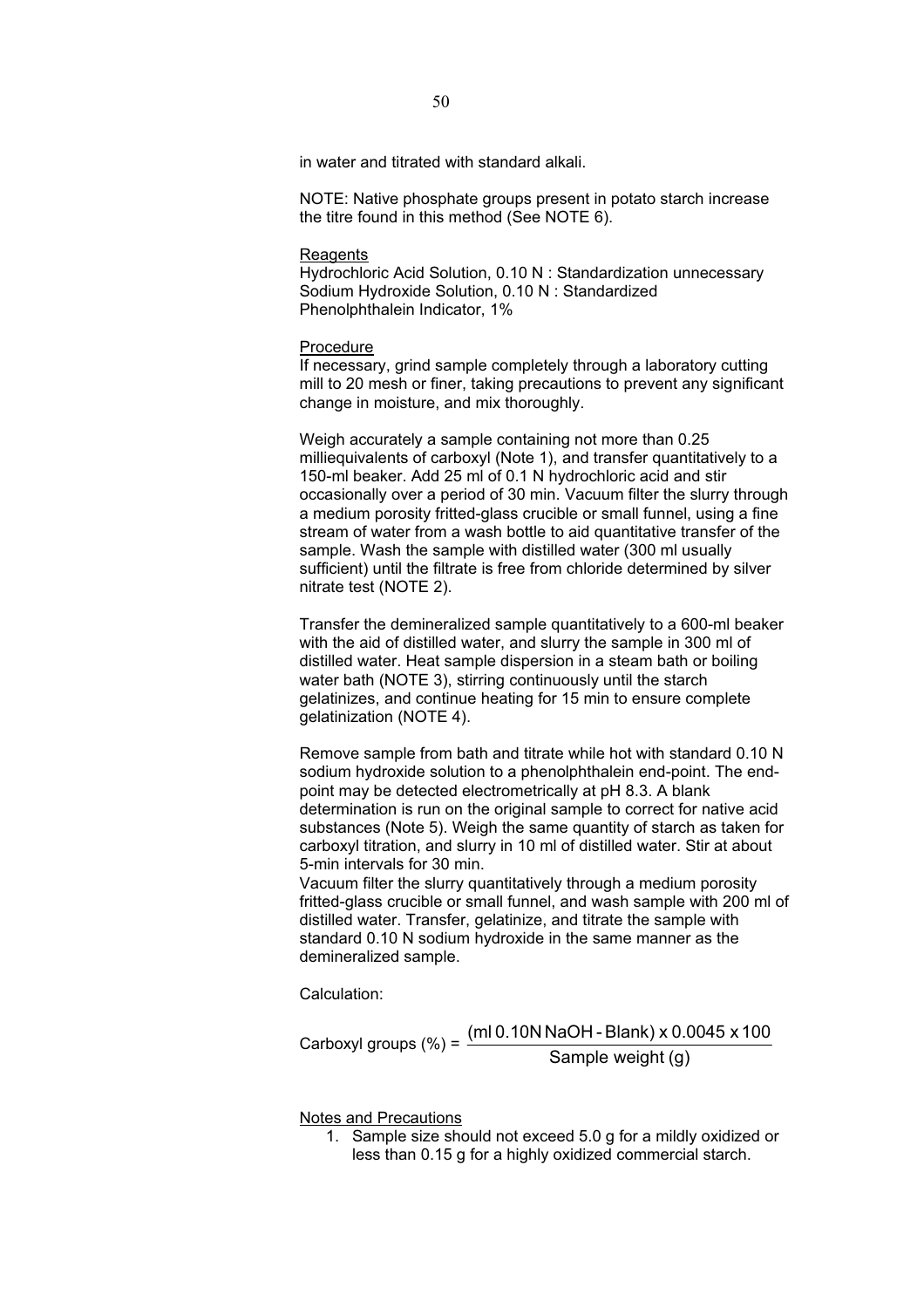in water and titrated with standard alkali.

NOTE: Native phosphate groups present in potato starch increase the titre found in this method (See NOTE 6).

Reagents

Hydrochloric Acid Solution, 0.10 N : Standardization unnecessary
Sodium Hydroxide Solution, 0.10 N : Standardized
Phenolphthalein Indicator, 1%

Procedure

If necessary, grind sample completely through a laboratory cutting mill to 20 mesh or finer, taking precautions to prevent any significant change in moisture, and mix thoroughly.

Weigh accurately a sample containing not more than 0.25 milliequivalents of carboxyl (Note 1), and transfer quantitatively to a 150-ml beaker. Add 25 ml of 0.1 N hydrochloric acid and stir occasionally over a period of 30 min. Vacuum filter the slurry through a medium porosity fritted-glass crucible or small funnel, using a fine stream of water from a wash bottle to aid quantitative transfer of the sample. Wash the sample with distilled water (300 ml usually sufficient) until the filtrate is free from chloride determined by silver nitrate test (NOTE 2).

Transfer the demineralized sample quantitatively to a 600-ml beaker with the aid of distilled water, and slurry the sample in 300 ml of distilled water. Heat sample dispersion in a steam bath or boiling water bath (NOTE 3), stirring continuously until the starch gelatinizes, and continue heating for 15 min to ensure complete gelatinization (NOTE 4).

Remove sample from bath and titrate while hot with standard 0.10 N sodium hydroxide solution to a phenolphthalein end-point. The end-point may be detected electrometrically at pH 8.3. A blank determination is run on the original sample to correct for native acid substances (Note 5). Weigh the same quantity of starch as taken for carboxyl titration, and slurry in 10 ml of distilled water. Stir at about 5-min intervals for 30 min.
Vacuum filter the slurry quantitatively through a medium porosity fritted-glass crucible or small funnel, and wash sample with 200 ml of distilled water. Transfer, gelatinize, and titrate the sample with standard 0.10 N sodium hydroxide in the same manner as the demineralized sample.

Calculation:

$$\text{Carboxyl groups (\%)} = \frac{(\text{ml } 0.10\text{N NaOH} - \text{Blank}) \times 0.0045 \times 100}{\text{Sample weight (g)}}$$

Notes and Precautions

1. Sample size should not exceed 5.0 g for a mildly oxidized or less than 0.15 g for a highly oxidized commercial starch.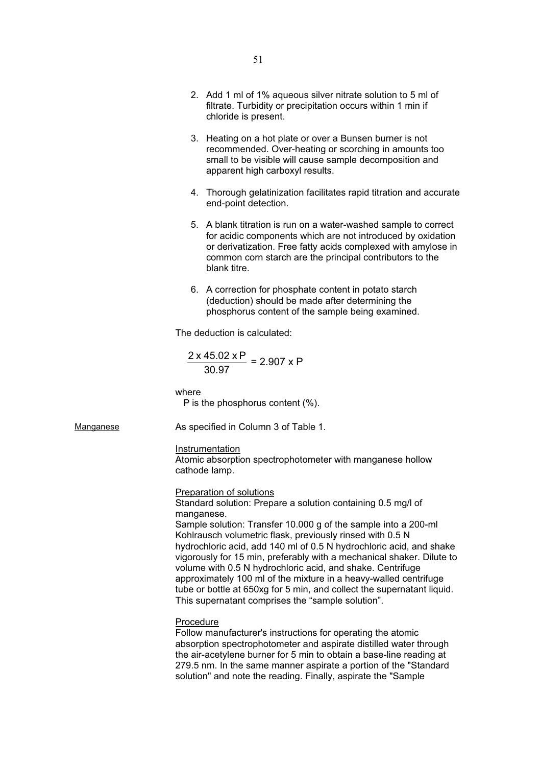2. Add 1 ml of 1% aqueous silver nitrate solution to 5 ml of filtrate. Turbidity or precipitation occurs within 1 min if chloride is present.

3. Heating on a hot plate or over a Bunsen burner is not recommended. Over-heating or scorching in amounts too small to be visible will cause sample decomposition and apparent high carboxyl results.

4. Thorough gelatinization facilitates rapid titration and accurate end-point detection.

5. A blank titration is run on a water-washed sample to correct for acidic components which are not introduced by oxidation or derivatization. Free fatty acids complexed with amylose in common corn starch are the principal contributors to the blank titre.

6. A correction for phosphate content in potato starch (deduction) should be made after determining the phosphorus content of the sample being examined.

The deduction is calculated:

$$\frac{2 \times 45.02 \times P}{30.97} = 2.907 \times P$$

where
P is the phosphorus content (%).

Manganese

As specified in Column 3 of Table 1.

Instrumentation
Atomic absorption spectrophotometer with manganese hollow cathode lamp.

Preparation of solutions
Standard solution: Prepare a solution containing 0.5 mg/l of manganese.
Sample solution: Transfer 10.000 g of the sample into a 200-ml Kohlrausch volumetric flask, previously rinsed with 0.5 N hydrochloric acid, add 140 ml of 0.5 N hydrochloric acid, and shake vigorously for 15 min, preferably with a mechanical shaker. Dilute to volume with 0.5 N hydrochloric acid, and shake. Centrifuge approximately 100 ml of the mixture in a heavy-walled centrifuge tube or bottle at 650xg for 5 min, and collect the supernatant liquid. This supernatant comprises the “sample solution”.

Procedure
Follow manufacturer's instructions for operating the atomic absorption spectrophotometer and aspirate distilled water through the air-acetylene burner for 5 min to obtain a base-line reading at 279.5 nm. In the same manner aspirate a portion of the "Standard solution" and note the reading. Finally, aspirate the "Sample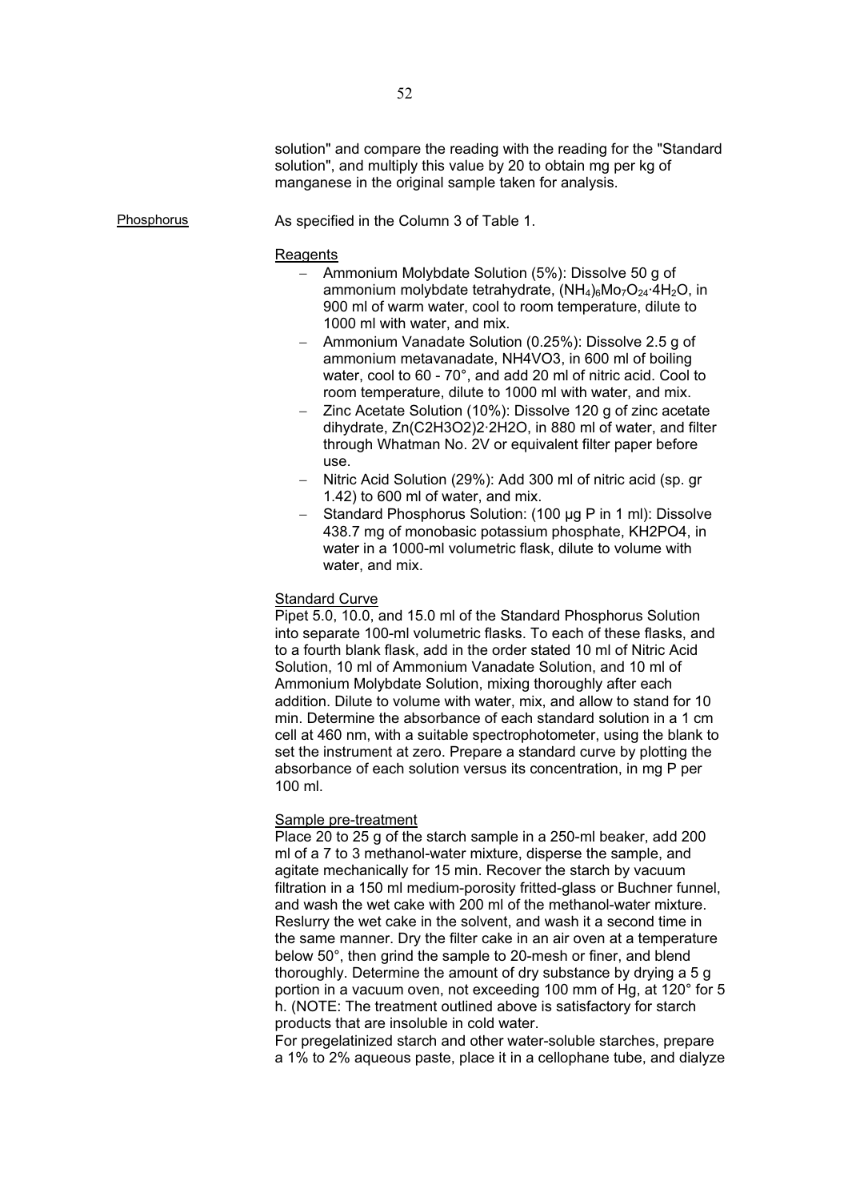solution" and compare the reading with the reading for the "Standard solution", and multiply this value by 20 to obtain mg per kg of manganese in the original sample taken for analysis.

## Phosphorus

As specified in the Column 3 of Table 1.

### Reagents

- Ammonium Molybdate Solution (5%): Dissolve 50 g of ammonium molybdate tetrahydrate, $(NH_4)_6Mo_7O_{24}·4H_2O$, in 900 ml of warm water, cool to room temperature, dilute to 1000 ml with water, and mix.
- Ammonium Vanadate Solution (0.25%): Dissolve 2.5 g of ammonium metavanadate, $NH_4VO_3$, in 600 ml of boiling water, cool to 60 - 70°, and add 20 ml of nitric acid. Cool to room temperature, dilute to 1000 ml with water, and mix.
- Zinc Acetate Solution (10%): Dissolve 120 g of zinc acetate dihydrate, $Zn(C_2H_3O_2)_2·2H_2O$, in 880 ml of water, and filter through Whatman No. 2V or equivalent filter paper before use.
- Nitric Acid Solution (29%): Add 300 ml of nitric acid (sp. gr 1.42) to 600 ml of water, and mix.
- Standard Phosphorus Solution: (100 µg P in 1 ml): Dissolve 438.7 mg of monobasic potassium phosphate, $KH_2PO_4$, in water in a 1000-ml volumetric flask, dilute to volume with water, and mix.

### Standard Curve

Pipet 5.0, 10.0, and 15.0 ml of the Standard Phosphorus Solution into separate 100-ml volumetric flasks. To each of these flasks, and to a fourth blank flask, add in the order stated 10 ml of Nitric Acid Solution, 10 ml of Ammonium Vanadate Solution, and 10 ml of Ammonium Molybdate Solution, mixing thoroughly after each addition. Dilute to volume with water, mix, and allow to stand for 10 min. Determine the absorbance of each standard solution in a 1 cm cell at 460 nm, with a suitable spectrophotometer, using the blank to set the instrument at zero. Prepare a standard curve by plotting the absorbance of each solution versus its concentration, in mg P per 100 ml.

### Sample pre-treatment

Place 20 to 25 g of the starch sample in a 250-ml beaker, add 200 ml of a 7 to 3 methanol-water mixture, disperse the sample, and agitate mechanically for 15 min. Recover the starch by vacuum filtration in a 150 ml medium-porosity fritted-glass or Buchner funnel, and wash the wet cake with 200 ml of the methanol-water mixture. Reslurry the wet cake in the solvent, and wash it a second time in the same manner. Dry the filter cake in an air oven at a temperature below 50°, then grind the sample to 20-mesh or finer, and blend thoroughly. Determine the amount of dry substance by drying a 5 g portion in a vacuum oven, not exceeding 100 mm of Hg, at 120° for 5 h. (NOTE: The treatment outlined above is satisfactory for starch products that are insoluble in cold water.

For pregelatinized starch and other water-soluble starches, prepare a 1% to 2% aqueous paste, place it in a cellophane tube, and dialyze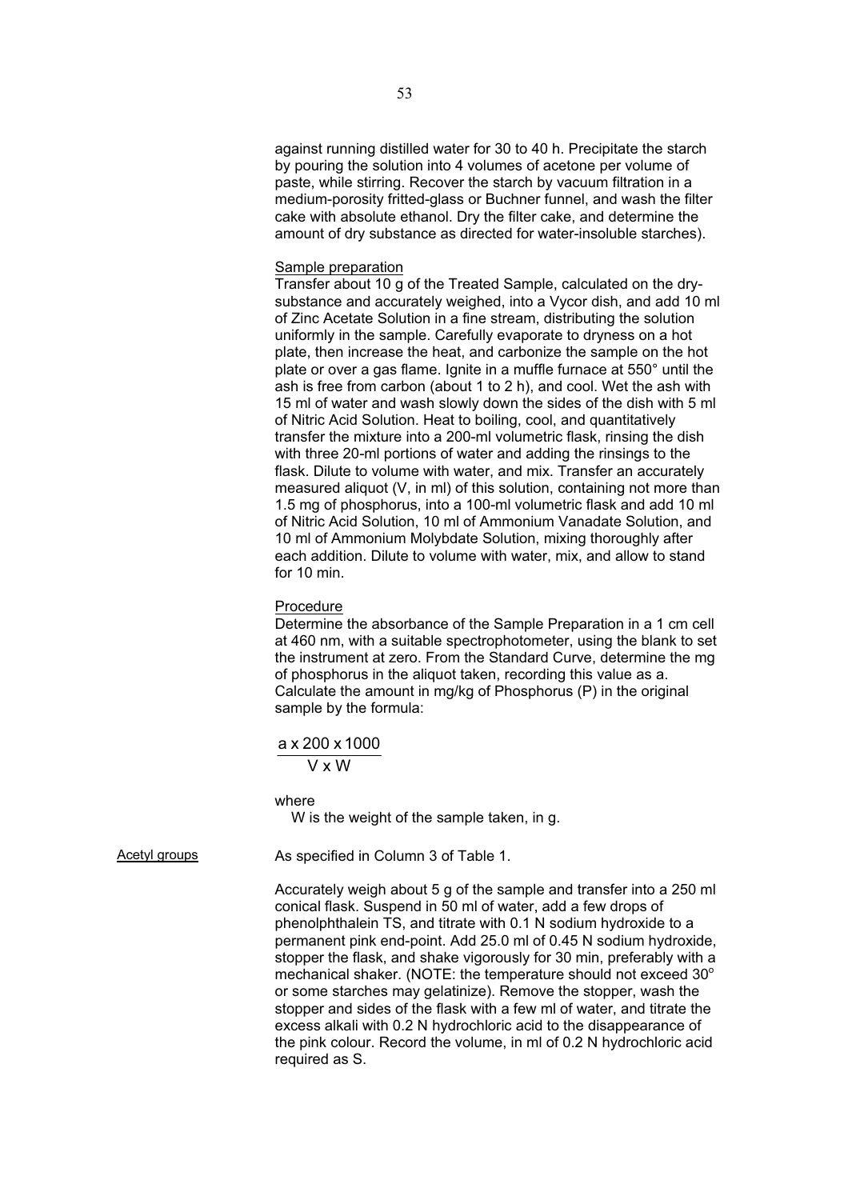against running distilled water for 30 to 40 h. Precipitate the starch by pouring the solution into 4 volumes of acetone per volume of paste, while stirring. Recover the starch by vacuum filtration in a medium-porosity fritted-glass or Buchner funnel, and wash the filter cake with absolute ethanol. Dry the filter cake, and determine the amount of dry substance as directed for water-insoluble starches).

Sample preparation

Transfer about 10 g of the Treated Sample, calculated on the dry-substance and accurately weighed, into a Vycor dish, and add 10 ml of Zinc Acetate Solution in a fine stream, distributing the solution uniformly in the sample. Carefully evaporate to dryness on a hot plate, then increase the heat, and carbonize the sample on the hot plate or over a gas flame. Ignite in a muffle furnace at 550° until the ash is free from carbon (about 1 to 2 h), and cool. Wet the ash with 15 ml of water and wash slowly down the sides of the dish with 5 ml of Nitric Acid Solution. Heat to boiling, cool, and quantitatively transfer the mixture into a 200-ml volumetric flask, rinsing the dish with three 20-ml portions of water and adding the rinsings to the flask. Dilute to volume with water, and mix. Transfer an accurately measured aliquot (V, in ml) of this solution, containing not more than 1.5 mg of phosphorus, into a 100-ml volumetric flask and add 10 ml of Nitric Acid Solution, 10 ml of Ammonium Vanadate Solution, and 10 ml of Ammonium Molybdate Solution, mixing thoroughly after each addition. Dilute to volume with water, mix, and allow to stand for 10 min.

Procedure

Determine the absorbance of the Sample Preparation in a 1 cm cell at 460 nm, with a suitable spectrophotometer, using the blank to set the instrument at zero. From the Standard Curve, determine the mg of phosphorus in the aliquot taken, recording this value as a. Calculate the amount in mg/kg of Phosphorus (P) in the original sample by the formula:

$$\frac{a \times 200 \times 1000}{V \times W}$$

where

W is the weight of the sample taken, in g.

Acetyl groups

As specified in Column 3 of Table 1.

Accurately weigh about 5 g of the sample and transfer into a 250 ml conical flask. Suspend in 50 ml of water, add a few drops of phenolphthalein TS, and titrate with 0.1 N sodium hydroxide to a permanent pink end-point. Add 25.0 ml of 0.45 N sodium hydroxide, stopper the flask, and shake vigorously for 30 min, preferably with a mechanical shaker. (NOTE: the temperature should not exceed 30° or some starches may gelatinize). Remove the stopper, wash the stopper and sides of the flask with a few ml of water, and titrate the excess alkali with 0.2 N hydrochloric acid to the disappearance of the pink colour. Record the volume, in ml of 0.2 N hydrochloric acid required as S.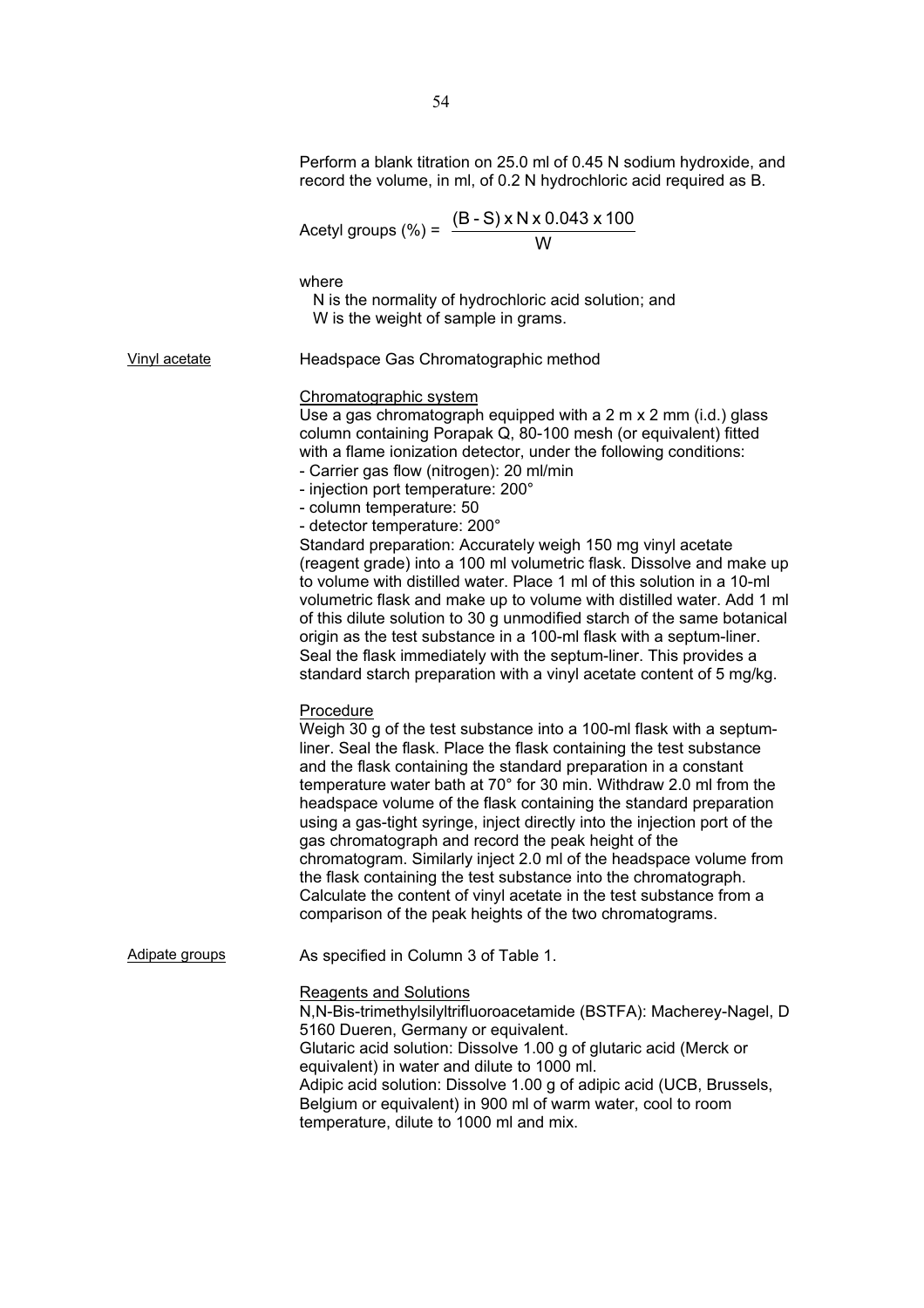Perform a blank titration on 25.0 ml of 0.45 N sodium hydroxide, and record the volume, in ml, of 0.2 N hydrochloric acid required as B.

$$\text{Acetyl groups (\%)} = \frac{(B - S) \times N \times 0.043 \times 100}{W}$$

where
N is the normality of hydrochloric acid solution; and
W is the weight of sample in grams.

Vinyl acetate

Headspace Gas Chromatographic method

Chromatographic system

Use a gas chromatograph equipped with a 2 m x 2 mm (i.d.) glass column containing Porapak Q, 80-100 mesh (or equivalent) fitted with a flame ionization detector, under the following conditions:

- Carrier gas flow (nitrogen): 20 ml/min
- injection port temperature: 200°
- column temperature: 50
- detector temperature: 200°

Standard preparation: Accurately weigh 150 mg vinyl acetate (reagent grade) into a 100 ml volumetric flask. Dissolve and make up to volume with distilled water. Place 1 ml of this solution in a 10-ml volumetric flask and make up to volume with distilled water. Add 1 ml of this dilute solution to 30 g unmodified starch of the same botanical origin as the test substance in a 100-ml flask with a septum-liner. Seal the flask immediately with the septum-liner. This provides a standard starch preparation with a vinyl acetate content of 5 mg/kg.

Procedure

Weigh 30 g of the test substance into a 100-ml flask with a septum-liner. Seal the flask. Place the flask containing the test substance and the flask containing the standard preparation in a constant temperature water bath at 70° for 30 min. Withdraw 2.0 ml from the headspace volume of the flask containing the standard preparation using a gas-tight syringe, inject directly into the injection port of the gas chromatograph and record the peak height of the chromatogram. Similarly inject 2.0 ml of the headspace volume from the flask containing the test substance into the chromatograph. Calculate the content of vinyl acetate in the test substance from a comparison of the peak heights of the two chromatograms.

Adipate groups

As specified in Column 3 of Table 1.

Reagents and Solutions

N,N-Bis-trimethylsilyltrifluoroacetamide (BSTFA): Macherey-Nagel, D 5160 Dueren, Germany or equivalent.
Glutaric acid solution: Dissolve 1.00 g of glutaric acid (Merck or equivalent) in water and dilute to 1000 ml.
Adipic acid solution: Dissolve 1.00 g of adipic acid (UCB, Brussels, Belgium or equivalent) in 900 ml of warm water, cool to room temperature, dilute to 1000 ml and mix.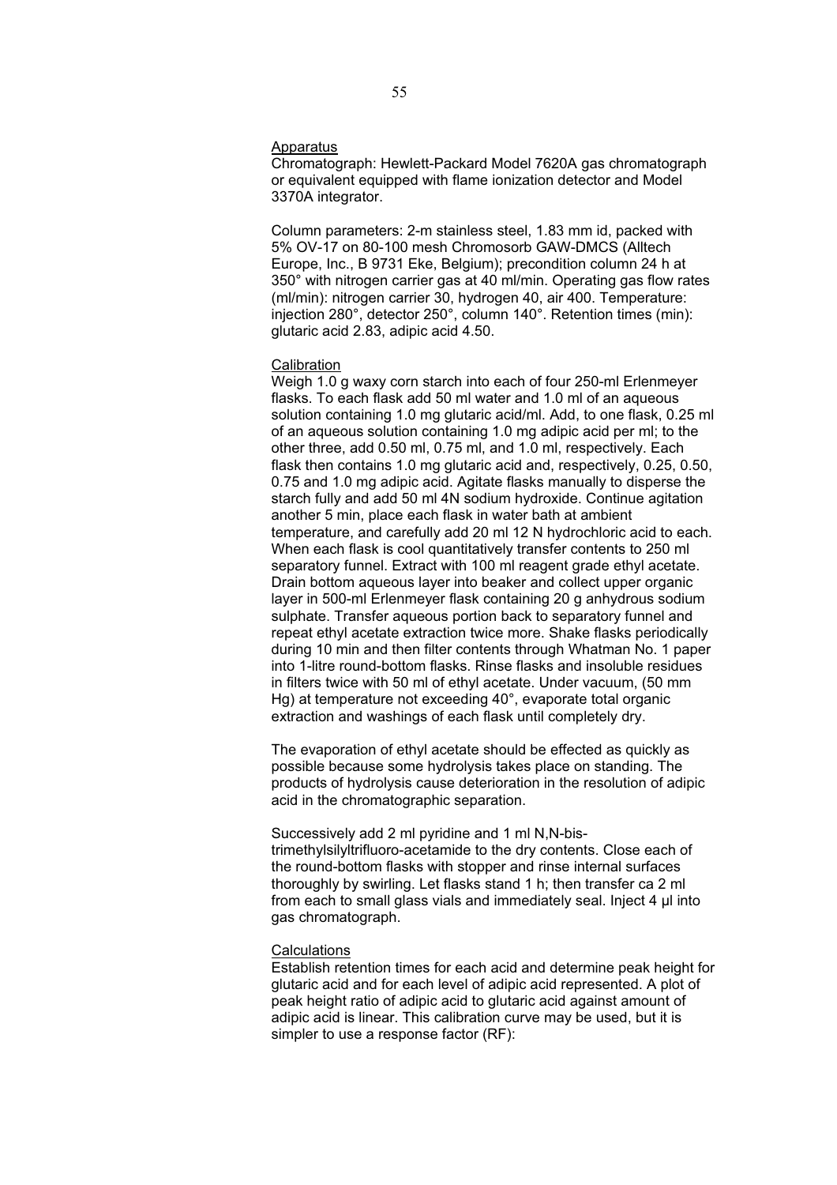Apparatus

Chromatograph: Hewlett-Packard Model 7620A gas chromatograph or equivalent equipped with flame ionization detector and Model 3370A integrator.

Column parameters: 2-m stainless steel, 1.83 mm id, packed with 5% OV-17 on 80-100 mesh Chromosorb GAW-DMCS (Alltech Europe, Inc., B 9731 Eke, Belgium); precondition column 24 h at 350° with nitrogen carrier gas at 40 ml/min. Operating gas flow rates (ml/min): nitrogen carrier 30, hydrogen 40, air 400. Temperature: injection 280°, detector 250°, column 140°. Retention times (min): glutaric acid 2.83, adipic acid 4.50.

Calibration

Weigh 1.0 g waxy corn starch into each of four 250-ml Erlenmeyer flasks. To each flask add 50 ml water and 1.0 ml of an aqueous solution containing 1.0 mg glutaric acid/ml. Add, to one flask, 0.25 ml of an aqueous solution containing 1.0 mg adipic acid per ml; to the other three, add 0.50 ml, 0.75 ml, and 1.0 ml, respectively. Each flask then contains 1.0 mg glutaric acid and, respectively, 0.25, 0.50, 0.75 and 1.0 mg adipic acid. Agitate flasks manually to disperse the starch fully and add 50 ml 4N sodium hydroxide. Continue agitation another 5 min, place each flask in water bath at ambient temperature, and carefully add 20 ml 12 N hydrochloric acid to each. When each flask is cool quantitatively transfer contents to 250 ml separatory funnel. Extract with 100 ml reagent grade ethyl acetate. Drain bottom aqueous layer into beaker and collect upper organic layer in 500-ml Erlenmeyer flask containing 20 g anhydrous sodium sulphate. Transfer aqueous portion back to separatory funnel and repeat ethyl acetate extraction twice more. Shake flasks periodically during 10 min and then filter contents through Whatman No. 1 paper into 1-litre round-bottom flasks. Rinse flasks and insoluble residues in filters twice with 50 ml of ethyl acetate. Under vacuum, (50 mm Hg) at temperature not exceeding 40°, evaporate total organic extraction and washings of each flask until completely dry.

The evaporation of ethyl acetate should be effected as quickly as possible because some hydrolysis takes place on standing. The products of hydrolysis cause deterioration in the resolution of adipic acid in the chromatographic separation.

Successively add 2 ml pyridine and 1 ml N,N-bis-trimethylsilyltrifluoro-acetamide to the dry contents. Close each of the round-bottom flasks with stopper and rinse internal surfaces thoroughly by swirling. Let flasks stand 1 h; then transfer ca 2 ml from each to small glass vials and immediately seal. Inject 4 µl into gas chromatograph.

Calculations

Establish retention times for each acid and determine peak height for glutaric acid and for each level of adipic acid represented. A plot of peak height ratio of adipic acid to glutaric acid against amount of adipic acid is linear. This calibration curve may be used, but it is simpler to use a response factor (RF):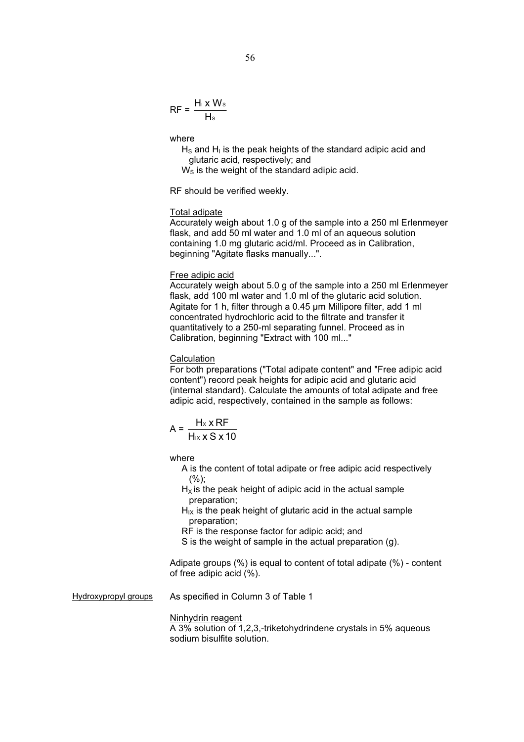$$RF = \frac{H_I \times W_S}{H_S}$$

where

$H_S$ and $H_I$ is the peak heights of the standard adipic acid and glutaric acid, respectively; and

$W_S$ is the weight of the standard adipic acid.

RF should be verified weekly.

Total adipate

Accurately weigh about 1.0 g of the sample into a 250 ml Erlenmeyer flask, and add 50 ml water and 1.0 ml of an aqueous solution containing 1.0 mg glutaric acid/ml. Proceed as in Calibration, beginning "Agitate flasks manually...".

Free adipic acid

Accurately weigh about 5.0 g of the sample into a 250 ml Erlenmeyer flask, add 100 ml water and 1.0 ml of the glutaric acid solution. Agitate for 1 h, filter through a 0.45 µm Millipore filter, add 1 ml concentrated hydrochloric acid to the filtrate and transfer it quantitatively to a 250-ml separating funnel. Proceed as in Calibration, beginning "Extract with 100 ml..."

Calculation

For both preparations ("Total adipate content" and "Free adipic acid content") record peak heights for adipic acid and glutaric acid (internal standard). Calculate the amounts of total adipate and free adipic acid, respectively, contained in the sample as follows:

$$A = \frac{H_x \times RF}{H_{Ix} \times S \times 10}$$

where

A is the content of total adipate or free adipic acid respectively (%);

$H_X$ is the peak height of adipic acid in the actual sample preparation;

$H_{IX}$ is the peak height of glutaric acid in the actual sample preparation;

RF is the response factor for adipic acid; and

S is the weight of sample in the actual preparation (g).

Adipate groups (%) is equal to content of total adipate (%) - content of free adipic acid (%).

Hydroxypropyl groups

As specified in Column 3 of Table 1

Ninhydrin reagent

A 3% solution of 1,2,3,-triketohydrindene crystals in 5% aqueous sodium bisulfite solution.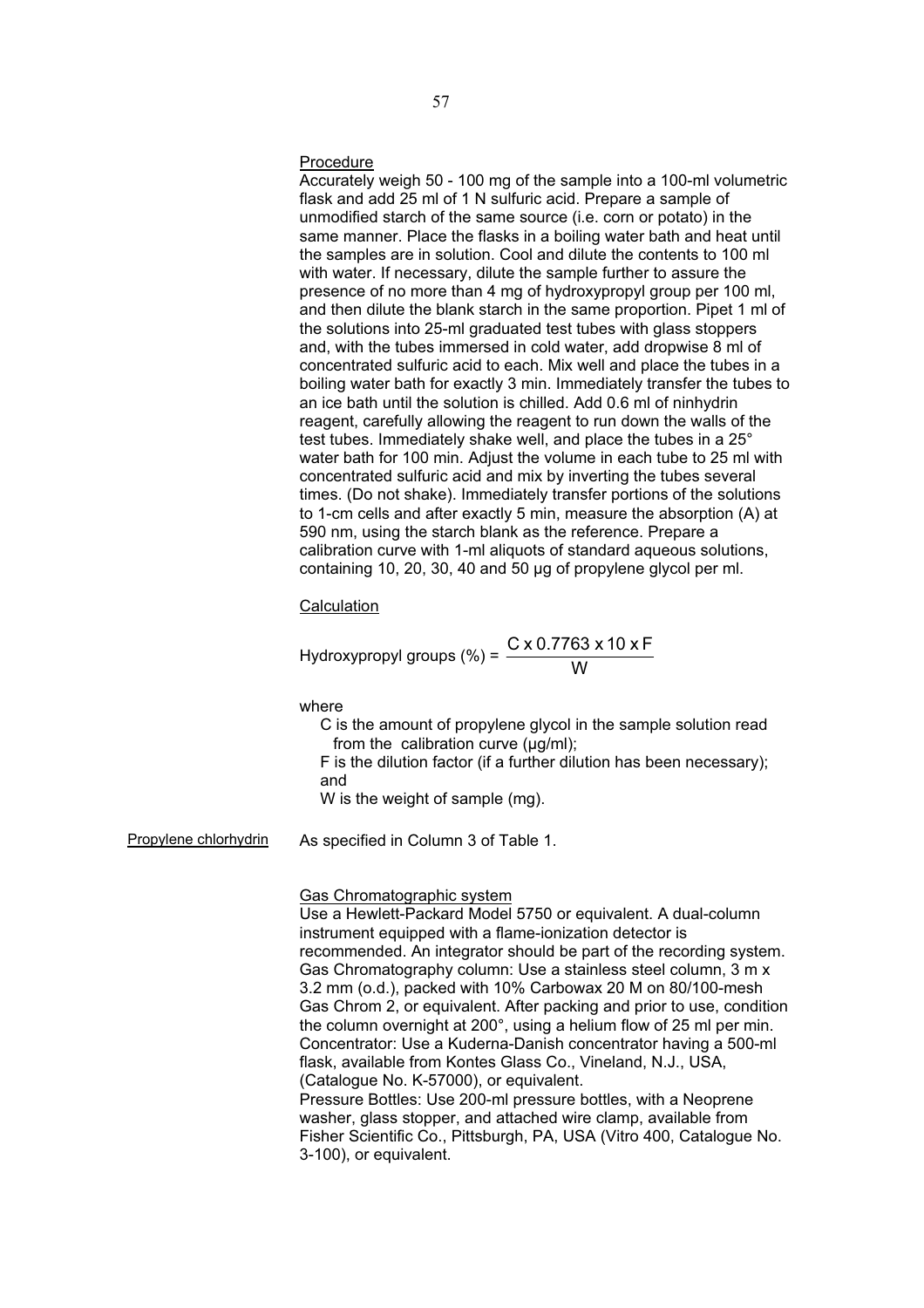Procedure

Accurately weigh 50 - 100 mg of the sample into a 100-ml volumetric flask and add 25 ml of 1 N sulfuric acid. Prepare a sample of unmodified starch of the same source (i.e. corn or potato) in the same manner. Place the flasks in a boiling water bath and heat until the samples are in solution. Cool and dilute the contents to 100 ml with water. If necessary, dilute the sample further to assure the presence of no more than 4 mg of hydroxypropyl group per 100 ml, and then dilute the blank starch in the same proportion. Pipet 1 ml of the solutions into 25-ml graduated test tubes with glass stoppers and, with the tubes immersed in cold water, add dropwise 8 ml of concentrated sulfuric acid to each. Mix well and place the tubes in a boiling water bath for exactly 3 min. Immediately transfer the tubes to an ice bath until the solution is chilled. Add 0.6 ml of ninhydrin reagent, carefully allowing the reagent to run down the walls of the test tubes. Immediately shake well, and place the tubes in a 25° water bath for 100 min. Adjust the volume in each tube to 25 ml with concentrated sulfuric acid and mix by inverting the tubes several times. (Do not shake). Immediately transfer portions of the solutions to 1-cm cells and after exactly 5 min, measure the absorption (A) at 590 nm, using the starch blank as the reference. Prepare a calibration curve with 1-ml aliquots of standard aqueous solutions, containing 10, 20, 30, 40 and 50 µg of propylene glycol per ml.

Calculation

$$\text{Hydroxypropyl groups (\%)} = \frac{C \times 0.7763 \times 10 \times F}{W}$$

where

C is the amount of propylene glycol in the sample solution read from the calibration curve (µg/ml);
F is the dilution factor (if a further dilution has been necessary); and
W is the weight of sample (mg).

Propylene chlorhydrin

As specified in Column 3 of Table 1.

Gas Chromatographic system

Use a Hewlett-Packard Model 5750 or equivalent. A dual-column instrument equipped with a flame-ionization detector is recommended. An integrator should be part of the recording system.
Gas Chromatography column: Use a stainless steel column, 3 m x 3.2 mm (o.d.), packed with 10% Carbowax 20 M on 80/100-mesh Gas Chrom 2, or equivalent. After packing and prior to use, condition the column overnight at 200°, using a helium flow of 25 ml per min.
Concentrator: Use a Kuderna-Danish concentrator having a 500-ml flask, available from Kontes Glass Co., Vineland, N.J., USA, (Catalogue No. K-57000), or equivalent.
Pressure Bottles: Use 200-ml pressure bottles, with a Neoprene washer, glass stopper, and attached wire clamp, available from Fisher Scientific Co., Pittsburgh, PA, USA (Vitro 400, Catalogue No. 3-100), or equivalent.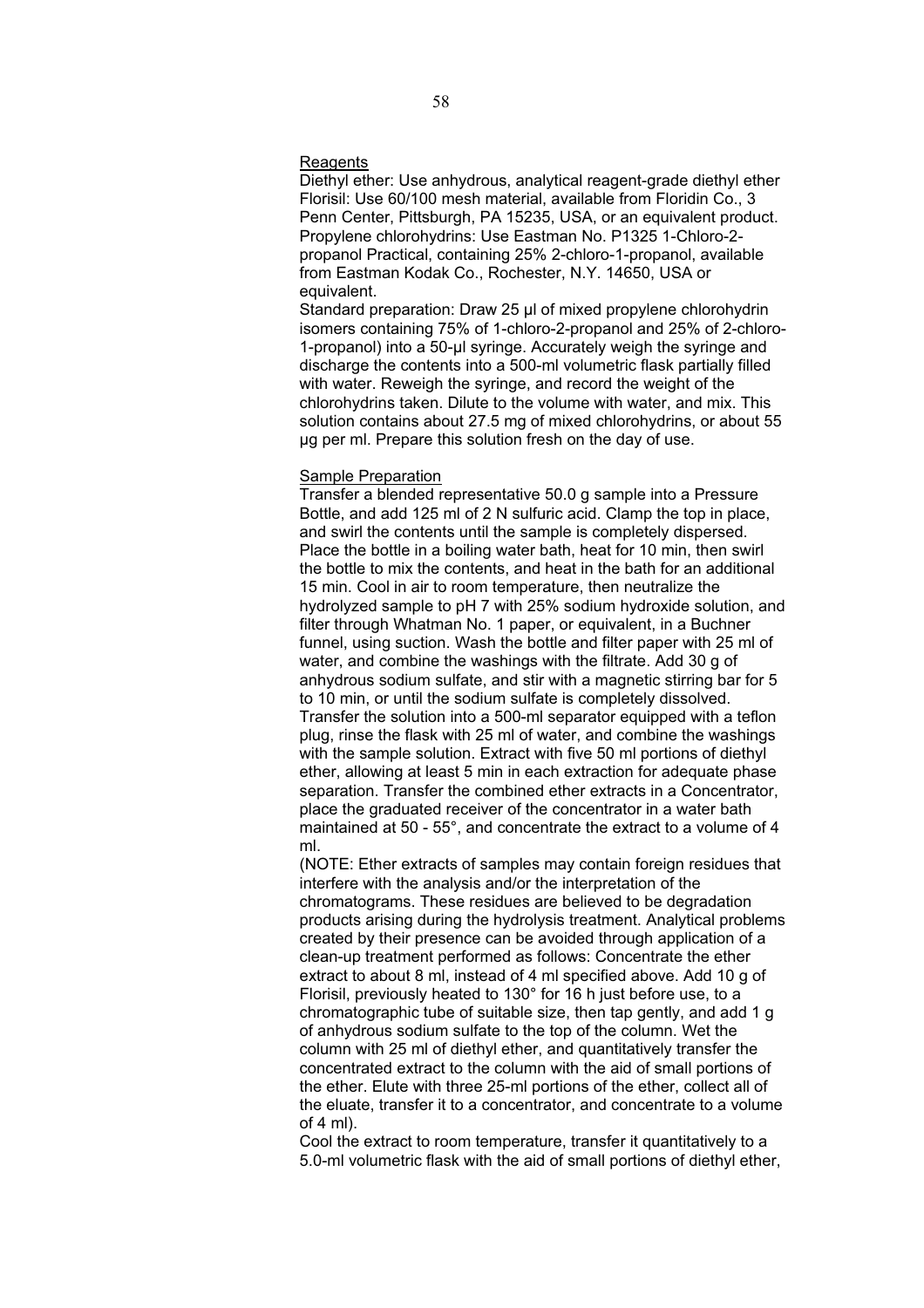Reagents

Diethyl ether: Use anhydrous, analytical reagent-grade diethyl ether

Florisil: Use 60/100 mesh material, available from Floridin Co., 3 Penn Center, Pittsburgh, PA 15235, USA, or an equivalent product.

Propylene chlorohydrins: Use Eastman No. P1325 1-Chloro-2-propanol Practical, containing 25% 2-chloro-1-propanol, available from Eastman Kodak Co., Rochester, N.Y. 14650, USA or equivalent.

Standard preparation: Draw 25 µl of mixed propylene chlorohydrin isomers containing 75% of 1-chloro-2-propanol and 25% of 2-chloro-1-propanol) into a 50-µl syringe. Accurately weigh the syringe and discharge the contents into a 500-ml volumetric flask partially filled with water. Reweigh the syringe, and record the weight of the chlorohydrins taken. Dilute to the volume with water, and mix. This solution contains about 27.5 mg of mixed chlorohydrins, or about 55 µg per ml. Prepare this solution fresh on the day of use.

Sample Preparation

Transfer a blended representative 50.0 g sample into a Pressure Bottle, and add 125 ml of 2 N sulfuric acid. Clamp the top in place, and swirl the contents until the sample is completely dispersed. Place the bottle in a boiling water bath, heat for 10 min, then swirl the bottle to mix the contents, and heat in the bath for an additional 15 min. Cool in air to room temperature, then neutralize the hydrolyzed sample to pH 7 with 25% sodium hydroxide solution, and filter through Whatman No. 1 paper, or equivalent, in a Buchner funnel, using suction. Wash the bottle and filter paper with 25 ml of water, and combine the washings with the filtrate. Add 30 g of anhydrous sodium sulfate, and stir with a magnetic stirring bar for 5 to 10 min, or until the sodium sulfate is completely dissolved. Transfer the solution into a 500-ml separator equipped with a teflon plug, rinse the flask with 25 ml of water, and combine the washings with the sample solution. Extract with five 50 ml portions of diethyl ether, allowing at least 5 min in each extraction for adequate phase separation. Transfer the combined ether extracts in a Concentrator, place the graduated receiver of the concentrator in a water bath maintained at 50 - 55°, and concentrate the extract to a volume of 4 ml.

(NOTE: Ether extracts of samples may contain foreign residues that interfere with the analysis and/or the interpretation of the chromatograms. These residues are believed to be degradation products arising during the hydrolysis treatment. Analytical problems created by their presence can be avoided through application of a clean-up treatment performed as follows: Concentrate the ether extract to about 8 ml, instead of 4 ml specified above. Add 10 g of Florisil, previously heated to 130° for 16 h just before use, to a chromatographic tube of suitable size, then tap gently, and add 1 g of anhydrous sodium sulfate to the top of the column. Wet the column with 25 ml of diethyl ether, and quantitatively transfer the concentrated extract to the column with the aid of small portions of the ether. Elute with three 25-ml portions of the ether, collect all of the eluate, transfer it to a concentrator, and concentrate to a volume of 4 ml).

Cool the extract to room temperature, transfer it quantitatively to a 5.0-ml volumetric flask with the aid of small portions of diethyl ether,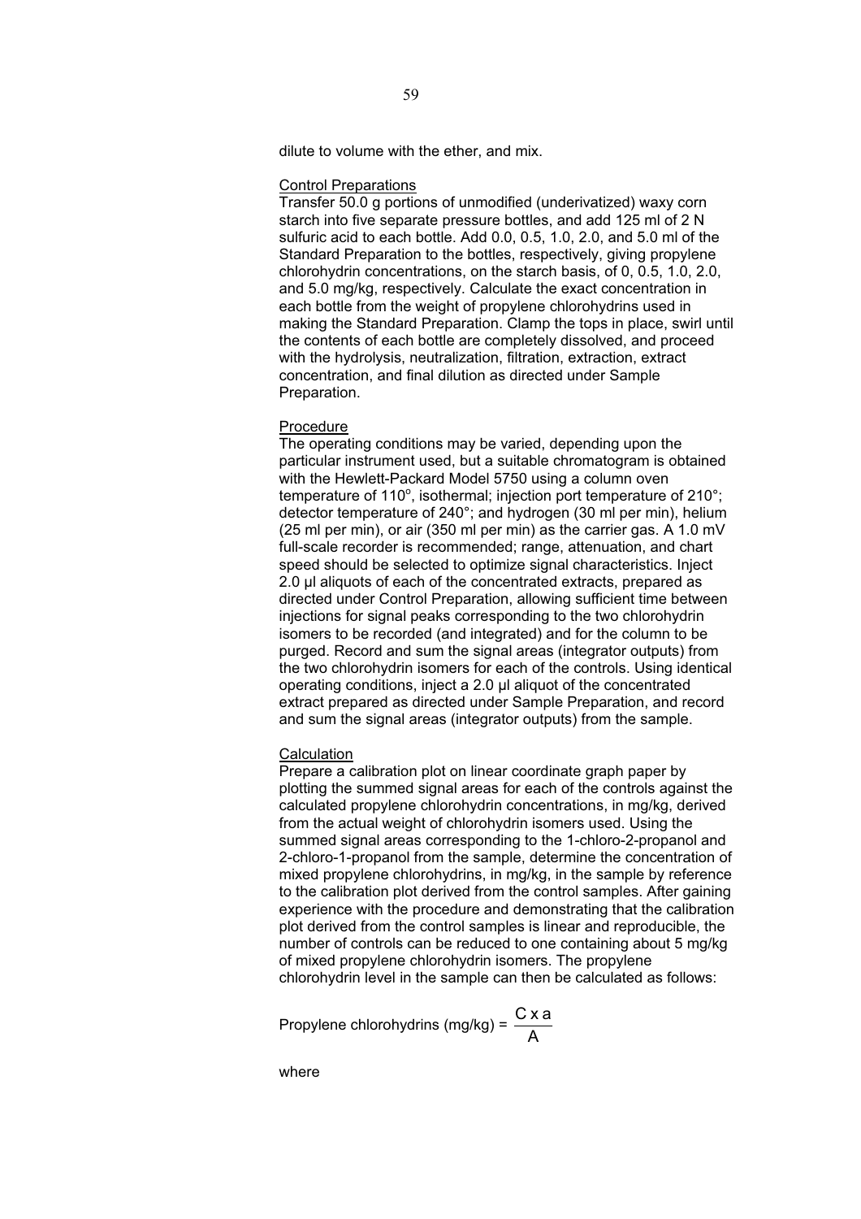dilute to volume with the ether, and mix.

Control Preparations

Transfer 50.0 g portions of unmodified (underivatized) waxy corn starch into five separate pressure bottles, and add 125 ml of 2 N sulfuric acid to each bottle. Add 0.0, 0.5, 1.0, 2.0, and 5.0 ml of the Standard Preparation to the bottles, respectively, giving propylene chlorohydrin concentrations, on the starch basis, of 0, 0.5, 1.0, 2.0, and 5.0 mg/kg, respectively. Calculate the exact concentration in each bottle from the weight of propylene chlorohydrins used in making the Standard Preparation. Clamp the tops in place, swirl until the contents of each bottle are completely dissolved, and proceed with the hydrolysis, neutralization, filtration, extraction, extract concentration, and final dilution as directed under Sample Preparation.

Procedure

The operating conditions may be varied, depending upon the particular instrument used, but a suitable chromatogram is obtained with the Hewlett-Packard Model 5750 using a column oven temperature of 110°, isothermal; injection port temperature of 210°; detector temperature of 240°; and hydrogen (30 ml per min), helium (25 ml per min), or air (350 ml per min) as the carrier gas. A 1.0 mV full-scale recorder is recommended; range, attenuation, and chart speed should be selected to optimize signal characteristics. Inject 2.0 µl aliquots of each of the concentrated extracts, prepared as directed under Control Preparation, allowing sufficient time between injections for signal peaks corresponding to the two chlorohydrin isomers to be recorded (and integrated) and for the column to be purged. Record and sum the signal areas (integrator outputs) from the two chlorohydrin isomers for each of the controls. Using identical operating conditions, inject a 2.0 µl aliquot of the concentrated extract prepared as directed under Sample Preparation, and record and sum the signal areas (integrator outputs) from the sample.

Calculation

Prepare a calibration plot on linear coordinate graph paper by plotting the summed signal areas for each of the controls against the calculated propylene chlorohydrin concentrations, in mg/kg, derived from the actual weight of chlorohydrin isomers used. Using the summed signal areas corresponding to the 1-chloro-2-propanol and 2-chloro-1-propanol from the sample, determine the concentration of mixed propylene chlorohydrins, in mg/kg, in the sample by reference to the calibration plot derived from the control samples. After gaining experience with the procedure and demonstrating that the calibration plot derived from the control samples is linear and reproducible, the number of controls can be reduced to one containing about 5 mg/kg of mixed propylene chlorohydrin isomers. The propylene chlorohydrin level in the sample can then be calculated as follows:

$$\text{Propylene chlorohydrins (mg/kg)} = \frac{C \times a}{A}$$

where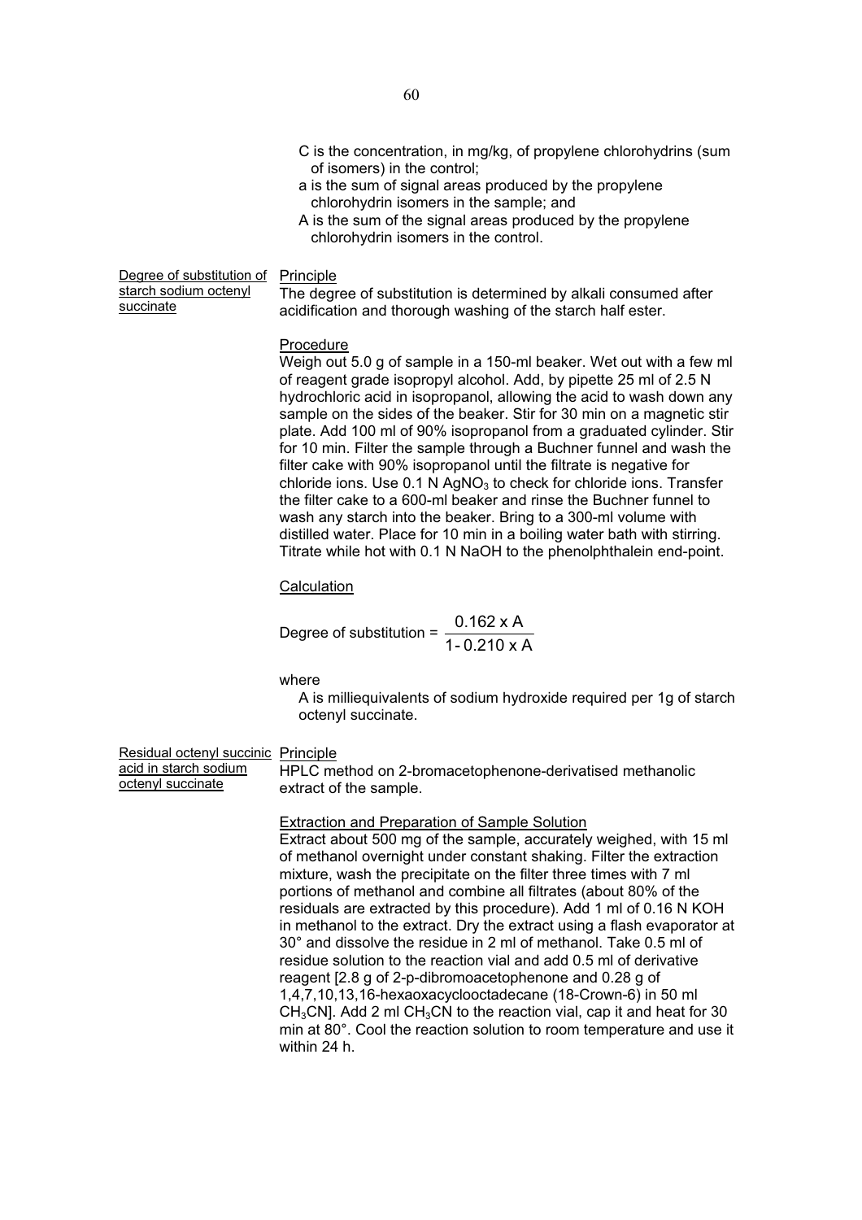C is the concentration, in mg/kg, of propylene chlorohydrins (sum of isomers) in the control;
a is the sum of signal areas produced by the propylene chlorohydrin isomers in the sample; and
A is the sum of the signal areas produced by the propylene chlorohydrin isomers in the control.

### Degree of substitution of starch sodium octenyl succinate

**Principle**

The degree of substitution is determined by alkali consumed after acidification and thorough washing of the starch half ester.

**Procedure**

Weigh out 5.0 g of sample in a 150-ml beaker. Wet out with a few ml of reagent grade isopropyl alcohol. Add, by pipette 25 ml of 2.5 N hydrochloric acid in isopropanol, allowing the acid to wash down any sample on the sides of the beaker. Stir for 30 min on a magnetic stir plate. Add 100 ml of 90% isopropanol from a graduated cylinder. Stir for 10 min. Filter the sample through a Buchner funnel and wash the filter cake with 90% isopropanol until the filtrate is negative for chloride ions. Use 0.1 N $AgNO_3$ to check for chloride ions. Transfer the filter cake to a 600-ml beaker and rinse the Buchner funnel to wash any starch into the beaker. Bring to a 300-ml volume with distilled water. Place for 10 min in a boiling water bath with stirring. Titrate while hot with 0.1 N NaOH to the phenolphthalein end-point.

**Calculation**

$$\text{Degree of substitution} = \frac{0.162 \times A}{1 - 0.210 \times A}$$

where

A is milliequivalents of sodium hydroxide required per 1g of starch octenyl succinate.

### Residual octenyl succinic acid in starch sodium octenyl succinate

**Principle**

HPLC method on 2-bromacetophenone-derivatised methanolic extract of the sample.

**Extraction and Preparation of Sample Solution**

Extract about 500 mg of the sample, accurately weighed, with 15 ml of methanol overnight under constant shaking. Filter the extraction mixture, wash the precipitate on the filter three times with 7 ml portions of methanol and combine all filtrates (about 80% of the residuals are extracted by this procedure). Add 1 ml of 0.16 N KOH in methanol to the extract. Dry the extract using a flash evaporator at 30° and dissolve the residue in 2 ml of methanol. Take 0.5 ml of residue solution to the reaction vial and add 0.5 ml of derivative reagent [2.8 g of 2-p-dibromoacetophenone and 0.28 g of 1,4,7,10,13,16-hexaoxacyclooctadecane (18-Crown-6) in 50 ml $CH_3CN$]. Add 2 ml $CH_3CN$ to the reaction vial, cap it and heat for 30 min at 80°. Cool the reaction solution to room temperature and use it within 24 h.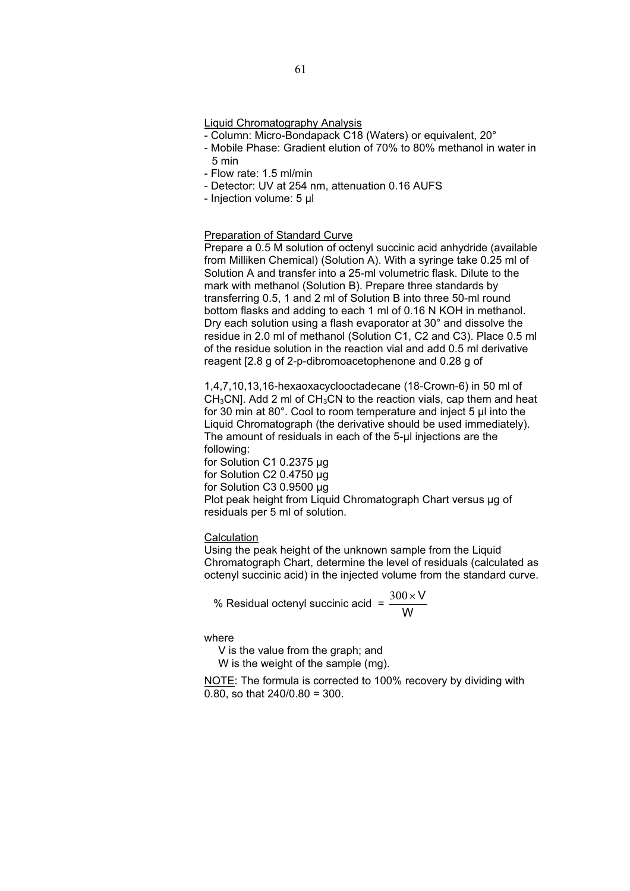Liquid Chromatography Analysis

- Column: Micro-Bondapack C18 (Waters) or equivalent, 20°
- Mobile Phase: Gradient elution of 70% to 80% methanol in water in 5 min
- Flow rate: 1.5 ml/min
- Detector: UV at 254 nm, attenuation 0.16 AUFS
- Injection volume: 5 µl

Preparation of Standard Curve

Prepare a 0.5 M solution of octenyl succinic acid anhydride (available from Milliken Chemical) (Solution A). With a syringe take 0.25 ml of Solution A and transfer into a 25-ml volumetric flask. Dilute to the mark with methanol (Solution B). Prepare three standards by transferring 0.5, 1 and 2 ml of Solution B into three 50-ml round bottom flasks and adding to each 1 ml of 0.16 N KOH in methanol. Dry each solution using a flash evaporator at 30° and dissolve the residue in 2.0 ml of methanol (Solution C1, C2 and C3). Place 0.5 ml of the residue solution in the reaction vial and add 0.5 ml derivative reagent [2.8 g of 2-p-dibromoacetophenone and 0.28 g of

1,4,7,10,13,16-hexaoxacyclooctadecane (18-Crown-6) in 50 ml of $CH_3CN$]. Add 2 ml of $CH_3CN$ to the reaction vials, cap them and heat for 30 min at 80°. Cool to room temperature and inject 5 µl into the Liquid Chromatograph (the derivative should be used immediately). The amount of residuals in each of the 5-µl injections are the following:

for Solution C1 0.2375 µg

for Solution C2 0.4750 µg

for Solution C3 0.9500 µg

Plot peak height from Liquid Chromatograph Chart versus µg of residuals per 5 ml of solution.

Calculation

Using the peak height of the unknown sample from the Liquid Chromatograph Chart, determine the level of residuals (calculated as octenyl succinic acid) in the injected volume from the standard curve.

$$\% \text{ Residual octenyl succinic acid } = \frac{300 \times V}{W}$$

where

V is the value from the graph; and

W is the weight of the sample (mg).

NOTE: The formula is corrected to 100% recovery by dividing with 0.80, so that 240/0.80 = 300.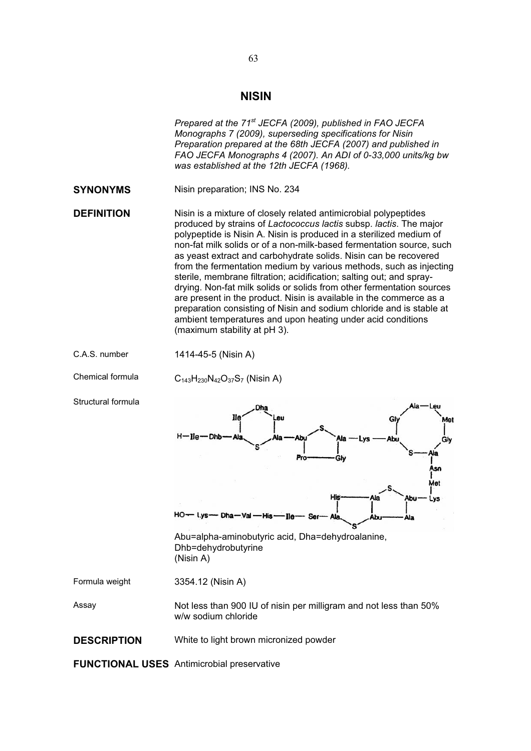# NISIN

*Prepared at the 71[st] JECFA (2009), published in FAO JECFA Monographs 7 (2009), superseding specifications for Nisin Preparation prepared at the 68th JECFA (2007) and published in FAO JECFA Monographs 4 (2007). An ADI of 0-33,000 units/kg bw was established at the 12th JECFA (1968).*

**SYNONYMS**

Nisin preparation; INS No. 234

**DEFINITION**

Nisin is a mixture of closely related antimicrobial polypeptides produced by strains of *Lactococcus lactis* subsp. *lactis*. The major polypeptide is Nisin A. Nisin is produced in a sterilized medium of non-fat milk solids or of a non-milk-based fermentation source, such as yeast extract and carbohydrate solids. Nisin can be recovered from the fermentation medium by various methods, such as injecting sterile, membrane filtration; acidification; salting out; and spray-drying. Non-fat milk solids or solids from other fermentation sources are present in the product. Nisin is available in the commerce as a preparation consisting of Nisin and sodium chloride and is stable at ambient temperatures and upon heating under acid conditions (maximum stability at pH 3).

C.A.S. number

1414-45-5 (Nisin A)

Chemical formula

$C_{143}H_{230}N_{42}O_{37}S_7$ (Nisin A)

Structural formula

Abu=alpha-aminobutyric acid, Dha=dehydroalanine, Dhb=dehydrobutyrine
(Nisin A)

Formula weight

3354.12 (Nisin A)

Assay

Not less than 900 IU of nisin per milligram and not less than 50% w/w sodium chloride

**DESCRIPTION**

White to light brown micronized powder

**FUNCTIONAL USES**

Antimicrobial preservative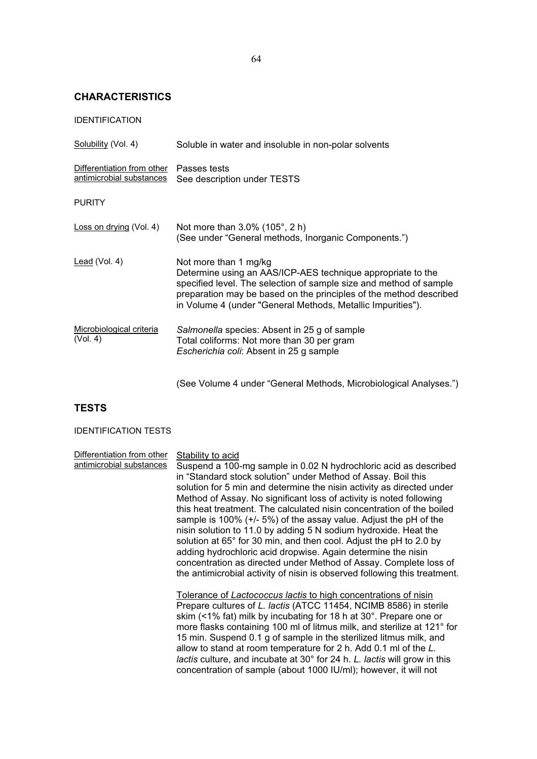## CHARACTERISTICS

IDENTIFICATION

| | |
|---|---|
| Solubility (Vol. 4) | Soluble in water and insoluble in non-polar solvents |
| Differentiation from other antimicrobial substances | Passes tests<br>See description under TESTS |

PURITY

| | |
|---|---|
| Loss on drying (Vol. 4) | Not more than 3.0% (105°, 2 h)<br>(See under "General methods, Inorganic Components.") |
| Lead (Vol. 4) | Not more than 1 mg/kg<br>Determine using an AAS/ICP-AES technique appropriate to the specified level. The selection of sample size and method of sample preparation may be based on the principles of the method described in Volume 4 (under "General Methods, Metallic Impurities"). |
| Microbiological criteria (Vol. 4) | *Salmonella* species: Absent in 25 g of sample<br>Total coliforms: Not more than 30 per gram<br>*Escherichia coli*: Absent in 25 g sample<br><br>(See Volume 4 under "General Methods, Microbiological Analyses.") |

## TESTS

IDENTIFICATION TESTS

Differentiation from other antimicrobial substances

Stability to acid

Suspend a 100-mg sample in 0.02 N hydrochloric acid as described in "Standard stock solution" under Method of Assay. Boil this solution for 5 min and determine the nisin activity as directed under Method of Assay. No significant loss of activity is noted following this heat treatment. The calculated nisin concentration of the boiled sample is 100% (+/- 5%) of the assay value. Adjust the pH of the nisin solution to 11.0 by adding 5 N sodium hydroxide. Heat the solution at 65° for 30 min, and then cool. Adjust the pH to 2.0 by adding hydrochloric acid dropwise. Again determine the nisin concentration as directed under Method of Assay. Complete loss of the antimicrobial activity of nisin is observed following this treatment.

Tolerance of *Lactococcus lactis* to high concentrations of nisin

Prepare cultures of *L. lactis* (ATCC 11454, NCIMB 8586) in sterile skim (<1% fat) milk by incubating for 18 h at 30°. Prepare one or more flasks containing 100 ml of litmus milk, and sterilize at 121° for 15 min. Suspend 0.1 g of sample in the sterilized litmus milk, and allow to stand at room temperature for 2 h. Add 0.1 ml of the *L. lactis* culture, and incubate at 30° for 24 h. *L. lactis* will grow in this concentration of sample (about 1000 IU/ml); however, it will not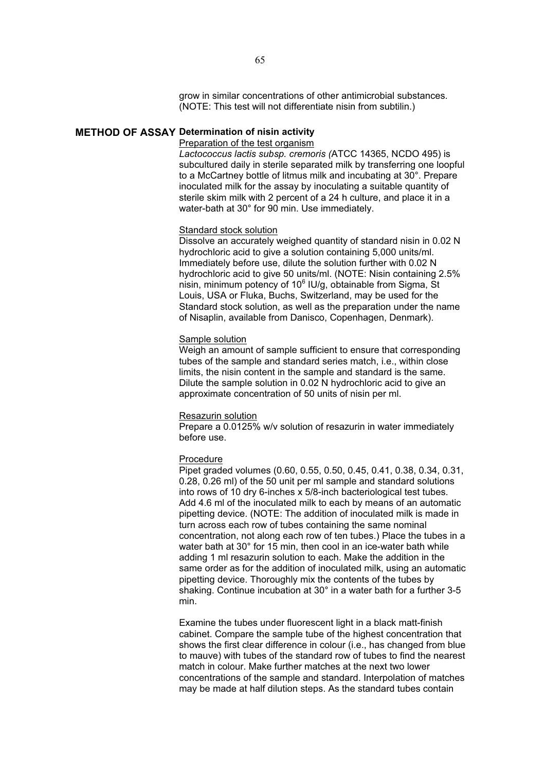grow in similar concentrations of other antimicrobial substances. (NOTE: This test will not differentiate nisin from subtilin.)

## METHOD OF ASSAY

**Determination of nisin activity**

Preparation of the test organism

*Lactococcus lactis subsp. cremoris (*ATCC 14365, NCDO 495) is subcultured daily in sterile separated milk by transferring one loopful to a McCartney bottle of litmus milk and incubating at 30°. Prepare inoculated milk for the assay by inoculating a suitable quantity of sterile skim milk with 2 percent of a 24 h culture, and place it in a water-bath at 30° for 90 min. Use immediately.

Standard stock solution

Dissolve an accurately weighed quantity of standard nisin in 0.02 N hydrochloric acid to give a solution containing 5,000 units/ml. Immediately before use, dilute the solution further with 0.02 N hydrochloric acid to give 50 units/ml. (NOTE: Nisin containing 2.5% nisin, minimum potency of $10^6$ IU/g, obtainable from Sigma, St Louis, USA or Fluka, Buchs, Switzerland, may be used for the Standard stock solution, as well as the preparation under the name of Nisaplin, available from Danisco, Copenhagen, Denmark).

Sample solution

Weigh an amount of sample sufficient to ensure that corresponding tubes of the sample and standard series match, i.e., within close limits, the nisin content in the sample and standard is the same. Dilute the sample solution in 0.02 N hydrochloric acid to give an approximate concentration of 50 units of nisin per ml.

Resazurin solution

Prepare a 0.0125% w/v solution of resazurin in water immediately before use.

Procedure

Pipet graded volumes (0.60, 0.55, 0.50, 0.45, 0.41, 0.38, 0.34, 0.31, 0.28, 0.26 ml) of the 50 unit per ml sample and standard solutions into rows of 10 dry 6-inches x 5/8-inch bacteriological test tubes. Add 4.6 ml of the inoculated milk to each by means of an automatic pipetting device. (NOTE: The addition of inoculated milk is made in turn across each row of tubes containing the same nominal concentration, not along each row of ten tubes.) Place the tubes in a water bath at 30° for 15 min, then cool in an ice-water bath while adding 1 ml resazurin solution to each. Make the addition in the same order as for the addition of inoculated milk, using an automatic pipetting device. Thoroughly mix the contents of the tubes by shaking. Continue incubation at 30° in a water bath for a further 3-5 min.

Examine the tubes under fluorescent light in a black matt-finish cabinet. Compare the sample tube of the highest concentration that shows the first clear difference in colour (i.e., has changed from blue to mauve) with tubes of the standard row of tubes to find the nearest match in colour. Make further matches at the next two lower concentrations of the sample and standard. Interpolation of matches may be made at half dilution steps. As the standard tubes contain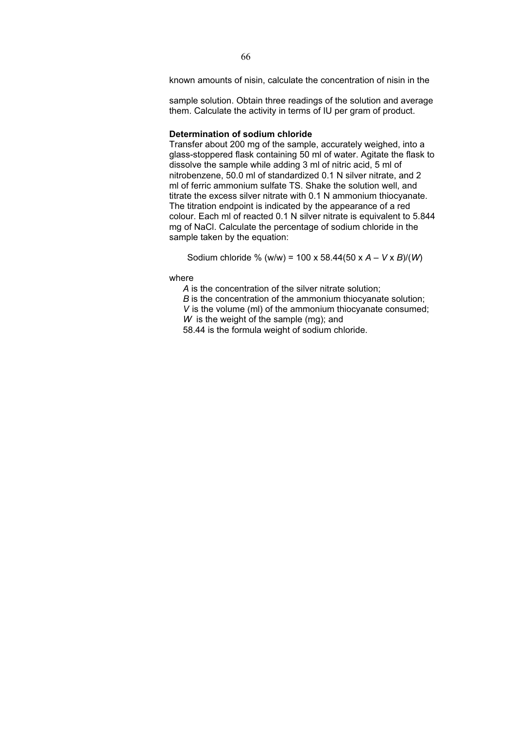known amounts of nisin, calculate the concentration of nisin in the

sample solution. Obtain three readings of the solution and average them. Calculate the activity in terms of IU per gram of product.

**Determination of sodium chloride**

Transfer about 200 mg of the sample, accurately weighed, into a glass-stoppered flask containing 50 ml of water. Agitate the flask to dissolve the sample while adding 3 ml of nitric acid, 5 ml of nitrobenzene, 50.0 ml of standardized 0.1 N silver nitrate, and 2 ml of ferric ammonium sulfate TS. Shake the solution well, and titrate the excess silver nitrate with 0.1 N ammonium thiocyanate. The titration endpoint is indicated by the appearance of a red colour. Each ml of reacted 0.1 N silver nitrate is equivalent to 5.844 mg of NaCl. Calculate the percentage of sodium chloride in the sample taken by the equation:

$$\text{Sodium chloride \% (w/w)} = 100 \times 58.44(50 \times A - V \times B)/(W)$$

where

- $A$ is the concentration of the silver nitrate solution;
- $B$ is the concentration of the ammonium thiocyanate solution;
- $V$ is the volume (ml) of the ammonium thiocyanate consumed;
- $W$ is the weight of the sample (mg); and
- 58.44 is the formula weight of sodium chloride.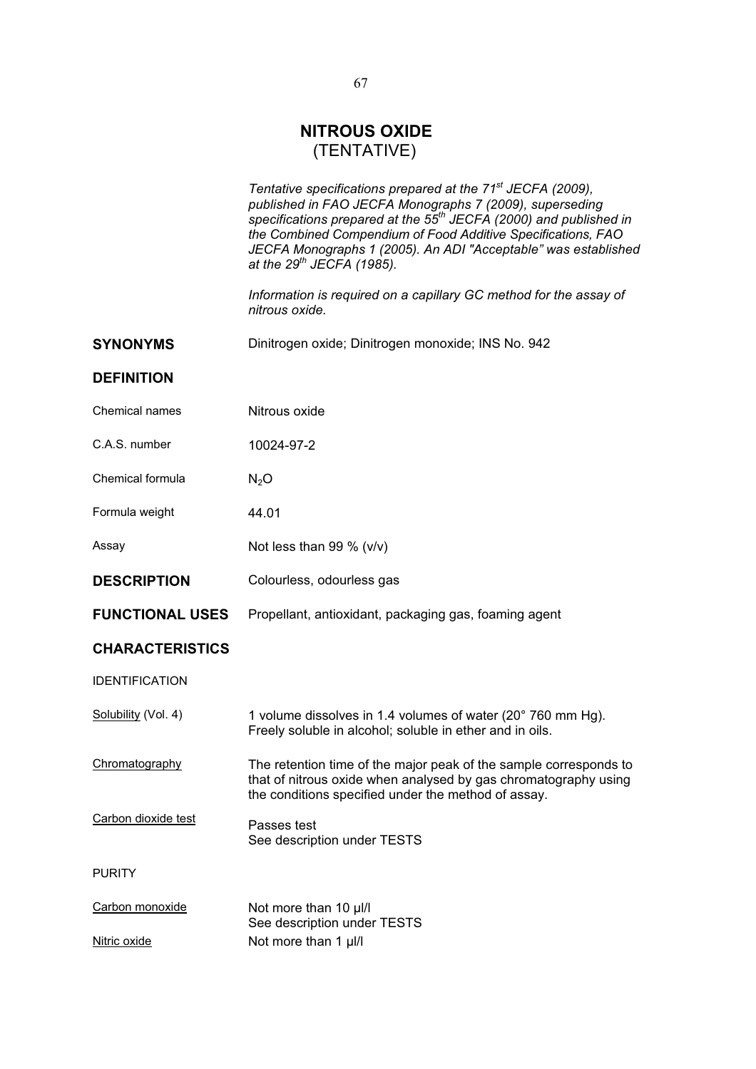# NITROUS OXIDE
(TENTATIVE)

*Tentative specifications prepared at the 71st JECFA (2009), published in FAO JECFA Monographs 7 (2009), superseding specifications prepared at the 55th JECFA (2000) and published in the Combined Compendium of Food Additive Specifications, FAO JECFA Monographs 1 (2005). An ADI "Acceptable" was established at the 29th JECFA (1985).*

*Information is required on a capillary GC method for the assay of nitrous oxide.*

**SYNONYMS** Dinitrogen oxide; Dinitrogen monoxide; INS No. 942

**DEFINITION**

Chemical names: Nitrous oxide

C.A.S. number: 10024-97-2

Chemical formula: $N_2O$

Formula weight: 44.01

Assay: Not less than 99 % (v/v)

**DESCRIPTION** Colourless, odourless gas

**FUNCTIONAL USES** Propellant, antioxidant, packaging gas, foaming agent

**CHARACTERISTICS**

IDENTIFICATION

Solubility (Vol. 4): 1 volume dissolves in 1.4 volumes of water (20° 760 mm Hg). Freely soluble in alcohol; soluble in ether and in oils.

Chromatography: The retention time of the major peak of the sample corresponds to that of nitrous oxide when analysed by gas chromatography using the conditions specified under the method of assay.

Carbon dioxide test: Passes test
See description under TESTS

PURITY

Carbon monoxide: Not more than 10 µl/l
See description under TESTS

Nitric oxide: Not more than 1 µl/l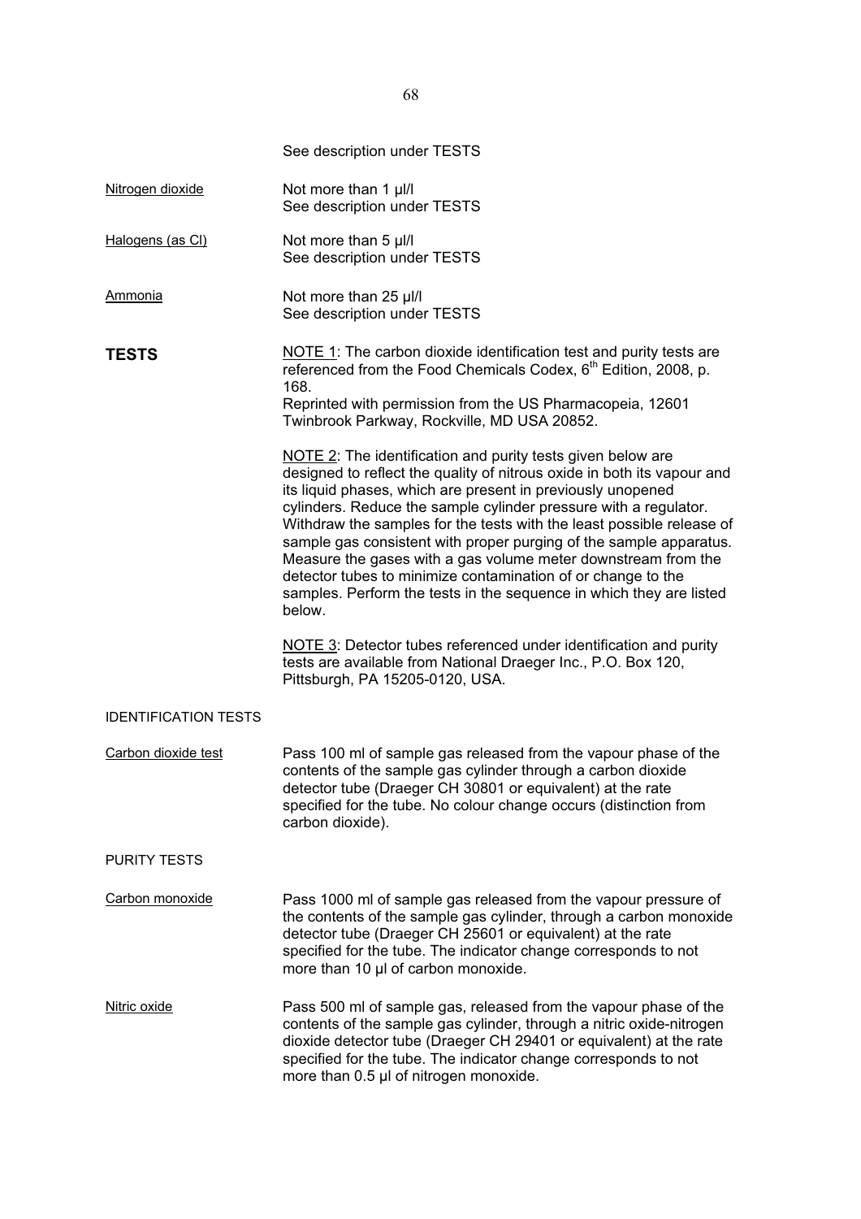See description under TESTS

<u>Nitrogen dioxide</u> Not more than 1 µl/l
See description under TESTS

<u>Halogens (as Cl)</u> Not more than 5 µl/l
See description under TESTS

<u>Ammonia</u> Not more than 25 µl/l
See description under TESTS

## TESTS

<u>NOTE 1</u>: The carbon dioxide identification test and purity tests are referenced from the Food Chemicals Codex, 6th Edition, 2008, p. 168.
Reprinted with permission from the US Pharmacopeia, 12601 Twinbrook Parkway, Rockville, MD USA 20852.

<u>NOTE 2</u>: The identification and purity tests given below are designed to reflect the quality of nitrous oxide in both its vapour and its liquid phases, which are present in previously unopened cylinders. Reduce the sample cylinder pressure with a regulator. Withdraw the samples for the tests with the least possible release of sample gas consistent with proper purging of the sample apparatus. Measure the gases with a gas volume meter downstream from the detector tubes to minimize contamination of or change to the samples. Perform the tests in the sequence in which they are listed below.

<u>NOTE 3</u>: Detector tubes referenced under identification and purity tests are available from National Draeger Inc., P.O. Box 120, Pittsburgh, PA 15205-0120, USA.

### IDENTIFICATION TESTS

<u>Carbon dioxide test</u> Pass 100 ml of sample gas released from the vapour phase of the contents of the sample gas cylinder through a carbon dioxide detector tube (Draeger CH 30801 or equivalent) at the rate specified for the tube. No colour change occurs (distinction from carbon dioxide).

### PURITY TESTS

<u>Carbon monoxide</u> Pass 1000 ml of sample gas released from the vapour pressure of the contents of the sample gas cylinder, through a carbon monoxide detector tube (Draeger CH 25601 or equivalent) at the rate specified for the tube. The indicator change corresponds to not more than 10 µl of carbon monoxide.

<u>Nitric oxide</u> Pass 500 ml of sample gas, released from the vapour phase of the contents of the sample gas cylinder, through a nitric oxide-nitrogen dioxide detector tube (Draeger CH 29401 or equivalent) at the rate specified for the tube. The indicator change corresponds to not more than 0.5 µl of nitrogen monoxide.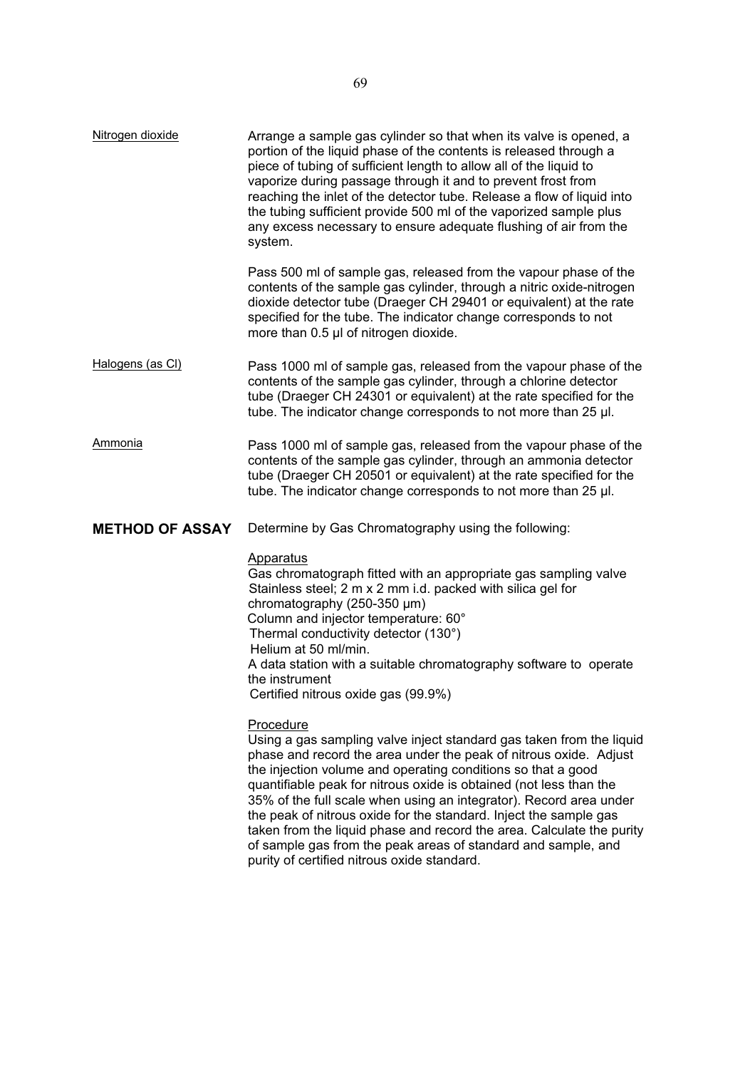**Nitrogen dioxide**

Arrange a sample gas cylinder so that when its valve is opened, a portion of the liquid phase of the contents is released through a piece of tubing of sufficient length to allow all of the liquid to vaporize during passage through it and to prevent frost from reaching the inlet of the detector tube. Release a flow of liquid into the tubing sufficient provide 500 ml of the vaporized sample plus any excess necessary to ensure adequate flushing of air from the system.

Pass 500 ml of sample gas, released from the vapour phase of the contents of the sample gas cylinder, through a nitric oxide-nitrogen dioxide detector tube (Draeger CH 29401 or equivalent) at the rate specified for the tube. The indicator change corresponds to not more than 0.5 µl of nitrogen dioxide.

**Halogens (as Cl)**

Pass 1000 ml of sample gas, released from the vapour phase of the contents of the sample gas cylinder, through a chlorine detector tube (Draeger CH 24301 or equivalent) at the rate specified for the tube. The indicator change corresponds to not more than 25 µl.

**Ammonia**

Pass 1000 ml of sample gas, released from the vapour phase of the contents of the sample gas cylinder, through an ammonia detector tube (Draeger CH 20501 or equivalent) at the rate specified for the tube. The indicator change corresponds to not more than 25 µl.

## METHOD OF ASSAY

Determine by Gas Chromatography using the following:

Apparatus

Gas chromatograph fitted with an appropriate gas sampling valve
Stainless steel; 2 m x 2 mm i.d. packed with silica gel for chromatography (250-350 µm)
Column and injector temperature: 60°
Thermal conductivity detector (130°)
Helium at 50 ml/min.
A data station with a suitable chromatography software to operate the instrument
Certified nitrous oxide gas (99.9%)

Procedure

Using a gas sampling valve inject standard gas taken from the liquid phase and record the area under the peak of nitrous oxide. Adjust the injection volume and operating conditions so that a good quantifiable peak for nitrous oxide is obtained (not less than the 35% of the full scale when using an integrator). Record area under the peak of nitrous oxide for the standard. Inject the sample gas taken from the liquid phase and record the area. Calculate the purity of sample gas from the peak areas of standard and sample, and purity of certified nitrous oxide standard.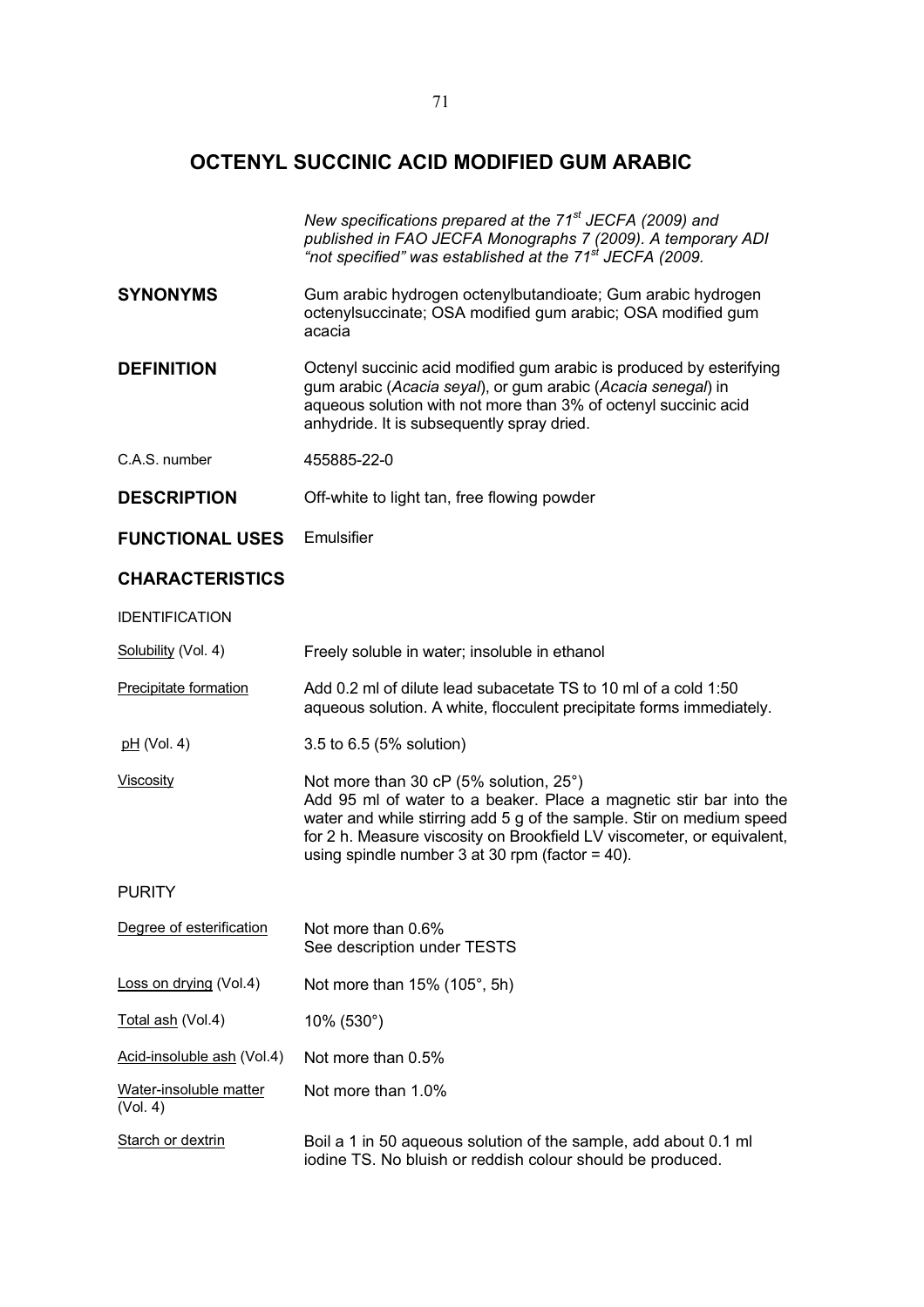# OCTENYL SUCCINIC ACID MODIFIED GUM ARABIC

*New specifications prepared at the 71st JECFA (2009) and published in FAO JECFA Monographs 7 (2009). A temporary ADI "not specified" was established at the 71st JECFA (2009.*

## SYNONYMS

Gum arabic hydrogen octenylbutandioate; Gum arabic hydrogen octenylsuccinate; OSA modified gum arabic; OSA modified gum acacia

## DEFINITION

Octenyl succinic acid modified gum arabic is produced by esterifying gum arabic (*Acacia seyal*), or gum arabic (*Acacia senegal*) in aqueous solution with not more than 3% of octenyl succinic acid anhydride. It is subsequently spray dried.

C.A.S. number: 455885-22-0

## DESCRIPTION

Off-white to light tan, free flowing powder

## FUNCTIONAL USES

Emulsifier

## CHARACTERISTICS

### IDENTIFICATION

**Solubility** (Vol. 4): Freely soluble in water; insoluble in ethanol

**Precipitate formation**: Add 0.2 ml of dilute lead subacetate TS to 10 ml of a cold 1:50 aqueous solution. A white, flocculent precipitate forms immediately.

**pH** (Vol. 4): 3.5 to 6.5 (5% solution)

**Viscosity**: Not more than 30 cP (5% solution, 25°)
Add 95 ml of water to a beaker. Place a magnetic stir bar into the water and while stirring add 5 g of the sample. Stir on medium speed for 2 h. Measure viscosity on Brookfield LV viscometer, or equivalent, using spindle number 3 at 30 rpm (factor = 40).

### PURITY

**Degree of esterification**: Not more than 0.6%
See description under TESTS

**Loss on drying** (Vol.4): Not more than 15% (105°, 5h)

**Total ash** (Vol.4): 10% (530°)

**Acid-insoluble ash** (Vol.4): Not more than 0.5%

**Water-insoluble matter** (Vol. 4): Not more than 1.0%

**Starch or dextrin**: Boil a 1 in 50 aqueous solution of the sample, add about 0.1 ml iodine TS. No bluish or reddish colour should be produced.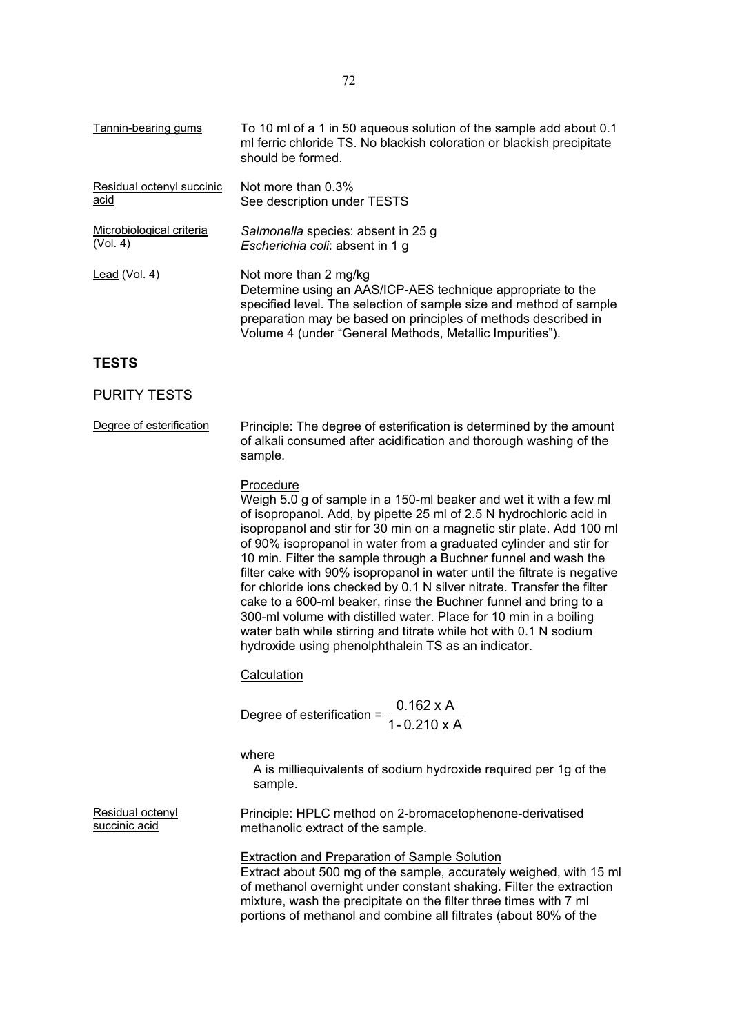Tannin-bearing gums — To 10 ml of a 1 in 50 aqueous solution of the sample add about 0.1 ml ferric chloride TS. No blackish coloration or blackish precipitate should be formed.

Residual octenyl succinic acid — Not more than 0.3%
See description under TESTS

Microbiological criteria (Vol. 4) — *Salmonella* species: absent in 25 g
*Escherichia coli*: absent in 1 g

Lead (Vol. 4) — Not more than 2 mg/kg
Determine using an AAS/ICP-AES technique appropriate to the specified level. The selection of sample size and method of sample preparation may be based on principles of methods described in Volume 4 (under "General Methods, Metallic Impurities").

## TESTS

### PURITY TESTS

Degree of esterification

Principle: The degree of esterification is determined by the amount of alkali consumed after acidification and thorough washing of the sample.

Procedure

Weigh 5.0 g of sample in a 150-ml beaker and wet it with a few ml of isopropanol. Add, by pipette 25 ml of 2.5 N hydrochloric acid in isopropanol and stir for 30 min on a magnetic stir plate. Add 100 ml of 90% isopropanol in water from a graduated cylinder and stir for 10 min. Filter the sample through a Buchner funnel and wash the filter cake with 90% isopropanol in water until the filtrate is negative for chloride ions checked by 0.1 N silver nitrate. Transfer the filter cake to a 600-ml beaker, rinse the Buchner funnel and bring to a 300-ml volume with distilled water. Place for 10 min in a boiling water bath while stirring and titrate while hot with 0.1 N sodium hydroxide using phenolphthalein TS as an indicator.

Calculation

$$\text{Degree of esterification} = \frac{0.162 \times A}{1 - 0.210 \times A}$$

where

A is milliequivalents of sodium hydroxide required per 1g of the sample.

Residual octenyl succinic acid

Principle: HPLC method on 2-bromacetophenone-derivatised methanolic extract of the sample.

Extraction and Preparation of Sample Solution

Extract about 500 mg of the sample, accurately weighed, with 15 ml of methanol overnight under constant shaking. Filter the extraction mixture, wash the precipitate on the filter three times with 7 ml portions of methanol and combine all filtrates (about 80% of the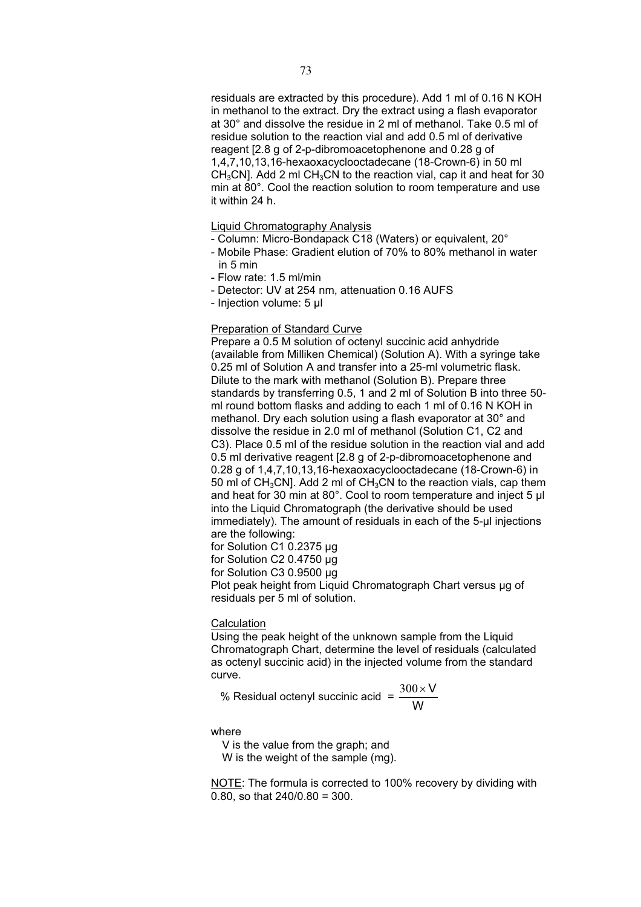residuals are extracted by this procedure). Add 1 ml of 0.16 N KOH in methanol to the extract. Dry the extract using a flash evaporator at 30° and dissolve the residue in 2 ml of methanol. Take 0.5 ml of residue solution to the reaction vial and add 0.5 ml of derivative reagent [2.8 g of 2-p-dibromoacetophenone and 0.28 g of 1,4,7,10,13,16-hexaoxacyclooctadecane (18-Crown-6) in 50 ml $CH_3CN$]. Add 2 ml $CH_3CN$ to the reaction vial, cap it and heat for 30 min at 80°. Cool the reaction solution to room temperature and use it within 24 h.

Liquid Chromatography Analysis

- Column: Micro-Bondapack C18 (Waters) or equivalent, 20°
- Mobile Phase: Gradient elution of 70% to 80% methanol in water in 5 min
- Flow rate: 1.5 ml/min
- Detector: UV at 254 nm, attenuation 0.16 AUFS
- Injection volume: 5 µl

Preparation of Standard Curve

Prepare a 0.5 M solution of octenyl succinic acid anhydride (available from Milliken Chemical) (Solution A). With a syringe take 0.25 ml of Solution A and transfer into a 25-ml volumetric flask. Dilute to the mark with methanol (Solution B). Prepare three standards by transferring 0.5, 1 and 2 ml of Solution B into three 50-ml round bottom flasks and adding to each 1 ml of 0.16 N KOH in methanol. Dry each solution using a flash evaporator at 30° and dissolve the residue in 2.0 ml of methanol (Solution C1, C2 and C3). Place 0.5 ml of the residue solution in the reaction vial and add 0.5 ml derivative reagent [2.8 g of 2-p-dibromoacetophenone and 0.28 g of 1,4,7,10,13,16-hexaoxacyclooctadecane (18-Crown-6) in 50 ml of $CH_3CN$]. Add 2 ml of $CH_3CN$ to the reaction vials, cap them and heat for 30 min at 80°. Cool to room temperature and inject 5 µl into the Liquid Chromatograph (the derivative should be used immediately). The amount of residuals in each of the 5-µl injections are the following:

for Solution C1 0.2375 µg
for Solution C2 0.4750 µg
for Solution C3 0.9500 µg

Plot peak height from Liquid Chromatograph Chart versus µg of residuals per 5 ml of solution.

Calculation

Using the peak height of the unknown sample from the Liquid Chromatograph Chart, determine the level of residuals (calculated as octenyl succinic acid) in the injected volume from the standard curve.

$$\text{\% Residual octenyl succinic acid} = \frac{300 \times V}{W}$$

where

V is the value from the graph; and
W is the weight of the sample (mg).

NOTE: The formula is corrected to 100% recovery by dividing with 0.80, so that 240/0.80 = 300.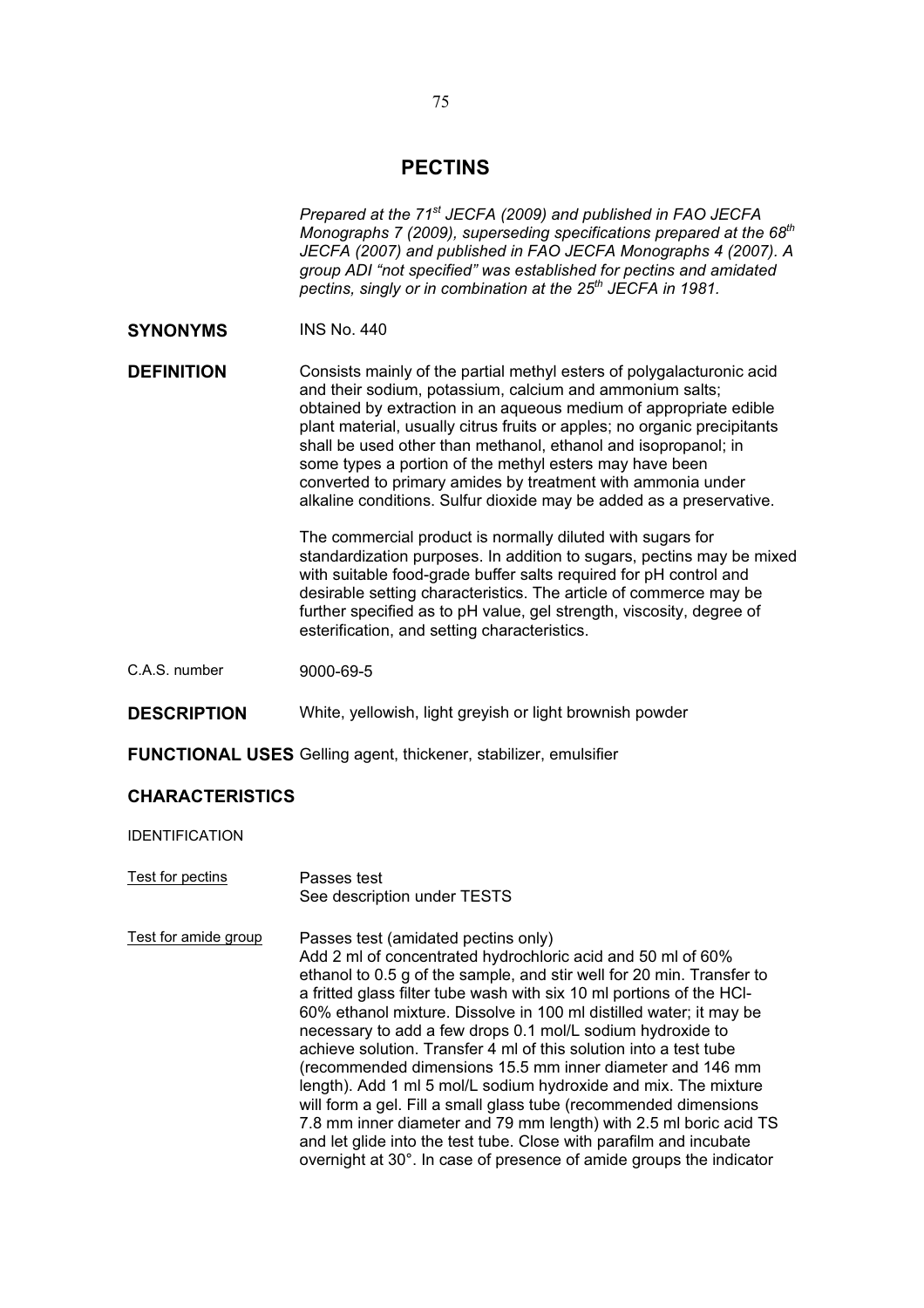# PECTINS

*Prepared at the 71st JECFA (2009) and published in FAO JECFA Monographs 7 (2009), superseding specifications prepared at the 68th JECFA (2007) and published in FAO JECFA Monographs 4 (2007). A group ADI "not specified" was established for pectins and amidated pectins, singly or in combination at the 25th JECFA in 1981.*

**SYNONYMS** INS No. 440

**DEFINITION** Consists mainly of the partial methyl esters of polygalacturonic acid and their sodium, potassium, calcium and ammonium salts; obtained by extraction in an aqueous medium of appropriate edible plant material, usually citrus fruits or apples; no organic precipitants shall be used other than methanol, ethanol and isopropanol; in some types a portion of the methyl esters may have been converted to primary amides by treatment with ammonia under alkaline conditions. Sulfur dioxide may be added as a preservative.

The commercial product is normally diluted with sugars for standardization purposes. In addition to sugars, pectins may be mixed with suitable food-grade buffer salts required for pH control and desirable setting characteristics. The article of commerce may be further specified as to pH value, gel strength, viscosity, degree of esterification, and setting characteristics.

C.A.S. number 9000-69-5

**DESCRIPTION** White, yellowish, light greyish or light brownish powder

**FUNCTIONAL USES** Gelling agent, thickener, stabilizer, emulsifier

## CHARACTERISTICS

IDENTIFICATION

Test for pectins

Passes test
See description under TESTS

Test for amide group

Passes test (amidated pectins only)
Add 2 ml of concentrated hydrochloric acid and 50 ml of 60% ethanol to 0.5 g of the sample, and stir well for 20 min. Transfer to a fritted glass filter tube wash with six 10 ml portions of the HCl-60% ethanol mixture. Dissolve in 100 ml distilled water; it may be necessary to add a few drops 0.1 mol/L sodium hydroxide to achieve solution. Transfer 4 ml of this solution into a test tube (recommended dimensions 15.5 mm inner diameter and 146 mm length). Add 1 ml 5 mol/L sodium hydroxide and mix. The mixture will form a gel. Fill a small glass tube (recommended dimensions 7.8 mm inner diameter and 79 mm length) with 2.5 ml boric acid TS and let glide into the test tube. Close with parafilm and incubate overnight at 30°. In case of presence of amide groups the indicator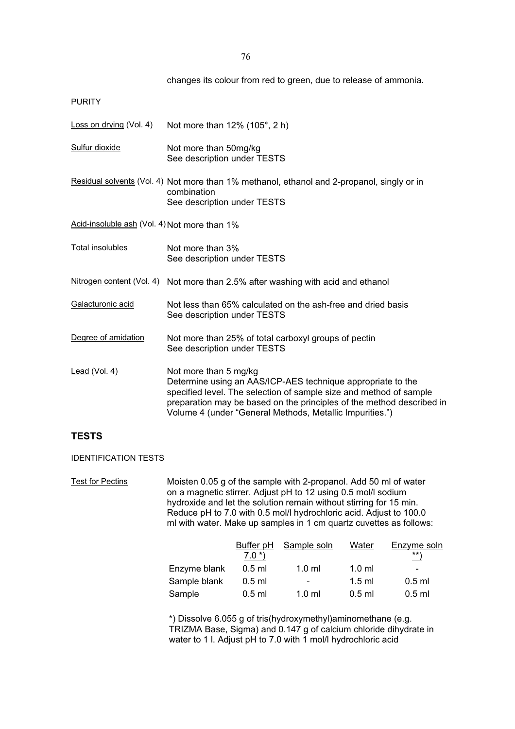changes its colour from red to green, due to release of ammonia.

PURITY

| | |
|---|---|
| Loss on drying (Vol. 4) | Not more than 12% (105°, 2 h) |
| Sulfur dioxide | Not more than 50mg/kg<br>See description under TESTS |
| Residual solvents (Vol. 4) | Not more than 1% methanol, ethanol and 2-propanol, singly or in combination<br>See description under TESTS |
| Acid-insoluble ash (Vol. 4) | Not more than 1% |
| Total insolubles | Not more than 3%<br>See description under TESTS |
| Nitrogen content (Vol. 4) | Not more than 2.5% after washing with acid and ethanol |
| Galacturonic acid | Not less than 65% calculated on the ash-free and dried basis<br>See description under TESTS |
| Degree of amidation | Not more than 25% of total carboxyl groups of pectin<br>See description under TESTS |
| Lead (Vol. 4) | Not more than 5 mg/kg<br>Determine using an AAS/ICP-AES technique appropriate to the specified level. The selection of sample size and method of sample preparation may be based on the principles of the method described in Volume 4 (under "General Methods, Metallic Impurities.") |

## TESTS

IDENTIFICATION TESTS

Test for Pectins

Moisten 0.05 g of the sample with 2-propanol. Add 50 ml of water on a magnetic stirrer. Adjust pH to 12 using 0.5 mol/l sodium hydroxide and let the solution remain without stirring for 15 min. Reduce pH to 7.0 with 0.5 mol/l hydrochloric acid. Adjust to 100.0 ml with water. Make up samples in 1 cm quartz cuvettes as follows:

| | Buffer pH 7.0 *) | Sample soln | Water | Enzyme soln **) |
|---|---|---|---|---|
| Enzyme blank | 0.5 ml | 1.0 ml | 1.0 ml | - |
| Sample blank | 0.5 ml | - | 1.5 ml | 0.5 ml |
| Sample | 0.5 ml | 1.0 ml | 0.5 ml | 0.5 ml |

*) Dissolve 6.055 g of tris(hydroxymethyl)aminomethane (e.g. TRIZMA Base, Sigma) and 0.147 g of calcium chloride dihydrate in water to 1 l. Adjust pH to 7.0 with 1 mol/l hydrochloric acid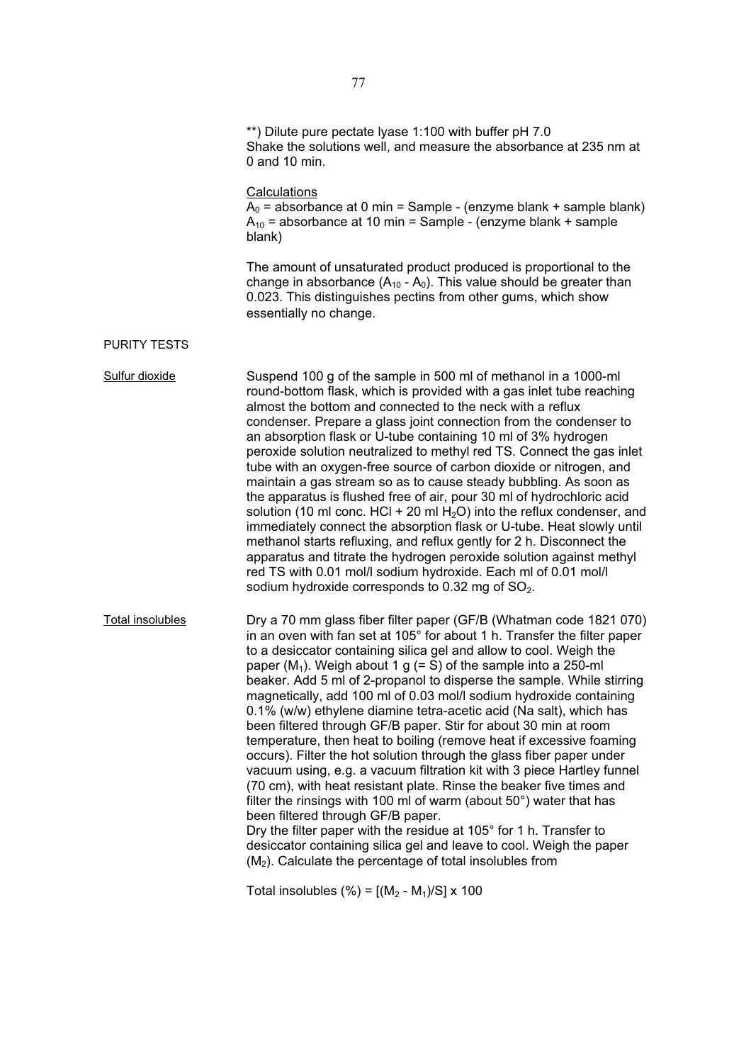**) Dilute pure pectate lyase 1:100 with buffer pH 7.0
Shake the solutions well, and measure the absorbance at 235 nm at 0 and 10 min.

Calculations

$A_0$ = absorbance at 0 min = Sample - (enzyme blank + sample blank)
$A_{10}$ = absorbance at 10 min = Sample - (enzyme blank + sample blank)

The amount of unsaturated product produced is proportional to the change in absorbance ($A_{10}$ - $A_0$). This value should be greater than 0.023. This distinguishes pectins from other gums, which show essentially no change.

PURITY TESTS

Sulfur dioxide

Suspend 100 g of the sample in 500 ml of methanol in a 1000-ml round-bottom flask, which is provided with a gas inlet tube reaching almost the bottom and connected to the neck with a reflux condenser. Prepare a glass joint connection from the condenser to an absorption flask or U-tube containing 10 ml of 3% hydrogen peroxide solution neutralized to methyl red TS. Connect the gas inlet tube with an oxygen-free source of carbon dioxide or nitrogen, and maintain a gas stream so as to cause steady bubbling. As soon as the apparatus is flushed free of air, pour 30 ml of hydrochloric acid solution (10 ml conc. HCl + 20 ml $H_2O$) into the reflux condenser, and immediately connect the absorption flask or U-tube. Heat slowly until methanol starts refluxing, and reflux gently for 2 h. Disconnect the apparatus and titrate the hydrogen peroxide solution against methyl red TS with 0.01 mol/l sodium hydroxide. Each ml of 0.01 mol/l sodium hydroxide corresponds to 0.32 mg of $SO_2$.

Total insolubles

Dry a 70 mm glass fiber filter paper (GF/B (Whatman code 1821 070) in an oven with fan set at 105° for about 1 h. Transfer the filter paper to a desiccator containing silica gel and allow to cool. Weigh the paper ($M_1$). Weigh about 1 g (= S) of the sample into a 250-ml beaker. Add 5 ml of 2-propanol to disperse the sample. While stirring magnetically, add 100 ml of 0.03 mol/l sodium hydroxide containing 0.1% (w/w) ethylene diamine tetra-acetic acid (Na salt), which has been filtered through GF/B paper. Stir for about 30 min at room temperature, then heat to boiling (remove heat if excessive foaming occurs). Filter the hot solution through the glass fiber paper under vacuum using, e.g. a vacuum filtration kit with 3 piece Hartley funnel (70 cm), with heat resistant plate. Rinse the beaker five times and filter the rinsings with 100 ml of warm (about 50°) water that has been filtered through GF/B paper.
Dry the filter paper with the residue at 105° for 1 h. Transfer to desiccator containing silica gel and leave to cool. Weigh the paper ($M_2$). Calculate the percentage of total insolubles from

$$\text{Total insolubles (\%)} = [(M_2 - M_1)/S] \times 100$$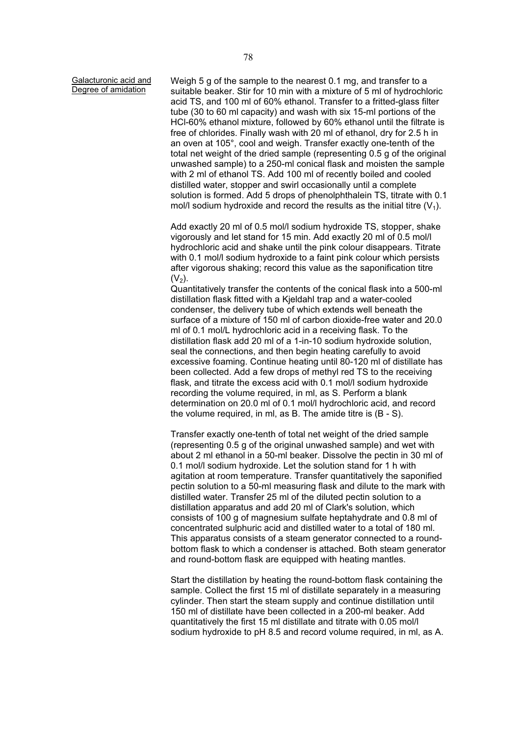<u>Galacturonic acid and Degree of amidation</u>

Weigh 5 g of the sample to the nearest 0.1 mg, and transfer to a suitable beaker. Stir for 10 min with a mixture of 5 ml of hydrochloric acid TS, and 100 ml of 60% ethanol. Transfer to a fritted-glass filter tube (30 to 60 ml capacity) and wash with six 15-ml portions of the HCl-60% ethanol mixture, followed by 60% ethanol until the filtrate is free of chlorides. Finally wash with 20 ml of ethanol, dry for 2.5 h in an oven at 105°, cool and weigh. Transfer exactly one-tenth of the total net weight of the dried sample (representing 0.5 g of the original unwashed sample) to a 250-ml conical flask and moisten the sample with 2 ml of ethanol TS. Add 100 ml of recently boiled and cooled distilled water, stopper and swirl occasionally until a complete solution is formed. Add 5 drops of phenolphthalein TS, titrate with 0.1 mol/l sodium hydroxide and record the results as the initial titre ($V_1$).

Add exactly 20 ml of 0.5 mol/l sodium hydroxide TS, stopper, shake vigorously and let stand for 15 min. Add exactly 20 ml of 0.5 mol/l hydrochloric acid and shake until the pink colour disappears. Titrate with 0.1 mol/l sodium hydroxide to a faint pink colour which persists after vigorous shaking; record this value as the saponification titre ($V_2$).

Quantitatively transfer the contents of the conical flask into a 500-ml distillation flask fitted with a Kjeldahl trap and a water-cooled condenser, the delivery tube of which extends well beneath the surface of a mixture of 150 ml of carbon dioxide-free water and 20.0 ml of 0.1 mol/L hydrochloric acid in a receiving flask. To the distillation flask add 20 ml of a 1-in-10 sodium hydroxide solution, seal the connections, and then begin heating carefully to avoid excessive foaming. Continue heating until 80-120 ml of distillate has been collected. Add a few drops of methyl red TS to the receiving flask, and titrate the excess acid with 0.1 mol/l sodium hydroxide recording the volume required, in ml, as S. Perform a blank determination on 20.0 ml of 0.1 mol/l hydrochloric acid, and record the volume required, in ml, as B. The amide titre is (B - S).

Transfer exactly one-tenth of total net weight of the dried sample (representing 0.5 g of the original unwashed sample) and wet with about 2 ml ethanol in a 50-ml beaker. Dissolve the pectin in 30 ml of 0.1 mol/l sodium hydroxide. Let the solution stand for 1 h with agitation at room temperature. Transfer quantitatively the saponified pectin solution to a 50-ml measuring flask and dilute to the mark with distilled water. Transfer 25 ml of the diluted pectin solution to a distillation apparatus and add 20 ml of Clark's solution, which consists of 100 g of magnesium sulfate heptahydrate and 0.8 ml of concentrated sulphuric acid and distilled water to a total of 180 ml. This apparatus consists of a steam generator connected to a round-bottom flask to which a condenser is attached. Both steam generator and round-bottom flask are equipped with heating mantles.

Start the distillation by heating the round-bottom flask containing the sample. Collect the first 15 ml of distillate separately in a measuring cylinder. Then start the steam supply and continue distillation until 150 ml of distillate have been collected in a 200-ml beaker. Add quantitatively the first 15 ml distillate and titrate with 0.05 mol/l sodium hydroxide to pH 8.5 and record volume required, in ml, as A.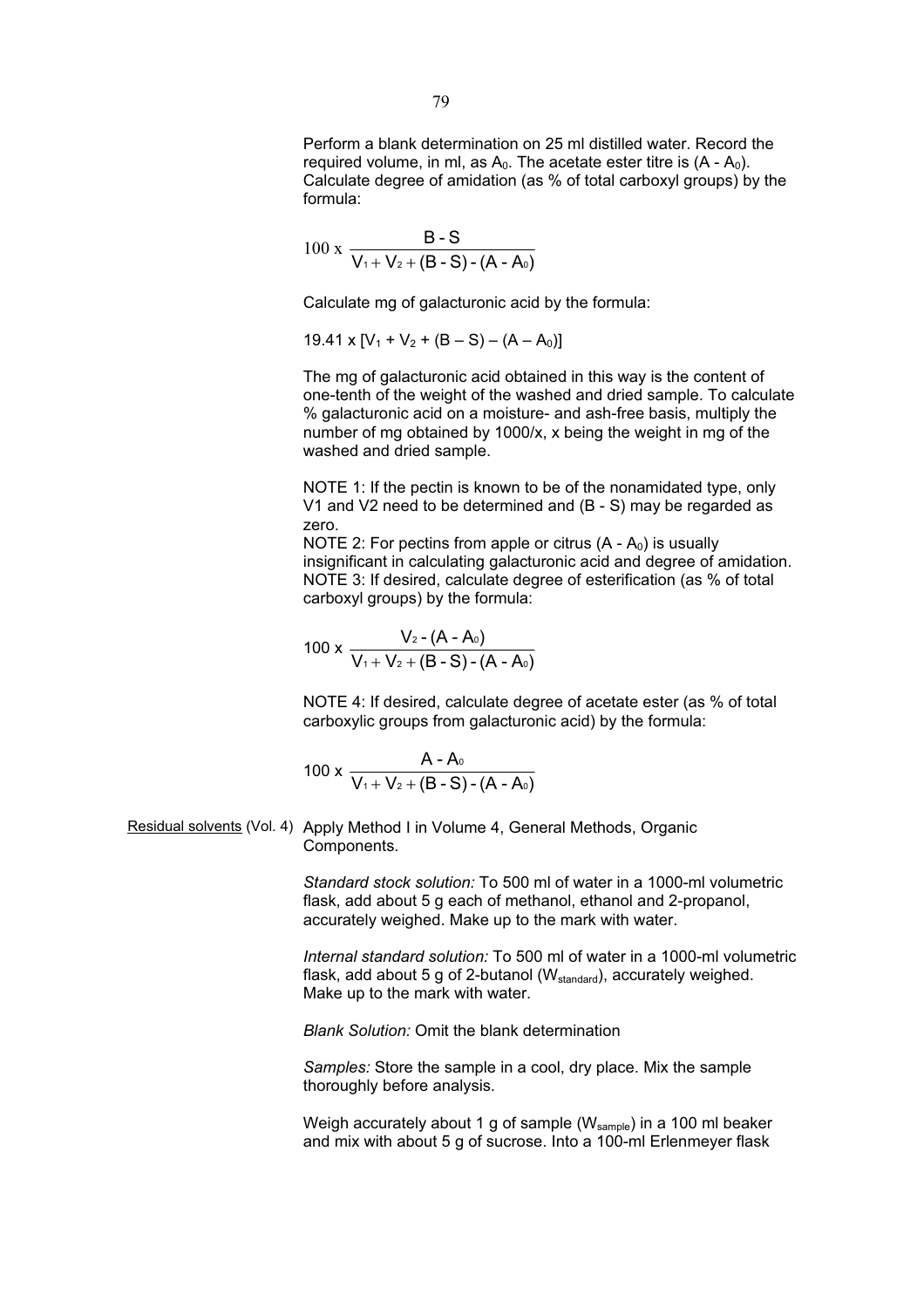Perform a blank determination on 25 ml distilled water. Record the required volume, in ml, as $A_0$. The acetate ester titre is $(A - A_0)$. Calculate degree of amidation (as % of total carboxyl groups) by the formula:

$$100 \times \frac{B - S}{V_1 + V_2 + (B - S) - (A - A_0)}$$

Calculate mg of galacturonic acid by the formula:

$$19.41 \times [V_1 + V_2 + (B - S) - (A - A_0)]$$

The mg of galacturonic acid obtained in this way is the content of one-tenth of the weight of the washed and dried sample. To calculate % galacturonic acid on a moisture- and ash-free basis, multiply the number of mg obtained by 1000/x, x being the weight in mg of the washed and dried sample.

NOTE 1: If the pectin is known to be of the nonamidated type, only V1 and V2 need to be determined and (B - S) may be regarded as zero.

NOTE 2: For pectins from apple or citrus $(A - A_0)$ is usually insignificant in calculating galacturonic acid and degree of amidation.

NOTE 3: If desired, calculate degree of esterification (as % of total carboxyl groups) by the formula:

$$100 \times \frac{V_2 - (A - A_0)}{V_1 + V_2 + (B - S) - (A - A_0)}$$

NOTE 4: If desired, calculate degree of acetate ester (as % of total carboxylic groups from galacturonic acid) by the formula:

$$100 \times \frac{A - A_0}{V_1 + V_2 + (B - S) - (A - A_0)}$$

Residual solvents (Vol. 4) Apply Method I in Volume 4, General Methods, Organic Components.

*Standard stock solution:* To 500 ml of water in a 1000-ml volumetric flask, add about 5 g each of methanol, ethanol and 2-propanol, accurately weighed. Make up to the mark with water.

*Internal standard solution:* To 500 ml of water in a 1000-ml volumetric flask, add about 5 g of 2-butanol ($W_{standard}$), accurately weighed. Make up to the mark with water.

*Blank Solution:* Omit the blank determination

*Samples:* Store the sample in a cool, dry place. Mix the sample thoroughly before analysis.

Weigh accurately about 1 g of sample ($W_{sample}$) in a 100 ml beaker and mix with about 5 g of sucrose. Into a 100-ml Erlenmeyer flask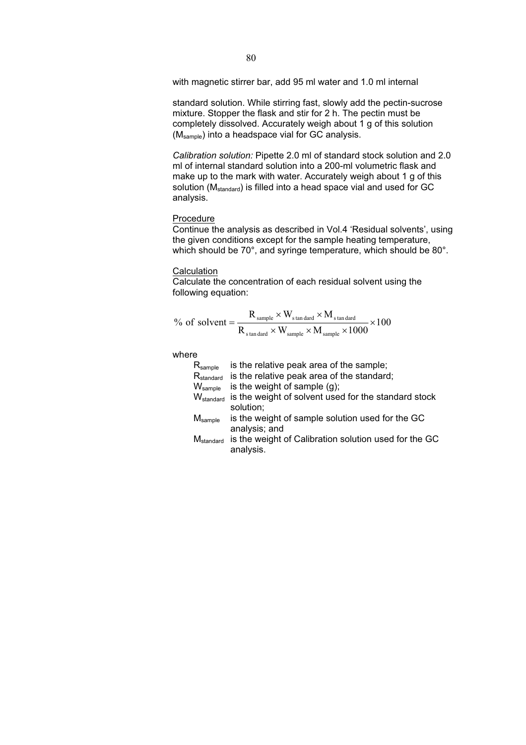with magnetic stirrer bar, add 95 ml water and 1.0 ml internal

standard solution. While stirring fast, slowly add the pectin-sucrose mixture. Stopper the flask and stir for 2 h. The pectin must be completely dissolved. Accurately weigh about 1 g of this solution ($M_{sample}$) into a headspace vial for GC analysis.

*Calibration solution:* Pipette 2.0 ml of standard stock solution and 2.0 ml of internal standard solution into a 200-ml volumetric flask and make up to the mark with water. Accurately weigh about 1 g of this solution ($M_{standard}$) is filled into a head space vial and used for GC analysis.

Procedure

Continue the analysis as described in Vol.4 'Residual solvents', using the given conditions except for the sample heating temperature, which should be 70°, and syringe temperature, which should be 80°.

Calculation

Calculate the concentration of each residual solvent using the following equation:

$$\%\ \text{of solvent} = \frac{R_{sample} \times W_{standard} \times M_{standard}}{R_{standard} \times W_{sample} \times M_{sample} \times 1000} \times 100$$

where

- $R_{sample}$ is the relative peak area of the sample;
- $R_{standard}$ is the relative peak area of the standard;
- $W_{sample}$ is the weight of sample (g);
- $W_{standard}$ is the weight of solvent used for the standard stock solution;
- $M_{sample}$ is the weight of sample solution used for the GC analysis; and
- $M_{standard}$ is the weight of Calibration solution used for the GC analysis.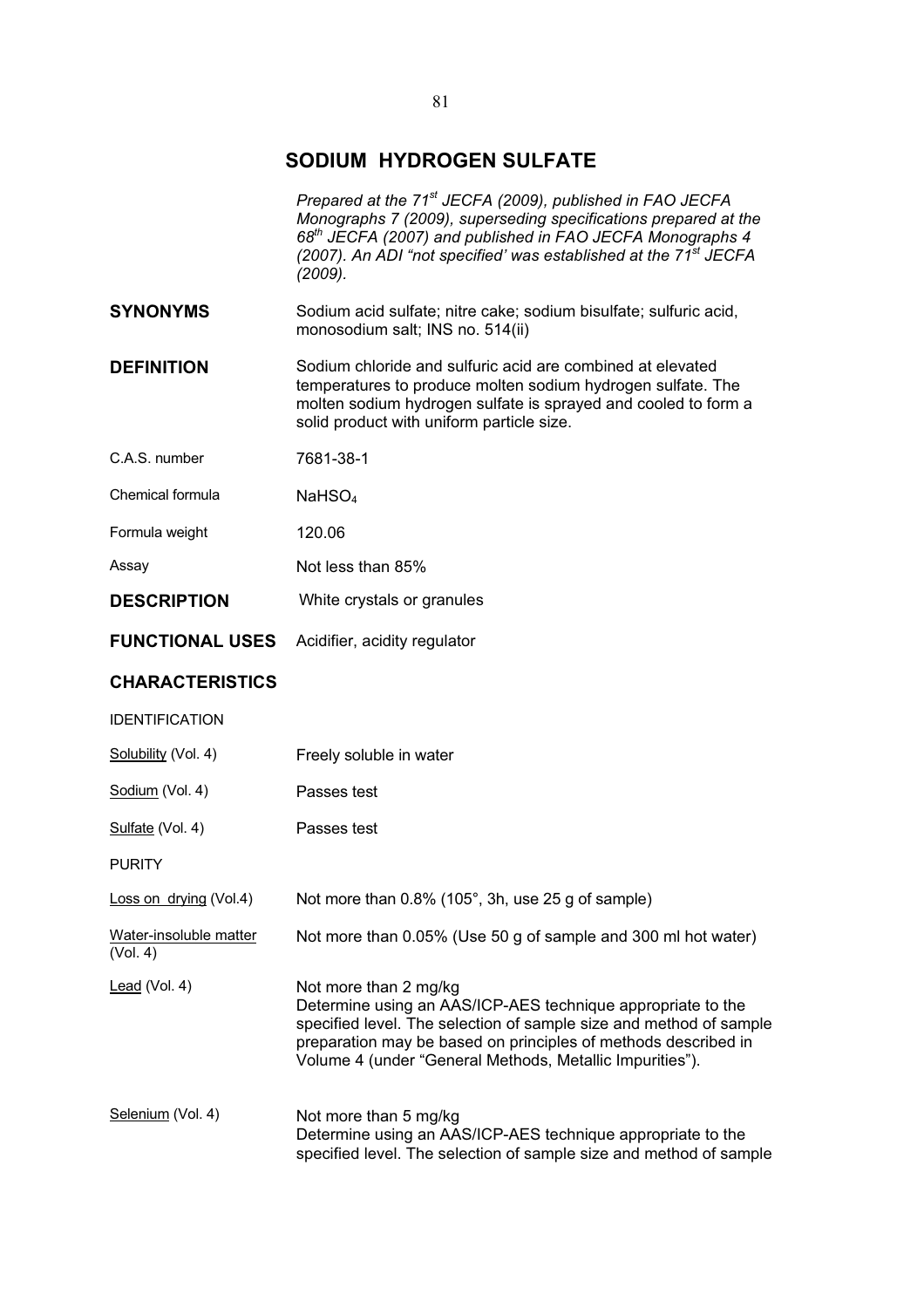# SODIUM HYDROGEN SULFATE

*Prepared at the 71st JECFA (2009), published in FAO JECFA Monographs 7 (2009), superseding specifications prepared at the 68th JECFA (2007) and published in FAO JECFA Monographs 4 (2007). An ADI "not specified' was established at the 71st JECFA (2009).*

**SYNONYMS** Sodium acid sulfate; nitre cake; sodium bisulfate; sulfuric acid, monosodium salt; INS no. 514(ii)

**DEFINITION** Sodium chloride and sulfuric acid are combined at elevated temperatures to produce molten sodium hydrogen sulfate. The molten sodium hydrogen sulfate is sprayed and cooled to form a solid product with uniform particle size.

C.A.S. number 7681-38-1

Chemical formula $NaHSO_4$

Formula weight 120.06

Assay Not less than 85%

**DESCRIPTION** White crystals or granules

**FUNCTIONAL USES** Acidifier, acidity regulator

**CHARACTERISTICS**

IDENTIFICATION

Solubility (Vol. 4) Freely soluble in water

Sodium (Vol. 4) Passes test

Sulfate (Vol. 4) Passes test

PURITY

Loss on drying (Vol.4) Not more than 0.8% (105°, 3h, use 25 g of sample)

Water-insoluble matter (Vol. 4) Not more than 0.05% (Use 50 g of sample and 300 ml hot water)

Lead (Vol. 4) Not more than 2 mg/kg
Determine using an AAS/ICP-AES technique appropriate to the specified level. The selection of sample size and method of sample preparation may be based on principles of methods described in Volume 4 (under "General Methods, Metallic Impurities").

Selenium (Vol. 4) Not more than 5 mg/kg
Determine using an AAS/ICP-AES technique appropriate to the specified level. The selection of sample size and method of sample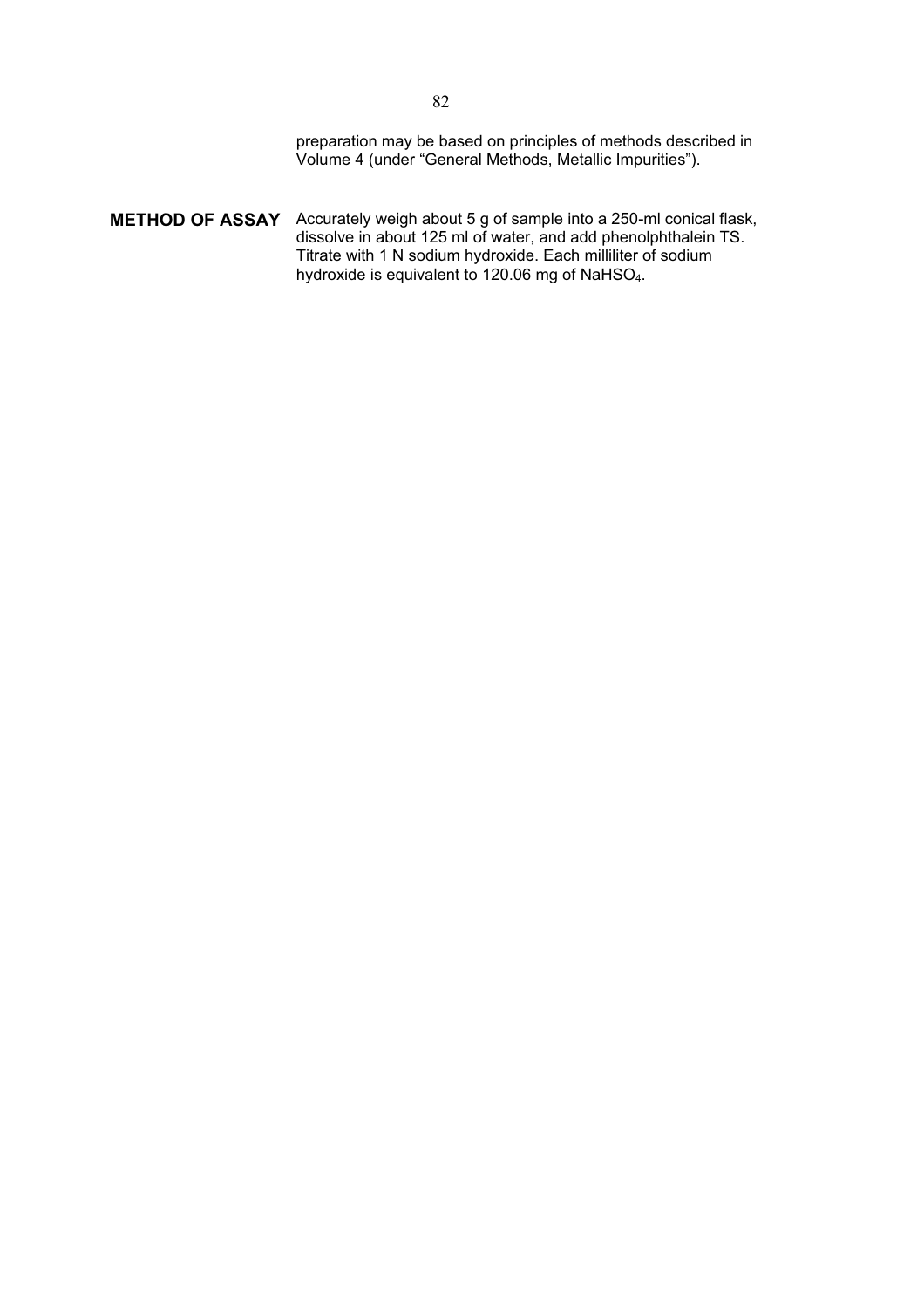preparation may be based on principles of methods described in Volume 4 (under "General Methods, Metallic Impurities").

**METHOD OF ASSAY** Accurately weigh about 5 g of sample into a 250-ml conical flask, dissolve in about 125 ml of water, and add phenolphthalein TS. Titrate with 1 N sodium hydroxide. Each milliliter of sodium hydroxide is equivalent to 120.06 mg of $NaHSO_4$.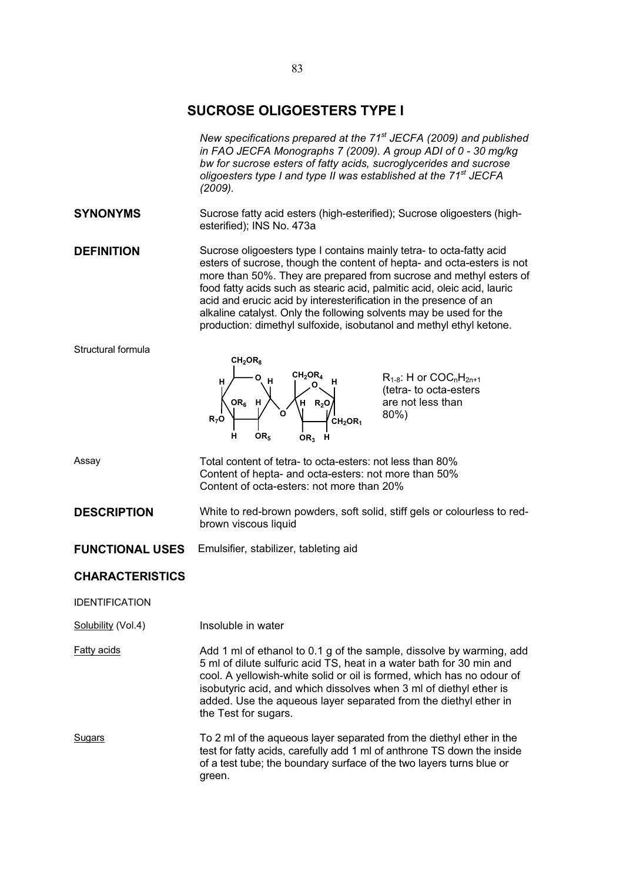# SUCROSE OLIGOESTERS TYPE I

*New specifications prepared at the 71[st] JECFA (2009) and published in FAO JECFA Monographs 7 (2009). A group ADI of 0 - 30 mg/kg bw for sucrose esters of fatty acids, sucroglycerides and sucrose oligoesters type I and type II was established at the 71[st] JECFA (2009).*

**SYNONYMS**

Sucrose fatty acid esters (high-esterified); Sucrose oligoesters (high-esterified); INS No. 473a

**DEFINITION**

Sucrose oligoesters type I contains mainly tetra- to octa-fatty acid esters of sucrose, though the content of hepta- and octa-esters is not more than 50%. They are prepared from sucrose and methyl esters of food fatty acids such as stearic acid, palmitic acid, oleic acid, lauric acid and erucic acid by interesterification in the presence of an alkaline catalyst. Only the following solvents may be used for the production: dimethyl sulfoxide, isobutanol and methyl ethyl ketone.

Structural formula

$R_{1-8}$: H or $COC_nH_{2n+1}$ (tetra- to octa-esters are not less than 80%)

Assay

Total content of tetra- to octa-esters: not less than 80%
Content of hepta- and octa-esters: not more than 50%
Content of octa-esters: not more than 20%

**DESCRIPTION**

White to red-brown powders, soft solid, stiff gels or colourless to red-brown viscous liquid

**FUNCTIONAL USES**

Emulsifier, stabilizer, tableting aid

**CHARACTERISTICS**

IDENTIFICATION

Solubility (Vol.4)

Insoluble in water

Fatty acids

Add 1 ml of ethanol to 0.1 g of the sample, dissolve by warming, add 5 ml of dilute sulfuric acid TS, heat in a water bath for 30 min and cool. A yellowish-white solid or oil is formed, which has no odour of isobutyric acid, and which dissolves when 3 ml of diethyl ether is added. Use the aqueous layer separated from the diethyl ether in the Test for sugars.

Sugars

To 2 ml of the aqueous layer separated from the diethyl ether in the test for fatty acids, carefully add 1 ml of anthrone TS down the inside of a test tube; the boundary surface of the two layers turns blue or green.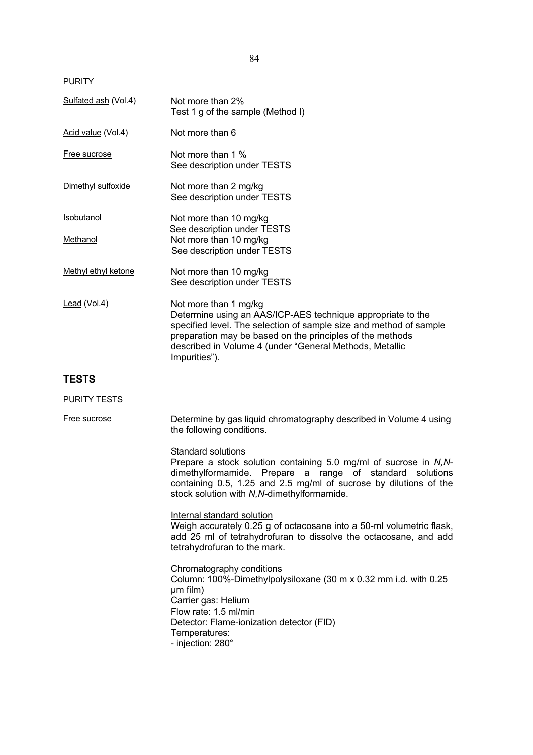PURITY

Sulfated ash (Vol.4) Not more than 2%
Test 1 g of the sample (Method I)

Acid value (Vol.4) Not more than 6

Free sucrose Not more than 1 %
See description under TESTS

Dimethyl sulfoxide Not more than 2 mg/kg
See description under TESTS

Isobutanol Not more than 10 mg/kg
See description under TESTS

Methanol Not more than 10 mg/kg
See description under TESTS

Methyl ethyl ketone Not more than 10 mg/kg
See description under TESTS

Lead (Vol.4) Not more than 1 mg/kg
Determine using an AAS/ICP-AES technique appropriate to the specified level. The selection of sample size and method of sample preparation may be based on the principles of the methods described in Volume 4 (under “General Methods, Metallic Impurities”).

## TESTS

PURITY TESTS

Free sucrose Determine by gas liquid chromatography described in Volume 4 using the following conditions.

Standard solutions
Prepare a stock solution containing 5.0 mg/ml of sucrose in *N,N*-dimethylformamide. Prepare a range of standard solutions containing 0.5, 1.25 and 2.5 mg/ml of sucrose by dilutions of the stock solution with *N,N*-dimethylformamide.

Internal standard solution
Weigh accurately 0.25 g of octacosane into a 50-ml volumetric flask, add 25 ml of tetrahydrofuran to dissolve the octacosane, and add tetrahydrofuran to the mark.

Chromatography conditions
Column: 100%-Dimethylpolysiloxane (30 m x 0.32 mm i.d. with 0.25 µm film)
Carrier gas: Helium
Flow rate: 1.5 ml/min
Detector: Flame-ionization detector (FID)
Temperatures:
- injection: 280°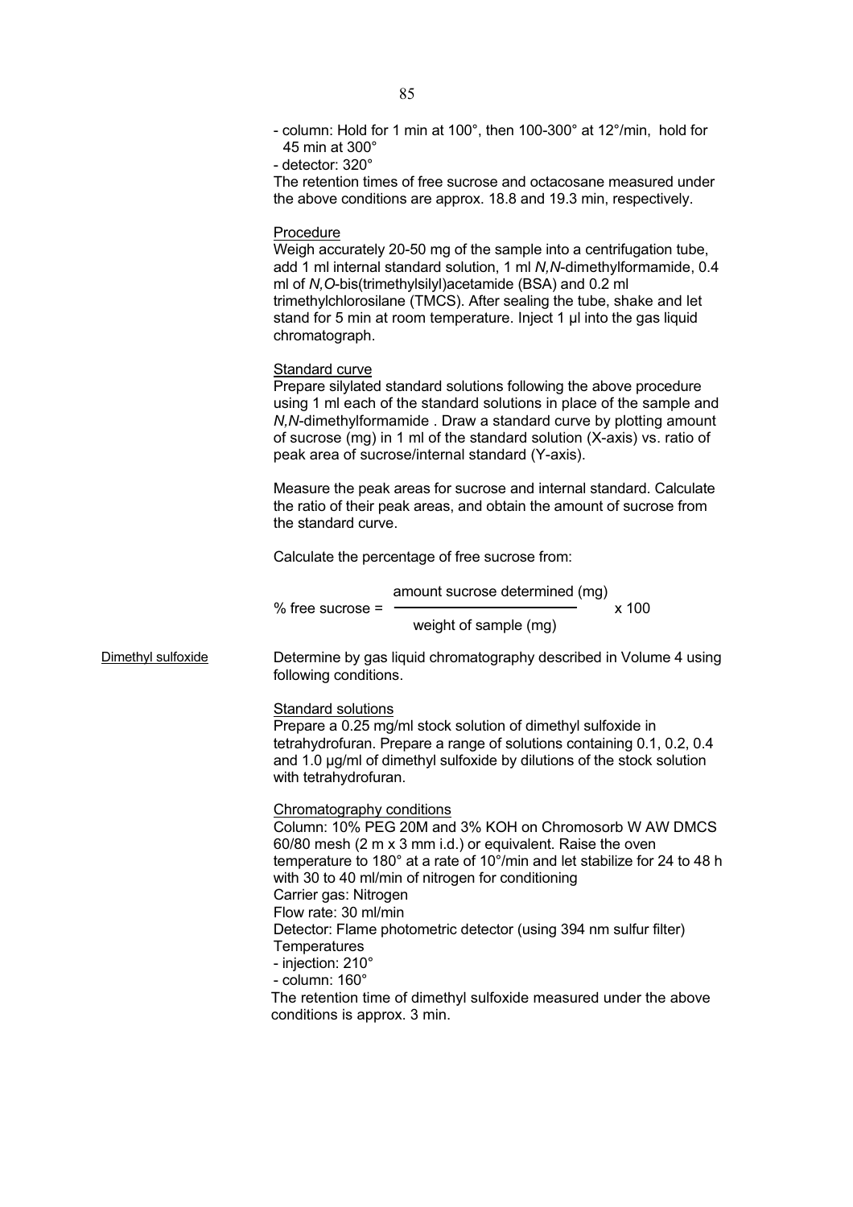- column: Hold for 1 min at 100°, then 100-300° at 12°/min, hold for 45 min at 300°
- detector: 320°

The retention times of free sucrose and octacosane measured under the above conditions are approx. 18.8 and 19.3 min, respectively.

Procedure

Weigh accurately 20-50 mg of the sample into a centrifugation tube, add 1 ml internal standard solution, 1 ml *N,N*-dimethylformamide, 0.4 ml of *N,O*-bis(trimethylsilyl)acetamide (BSA) and 0.2 ml trimethylchlorosilane (TMCS). After sealing the tube, shake and let stand for 5 min at room temperature. Inject 1 µl into the gas liquid chromatograph.

Standard curve

Prepare silylated standard solutions following the above procedure using 1 ml each of the standard solutions in place of the sample and *N,N*-dimethylformamide . Draw a standard curve by plotting amount of sucrose (mg) in 1 ml of the standard solution (X-axis) vs. ratio of peak area of sucrose/internal standard (Y-axis).

Measure the peak areas for sucrose and internal standard. Calculate the ratio of their peak areas, and obtain the amount of sucrose from the standard curve.

Calculate the percentage of free sucrose from:

$$\text{\% free sucrose} = \frac{\text{amount sucrose determined (mg)}}{\text{weight of sample (mg)}} \times 100$$

Dimethyl sulfoxide

Determine by gas liquid chromatography described in Volume 4 using following conditions.

Standard solutions

Prepare a 0.25 mg/ml stock solution of dimethyl sulfoxide in tetrahydrofuran. Prepare a range of solutions containing 0.1, 0.2, 0.4 and 1.0 µg/ml of dimethyl sulfoxide by dilutions of the stock solution with tetrahydrofuran.

Chromatography conditions

Column: 10% PEG 20M and 3% KOH on Chromosorb W AW DMCS 60/80 mesh (2 m x 3 mm i.d.) or equivalent. Raise the oven temperature to 180° at a rate of 10°/min and let stabilize for 24 to 48 h with 30 to 40 ml/min of nitrogen for conditioning
Carrier gas: Nitrogen
Flow rate: 30 ml/min
Detector: Flame photometric detector (using 394 nm sulfur filter)
Temperatures
- injection: 210°
- column: 160°

The retention time of dimethyl sulfoxide measured under the above conditions is approx. 3 min.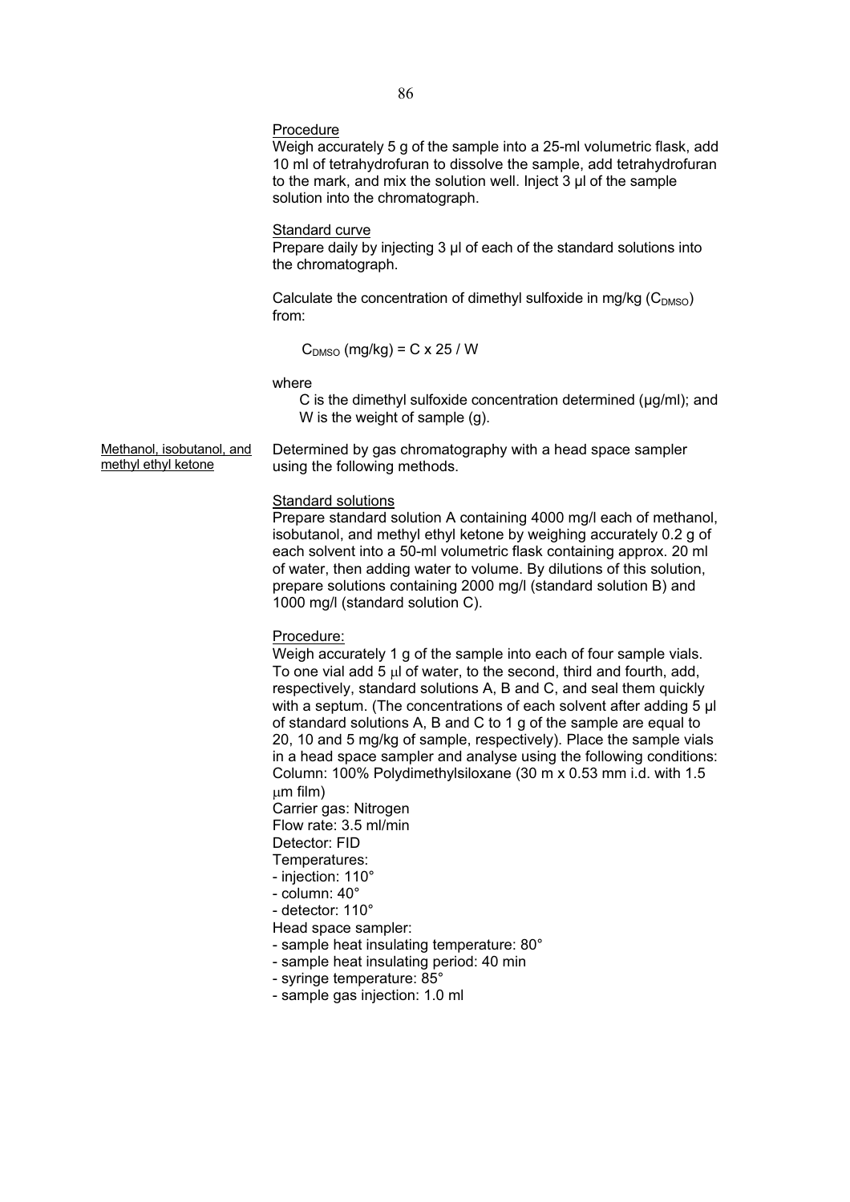Procedure

Weigh accurately 5 g of the sample into a 25-ml volumetric flask, add 10 ml of tetrahydrofuran to dissolve the sample, add tetrahydrofuran to the mark, and mix the solution well. Inject 3 µl of the sample solution into the chromatograph.

Standard curve

Prepare daily by injecting 3 µl of each of the standard solutions into the chromatograph.

Calculate the concentration of dimethyl sulfoxide in mg/kg ($C_{DMSO}$) from:

$$C_{DMSO} \text{ (mg/kg)} = C \times 25 / W$$

where

C is the dimethyl sulfoxide concentration determined (µg/ml); and
W is the weight of sample (g).

Methanol, isobutanol, and methyl ethyl ketone

Determined by gas chromatography with a head space sampler using the following methods.

Standard solutions

Prepare standard solution A containing 4000 mg/l each of methanol, isobutanol, and methyl ethyl ketone by weighing accurately 0.2 g of each solvent into a 50-ml volumetric flask containing approx. 20 ml of water, then adding water to volume. By dilutions of this solution, prepare solutions containing 2000 mg/l (standard solution B) and 1000 mg/l (standard solution C).

Procedure:

Weigh accurately 1 g of the sample into each of four sample vials. To one vial add 5 µl of water, to the second, third and fourth, add, respectively, standard solutions A, B and C, and seal them quickly with a septum. (The concentrations of each solvent after adding 5 µl of standard solutions A, B and C to 1 g of the sample are equal to 20, 10 and 5 mg/kg of sample, respectively). Place the sample vials in a head space sampler and analyse using the following conditions:
Column: 100% Polydimethylsiloxane (30 m x 0.53 mm i.d. with 1.5 µm film)
Carrier gas: Nitrogen
Flow rate: 3.5 ml/min
Detector: FID
Temperatures:
- injection: 110°
- column: 40°
- detector: 110°

Head space sampler:
- sample heat insulating temperature: 80°
- sample heat insulating period: 40 min
- syringe temperature: 85°
- sample gas injection: 1.0 ml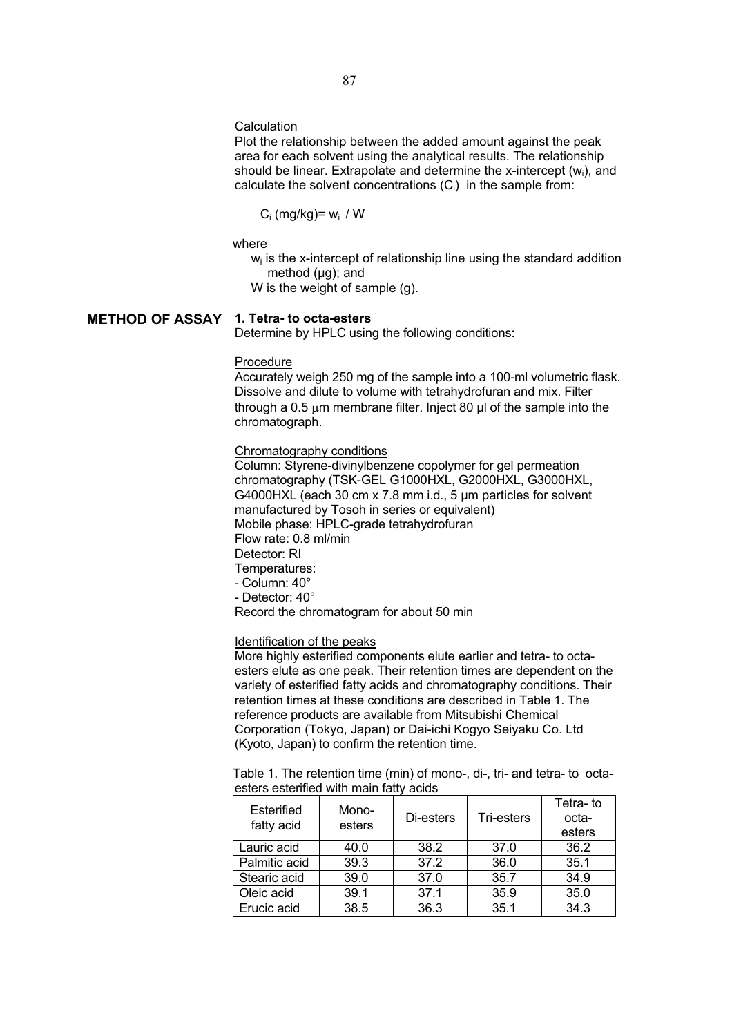Calculation

Plot the relationship between the added amount against the peak area for each solvent using the analytical results. The relationship should be linear. Extrapolate and determine the x-intercept ($w_i$), and calculate the solvent concentrations ($C_i$) in the sample from:

$$C_i \text{ (mg/kg)} = w_i \ / \ W$$

where

$w_i$ is the x-intercept of relationship line using the standard addition method (μg); and

W is the weight of sample (g).

## METHOD OF ASSAY

**1. Tetra- to octa-esters**

Determine by HPLC using the following conditions:

Procedure

Accurately weigh 250 mg of the sample into a 100-ml volumetric flask. Dissolve and dilute to volume with tetrahydrofuran and mix. Filter through a 0.5 μm membrane filter. Inject 80 μl of the sample into the chromatograph.

Chromatography conditions

Column: Styrene-divinylbenzene copolymer for gel permeation chromatography (TSK-GEL G1000HXL, G2000HXL, G3000HXL, G4000HXL (each 30 cm x 7.8 mm i.d., 5 μm particles for solvent manufactured by Tosoh in series or equivalent)
Mobile phase: HPLC-grade tetrahydrofuran
Flow rate: 0.8 ml/min
Detector: RI
Temperatures:
- Column: 40°
- Detector: 40°
Record the chromatogram for about 50 min

Identification of the peaks

More highly esterified components elute earlier and tetra- to octa-esters elute as one peak. Their retention times are dependent on the variety of esterified fatty acids and chromatography conditions. Their retention times at these conditions are described in Table 1. The reference products are available from Mitsubishi Chemical Corporation (Tokyo, Japan) or Dai-ichi Kogyo Seiyaku Co. Ltd (Kyoto, Japan) to confirm the retention time.

Table 1. The retention time (min) of mono-, di-, tri- and tetra- to octa-esters esterified with main fatty acids

| Esterified fatty acid | Mono-esters | Di-esters | Tri-esters | Tetra- to octa-esters |
|---|---|---|---|---|
| Lauric acid | 40.0 | 38.2 | 37.0 | 36.2 |
| Palmitic acid | 39.3 | 37.2 | 36.0 | 35.1 |
| Stearic acid | 39.0 | 37.0 | 35.7 | 34.9 |
| Oleic acid | 39.1 | 37.1 | 35.9 | 35.0 |
| Erucic acid | 38.5 | 36.3 | 35.1 | 34.3 |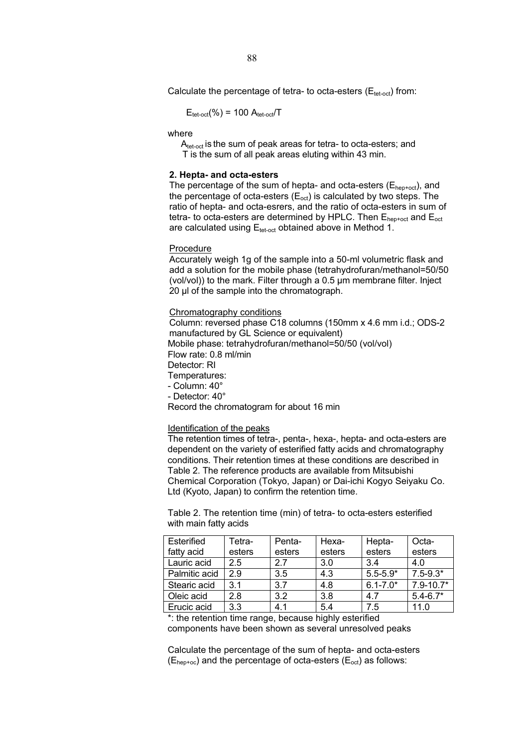Calculate the percentage of tetra- to octa-esters ($E_{tet\text{-}oct}$) from:

$$E_{tet\text{-}oct}(\%) = 100\ A_{tet\text{-}oct}/T$$

where

$A_{tet\text{-}oct}$ is the sum of peak areas for tetra- to octa-esters; and
T is the sum of all peak areas eluting within 43 min.

**2. Hepta- and octa-esters**

The percentage of the sum of hepta- and octa-esters ($E_{hep+oct}$), and the percentage of octa-esters ($E_{oct}$) is calculated by two steps. The ratio of hepta- and octa-esrers, and the ratio of octa-esters in sum of tetra- to octa-esters are determined by HPLC. Then $E_{hep+oct}$ and $E_{oct}$ are calculated using $E_{tet\text{-}oct}$ obtained above in Method 1.

Procedure

Accurately weigh 1g of the sample into a 50-ml volumetric flask and add a solution for the mobile phase (tetrahydrofuran/methanol=50/50 (vol/vol)) to the mark. Filter through a 0.5 µm membrane filter. Inject 20 µl of the sample into the chromatograph.

Chromatography conditions

Column: reversed phase C18 columns (150mm x 4.6 mm i.d.; ODS-2 manufactured by GL Science or equivalent)
Mobile phase: tetrahydrofuran/methanol=50/50 (vol/vol)
Flow rate: 0.8 ml/min
Detector: RI
Temperatures:
- Column: 40°
- Detector: 40°
Record the chromatogram for about 16 min

Identification of the peaks

The retention times of tetra-, penta-, hexa-, hepta- and octa-esters are dependent on the variety of esterified fatty acids and chromatography conditions. Their retention times at these conditions are described in Table 2. The reference products are available from Mitsubishi Chemical Corporation (Tokyo, Japan) or Dai-ichi Kogyo Seiyaku Co. Ltd (Kyoto, Japan) to confirm the retention time.

Table 2. The retention time (min) of tetra- to octa-esters esterified with main fatty acids

| Esterified fatty acid | Tetra-esters | Penta-esters | Hexa-esters | Hepta-esters | Octa-esters |
|---|---|---|---|---|---|
| Lauric acid | 2.5 | 2.7 | 3.0 | 3.4 | 4.0 |
| Palmitic acid | 2.9 | 3.5 | 4.3 | 5.5-5.9* | 7.5-9.3* |
| Stearic acid | 3.1 | 3.7 | 4.8 | 6.1-7.0* | 7.9-10.7* |
| Oleic acid | 2.8 | 3.2 | 3.8 | 4.7 | 5.4-6.7* |
| Erucic acid | 3.3 | 4.1 | 5.4 | 7.5 | 11.0 |

*: the retention time range, because highly esterified components have been shown as several unresolved peaks

Calculate the percentage of the sum of hepta- and octa-esters ($E_{hep+oc}$) and the percentage of octa-esters ($E_{oct}$) as follows: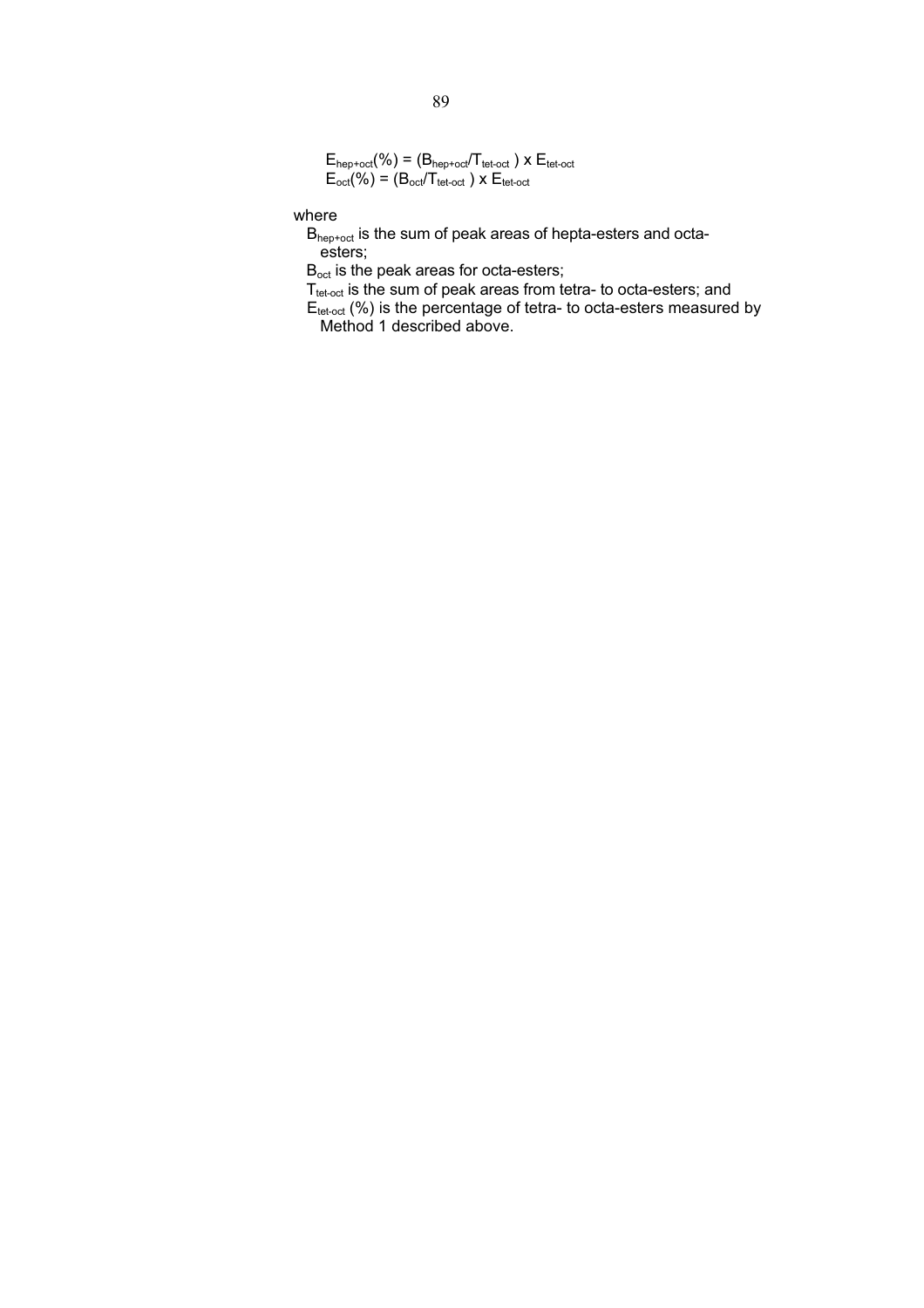$$E_{hep+oct}(\%) = (B_{hep+oct}/T_{tet\text{-}oct}) \times E_{tet\text{-}oct}$$

$$E_{oct}(\%) = (B_{oct}/T_{tet\text{-}oct}) \times E_{tet\text{-}oct}$$

where

$B_{hep+oct}$ is the sum of peak areas of hepta-esters and octa-esters;

$B_{oct}$ is the peak areas for octa-esters;

$T_{tet\text{-}oct}$ is the sum of peak areas from tetra- to octa-esters; and

$E_{tet\text{-}oct}$ (%) is the percentage of tetra- to octa-esters measured by Method 1 described above.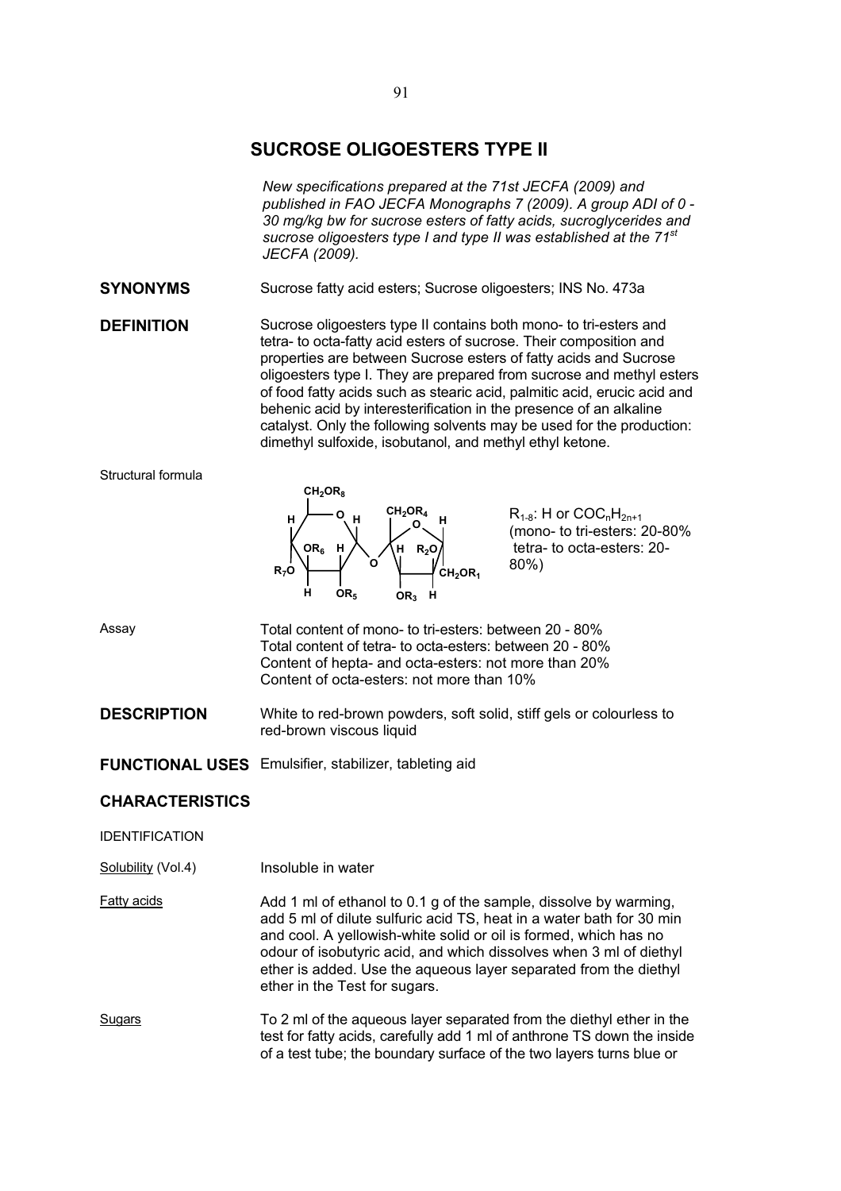# SUCROSE OLIGOESTERS TYPE II

*New specifications prepared at the 71st JECFA (2009) and published in FAO JECFA Monographs 7 (2009). A group ADI of 0 - 30 mg/kg bw for sucrose esters of fatty acids, sucroglycerides and sucrose oligoesters type I and type II was established at the 71st JECFA (2009).*

**SYNONYMS** Sucrose fatty acid esters; Sucrose oligoesters; INS No. 473a

**DEFINITION** Sucrose oligoesters type II contains both mono- to tri-esters and tetra- to octa-fatty acid esters of sucrose. Their composition and properties are between Sucrose esters of fatty acids and Sucrose oligoesters type I. They are prepared from sucrose and methyl esters of food fatty acids such as stearic acid, palmitic acid, erucic acid and behenic acid by interesterification in the presence of an alkaline catalyst. Only the following solvents may be used for the production: dimethyl sulfoxide, isobutanol, and methyl ethyl ketone.

Structural formula

$R_{1-8}$: H or $COC_nH_{2n+1}$ (mono- to tri-esters: 20-80% tetra- to octa-esters: 20-80%)

Assay
Total content of mono- to tri-esters: between 20 - 80%
Total content of tetra- to octa-esters: between 20 - 80%
Content of hepta- and octa-esters: not more than 20%
Content of octa-esters: not more than 10%

**DESCRIPTION** White to red-brown powders, soft solid, stiff gels or colourless to red-brown viscous liquid

**FUNCTIONAL USES** Emulsifier, stabilizer, tableting aid

## CHARACTERISTICS

IDENTIFICATION

Solubility (Vol.4) Insoluble in water

Fatty acids Add 1 ml of ethanol to 0.1 g of the sample, dissolve by warming, add 5 ml of dilute sulfuric acid TS, heat in a water bath for 30 min and cool. A yellowish-white solid or oil is formed, which has no odour of isobutyric acid, and which dissolves when 3 ml of diethyl ether is added. Use the aqueous layer separated from the diethyl ether in the Test for sugars.

Sugars To 2 ml of the aqueous layer separated from the diethyl ether in the test for fatty acids, carefully add 1 ml of anthrone TS down the inside of a test tube; the boundary surface of the two layers turns blue or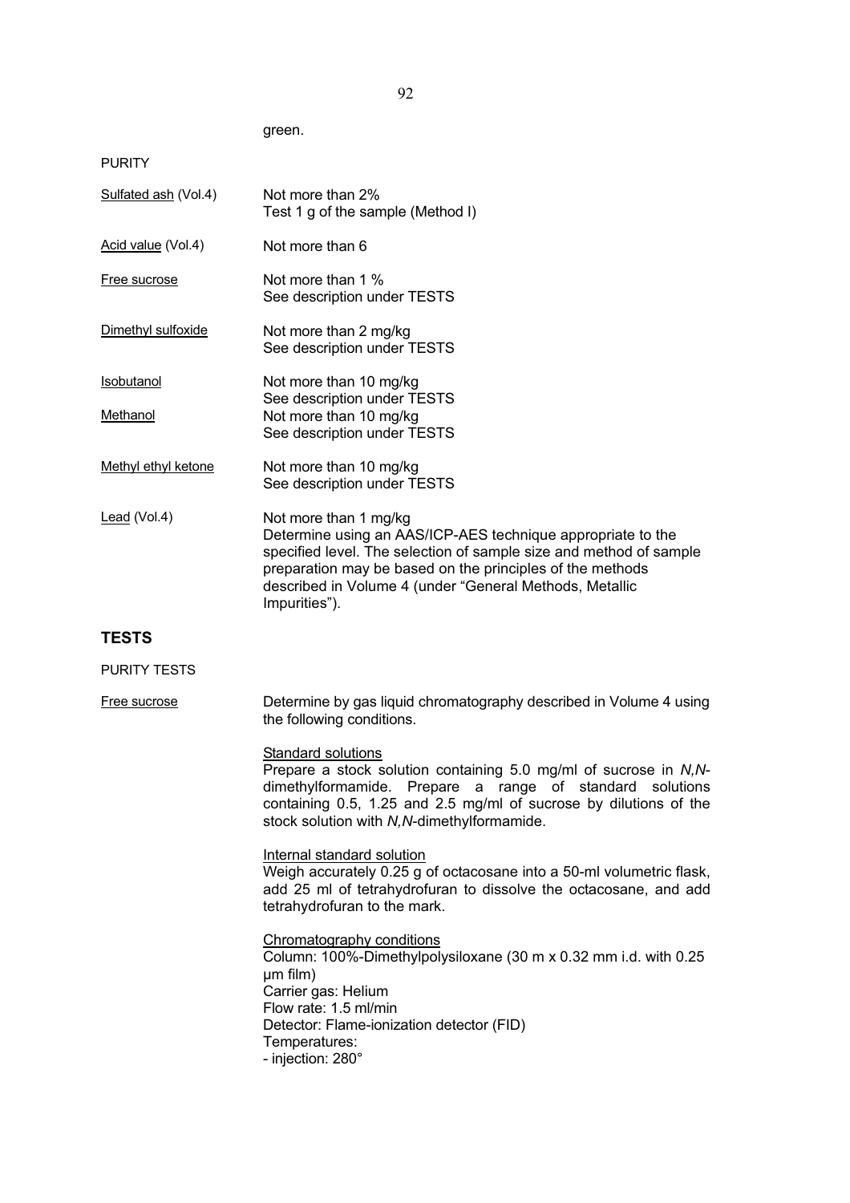green.

PURITY

Sulfated ash (Vol.4) Not more than 2%
Test 1 g of the sample (Method I)

Acid value (Vol.4) Not more than 6

Free sucrose Not more than 1 %
See description under TESTS

Dimethyl sulfoxide Not more than 2 mg/kg
See description under TESTS

Isobutanol Not more than 10 mg/kg
See description under TESTS

Methanol Not more than 10 mg/kg
See description under TESTS

Methyl ethyl ketone Not more than 10 mg/kg
See description under TESTS

Lead (Vol.4) Not more than 1 mg/kg
Determine using an AAS/ICP-AES technique appropriate to the specified level. The selection of sample size and method of sample preparation may be based on the principles of the methods described in Volume 4 (under "General Methods, Metallic Impurities").

## TESTS

PURITY TESTS

Free sucrose Determine by gas liquid chromatography described in Volume 4 using the following conditions.

Standard solutions
Prepare a stock solution containing 5.0 mg/ml of sucrose in *N,N*-dimethylformamide. Prepare a range of standard solutions containing 0.5, 1.25 and 2.5 mg/ml of sucrose by dilutions of the stock solution with *N,N*-dimethylformamide.

Internal standard solution
Weigh accurately 0.25 g of octacosane into a 50-ml volumetric flask, add 25 ml of tetrahydrofuran to dissolve the octacosane, and add tetrahydrofuran to the mark.

Chromatography conditions
Column: 100%-Dimethylpolysiloxane (30 m x 0.32 mm i.d. with 0.25 µm film)
Carrier gas: Helium
Flow rate: 1.5 ml/min
Detector: Flame-ionization detector (FID)
Temperatures:
- injection: 280°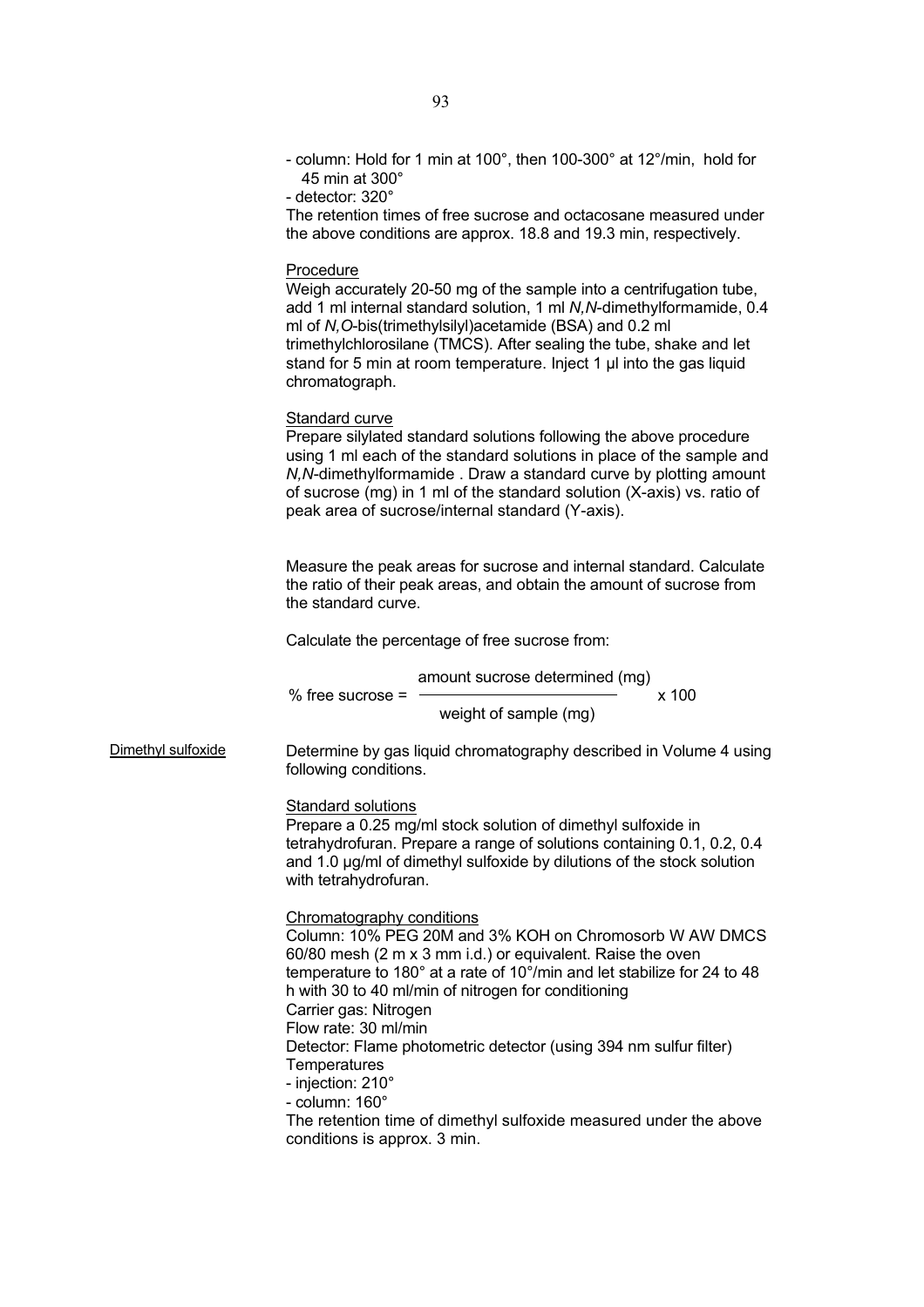- column: Hold for 1 min at 100°, then 100-300° at 12°/min, hold for 45 min at 300°
- detector: 320°

The retention times of free sucrose and octacosane measured under the above conditions are approx. 18.8 and 19.3 min, respectively.

Procedure

Weigh accurately 20-50 mg of the sample into a centrifugation tube, add 1 ml internal standard solution, 1 ml *N,N*-dimethylformamide, 0.4 ml of *N,O*-bis(trimethylsilyl)acetamide (BSA) and 0.2 ml trimethylchlorosilane (TMCS). After sealing the tube, shake and let stand for 5 min at room temperature. Inject 1 µl into the gas liquid chromatograph.

Standard curve

Prepare silylated standard solutions following the above procedure using 1 ml each of the standard solutions in place of the sample and *N,N*-dimethylformamide . Draw a standard curve by plotting amount of sucrose (mg) in 1 ml of the standard solution (X-axis) vs. ratio of peak area of sucrose/internal standard (Y-axis).

Measure the peak areas for sucrose and internal standard. Calculate the ratio of their peak areas, and obtain the amount of sucrose from the standard curve.

Calculate the percentage of free sucrose from:

$$\text{\% free sucrose} = \frac{\text{amount sucrose determined (mg)}}{\text{weight of sample (mg)}} \times 100$$

Dimethyl sulfoxide

Determine by gas liquid chromatography described in Volume 4 using following conditions.

Standard solutions

Prepare a 0.25 mg/ml stock solution of dimethyl sulfoxide in tetrahydrofuran. Prepare a range of solutions containing 0.1, 0.2, 0.4 and 1.0 µg/ml of dimethyl sulfoxide by dilutions of the stock solution with tetrahydrofuran.

Chromatography conditions

Column: 10% PEG 20M and 3% KOH on Chromosorb W AW DMCS 60/80 mesh (2 m x 3 mm i.d.) or equivalent. Raise the oven temperature to 180° at a rate of 10°/min and let stabilize for 24 to 48 h with 30 to 40 ml/min of nitrogen for conditioning
Carrier gas: Nitrogen
Flow rate: 30 ml/min
Detector: Flame photometric detector (using 394 nm sulfur filter)
Temperatures
- injection: 210°
- column: 160°

The retention time of dimethyl sulfoxide measured under the above conditions is approx. 3 min.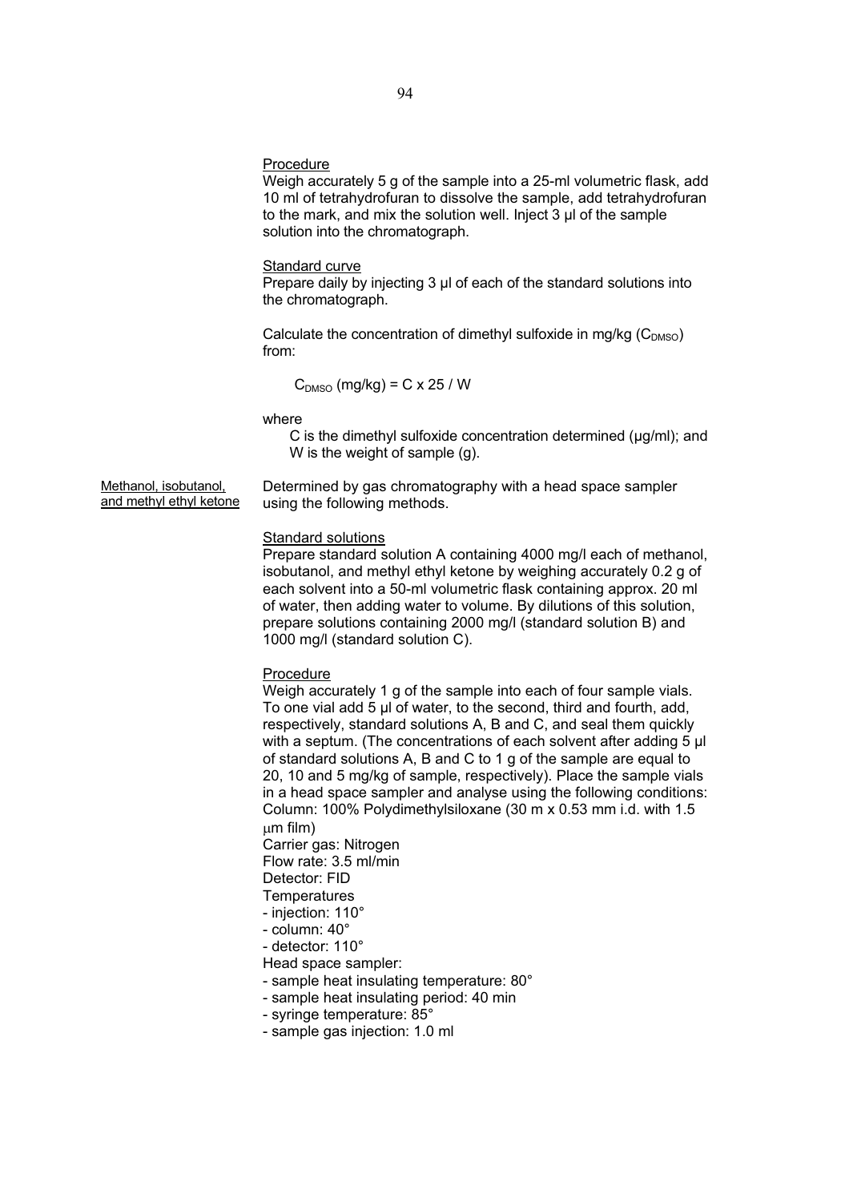Procedure

Weigh accurately 5 g of the sample into a 25-ml volumetric flask, add 10 ml of tetrahydrofuran to dissolve the sample, add tetrahydrofuran to the mark, and mix the solution well. Inject 3 µl of the sample solution into the chromatograph.

Standard curve

Prepare daily by injecting 3 µl of each of the standard solutions into the chromatograph.

Calculate the concentration of dimethyl sulfoxide in mg/kg ($C_{DMSO}$) from:

$$C_{DMSO} \text{ (mg/kg)} = C \times 25 / W$$

where

C is the dimethyl sulfoxide concentration determined (µg/ml); and
W is the weight of sample (g).

Methanol, isobutanol, and methyl ethyl ketone

Determined by gas chromatography with a head space sampler using the following methods.

Standard solutions

Prepare standard solution A containing 4000 mg/l each of methanol, isobutanol, and methyl ethyl ketone by weighing accurately 0.2 g of each solvent into a 50-ml volumetric flask containing approx. 20 ml of water, then adding water to volume. By dilutions of this solution, prepare solutions containing 2000 mg/l (standard solution B) and 1000 mg/l (standard solution C).

Procedure

Weigh accurately 1 g of the sample into each of four sample vials. To one vial add 5 µl of water, to the second, third and fourth, add, respectively, standard solutions A, B and C, and seal them quickly with a septum. (The concentrations of each solvent after adding 5 µl of standard solutions A, B and C to 1 g of the sample are equal to 20, 10 and 5 mg/kg of sample, respectively). Place the sample vials in a head space sampler and analyse using the following conditions:

Column: 100% Polydimethylsiloxane (30 m x 0.53 mm i.d. with 1.5 µm film)
Carrier gas: Nitrogen
Flow rate: 3.5 ml/min
Detector: FID
Temperatures
- injection: 110°
- column: 40°
- detector: 110°

Head space sampler:
- sample heat insulating temperature: 80°
- sample heat insulating period: 40 min
- syringe temperature: 85°
- sample gas injection: 1.0 ml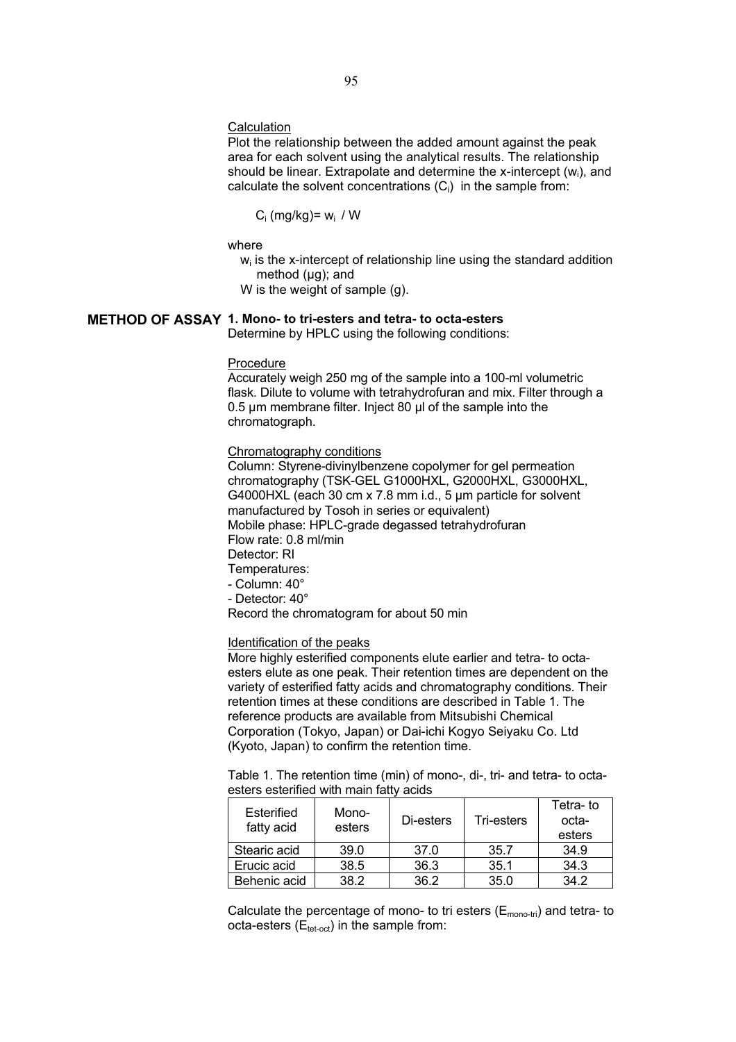Calculation

Plot the relationship between the added amount against the peak area for each solvent using the analytical results. The relationship should be linear. Extrapolate and determine the x-intercept ($w_i$), and calculate the solvent concentrations ($C_i$) in the sample from:

$$C_i \text{ (mg/kg)} = w_i \ / \ W$$

where

$w_i$ is the x-intercept of relationship line using the standard addition method (µg); and

W is the weight of sample (g).

## METHOD OF ASSAY

**1. Mono- to tri-esters and tetra- to octa-esters**

Determine by HPLC using the following conditions:

Procedure

Accurately weigh 250 mg of the sample into a 100-ml volumetric flask. Dilute to volume with tetrahydrofuran and mix. Filter through a 0.5 µm membrane filter. Inject 80 µl of the sample into the chromatograph.

Chromatography conditions

Column: Styrene-divinylbenzene copolymer for gel permeation chromatography (TSK-GEL G1000HXL, G2000HXL, G3000HXL, G4000HXL (each 30 cm x 7.8 mm i.d., 5 µm particle for solvent manufactured by Tosoh in series or equivalent)
Mobile phase: HPLC-grade degassed tetrahydrofuran
Flow rate: 0.8 ml/min
Detector: RI
Temperatures:
- Column: 40°
- Detector: 40°
Record the chromatogram for about 50 min

Identification of the peaks

More highly esterified components elute earlier and tetra- to octa-esters elute as one peak. Their retention times are dependent on the variety of esterified fatty acids and chromatography conditions. Their retention times at these conditions are described in Table 1. The reference products are available from Mitsubishi Chemical Corporation (Tokyo, Japan) or Dai-ichi Kogyo Seiyaku Co. Ltd (Kyoto, Japan) to confirm the retention time.

Table 1. The retention time (min) of mono-, di-, tri- and tetra- to octa-esters esterified with main fatty acids

| Esterified fatty acid | Mono-esters | Di-esters | Tri-esters | Tetra- to octa-esters |
|---|---|---|---|---|
| Stearic acid | 39.0 | 37.0 | 35.7 | 34.9 |
| Erucic acid | 38.5 | 36.3 | 35.1 | 34.3 |
| Behenic acid | 38.2 | 36.2 | 35.0 | 34.2 |

Calculate the percentage of mono- to tri esters ($E_{mono\text{-}tri}$) and tetra- to octa-esters ($E_{tet\text{-}oct}$) in the sample from: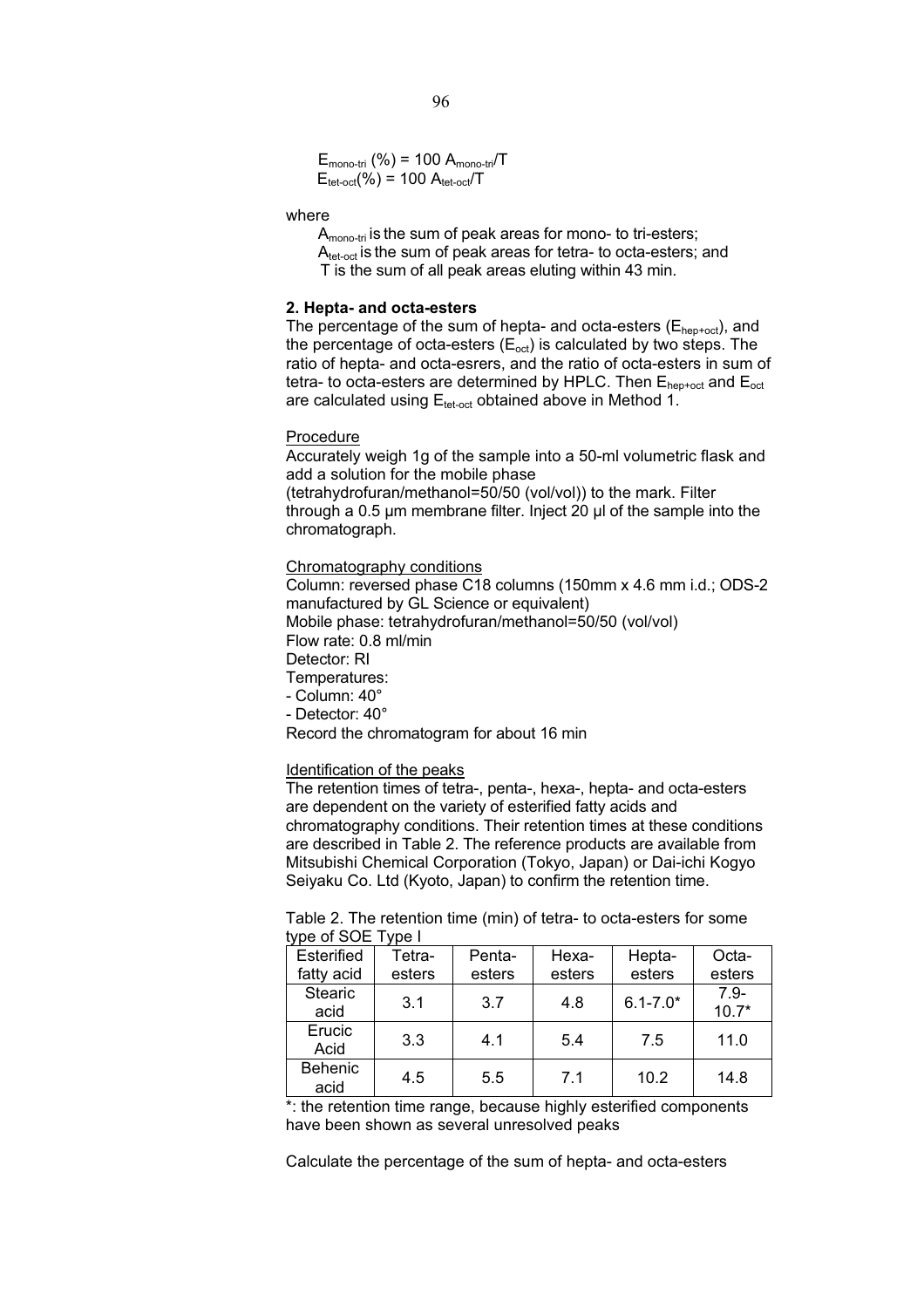$E_{mono\text{-}tri}$ (%) = 100 $A_{mono\text{-}tri}/T$
$E_{tet\text{-}oct}$(%) = 100 $A_{tet\text{-}oct}/T$

where

$A_{mono\text{-}tri}$ is the sum of peak areas for mono- to tri-esters;
$A_{tet\text{-}oct}$ is the sum of peak areas for tetra- to octa-esters; and
T is the sum of all peak areas eluting within 43 min.

**2. Hepta- and octa-esters**

The percentage of the sum of hepta- and octa-esters ($E_{hep+oct}$), and the percentage of octa-esters ($E_{oct}$) is calculated by two steps. The ratio of hepta- and octa-esrers, and the ratio of octa-esters in sum of tetra- to octa-esters are determined by HPLC. Then $E_{hep+oct}$ and $E_{oct}$ are calculated using $E_{tet\text{-}oct}$ obtained above in Method 1.

Procedure

Accurately weigh 1g of the sample into a 50-ml volumetric flask and add a solution for the mobile phase (tetrahydrofuran/methanol=50/50 (vol/vol)) to the mark. Filter through a 0.5 µm membrane filter. Inject 20 µl of the sample into the chromatograph.

Chromatography conditions

Column: reversed phase C18 columns (150mm x 4.6 mm i.d.; ODS-2 manufactured by GL Science or equivalent)
Mobile phase: tetrahydrofuran/methanol=50/50 (vol/vol)
Flow rate: 0.8 ml/min
Detector: RI
Temperatures:
- Column: 40°
- Detector: 40°
Record the chromatogram for about 16 min

Identification of the peaks

The retention times of tetra-, penta-, hexa-, hepta- and octa-esters are dependent on the variety of esterified fatty acids and chromatography conditions. Their retention times at these conditions are described in Table 2. The reference products are available from Mitsubishi Chemical Corporation (Tokyo, Japan) or Dai-ichi Kogyo Seiyaku Co. Ltd (Kyoto, Japan) to confirm the retention time.

Table 2. The retention time (min) of tetra- to octa-esters for some type of SOE Type I

| Esterified fatty acid | Tetra-esters | Penta-esters | Hexa-esters | Hepta-esters | Octa-esters |
|---|---|---|---|---|---|
| Stearic acid | 3.1 | 3.7 | 4.8 | 6.1-7.0* | 7.9-10.7* |
| Erucic Acid | 3.3 | 4.1 | 5.4 | 7.5 | 11.0 |
| Behenic acid | 4.5 | 5.5 | 7.1 | 10.2 | 14.8 |

*: the retention time range, because highly esterified components have been shown as several unresolved peaks

Calculate the percentage of the sum of hepta- and octa-esters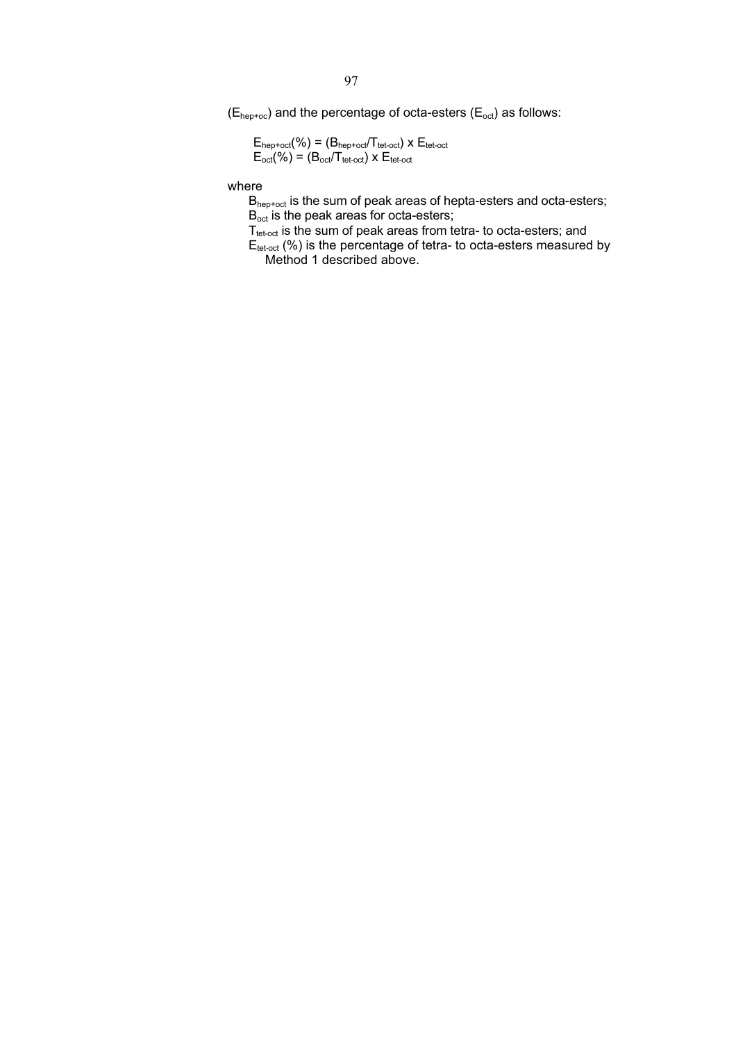($E_{hep+oc}$) and the percentage of octa-esters ($E_{oct}$) as follows:

$$E_{hep+oct}(\%) = (B_{hep+oct}/T_{tet\text{-}oct}) \times E_{tet\text{-}oct}$$
$$E_{oct}(\%) = (B_{oct}/T_{tet\text{-}oct}) \times E_{tet\text{-}oct}$$

where

$B_{hep+oct}$ is the sum of peak areas of hepta-esters and octa-esters;
$B_{oct}$ is the peak areas for octa-esters;
$T_{tet\text{-}oct}$ is the sum of peak areas from tetra- to octa-esters; and
$E_{tet\text{-}oct}$ (%) is the percentage of tetra- to octa-esters measured by Method 1 described above.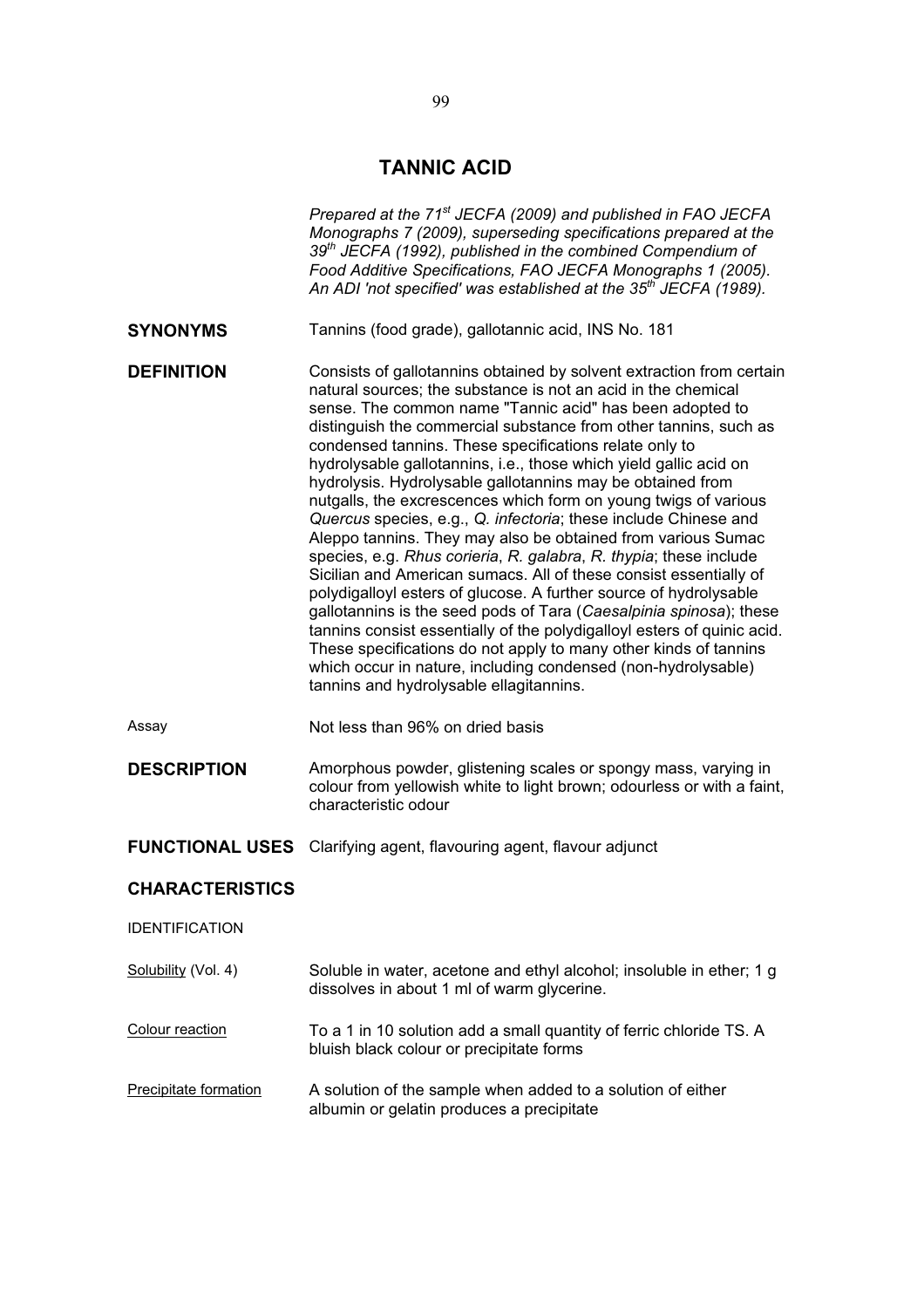# TANNIC ACID

*Prepared at the 71st JECFA (2009) and published in FAO JECFA Monographs 7 (2009), superseding specifications prepared at the 39th JECFA (1992), published in the combined Compendium of Food Additive Specifications, FAO JECFA Monographs 1 (2005). An ADI 'not specified' was established at the 35th JECFA (1989).*

**SYNONYMS**

Tannins (food grade), gallotannic acid, INS No. 181

**DEFINITION**

Consists of gallotannins obtained by solvent extraction from certain natural sources; the substance is not an acid in the chemical sense. The common name "Tannic acid" has been adopted to distinguish the commercial substance from other tannins, such as condensed tannins. These specifications relate only to hydrolysable gallotannins, i.e., those which yield gallic acid on hydrolysis. Hydrolysable gallotannins may be obtained from nutgalls, the excrescences which form on young twigs of various *Quercus* species, e.g., *Q. infectoria*; these include Chinese and Aleppo tannins. They may also be obtained from various Sumac species, e.g. *Rhus corieria*, *R. galabra*, *R. thypia*; these include Sicilian and American sumacs. All of these consist essentially of polydigalloyl esters of glucose. A further source of hydrolysable gallotannins is the seed pods of Tara (*Caesalpinia spinosa*); these tannins consist essentially of the polydigalloyl esters of quinic acid. These specifications do not apply to many other kinds of tannins which occur in nature, including condensed (non-hydrolysable) tannins and hydrolysable ellagitannins.

Assay

Not less than 96% on dried basis

**DESCRIPTION**

Amorphous powder, glistening scales or spongy mass, varying in colour from yellowish white to light brown; odourless or with a faint, characteristic odour

**FUNCTIONAL USES**

Clarifying agent, flavouring agent, flavour adjunct

**CHARACTERISTICS**

IDENTIFICATION

Solubility (Vol. 4)

Soluble in water, acetone and ethyl alcohol; insoluble in ether; 1 g dissolves in about 1 ml of warm glycerine.

Colour reaction

To a 1 in 10 solution add a small quantity of ferric chloride TS. A bluish black colour or precipitate forms

Precipitate formation

A solution of the sample when added to a solution of either albumin or gelatin produces a precipitate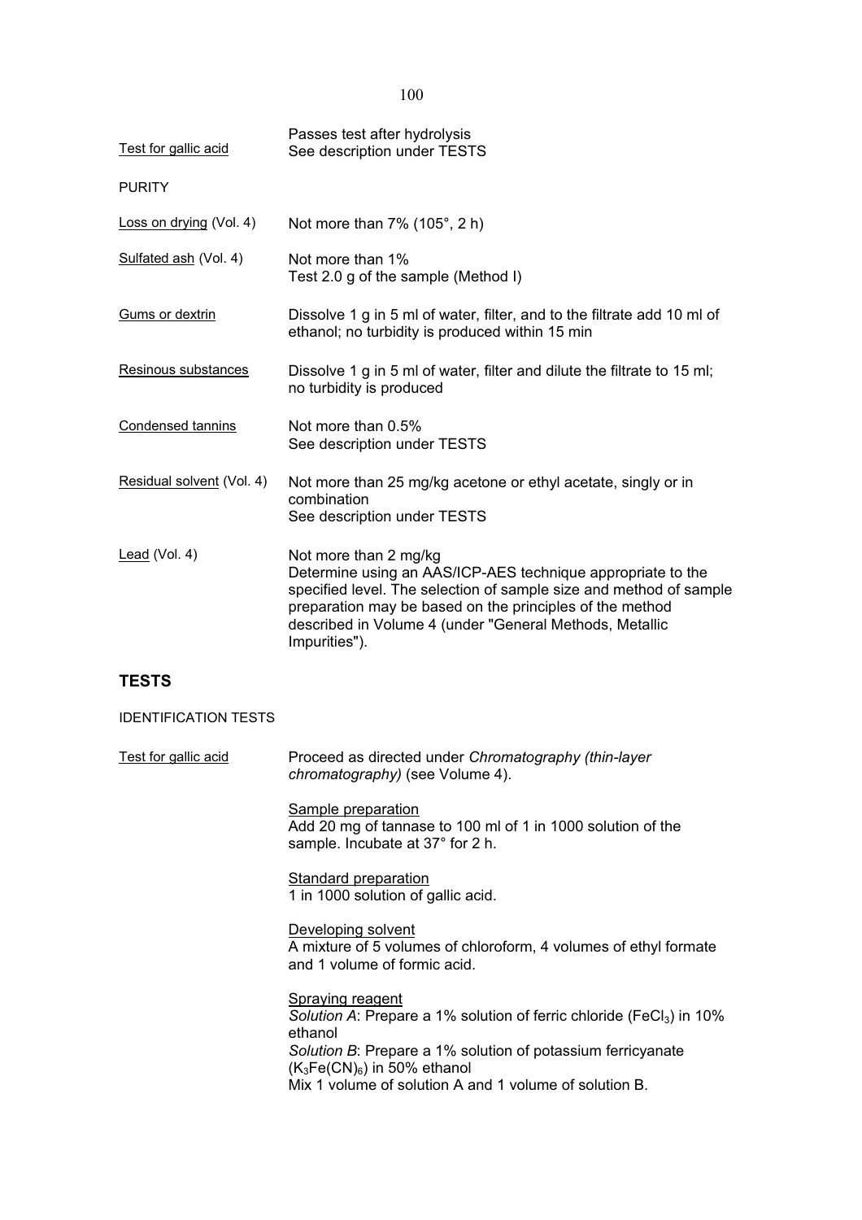| | |
|---|---|
| Test for gallic acid | Passes test after hydrolysis<br>See description under TESTS |

PURITY

| | |
|---|---|
| Loss on drying (Vol. 4) | Not more than 7% (105°, 2 h) |
| Sulfated ash (Vol. 4) | Not more than 1%<br>Test 2.0 g of the sample (Method I) |
| Gums or dextrin | Dissolve 1 g in 5 ml of water, filter, and to the filtrate add 10 ml of ethanol; no turbidity is produced within 15 min |
| Resinous substances | Dissolve 1 g in 5 ml of water, filter and dilute the filtrate to 15 ml; no turbidity is produced |
| Condensed tannins | Not more than 0.5%<br>See description under TESTS |
| Residual solvent (Vol. 4) | Not more than 25 mg/kg acetone or ethyl acetate, singly or in combination<br>See description under TESTS |
| Lead (Vol. 4) | Not more than 2 mg/kg<br>Determine using an AAS/ICP-AES technique appropriate to the specified level. The selection of sample size and method of sample preparation may be based on the principles of the method described in Volume 4 (under "General Methods, Metallic Impurities"). |

## TESTS

IDENTIFICATION TESTS

Test for gallic acid

Proceed as directed under *Chromatography (thin-layer chromatography)* (see Volume 4).

Sample preparation
Add 20 mg of tannase to 100 ml of 1 in 1000 solution of the sample. Incubate at 37° for 2 h.

Standard preparation
1 in 1000 solution of gallic acid.

Developing solvent
A mixture of 5 volumes of chloroform, 4 volumes of ethyl formate and 1 volume of formic acid.

Spraying reagent
*Solution A*: Prepare a 1% solution of ferric chloride ($FeCl_3$) in 10% ethanol
*Solution B*: Prepare a 1% solution of potassium ferricyanate ($K_3Fe(CN)_6$) in 50% ethanol
Mix 1 volume of solution A and 1 volume of solution B.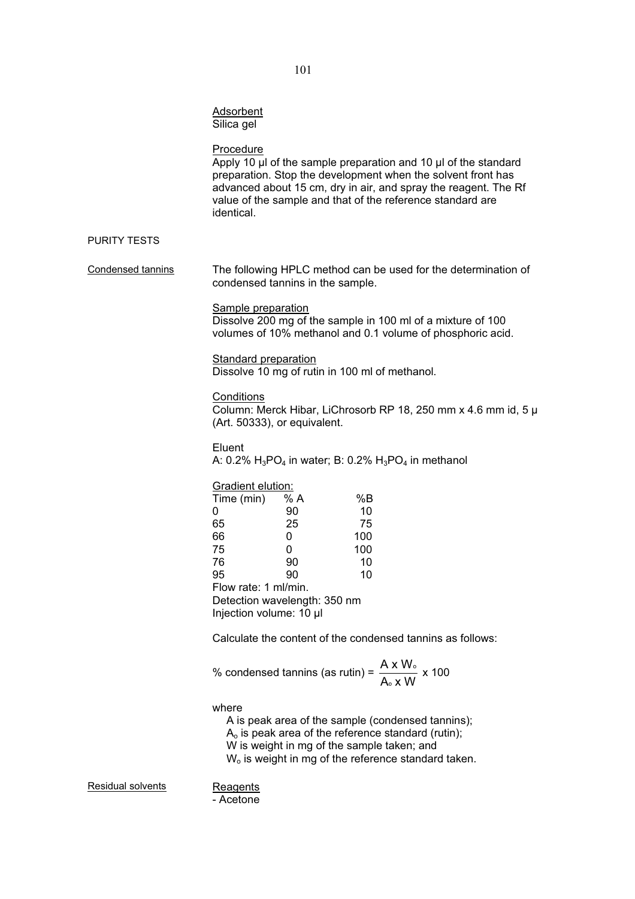Adsorbent
Silica gel

Procedure
Apply 10 µl of the sample preparation and 10 µl of the standard preparation. Stop the development when the solvent front has advanced about 15 cm, dry in air, and spray the reagent. The Rf value of the sample and that of the reference standard are identical.

PURITY TESTS

Condensed tannins

The following HPLC method can be used for the determination of condensed tannins in the sample.

Sample preparation
Dissolve 200 mg of the sample in 100 ml of a mixture of 100 volumes of 10% methanol and 0.1 volume of phosphoric acid.

Standard preparation
Dissolve 10 mg of rutin in 100 ml of methanol.

Conditions
Column: Merck Hibar, LiChrosorb RP 18, 250 mm x 4.6 mm id, 5 µ (Art. 50333), or equivalent.

Eluent
A: 0.2% $H_3PO_4$ in water; B: 0.2% $H_3PO_4$ in methanol

Gradient elution:

| Time (min) | % A | %B |
|---|---|---|
| 0 | 90 | 10 |
| 65 | 25 | 75 |
| 66 | 0 | 100 |
| 75 | 0 | 100 |
| 76 | 90 | 10 |
| 95 | 90 | 10 |

Flow rate: 1 ml/min.
Detection wavelength: 350 nm
Injection volume: 10 µl

Calculate the content of the condensed tannins as follows:

$$\text{\% condensed tannins (as rutin)} = \frac{A \times W_o}{A_o \times W} \times 100$$

where
A is peak area of the sample (condensed tannins);
$A_o$ is peak area of the reference standard (rutin);
W is weight in mg of the sample taken; and
$W_o$ is weight in mg of the reference standard taken.

Residual solvents

Reagents
- Acetone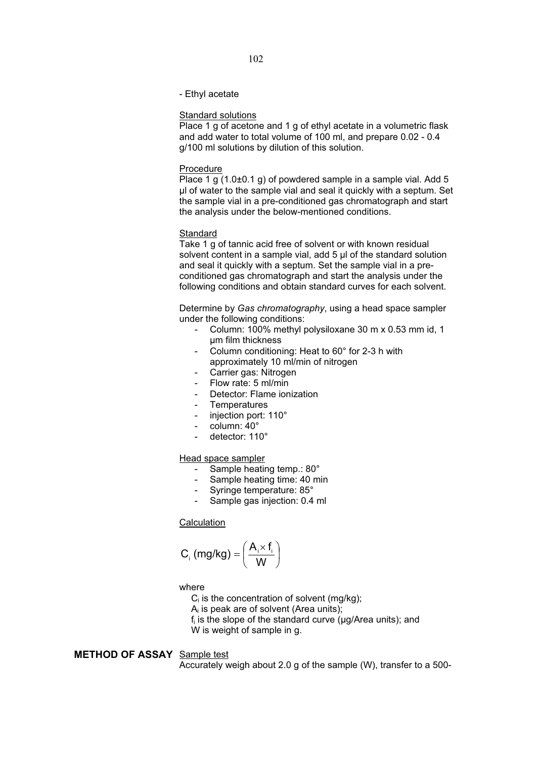- Ethyl acetate

Standard solutions
Place 1 g of acetone and 1 g of ethyl acetate in a volumetric flask and add water to total volume of 100 ml, and prepare 0.02 - 0.4 g/100 ml solutions by dilution of this solution.

Procedure
Place 1 g (1.0±0.1 g) of powdered sample in a sample vial. Add 5 µl of water to the sample vial and seal it quickly with a septum. Set the sample vial in a pre-conditioned gas chromatograph and start the analysis under the below-mentioned conditions.

Standard
Take 1 g of tannic acid free of solvent or with known residual solvent content in a sample vial, add 5 µl of the standard solution and seal it quickly with a septum. Set the sample vial in a pre-conditioned gas chromatograph and start the analysis under the following conditions and obtain standard curves for each solvent.

Determine by *Gas chromatography*, using a head space sampler under the following conditions:

- Column: 100% methyl polysiloxane 30 m x 0.53 mm id, 1 µm film thickness
- Column conditioning: Heat to 60° for 2-3 h with approximately 10 ml/min of nitrogen
- Carrier gas: Nitrogen
- Flow rate: 5 ml/min
- Detector: Flame ionization
- Temperatures
- injection port: 110°
- column: 40°
- detector: 110°

Head space sampler

- Sample heating temp.: 80°
- Sample heating time: 40 min
- Syringe temperature: 85°
- Sample gas injection: 0.4 ml

Calculation

$$C_i \text{ (mg/kg)} = \left( \frac{A_i \times f_i}{W} \right)$$

where
$C_i$ is the concentration of solvent (mg/kg);
$A_i$ is peak are of solvent (Area units);
$f_i$ is the slope of the standard curve (µg/Area units); and
W is weight of sample in g.

**METHOD OF ASSAY** Sample test
Accurately weigh about 2.0 g of the sample (W), transfer to a 500-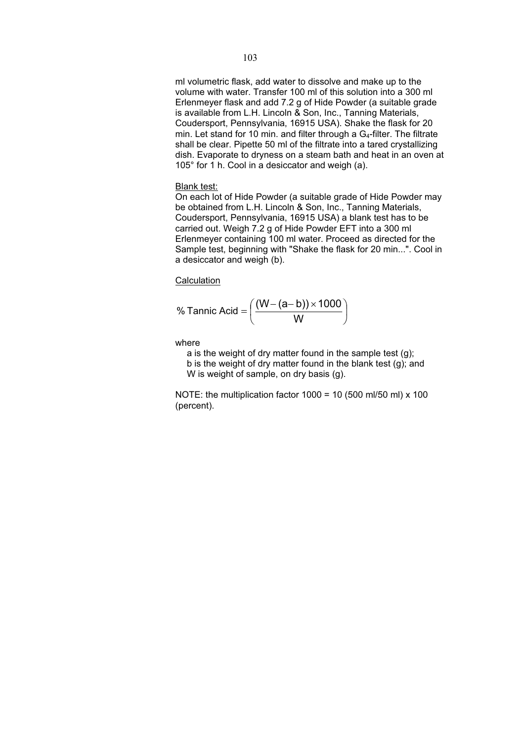ml volumetric flask, add water to dissolve and make up to the volume with water. Transfer 100 ml of this solution into a 300 ml Erlenmeyer flask and add 7.2 g of Hide Powder (a suitable grade is available from L.H. Lincoln & Son, Inc., Tanning Materials, Coudersport, Pennsylvania, 16915 USA). Shake the flask for 20 min. Let stand for 10 min. and filter through a $G_4$-filter. The filtrate shall be clear. Pipette 50 ml of the filtrate into a tared crystallizing dish. Evaporate to dryness on a steam bath and heat in an oven at 105° for 1 h. Cool in a desiccator and weigh (a).

Blank test:

On each lot of Hide Powder (a suitable grade of Hide Powder may be obtained from L.H. Lincoln & Son, Inc., Tanning Materials, Coudersport, Pennsylvania, 16915 USA) a blank test has to be carried out. Weigh 7.2 g of Hide Powder EFT into a 300 ml Erlenmeyer containing 100 ml water. Proceed as directed for the Sample test, beginning with "Shake the flask for 20 min...". Cool in a desiccator and weigh (b).

Calculation

$$\% \text{ Tannic Acid} = \left( \frac{(W - (a - b)) \times 1000}{W} \right)$$

where

a is the weight of dry matter found in the sample test (g);
b is the weight of dry matter found in the blank test (g); and
W is weight of sample, on dry basis (g).

NOTE: the multiplication factor 1000 = 10 (500 ml/50 ml) x 100 (percent).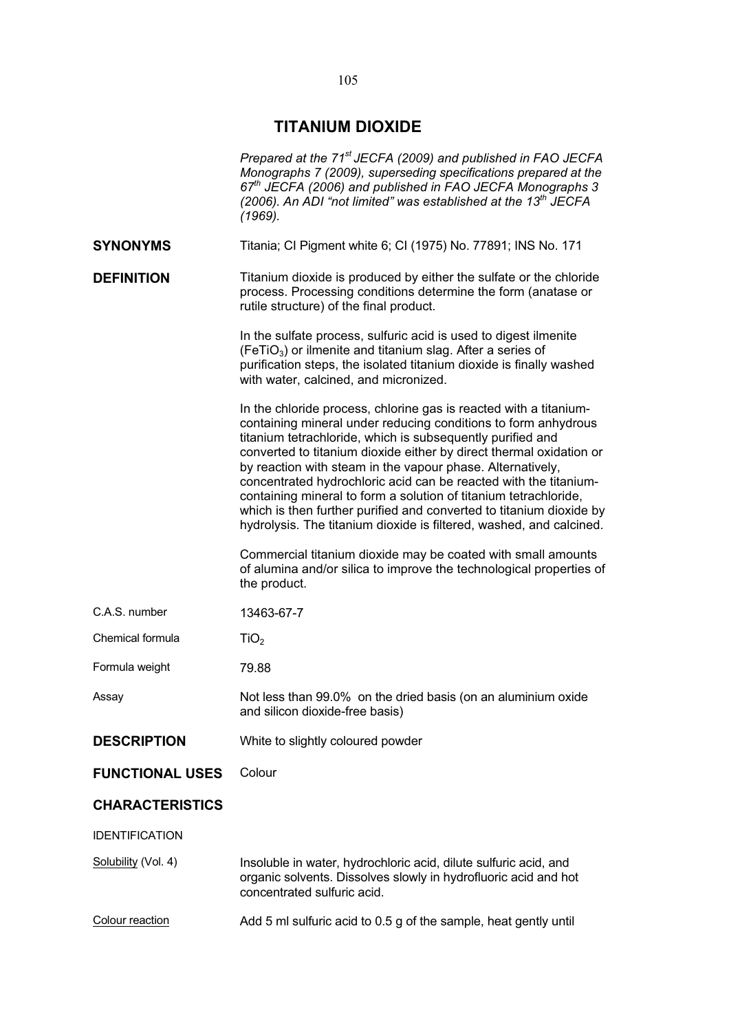# TITANIUM DIOXIDE

*Prepared at the 71[st] JECFA (2009) and published in FAO JECFA Monographs 7 (2009), superseding specifications prepared at the 67[th] JECFA (2006) and published in FAO JECFA Monographs 3 (2006). An ADI "not limited" was established at the 13[th] JECFA (1969).*

**SYNONYMS** Titania; CI Pigment white 6; CI (1975) No. 77891; INS No. 171

**DEFINITION** Titanium dioxide is produced by either the sulfate or the chloride process. Processing conditions determine the form (anatase or rutile structure) of the final product.

In the sulfate process, sulfuric acid is used to digest ilmenite ($FeTiO_3$) or ilmenite and titanium slag. After a series of purification steps, the isolated titanium dioxide is finally washed with water, calcined, and micronized.

In the chloride process, chlorine gas is reacted with a titanium-containing mineral under reducing conditions to form anhydrous titanium tetrachloride, which is subsequently purified and converted to titanium dioxide either by direct thermal oxidation or by reaction with steam in the vapour phase. Alternatively, concentrated hydrochloric acid can be reacted with the titanium-containing mineral to form a solution of titanium tetrachloride, which is then further purified and converted to titanium dioxide by hydrolysis. The titanium dioxide is filtered, washed, and calcined.

Commercial titanium dioxide may be coated with small amounts of alumina and/or silica to improve the technological properties of the product.

C.A.S. number 13463-67-7

Chemical formula $TiO_2$

Formula weight 79.88

Assay Not less than 99.0% on the dried basis (on an aluminium oxide and silicon dioxide-free basis)

**DESCRIPTION** White to slightly coloured powder

**FUNCTIONAL USES** Colour

**CHARACTERISTICS**

IDENTIFICATION

Solubility (Vol. 4) Insoluble in water, hydrochloric acid, dilute sulfuric acid, and organic solvents. Dissolves slowly in hydrofluoric acid and hot concentrated sulfuric acid.

Colour reaction Add 5 ml sulfuric acid to 0.5 g of the sample, heat gently until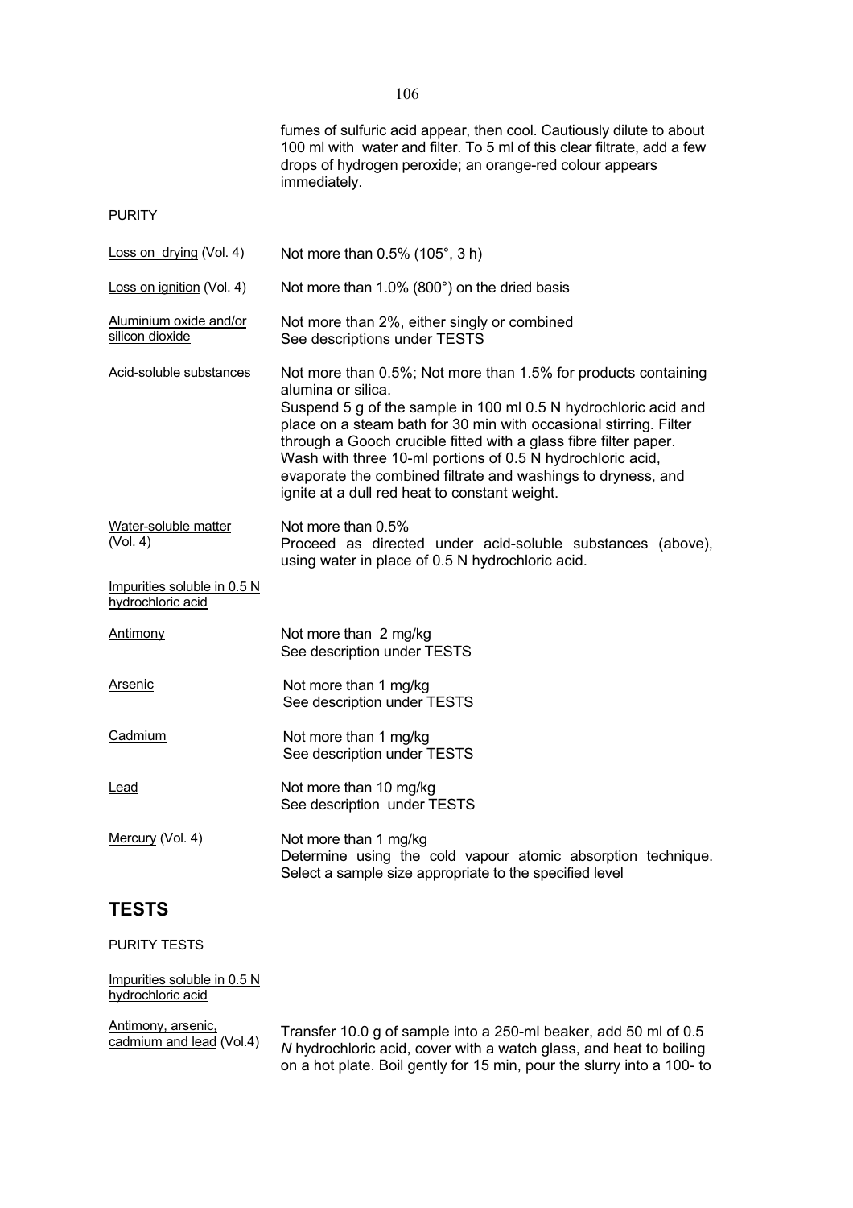fumes of sulfuric acid appear, then cool. Cautiously dilute to about 100 ml with water and filter. To 5 ml of this clear filtrate, add a few drops of hydrogen peroxide; an orange-red colour appears immediately.

PURITY

<u>Loss on drying</u> (Vol. 4) — Not more than 0.5% (105°, 3 h)

<u>Loss on ignition</u> (Vol. 4) — Not more than 1.0% (800°) on the dried basis

<u>Aluminium oxide and/or silicon dioxide</u> — Not more than 2%, either singly or combined
See descriptions under TESTS

<u>Acid-soluble substances</u> — Not more than 0.5%; Not more than 1.5% for products containing alumina or silica.
Suspend 5 g of the sample in 100 ml 0.5 N hydrochloric acid and place on a steam bath for 30 min with occasional stirring. Filter through a Gooch crucible fitted with a glass fibre filter paper. Wash with three 10-ml portions of 0.5 N hydrochloric acid, evaporate the combined filtrate and washings to dryness, and ignite at a dull red heat to constant weight.

<u>Water-soluble matter</u> (Vol. 4) — Not more than 0.5%
Proceed as directed under acid-soluble substances (above), using water in place of 0.5 N hydrochloric acid.

<u>Impurities soluble in 0.5 N hydrochloric acid</u>

<u>Antimony</u> — Not more than 2 mg/kg
See description under TESTS

<u>Arsenic</u> — Not more than 1 mg/kg
See description under TESTS

<u>Cadmium</u> — Not more than 1 mg/kg
See description under TESTS

<u>Lead</u> — Not more than 10 mg/kg
See description under TESTS

<u>Mercury</u> (Vol. 4) — Not more than 1 mg/kg
Determine using the cold vapour atomic absorption technique. Select a sample size appropriate to the specified level

## TESTS

PURITY TESTS

<u>Impurities soluble in 0.5 N hydrochloric acid</u>

<u>Antimony, arsenic, cadmium and lead</u> (Vol.4) — Transfer 10.0 g of sample into a 250-ml beaker, add 50 ml of 0.5 *N* hydrochloric acid, cover with a watch glass, and heat to boiling on a hot plate. Boil gently for 15 min, pour the slurry into a 100- to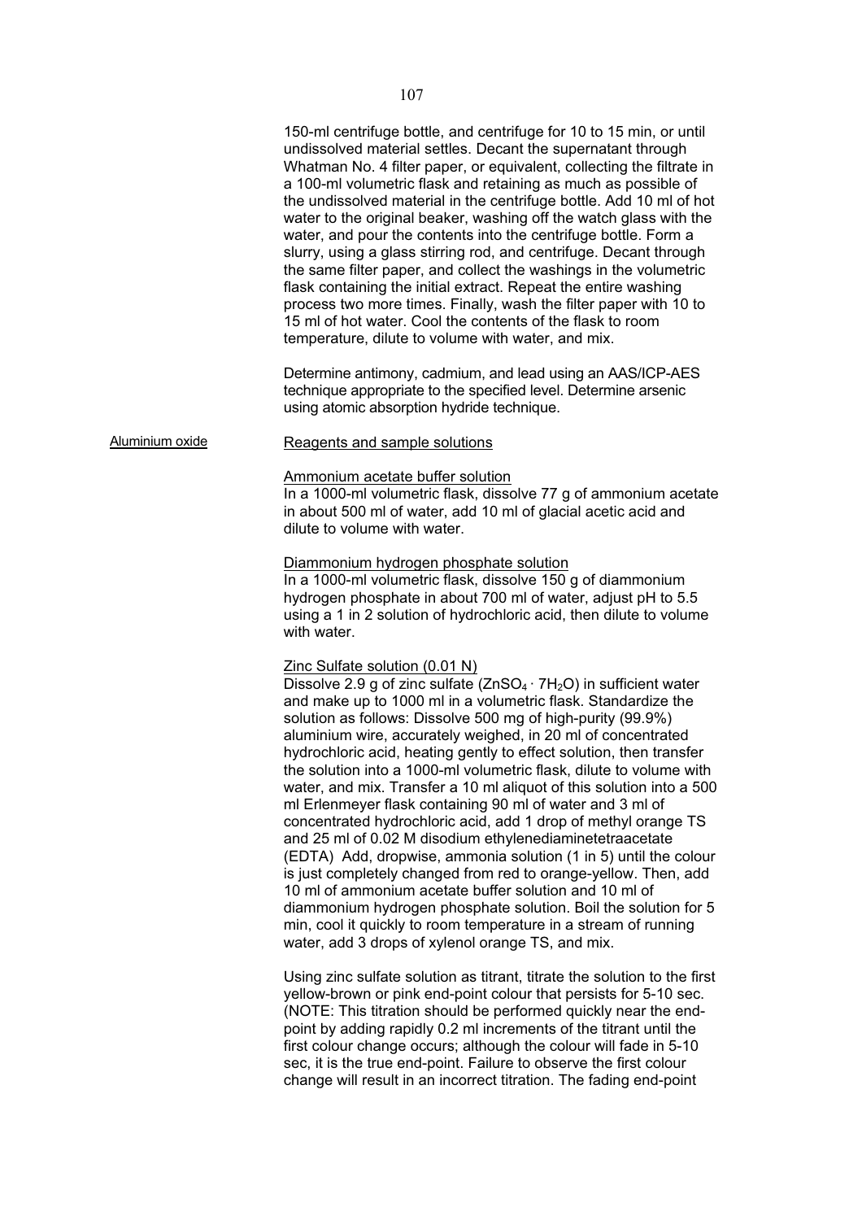150-ml centrifuge bottle, and centrifuge for 10 to 15 min, or until undissolved material settles. Decant the supernatant through Whatman No. 4 filter paper, or equivalent, collecting the filtrate in a 100-ml volumetric flask and retaining as much as possible of the undissolved material in the centrifuge bottle. Add 10 ml of hot water to the original beaker, washing off the watch glass with the water, and pour the contents into the centrifuge bottle. Form a slurry, using a glass stirring rod, and centrifuge. Decant through the same filter paper, and collect the washings in the volumetric flask containing the initial extract. Repeat the entire washing process two more times. Finally, wash the filter paper with 10 to 15 ml of hot water. Cool the contents of the flask to room temperature, dilute to volume with water, and mix.

Determine antimony, cadmium, and lead using an AAS/ICP-AES technique appropriate to the specified level. Determine arsenic using atomic absorption hydride technique.

Aluminium oxide

Reagents and sample solutions

Ammonium acetate buffer solution

In a 1000-ml volumetric flask, dissolve 77 g of ammonium acetate in about 500 ml of water, add 10 ml of glacial acetic acid and dilute to volume with water.

Diammonium hydrogen phosphate solution

In a 1000-ml volumetric flask, dissolve 150 g of diammonium hydrogen phosphate in about 700 ml of water, adjust pH to 5.5 using a 1 in 2 solution of hydrochloric acid, then dilute to volume with water.

Zinc Sulfate solution (0.01 N)

Dissolve 2.9 g of zinc sulfate ($ZnSO_4 \cdot 7H_2O$) in sufficient water and make up to 1000 ml in a volumetric flask. Standardize the solution as follows: Dissolve 500 mg of high-purity (99.9%) aluminium wire, accurately weighed, in 20 ml of concentrated hydrochloric acid, heating gently to effect solution, then transfer the solution into a 1000-ml volumetric flask, dilute to volume with water, and mix. Transfer a 10 ml aliquot of this solution into a 500 ml Erlenmeyer flask containing 90 ml of water and 3 ml of concentrated hydrochloric acid, add 1 drop of methyl orange TS and 25 ml of 0.02 M disodium ethylenediaminetetraacetate (EDTA) Add, dropwise, ammonia solution (1 in 5) until the colour is just completely changed from red to orange-yellow. Then, add 10 ml of ammonium acetate buffer solution and 10 ml of diammonium hydrogen phosphate solution. Boil the solution for 5 min, cool it quickly to room temperature in a stream of running water, add 3 drops of xylenol orange TS, and mix.

Using zinc sulfate solution as titrant, titrate the solution to the first yellow-brown or pink end-point colour that persists for 5-10 sec. (NOTE: This titration should be performed quickly near the end-point by adding rapidly 0.2 ml increments of the titrant until the first colour change occurs; although the colour will fade in 5-10 sec, it is the true end-point. Failure to observe the first colour change will result in an incorrect titration. The fading end-point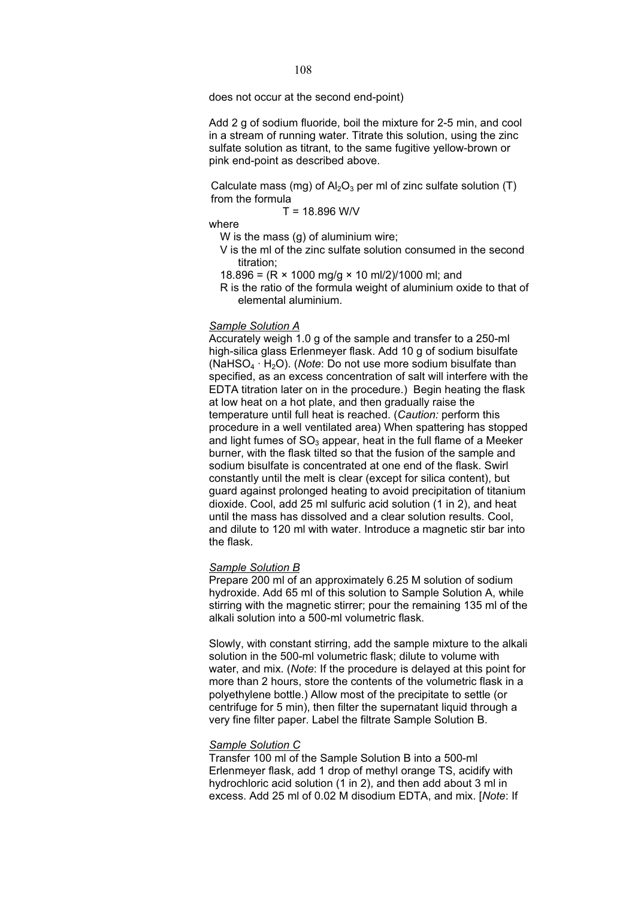does not occur at the second end-point)

Add 2 g of sodium fluoride, boil the mixture for 2-5 min, and cool in a stream of running water. Titrate this solution, using the zinc sulfate solution as titrant, to the same fugitive yellow-brown or pink end-point as described above.

Calculate mass (mg) of $Al_2O_3$ per ml of zinc sulfate solution (T) from the formula

$$T = 18.896\ W/V$$

where

W is the mass (g) of aluminium wire;

V is the ml of the zinc sulfate solution consumed in the second titration;

18.896 = (R × 1000 mg/g × 10 ml/2)/1000 ml; and

R is the ratio of the formula weight of aluminium oxide to that of elemental aluminium.

*Sample Solution A*

Accurately weigh 1.0 g of the sample and transfer to a 250-ml high-silica glass Erlenmeyer flask. Add 10 g of sodium bisulfate ($NaHSO_4 \cdot H_2O$). (*Note*: Do not use more sodium bisulfate than specified, as an excess concentration of salt will interfere with the EDTA titration later on in the procedure.) Begin heating the flask at low heat on a hot plate, and then gradually raise the temperature until full heat is reached. (*Caution:* perform this procedure in a well ventilated area) When spattering has stopped and light fumes of $SO_3$ appear, heat in the full flame of a Meeker burner, with the flask tilted so that the fusion of the sample and sodium bisulfate is concentrated at one end of the flask. Swirl constantly until the melt is clear (except for silica content), but guard against prolonged heating to avoid precipitation of titanium dioxide. Cool, add 25 ml sulfuric acid solution (1 in 2), and heat until the mass has dissolved and a clear solution results. Cool, and dilute to 120 ml with water. Introduce a magnetic stir bar into the flask.

*Sample Solution B*

Prepare 200 ml of an approximately 6.25 M solution of sodium hydroxide. Add 65 ml of this solution to Sample Solution A, while stirring with the magnetic stirrer; pour the remaining 135 ml of the alkali solution into a 500-ml volumetric flask.

Slowly, with constant stirring, add the sample mixture to the alkali solution in the 500-ml volumetric flask; dilute to volume with water, and mix. (*Note*: If the procedure is delayed at this point for more than 2 hours, store the contents of the volumetric flask in a polyethylene bottle.) Allow most of the precipitate to settle (or centrifuge for 5 min), then filter the supernatant liquid through a very fine filter paper. Label the filtrate Sample Solution B.

*Sample Solution C*

Transfer 100 ml of the Sample Solution B into a 500-ml Erlenmeyer flask, add 1 drop of methyl orange TS, acidify with hydrochloric acid solution (1 in 2), and then add about 3 ml in excess. Add 25 ml of 0.02 M disodium EDTA, and mix. [*Note*: If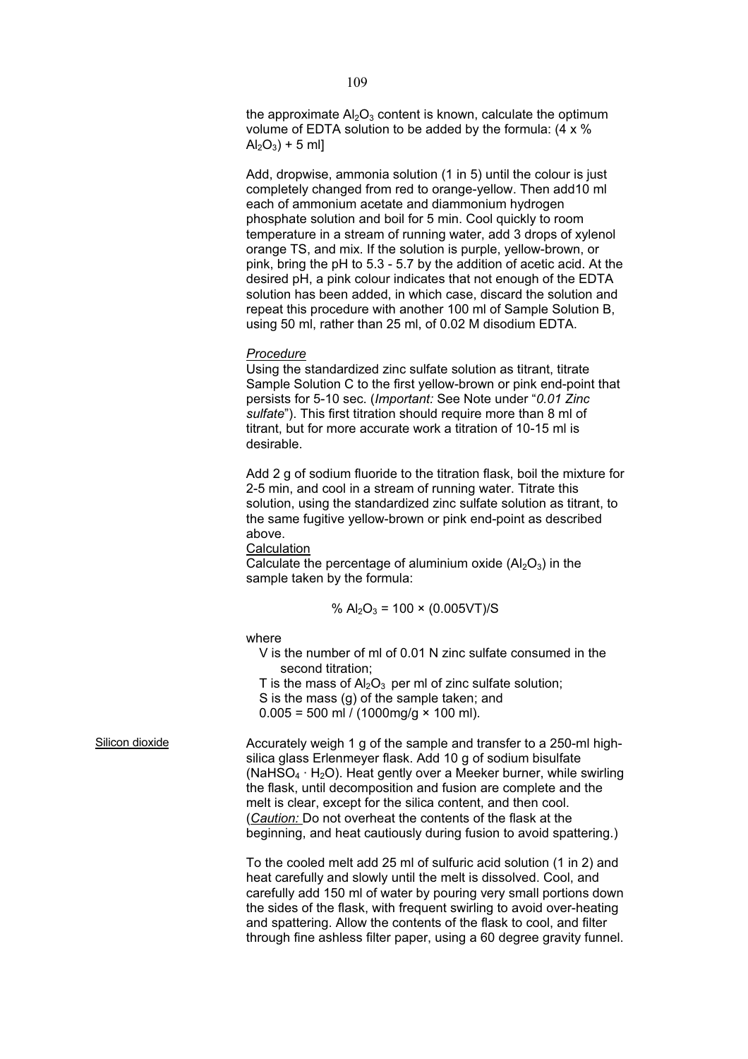the approximate $Al_2O_3$ content is known, calculate the optimum volume of EDTA solution to be added by the formula: (4 x % $Al_2O_3$) + 5 ml]

Add, dropwise, ammonia solution (1 in 5) until the colour is just completely changed from red to orange-yellow. Then add10 ml each of ammonium acetate and diammonium hydrogen phosphate solution and boil for 5 min. Cool quickly to room temperature in a stream of running water, add 3 drops of xylenol orange TS, and mix. If the solution is purple, yellow-brown, or pink, bring the pH to 5.3 - 5.7 by the addition of acetic acid. At the desired pH, a pink colour indicates that not enough of the EDTA solution has been added, in which case, discard the solution and repeat this procedure with another 100 ml of Sample Solution B, using 50 ml, rather than 25 ml, of 0.02 M disodium EDTA.

*Procedure*

Using the standardized zinc sulfate solution as titrant, titrate Sample Solution C to the first yellow-brown or pink end-point that persists for 5-10 sec. (*Important:* See Note under "*0.01 Zinc sulfate*"). This first titration should require more than 8 ml of titrant, but for more accurate work a titration of 10-15 ml is desirable.

Add 2 g of sodium fluoride to the titration flask, boil the mixture for 2-5 min, and cool in a stream of running water. Titrate this solution, using the standardized zinc sulfate solution as titrant, to the same fugitive yellow-brown or pink end-point as described above.

Calculation

Calculate the percentage of aluminium oxide ($Al_2O_3$) in the sample taken by the formula:

$$\% \; Al_2O_3 = 100 \times (0.005VT)/S$$

where

V is the number of ml of 0.01 N zinc sulfate consumed in the second titration;
T is the mass of $Al_2O_3$ per ml of zinc sulfate solution;
S is the mass (g) of the sample taken; and
0.005 = 500 ml / (1000mg/g × 100 ml).

Silicon dioxide

Accurately weigh 1 g of the sample and transfer to a 250-ml high-silica glass Erlenmeyer flask. Add 10 g of sodium bisulfate ($NaHSO_4 \cdot H_2O$). Heat gently over a Meeker burner, while swirling the flask, until decomposition and fusion are complete and the melt is clear, except for the silica content, and then cool. (*Caution:* Do not overheat the contents of the flask at the beginning, and heat cautiously during fusion to avoid spattering.)

To the cooled melt add 25 ml of sulfuric acid solution (1 in 2) and heat carefully and slowly until the melt is dissolved. Cool, and carefully add 150 ml of water by pouring very small portions down the sides of the flask, with frequent swirling to avoid over-heating and spattering. Allow the contents of the flask to cool, and filter through fine ashless filter paper, using a 60 degree gravity funnel.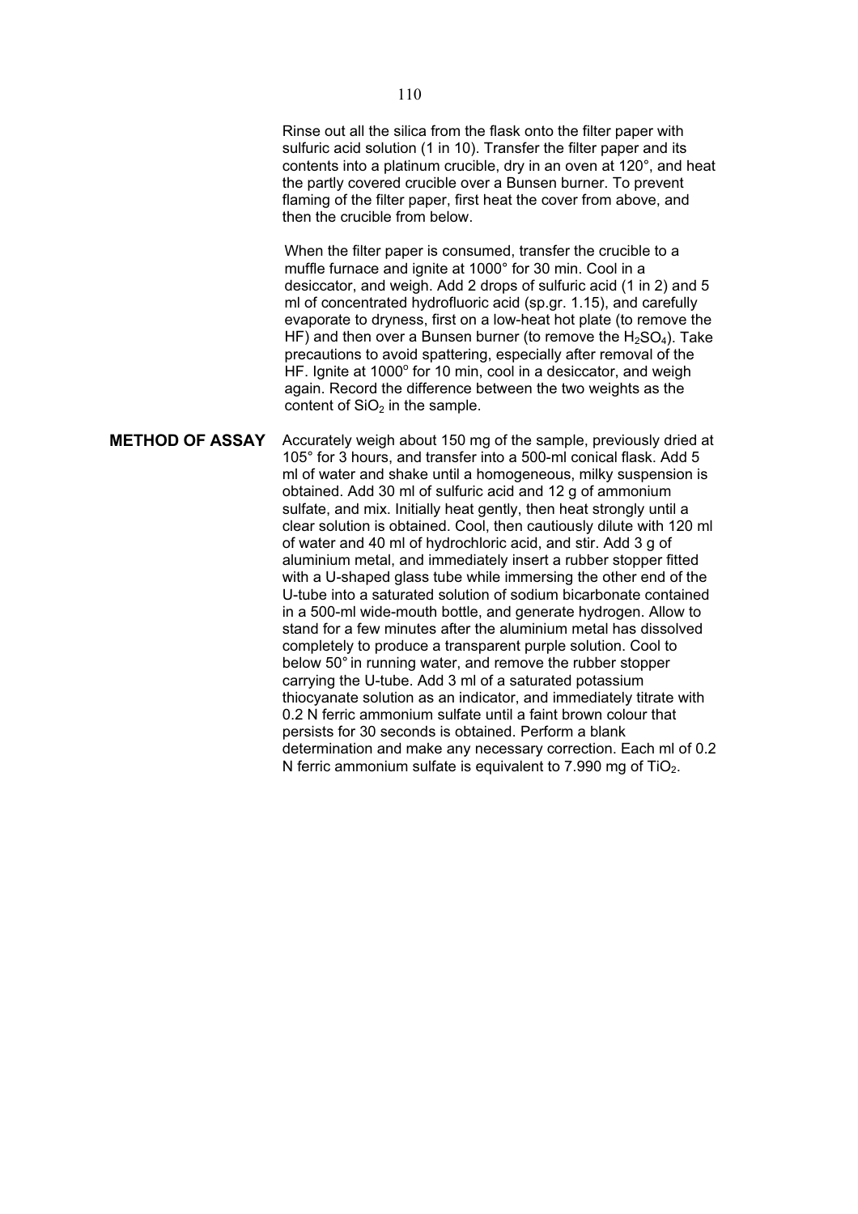Rinse out all the silica from the flask onto the filter paper with sulfuric acid solution (1 in 10). Transfer the filter paper and its contents into a platinum crucible, dry in an oven at 120°, and heat the partly covered crucible over a Bunsen burner. To prevent flaming of the filter paper, first heat the cover from above, and then the crucible from below.

When the filter paper is consumed, transfer the crucible to a muffle furnace and ignite at 1000° for 30 min. Cool in a desiccator, and weigh. Add 2 drops of sulfuric acid (1 in 2) and 5 ml of concentrated hydrofluoric acid (sp.gr. 1.15), and carefully evaporate to dryness, first on a low-heat hot plate (to remove the HF) and then over a Bunsen burner (to remove the $H_2SO_4$). Take precautions to avoid spattering, especially after removal of the HF. Ignite at 1000° for 10 min, cool in a desiccator, and weigh again. Record the difference between the two weights as the content of $SiO_2$ in the sample.

**METHOD OF ASSAY** Accurately weigh about 150 mg of the sample, previously dried at 105° for 3 hours, and transfer into a 500-ml conical flask. Add 5 ml of water and shake until a homogeneous, milky suspension is obtained. Add 30 ml of sulfuric acid and 12 g of ammonium sulfate, and mix. Initially heat gently, then heat strongly until a clear solution is obtained. Cool, then cautiously dilute with 120 ml of water and 40 ml of hydrochloric acid, and stir. Add 3 g of aluminium metal, and immediately insert a rubber stopper fitted with a U-shaped glass tube while immersing the other end of the U-tube into a saturated solution of sodium bicarbonate contained in a 500-ml wide-mouth bottle, and generate hydrogen. Allow to stand for a few minutes after the aluminium metal has dissolved completely to produce a transparent purple solution. Cool to below 50° in running water, and remove the rubber stopper carrying the U-tube. Add 3 ml of a saturated potassium thiocyanate solution as an indicator, and immediately titrate with 0.2 N ferric ammonium sulfate until a faint brown colour that persists for 30 seconds is obtained. Perform a blank determination and make any necessary correction. Each ml of 0.2 N ferric ammonium sulfate is equivalent to 7.990 mg of $TiO_2$.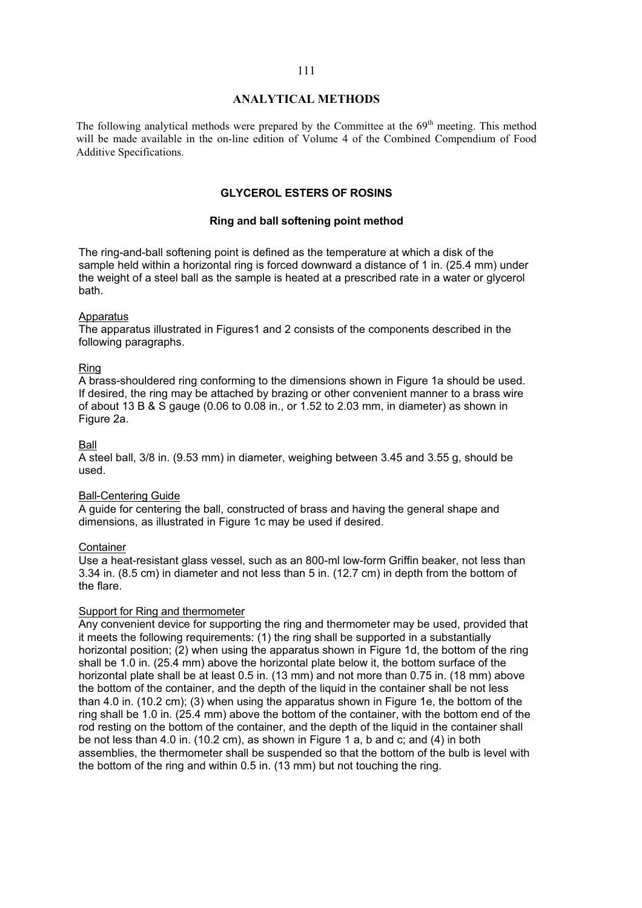# ANALYTICAL METHODS

The following analytical methods were prepared by the Committee at the 69th meeting. This method will be made available in the on-line edition of Volume 4 of the Combined Compendium of Food Additive Specifications.

## GLYCEROL ESTERS OF ROSINS

### Ring and ball softening point method

The ring-and-ball softening point is defined as the temperature at which a disk of the sample held within a horizontal ring is forced downward a distance of 1 in. (25.4 mm) under the weight of a steel ball as the sample is heated at a prescribed rate in a water or glycerol bath.

Apparatus
The apparatus illustrated in Figures1 and 2 consists of the components described in the following paragraphs.

Ring
A brass-shouldered ring conforming to the dimensions shown in Figure 1a should be used. If desired, the ring may be attached by brazing or other convenient manner to a brass wire of about 13 B & S gauge (0.06 to 0.08 in., or 1.52 to 2.03 mm, in diameter) as shown in Figure 2a.

Ball
A steel ball, 3/8 in. (9.53 mm) in diameter, weighing between 3.45 and 3.55 g, should be used.

Ball-Centering Guide
A guide for centering the ball, constructed of brass and having the general shape and dimensions, as illustrated in Figure 1c may be used if desired.

Container
Use a heat-resistant glass vessel, such as an 800-ml low-form Griffin beaker, not less than 3.34 in. (8.5 cm) in diameter and not less than 5 in. (12.7 cm) in depth from the bottom of the flare.

Support for Ring and thermometer
Any convenient device for supporting the ring and thermometer may be used, provided that it meets the following requirements: (1) the ring shall be supported in a substantially horizontal position; (2) when using the apparatus shown in Figure 1d, the bottom of the ring shall be 1.0 in. (25.4 mm) above the horizontal plate below it, the bottom surface of the horizontal plate shall be at least 0.5 in. (13 mm) and not more than 0.75 in. (18 mm) above the bottom of the container, and the depth of the liquid in the container shall be not less than 4.0 in. (10.2 cm); (3) when using the apparatus shown in Figure 1e, the bottom of the ring shall be 1.0 in. (25.4 mm) above the bottom of the container, with the bottom end of the rod resting on the bottom of the container, and the depth of the liquid in the container shall be not less than 4.0 in. (10.2 cm), as shown in Figure 1 a, b and c; and (4) in both assemblies, the thermometer shall be suspended so that the bottom of the bulb is level with the bottom of the ring and within 0.5 in. (13 mm) but not touching the ring.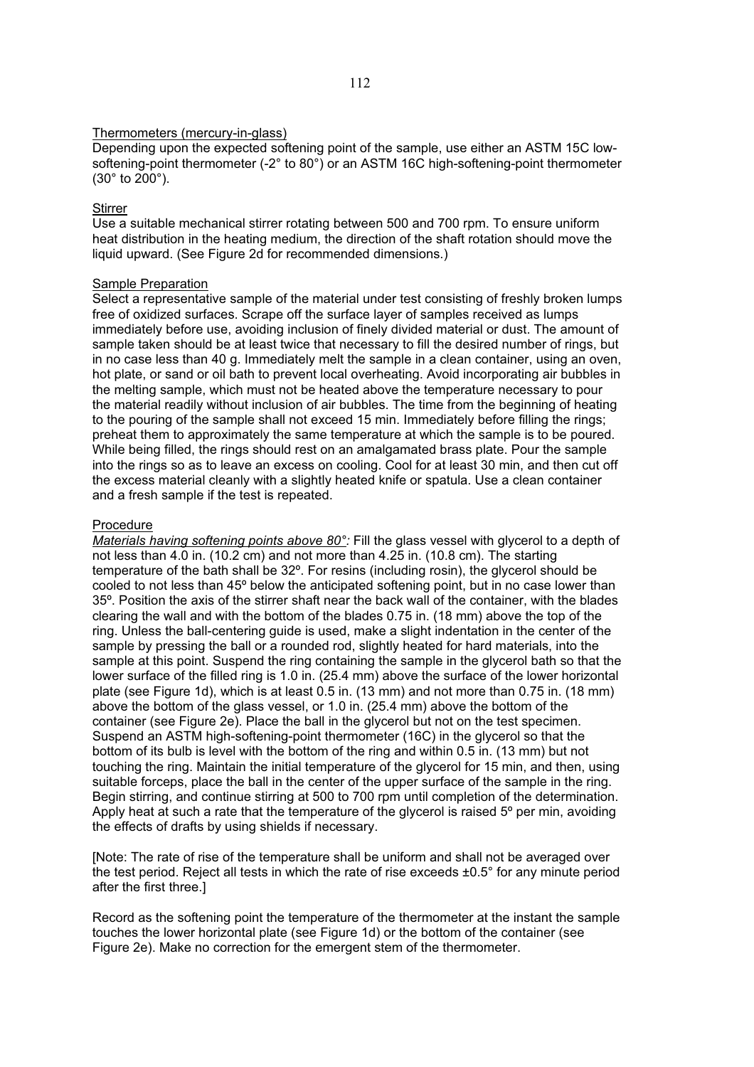Thermometers (mercury-in-glass)

Depending upon the expected softening point of the sample, use either an ASTM 15C low-softening-point thermometer (-2° to 80°) or an ASTM 16C high-softening-point thermometer (30° to 200°).

Stirrer

Use a suitable mechanical stirrer rotating between 500 and 700 rpm. To ensure uniform heat distribution in the heating medium, the direction of the shaft rotation should move the liquid upward. (See Figure 2d for recommended dimensions.)

Sample Preparation

Select a representative sample of the material under test consisting of freshly broken lumps free of oxidized surfaces. Scrape off the surface layer of samples received as lumps immediately before use, avoiding inclusion of finely divided material or dust. The amount of sample taken should be at least twice that necessary to fill the desired number of rings, but in no case less than 40 g. Immediately melt the sample in a clean container, using an oven, hot plate, or sand or oil bath to prevent local overheating. Avoid incorporating air bubbles in the melting sample, which must not be heated above the temperature necessary to pour the material readily without inclusion of air bubbles. The time from the beginning of heating to the pouring of the sample shall not exceed 15 min. Immediately before filling the rings; preheat them to approximately the same temperature at which the sample is to be poured. While being filled, the rings should rest on an amalgamated brass plate. Pour the sample into the rings so as to leave an excess on cooling. Cool for at least 30 min, and then cut off the excess material cleanly with a slightly heated knife or spatula. Use a clean container and a fresh sample if the test is repeated.

Procedure

*Materials having softening points above 80°:* Fill the glass vessel with glycerol to a depth of not less than 4.0 in. (10.2 cm) and not more than 4.25 in. (10.8 cm). The starting temperature of the bath shall be 32º. For resins (including rosin), the glycerol should be cooled to not less than 45º below the anticipated softening point, but in no case lower than 35º. Position the axis of the stirrer shaft near the back wall of the container, with the blades clearing the wall and with the bottom of the blades 0.75 in. (18 mm) above the top of the ring. Unless the ball-centering guide is used, make a slight indentation in the center of the sample by pressing the ball or a rounded rod, slightly heated for hard materials, into the sample at this point. Suspend the ring containing the sample in the glycerol bath so that the lower surface of the filled ring is 1.0 in. (25.4 mm) above the surface of the lower horizontal plate (see Figure 1d), which is at least 0.5 in. (13 mm) and not more than 0.75 in. (18 mm) above the bottom of the glass vessel, or 1.0 in. (25.4 mm) above the bottom of the container (see Figure 2e). Place the ball in the glycerol but not on the test specimen. Suspend an ASTM high-softening-point thermometer (16C) in the glycerol so that the bottom of its bulb is level with the bottom of the ring and within 0.5 in. (13 mm) but not touching the ring. Maintain the initial temperature of the glycerol for 15 min, and then, using suitable forceps, place the ball in the center of the upper surface of the sample in the ring. Begin stirring, and continue stirring at 500 to 700 rpm until completion of the determination. Apply heat at such a rate that the temperature of the glycerol is raised 5º per min, avoiding the effects of drafts by using shields if necessary.

[Note: The rate of rise of the temperature shall be uniform and shall not be averaged over the test period. Reject all tests in which the rate of rise exceeds ±0.5° for any minute period after the first three.]

Record as the softening point the temperature of the thermometer at the instant the sample touches the lower horizontal plate (see Figure 1d) or the bottom of the container (see Figure 2e). Make no correction for the emergent stem of the thermometer.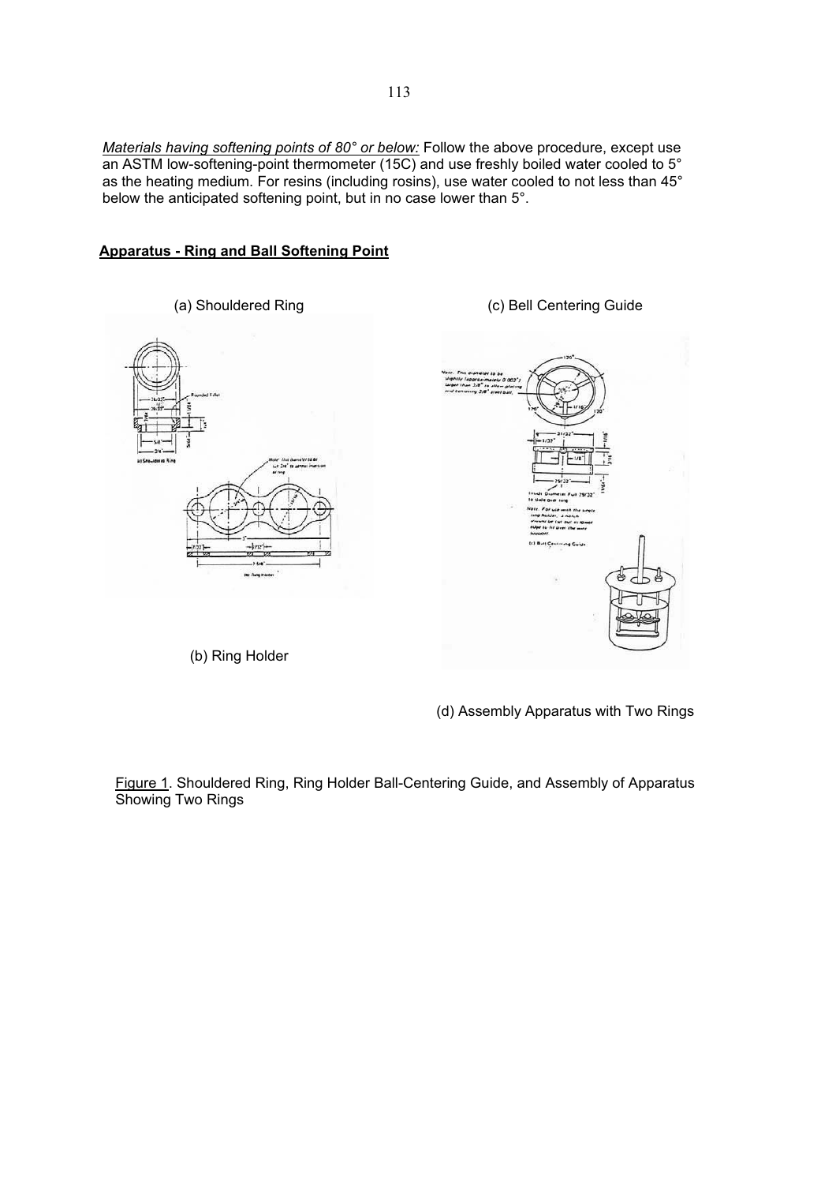*Materials having softening points of 80° or below:* Follow the above procedure, except use an ASTM low-softening-point thermometer (15C) and use freshly boiled water cooled to 5° as the heating medium. For resins (including rosins), use water cooled to not less than 45° below the anticipated softening point, but in no case lower than 5°.

**Apparatus - Ring and Ball Softening Point**

(a) Shouldered Ring

(c) Bell Centering Guide

(b) Ring Holder

(d) Assembly Apparatus with Two Rings

Figure 1. Shouldered Ring, Ring Holder Ball-Centering Guide, and Assembly of Apparatus Showing Two Rings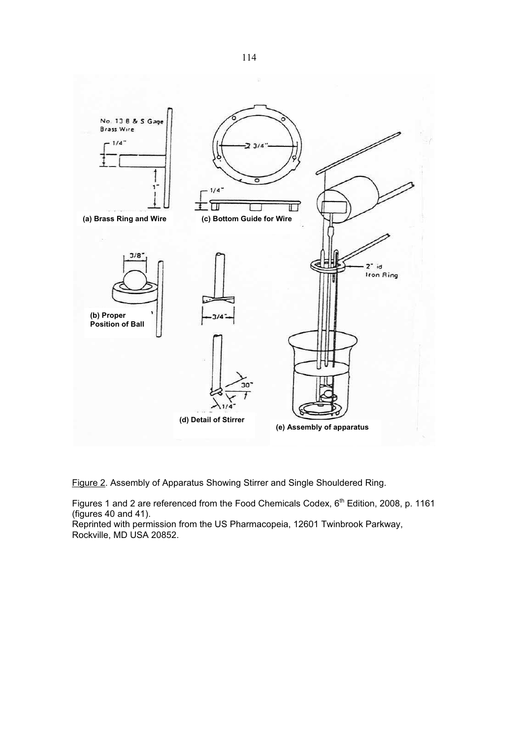(a) Brass Ring and Wire

(b) Proper Position of Ball

(c) Bottom Guide for Wire

(d) Detail of Stirrer

(e) Assembly of apparatus

Figure 2. Assembly of Apparatus Showing Stirrer and Single Shouldered Ring.

Figures 1 and 2 are referenced from the Food Chemicals Codex, 6th Edition, 2008, p. 1161 (figures 40 and 41).
Reprinted with permission from the US Pharmacopeia, 12601 Twinbrook Parkway, Rockville, MD USA 20852.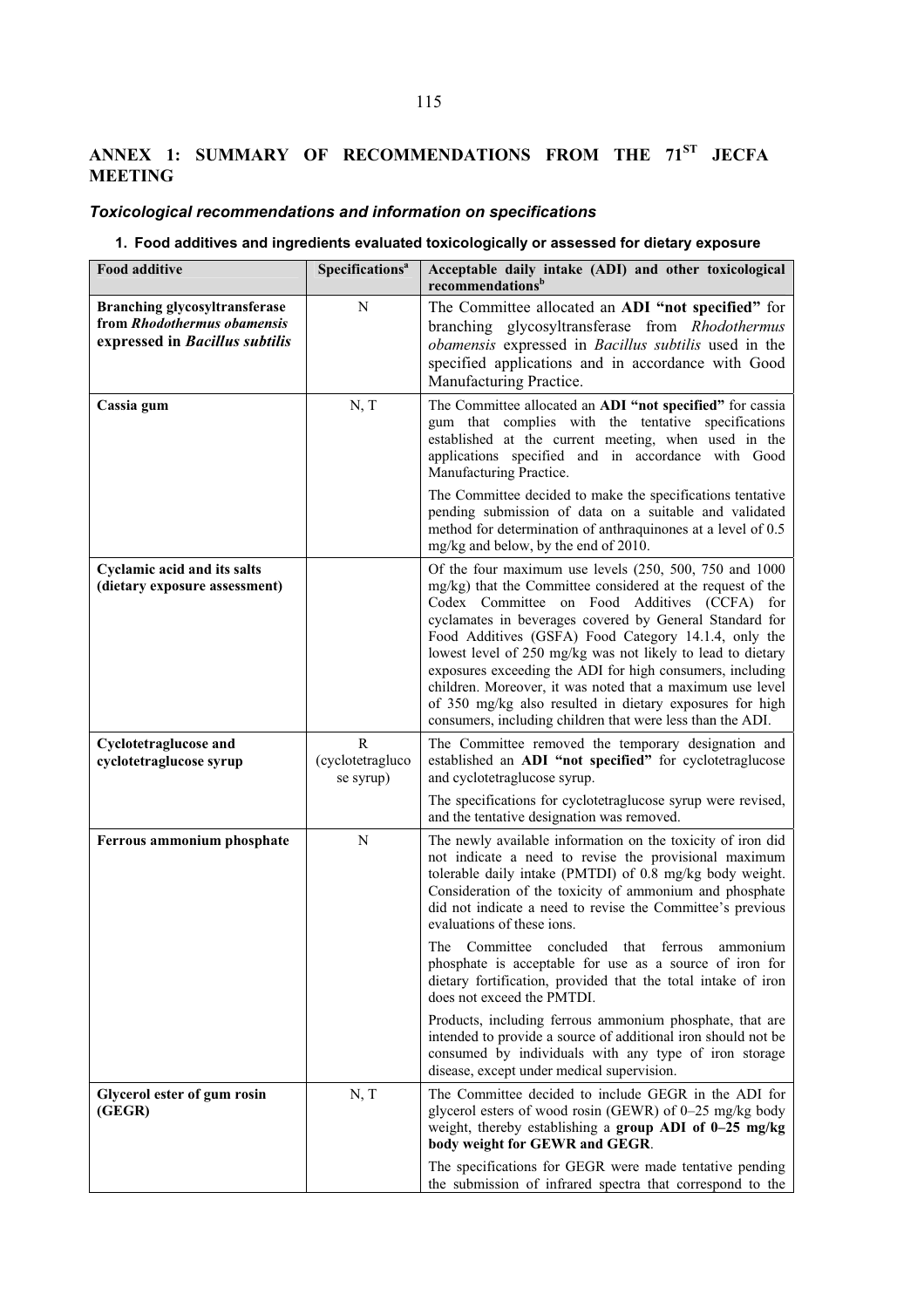## ANNEX 1: SUMMARY OF RECOMMENDATIONS FROM THE 71[ST] JECFA MEETING

### *Toxicological recommendations and information on specifications*

#### 1. Food additives and ingredients evaluated toxicologically or assessed for dietary exposure

| Food additive | Specifications[a] | Acceptable daily intake (ADI) and other toxicological recommendations[b] |
|---|---|---|
| **Branching glycosyltransferase from *Rhodothermus obamensis* expressed in *Bacillus subtilis*** | N | The Committee allocated an **ADI "not specified"** for branching glycosyltransferase from *Rhodothermus obamensis* expressed in *Bacillus subtilis* used in the specified applications and in accordance with Good Manufacturing Practice. |
| **Cassia gum** | N, T | The Committee allocated an **ADI "not specified"** for cassia gum that complies with the tentative specifications established at the current meeting, when used in the applications specified and in accordance with Good Manufacturing Practice.<br><br>The Committee decided to make the specifications tentative pending submission of data on a suitable and validated method for determination of anthraquinones at a level of 0.5 mg/kg and below, by the end of 2010. |
| **Cyclamic acid and its salts (dietary exposure assessment)** | | Of the four maximum use levels (250, 500, 750 and 1000 mg/kg) that the Committee considered at the request of the Codex Committee on Food Additives (CCFA) for cyclamates in beverages covered by General Standard for Food Additives (GSFA) Food Category 14.1.4, only the lowest level of 250 mg/kg was not likely to lead to dietary exposures exceeding the ADI for high consumers, including children. Moreover, it was noted that a maximum use level of 350 mg/kg also resulted in dietary exposures for high consumers, including children that were less than the ADI. |
| **Cyclotetraglucose and cyclotetraglucose syrup** | R (cyclotetraglucose syrup) | The Committee removed the temporary designation and established an **ADI "not specified"** for cyclotetraglucose and cyclotetraglucose syrup.<br><br>The specifications for cyclotetraglucose syrup were revised, and the tentative designation was removed. |
| **Ferrous ammonium phosphate** | N | The newly available information on the toxicity of iron did not indicate a need to revise the provisional maximum tolerable daily intake (PMTDI) of 0.8 mg/kg body weight. Consideration of the toxicity of ammonium and phosphate did not indicate a need to revise the Committee's previous evaluations of these ions.<br><br>The Committee concluded that ferrous ammonium phosphate is acceptable for use as a source of iron for dietary fortification, provided that the total intake of iron does not exceed the PMTDI.<br><br>Products, including ferrous ammonium phosphate, that are intended to provide a source of additional iron should not be consumed by individuals with any type of iron storage disease, except under medical supervision. |
| **Glycerol ester of gum rosin (GEGR)** | N, T | The Committee decided to include GEGR in the ADI for glycerol esters of wood rosin (GEWR) of 0–25 mg/kg body weight, thereby establishing a **group ADI of 0–25 mg/kg body weight for GEWR and GEGR**.<br><br>The specifications for GEGR were made tentative pending the submission of infrared spectra that correspond to the |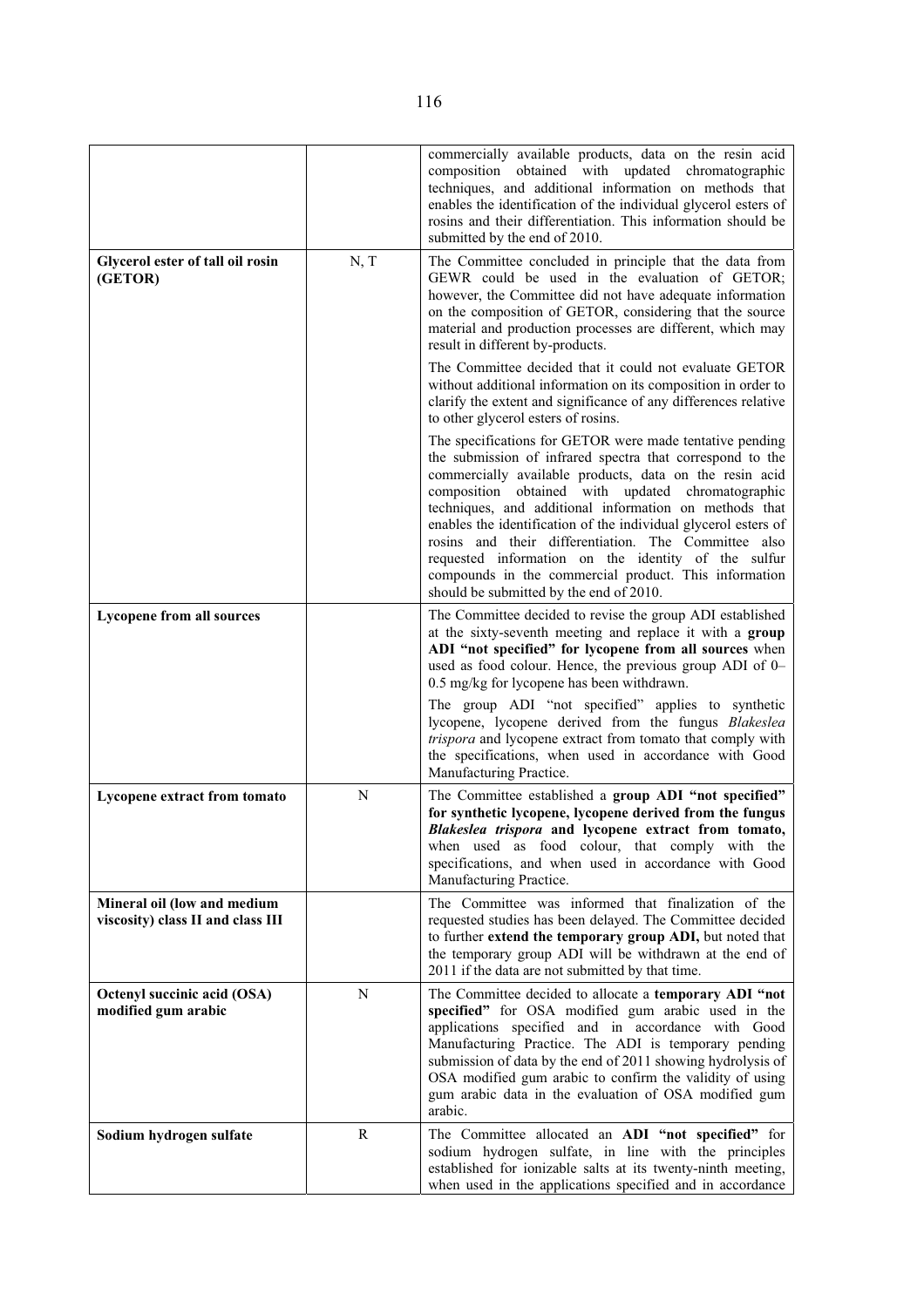| | | |
|---|---|---|
| | | commercially available products, data on the resin acid composition obtained with updated chromatographic techniques, and additional information on methods that enables the identification of the individual glycerol esters of rosins and their differentiation. This information should be submitted by the end of 2010. |
| **Glycerol ester of tall oil rosin (GETOR)** | N, T | The Committee concluded in principle that the data from GEWR could be used in the evaluation of GETOR; however, the Committee did not have adequate information on the composition of GETOR, considering that the source material and production processes are different, which may result in different by-products.<br><br>The Committee decided that it could not evaluate GETOR without additional information on its composition in order to clarify the extent and significance of any differences relative to other glycerol esters of rosins.<br><br>The specifications for GETOR were made tentative pending the submission of infrared spectra that correspond to the commercially available products, data on the resin acid composition obtained with updated chromatographic techniques, and additional information on methods that enables the identification of the individual glycerol esters of rosins and their differentiation. The Committee also requested information on the identity of the sulfur compounds in the commercial product. This information should be submitted by the end of 2010. |
| **Lycopene from all sources** | | The Committee decided to revise the group ADI established at the sixty-seventh meeting and replace it with a **group ADI "not specified" for lycopene from all sources** when used as food colour. Hence, the previous group ADI of 0–0.5 mg/kg for lycopene has been withdrawn.<br><br>The group ADI "not specified" applies to synthetic lycopene, lycopene derived from the fungus *Blakeslea trispora* and lycopene extract from tomato that comply with the specifications, when used in accordance with Good Manufacturing Practice. |
| **Lycopene extract from tomato** | N | The Committee established a **group ADI "not specified" for synthetic lycopene, lycopene derived from the fungus *Blakeslea trispora* and lycopene extract from tomato,** when used as food colour, that comply with the specifications, and when used in accordance with Good Manufacturing Practice. |
| **Mineral oil (low and medium viscosity) class II and class III** | | The Committee was informed that finalization of the requested studies has been delayed. The Committee decided to further **extend the temporary group ADI,** but noted that the temporary group ADI will be withdrawn at the end of 2011 if the data are not submitted by that time. |
| **Octenyl succinic acid (OSA) modified gum arabic** | N | The Committee decided to allocate a **temporary ADI "not specified"** for OSA modified gum arabic used in the applications specified and in accordance with Good Manufacturing Practice. The ADI is temporary pending submission of data by the end of 2011 showing hydrolysis of OSA modified gum arabic to confirm the validity of using gum arabic data in the evaluation of OSA modified gum arabic. |
| **Sodium hydrogen sulfate** | R | The Committee allocated an **ADI "not specified"** for sodium hydrogen sulfate, in line with the principles established for ionizable salts at its twenty-ninth meeting, when used in the applications specified and in accordance |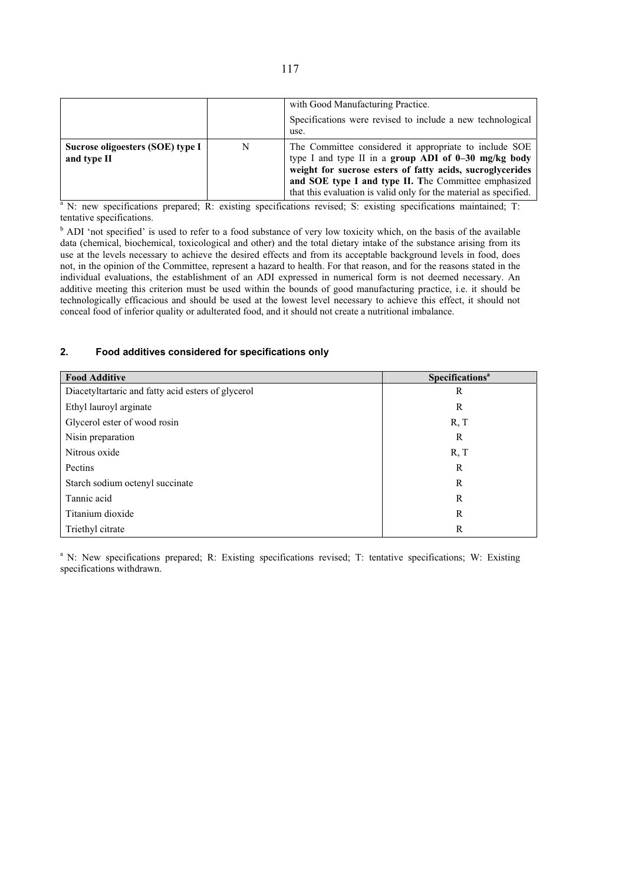| | | |
|---|---|---|
| | | with Good Manufacturing Practice.<br>Specifications were revised to include a new technological use. |
| **Sucrose oligoesters (SOE) type I and type II** | N | The Committee considered it appropriate to include SOE type I and type II in a **group ADI of 0–30 mg/kg body weight for sucrose esters of fatty acids, sucroglycerides and SOE type I and type II. T**he Committee emphasized that this evaluation is valid only for the material as specified. |

[a] N: new specifications prepared; R: existing specifications revised; S: existing specifications maintained; T: tentative specifications.

[b] ADI 'not specified' is used to refer to a food substance of very low toxicity which, on the basis of the available data (chemical, biochemical, toxicological and other) and the total dietary intake of the substance arising from its use at the levels necessary to achieve the desired effects and from its acceptable background levels in food, does not, in the opinion of the Committee, represent a hazard to health. For that reason, and for the reasons stated in the individual evaluations, the establishment of an ADI expressed in numerical form is not deemed necessary. An additive meeting this criterion must be used within the bounds of good manufacturing practice, i.e. it should be technologically efficacious and should be used at the lowest level necessary to achieve this effect, it should not conceal food of inferior quality or adulterated food, and it should not create a nutritional imbalance.

## 2. Food additives considered for specifications only

| Food Additive | Specifications[a] |
|---|---|
| Diacetyltartaric and fatty acid esters of glycerol | R |
| Ethyl lauroyl arginate | R |
| Glycerol ester of wood rosin | R, T |
| Nisin preparation | R |
| Nitrous oxide | R, T |
| Pectins | R |
| Starch sodium octenyl succinate | R |
| Tannic acid | R |
| Titanium dioxide | R |
| Triethyl citrate | R |

[a] N: New specifications prepared; R: Existing specifications revised; T: tentative specifications; W: Existing specifications withdrawn.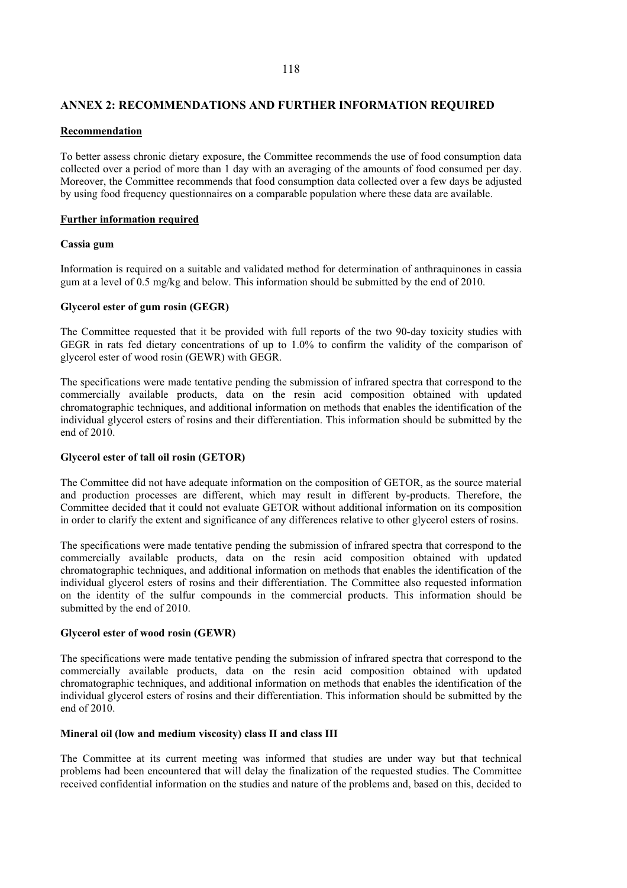## ANNEX 2: RECOMMENDATIONS AND FURTHER INFORMATION REQUIRED

### Recommendation

To better assess chronic dietary exposure, the Committee recommends the use of food consumption data collected over a period of more than 1 day with an averaging of the amounts of food consumed per day. Moreover, the Committee recommends that food consumption data collected over a few days be adjusted by using food frequency questionnaires on a comparable population where these data are available.

### Further information required

#### Cassia gum

Information is required on a suitable and validated method for determination of anthraquinones in cassia gum at a level of 0.5 mg/kg and below. This information should be submitted by the end of 2010.

#### Glycerol ester of gum rosin (GEGR)

The Committee requested that it be provided with full reports of the two 90-day toxicity studies with GEGR in rats fed dietary concentrations of up to 1.0% to confirm the validity of the comparison of glycerol ester of wood rosin (GEWR) with GEGR.

The specifications were made tentative pending the submission of infrared spectra that correspond to the commercially available products, data on the resin acid composition obtained with updated chromatographic techniques, and additional information on methods that enables the identification of the individual glycerol esters of rosins and their differentiation. This information should be submitted by the end of 2010.

#### Glycerol ester of tall oil rosin (GETOR)

The Committee did not have adequate information on the composition of GETOR, as the source material and production processes are different, which may result in different by-products. Therefore, the Committee decided that it could not evaluate GETOR without additional information on its composition in order to clarify the extent and significance of any differences relative to other glycerol esters of rosins.

The specifications were made tentative pending the submission of infrared spectra that correspond to the commercially available products, data on the resin acid composition obtained with updated chromatographic techniques, and additional information on methods that enables the identification of the individual glycerol esters of rosins and their differentiation. The Committee also requested information on the identity of the sulfur compounds in the commercial products. This information should be submitted by the end of 2010.

#### Glycerol ester of wood rosin (GEWR)

The specifications were made tentative pending the submission of infrared spectra that correspond to the commercially available products, data on the resin acid composition obtained with updated chromatographic techniques, and additional information on methods that enables the identification of the individual glycerol esters of rosins and their differentiation. This information should be submitted by the end of 2010.

#### Mineral oil (low and medium viscosity) class II and class III

The Committee at its current meeting was informed that studies are under way but that technical problems had been encountered that will delay the finalization of the requested studies. The Committee received confidential information on the studies and nature of the problems and, based on this, decided to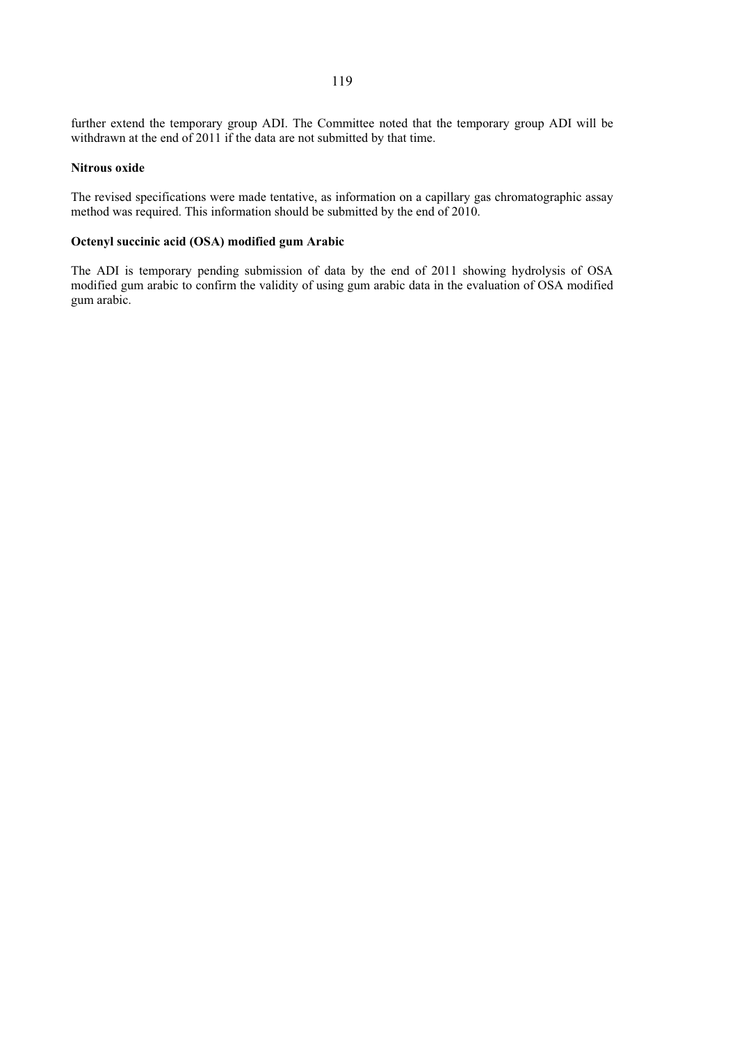further extend the temporary group ADI. The Committee noted that the temporary group ADI will be withdrawn at the end of 2011 if the data are not submitted by that time.

**Nitrous oxide**

The revised specifications were made tentative, as information on a capillary gas chromatographic assay method was required. This information should be submitted by the end of 2010.

**Octenyl succinic acid (OSA) modified gum Arabic**

The ADI is temporary pending submission of data by the end of 2011 showing hydrolysis of OSA modified gum arabic to confirm the validity of using gum arabic data in the evaluation of OSA modified gum arabic.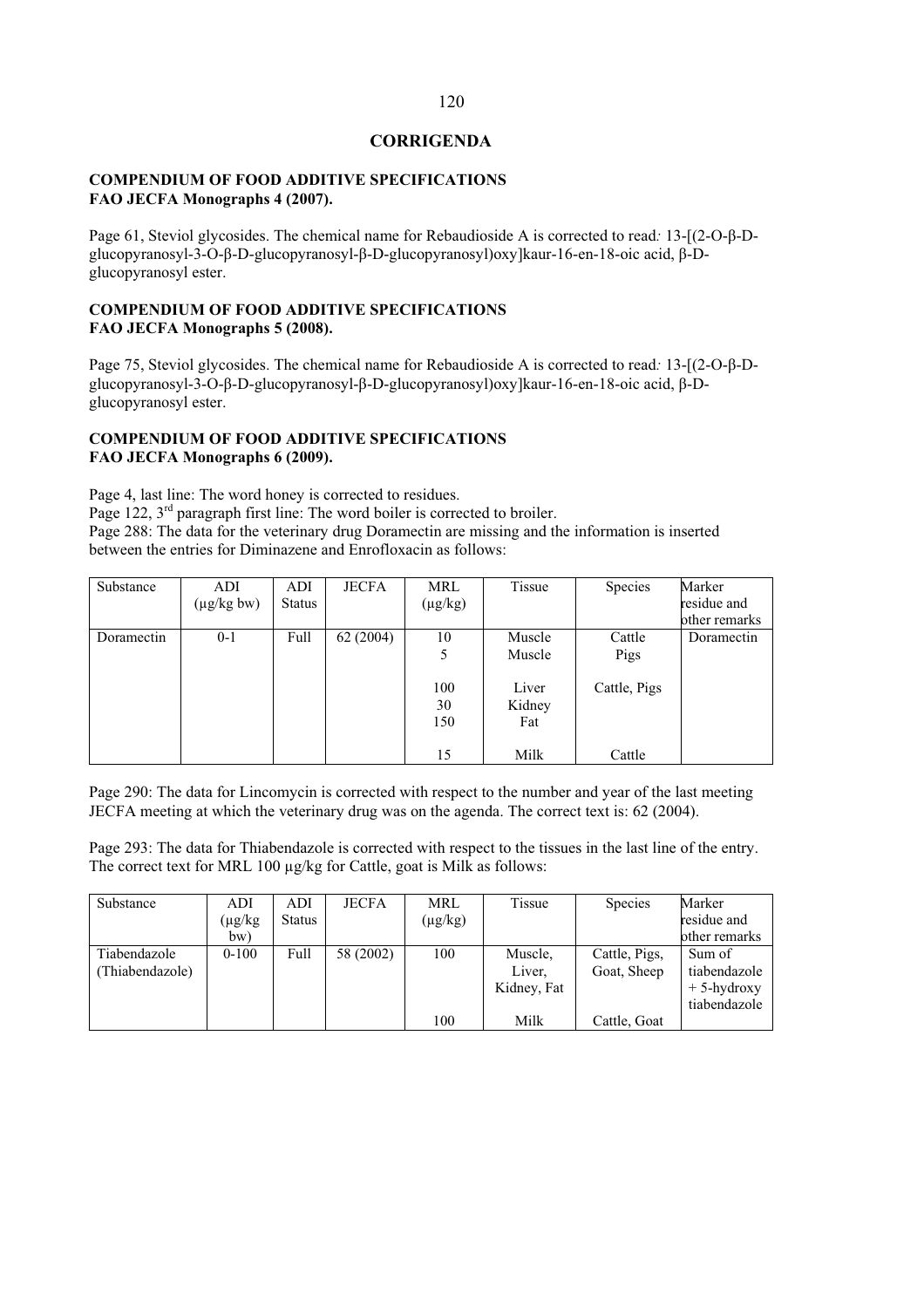# CORRIGENDA

## COMPENDIUM OF FOOD ADDITIVE SPECIFICATIONS FAO JECFA Monographs 4 (2007).

Page 61, Steviol glycosides. The chemical name for Rebaudioside A is corrected to read*:* 13-[(2-O-β-D-glucopyranosyl-3-O-β-D-glucopyranosyl-β-D-glucopyranosyl)oxy]kaur-16-en-18-oic acid, β-D-glucopyranosyl ester.

## COMPENDIUM OF FOOD ADDITIVE SPECIFICATIONS FAO JECFA Monographs 5 (2008).

Page 75, Steviol glycosides. The chemical name for Rebaudioside A is corrected to read*:* 13-[(2-O-β-D-glucopyranosyl-3-O-β-D-glucopyranosyl-β-D-glucopyranosyl)oxy]kaur-16-en-18-oic acid, β-D-glucopyranosyl ester.

## COMPENDIUM OF FOOD ADDITIVE SPECIFICATIONS FAO JECFA Monographs 6 (2009).

Page 4, last line: The word honey is corrected to residues.
Page 122, 3rd paragraph first line: The word boiler is corrected to broiler.
Page 288: The data for the veterinary drug Doramectin are missing and the information is inserted between the entries for Diminazene and Enrofloxacin as follows:

| Substance | ADI (μg/kg bw) | ADI Status | JECFA | MRL (μg/kg) | Tissue | Species | Marker residue and other remarks |
|---|---|---|---|---|---|---|---|
| Doramectin | 0-1 | Full | 62 (2004) | 10 | Muscle | Cattle | Doramectin |
| | | | | 5 | Muscle | Pigs | |
| | | | | 100 | Liver | Cattle, Pigs | |
| | | | | 30 | Kidney | | |
| | | | | 150 | Fat | | |
| | | | | 15 | Milk | Cattle | |

Page 290: The data for Lincomycin is corrected with respect to the number and year of the last meeting JECFA meeting at which the veterinary drug was on the agenda. The correct text is: 62 (2004).

Page 293: The data for Thiabendazole is corrected with respect to the tissues in the last line of the entry. The correct text for MRL 100 μg/kg for Cattle, goat is Milk as follows:

| Substance | ADI (μg/kg bw) | ADI Status | JECFA | MRL (μg/kg) | Tissue | Species | Marker residue and other remarks |
|---|---|---|---|---|---|---|---|
| Tiabendazole (Thiabendazole) | 0-100 | Full | 58 (2002) | 100 | Muscle, Liver, Kidney, Fat | Cattle, Pigs, Goat, Sheep | Sum of tiabendazole + 5-hydroxy tiabendazole |
| | | | | 100 | Milk | Cattle, Goat | |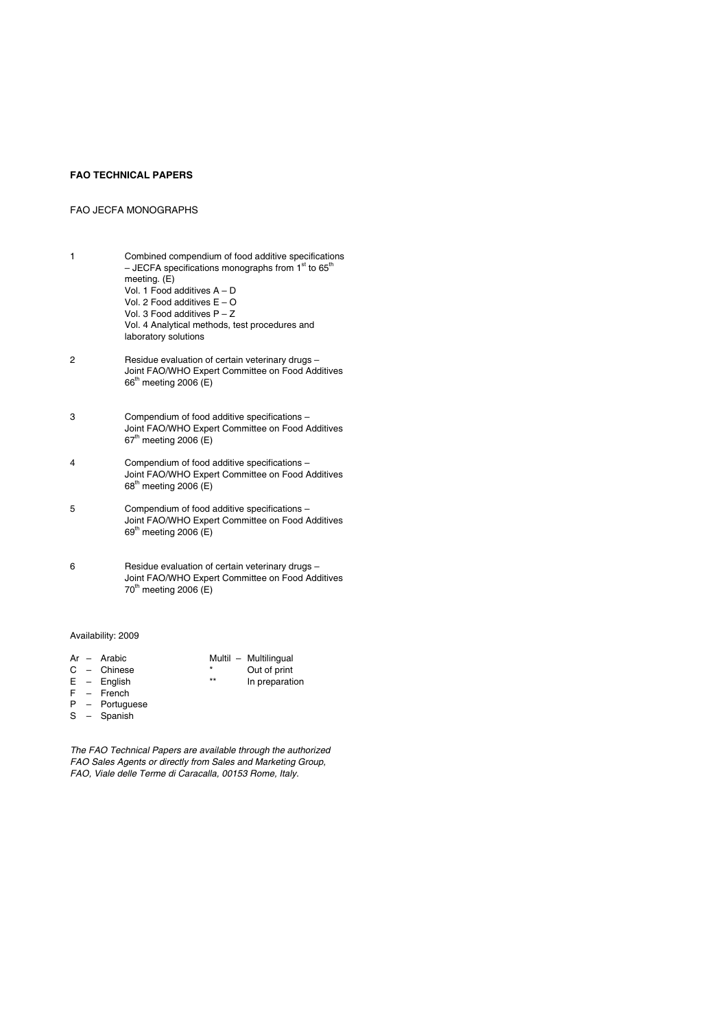**FAO TECHNICAL PAPERS**

FAO JECFA MONOGRAPHS

1. Combined compendium of food additive specifications – JECFA specifications monographs from 1st to 65th meeting. (E)
   Vol. 1 Food additives A – D
   Vol. 2 Food additives E – O
   Vol. 3 Food additives P – Z
   Vol. 4 Analytical methods, test procedures and laboratory solutions

2. Residue evaluation of certain veterinary drugs – Joint FAO/WHO Expert Committee on Food Additives 66th meeting 2006 (E)

3. Compendium of food additive specifications – Joint FAO/WHO Expert Committee on Food Additives 67th meeting 2006 (E)

4. Compendium of food additive specifications – Joint FAO/WHO Expert Committee on Food Additives 68th meeting 2006 (E)

5. Compendium of food additive specifications – Joint FAO/WHO Expert Committee on Food Additives 69th meeting 2006 (E)

6. Residue evaluation of certain veterinary drugs – Joint FAO/WHO Expert Committee on Food Additives 70th meeting 2006 (E)

Availability: 2009

| | | |
|---|---|---|
| Ar – Arabic | Multil – | Multilingual |
| C – Chinese | * | Out of print |
| E – English | ** | In preparation |
| F – French | | |
| P – Portuguese | | |
| S – Spanish | | |

*The FAO Technical Papers are available through the authorized FAO Sales Agents or directly from Sales and Marketing Group, FAO, Viale delle Terme di Caracalla, 00153 Rome, Italy.*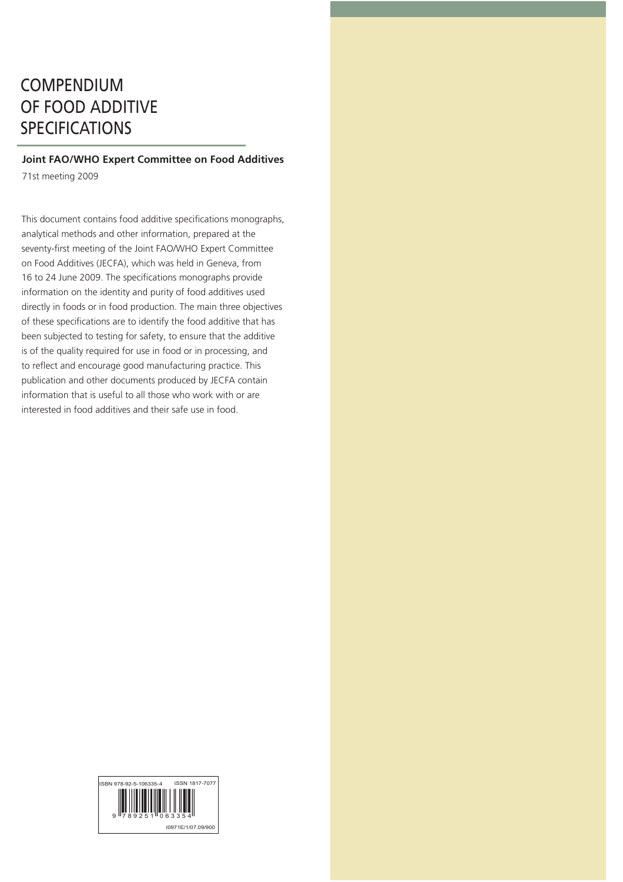# COMPENDIUM OF FOOD ADDITIVE SPECIFICATIONS

**Joint FAO/WHO Expert Committee on Food Additives**

71st meeting 2009

This document contains food additive specifications monographs, analytical methods and other information, prepared at the seventy-first meeting of the Joint FAO/WHO Expert Committee on Food Additives (JECFA), which was held in Geneva, from 16 to 24 June 2009. The specifications monographs provide information on the identity and purity of food additives used directly in foods or in food production. The main three objectives of these specifications are to identify the food additive that has been subjected to testing for safety, to ensure that the additive is of the quality required for use in food or in processing, and to reflect and encourage good manufacturing practice. This publication and other documents produced by JECFA contain information that is useful to all those who work with or are interested in food additives and their safe use in food.

ISBN 978-92-5-106335-4 ISSN 1817-7077

9 789251 063354

I0971E/1/07.09/900